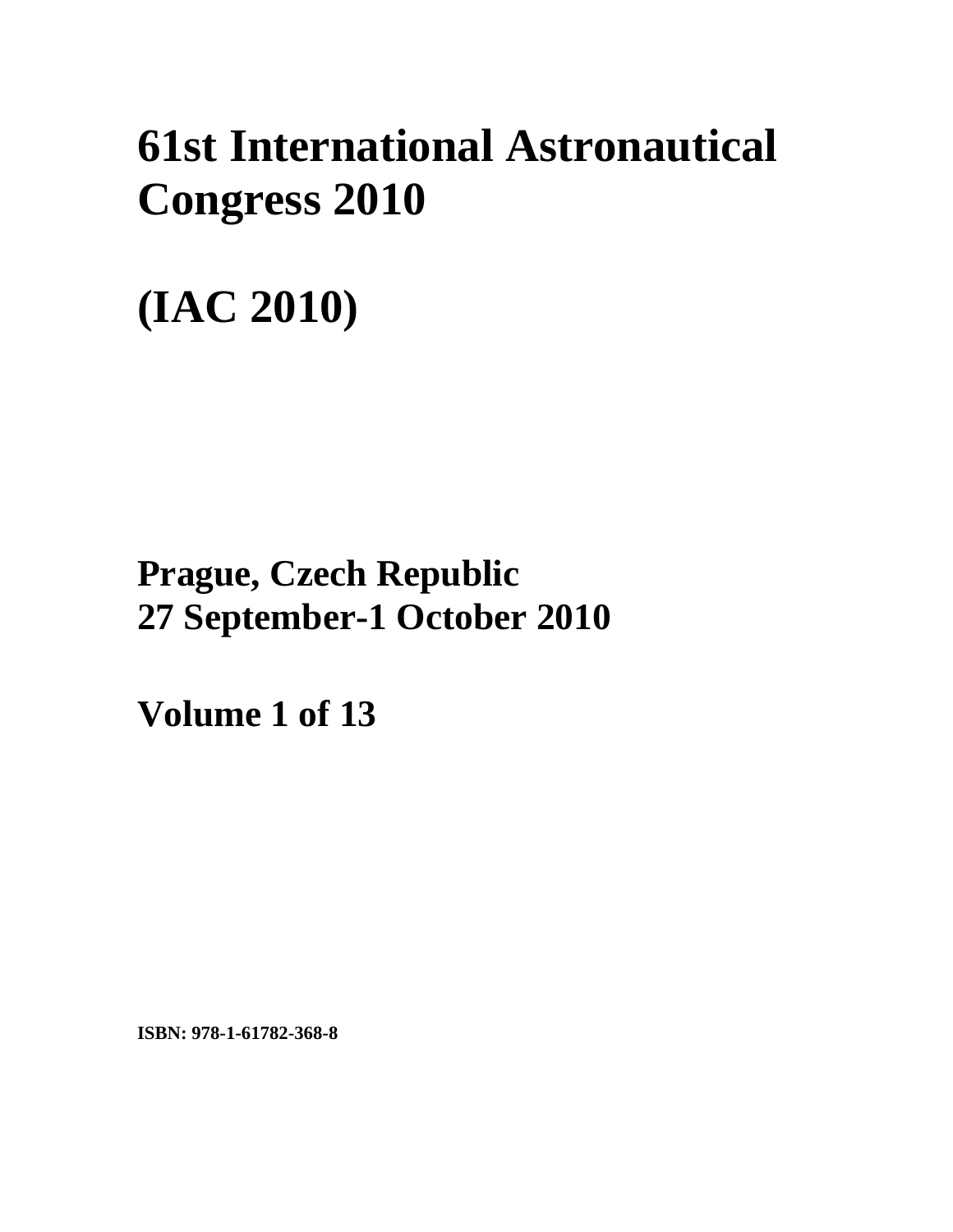# 61st International Astronautical Congress 2010

# (IAC 2010)

**Prague, Czech Republic**
**27 September-1 October 2010**

**Volume 1 of 13**

**ISBN: 978-1-61782-368-8**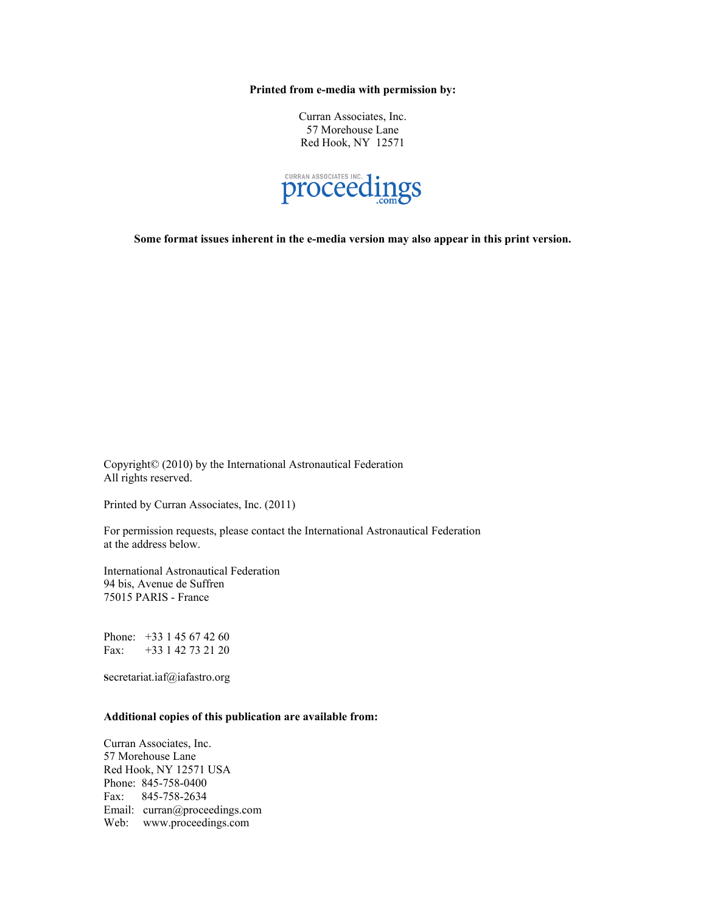**Printed from e-media with permission by:**

Curran Associates, Inc.
57 Morehouse Lane
Red Hook, NY 12571

CURRAN ASSOCIATES INC. proceedings .com

**Some format issues inherent in the e-media version may also appear in this print version.**

Copyright© (2010) by the International Astronautical Federation
All rights reserved.

Printed by Curran Associates, Inc. (2011)

For permission requests, please contact the International Astronautical Federation at the address below.

International Astronautical Federation
94 bis, Avenue de Suffren
75015 PARIS - France

Phone: +33 1 45 67 42 60
Fax: +33 1 42 73 21 20

secretariat.iaf@iafastro.org

**Additional copies of this publication are available from:**

Curran Associates, Inc.
57 Morehouse Lane
Red Hook, NY 12571 USA
Phone: 845-758-0400
Fax: 845-758-2634
Email: curran@proceedings.com
Web: www.proceedings.com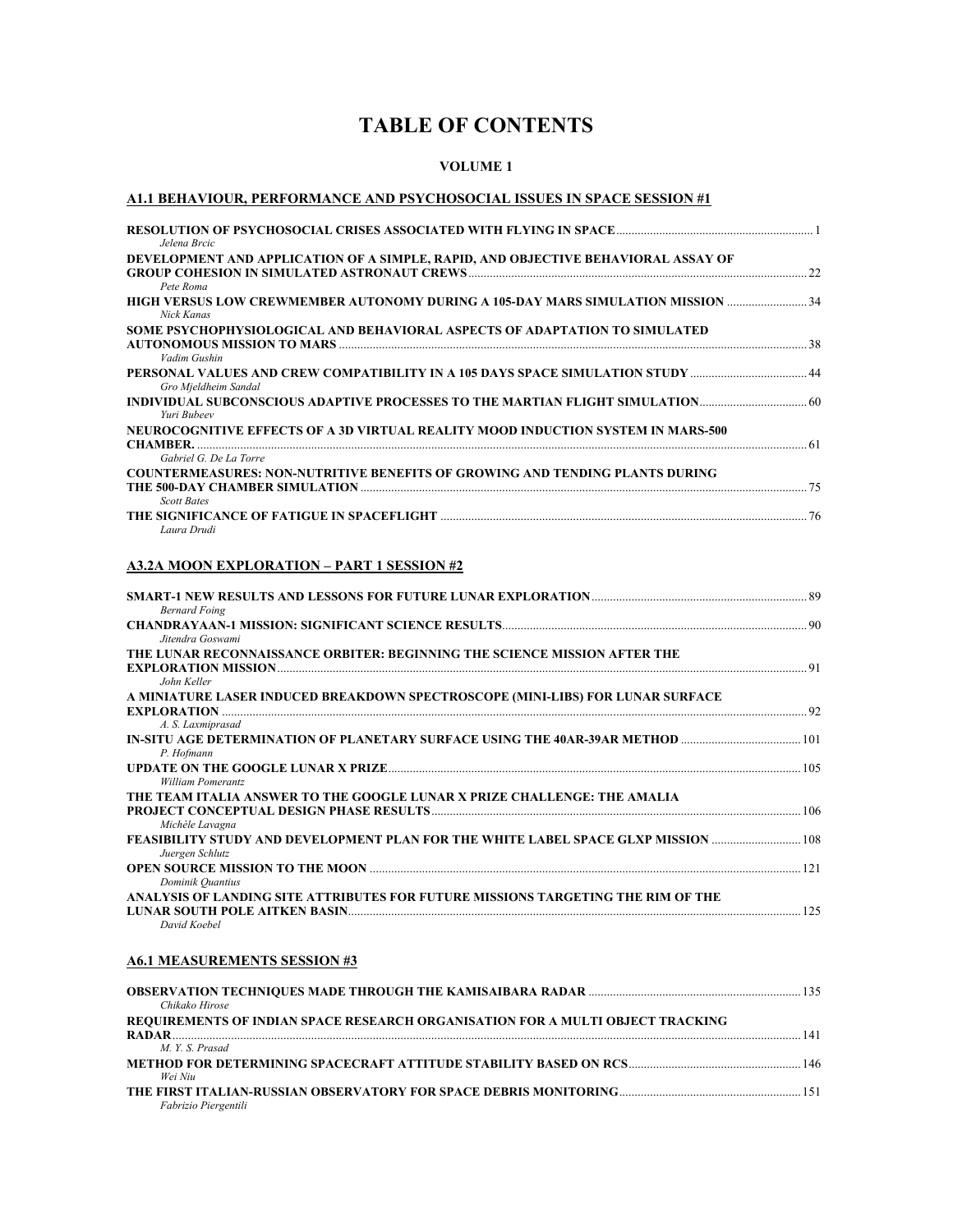# TABLE OF CONTENTS

## VOLUME 1

### A1.1 BEHAVIOUR, PERFORMANCE AND PSYCHOSOCIAL ISSUES IN SPACE SESSION #1

**RESOLUTION OF PSYCHOSOCIAL CRISES ASSOCIATED WITH FLYING IN SPACE** ..... 1
*Jelena Brcic*

**DEVELOPMENT AND APPLICATION OF A SIMPLE, RAPID, AND OBJECTIVE BEHAVIORAL ASSAY OF GROUP COHESION IN SIMULATED ASTRONAUT CREWS** ..... 22
*Pete Roma*

**HIGH VERSUS LOW CREWMEMBER AUTONOMY DURING A 105-DAY MARS SIMULATION MISSION** ..... 34
*Nick Kanas*

**SOME PSYCHOPHYSIOLOGICAL AND BEHAVIORAL ASPECTS OF ADAPTATION TO SIMULATED AUTONOMOUS MISSION TO MARS** ..... 38
*Vadim Gushin*

**PERSONAL VALUES AND CREW COMPATIBILITY IN A 105 DAYS SPACE SIMULATION STUDY** ..... 44
*Gro Mjeldheim Sandal*

**INDIVIDUAL SUBCONSCIOUS ADAPTIVE PROCESSES TO THE MARTIAN FLIGHT SIMULATION** ..... 60
*Yuri Bubeev*

**NEUROCOGNITIVE EFFECTS OF A 3D VIRTUAL REALITY MOOD INDUCTION SYSTEM IN MARS-500 CHAMBER.** ..... 61
*Gabriel G. De La Torre*

**COUNTERMEASURES: NON-NUTRITIVE BENEFITS OF GROWING AND TENDING PLANTS DURING THE 500-DAY CHAMBER SIMULATION** ..... 75
*Scott Bates*

**THE SIGNIFICANCE OF FATIGUE IN SPACEFLIGHT** ..... 76
*Laura Drudi*

### A3.2A MOON EXPLORATION – PART 1 SESSION #2

**SMART-1 NEW RESULTS AND LESSONS FOR FUTURE LUNAR EXPLORATION** ..... 89
*Bernard Foing*

**CHANDRAYAAN-1 MISSION: SIGNIFICANT SCIENCE RESULTS** ..... 90
*Jitendra Goswami*

**THE LUNAR RECONNAISSANCE ORBITER: BEGINNING THE SCIENCE MISSION AFTER THE EXPLORATION MISSION** ..... 91
*John Keller*

**A MINIATURE LASER INDUCED BREAKDOWN SPECTROSCOPE (MINI-LIBS) FOR LUNAR SURFACE EXPLORATION** ..... 92
*A. S. Laxmiprasad*

**IN-SITU AGE DETERMINATION OF PLANETARY SURFACE USING THE 40AR-39AR METHOD** ..... 101
*P. Hofmann*

**UPDATE ON THE GOOGLE LUNAR X PRIZE** ..... 105
*William Pomerantz*

**THE TEAM ITALIA ANSWER TO THE GOOGLE LUNAR X PRIZE CHALLENGE: THE AMALIA PROJECT CONCEPTUAL DESIGN PHASE RESULTS** ..... 106
*Michèle Lavagna*

**FEASIBILITY STUDY AND DEVELOPMENT PLAN FOR THE WHITE LABEL SPACE GLXP MISSION** ..... 108
*Juergen Schlutz*

**OPEN SOURCE MISSION TO THE MOON** ..... 121
*Dominik Quantius*

**ANALYSIS OF LANDING SITE ATTRIBUTES FOR FUTURE MISSIONS TARGETING THE RIM OF THE LUNAR SOUTH POLE AITKEN BASIN** ..... 125
*David Koebel*

### A6.1 MEASUREMENTS SESSION #3

**OBSERVATION TECHNIQUES MADE THROUGH THE KAMISAIBARA RADAR** ..... 135
*Chikako Hirose*

**REQUIREMENTS OF INDIAN SPACE RESEARCH ORGANISATION FOR A MULTI OBJECT TRACKING RADAR** ..... 141
*M. Y. S. Prasad*

**METHOD FOR DETERMINING SPACECRAFT ATTITUDE STABILITY BASED ON RCS** ..... 146
*Wei Niu*

**THE FIRST ITALIAN-RUSSIAN OBSERVATORY FOR SPACE DEBRIS MONITORING** ..... 151
*Fabrizio Piergentili*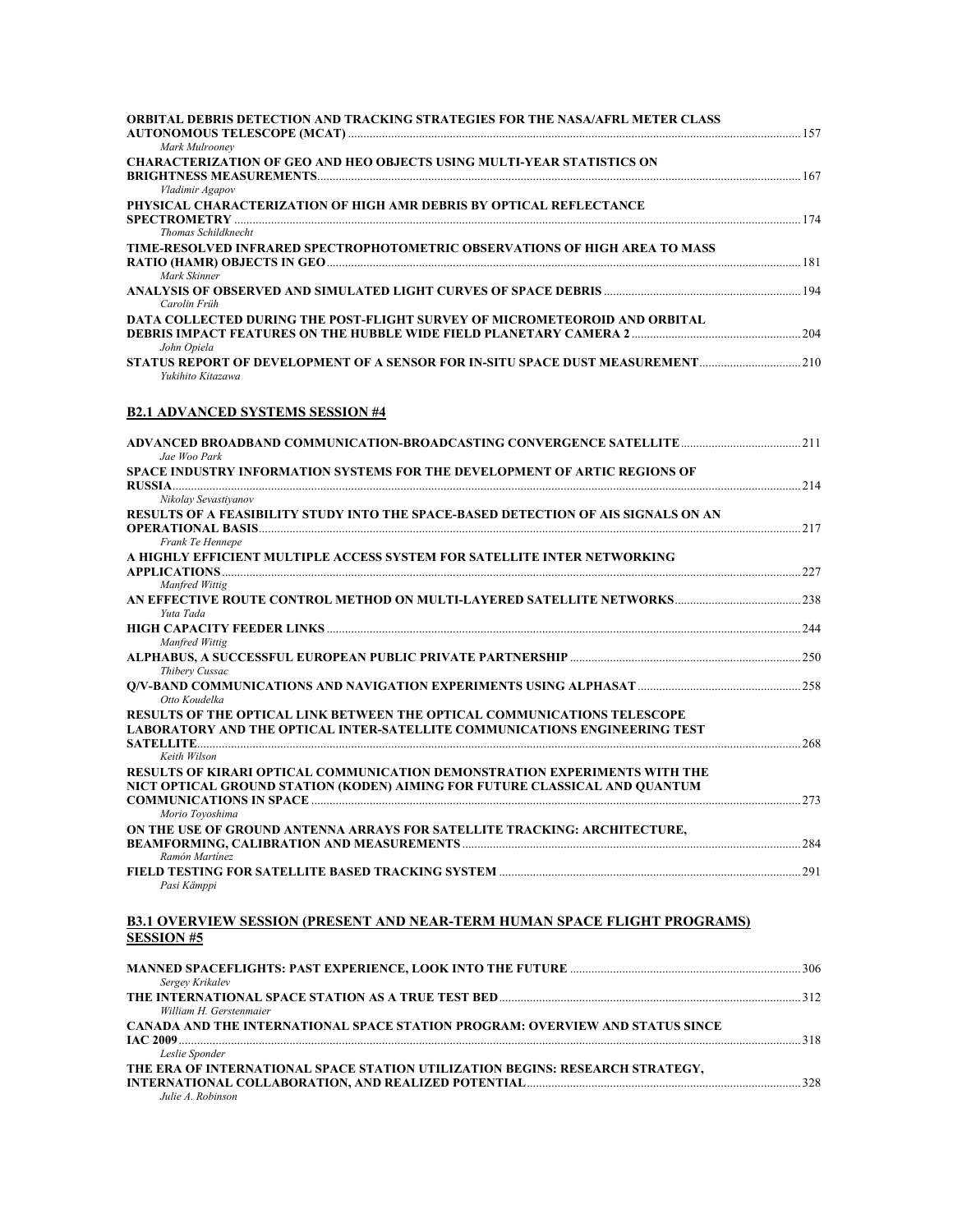**ORBITAL DEBRIS DETECTION AND TRACKING STRATEGIES FOR THE NASA/AFRL METER CLASS AUTONOMOUS TELESCOPE (MCAT)** ........ 157
*Mark Mulrooney*

**CHARACTERIZATION OF GEO AND HEO OBJECTS USING MULTI-YEAR STATISTICS ON BRIGHTNESS MEASUREMENTS** ........ 167
*Vladimir Agapov*

**PHYSICAL CHARACTERIZATION OF HIGH AMR DEBRIS BY OPTICAL REFLECTANCE SPECTROMETRY** ........ 174
*Thomas Schildknecht*

**TIME-RESOLVED INFRARED SPECTROPHOTOMETRIC OBSERVATIONS OF HIGH AREA TO MASS RATIO (HAMR) OBJECTS IN GEO** ........ 181
*Mark Skinner*

**ANALYSIS OF OBSERVED AND SIMULATED LIGHT CURVES OF SPACE DEBRIS** ........ 194
*Carolin Früh*

**DATA COLLECTED DURING THE POST-FLIGHT SURVEY OF MICROMETEOROID AND ORBITAL DEBRIS IMPACT FEATURES ON THE HUBBLE WIDE FIELD PLANETARY CAMERA 2** ........ 204
*John Opiela*

**STATUS REPORT OF DEVELOPMENT OF A SENSOR FOR IN-SITU SPACE DUST MEASUREMENT** ........ 210
*Yukihito Kitazawa*

## B2.1 ADVANCED SYSTEMS SESSION #4

**ADVANCED BROADBAND COMMUNICATION-BROADCASTING CONVERGENCE SATELLITE** ........ 211
*Jae Woo Park*

**SPACE INDUSTRY INFORMATION SYSTEMS FOR THE DEVELOPMENT OF ARTIC REGIONS OF RUSSIA** ........ 214
*Nikolay Sevastiyanov*

**RESULTS OF A FEASIBILITY STUDY INTO THE SPACE-BASED DETECTION OF AIS SIGNALS ON AN OPERATIONAL BASIS** ........ 217
*Frank Te Hennepe*

**A HIGHLY EFFICIENT MULTIPLE ACCESS SYSTEM FOR SATELLITE INTER NETWORKING APPLICATIONS** ........ 227
*Manfred Wittig*

**AN EFFECTIVE ROUTE CONTROL METHOD ON MULTI-LAYERED SATELLITE NETWORKS** ........ 238
*Yuta Tada*

**HIGH CAPACITY FEEDER LINKS** ........ 244
*Manfred Wittig*

**ALPHABUS, A SUCCESSFUL EUROPEAN PUBLIC PRIVATE PARTNERSHIP** ........ 250
*Thibery Cussac*

**Q/V-BAND COMMUNICATIONS AND NAVIGATION EXPERIMENTS USING ALPHASAT** ........ 258
*Otto Koudelka*

**RESULTS OF THE OPTICAL LINK BETWEEN THE OPTICAL COMMUNICATIONS TELESCOPE LABORATORY AND THE OPTICAL INTER-SATELLITE COMMUNICATIONS ENGINEERING TEST SATELLITE** ........ 268
*Keith Wilson*

**RESULTS OF KIRARI OPTICAL COMMUNICATION DEMONSTRATION EXPERIMENTS WITH THE NICT OPTICAL GROUND STATION (KODEN) AIMING FOR FUTURE CLASSICAL AND QUANTUM COMMUNICATIONS IN SPACE** ........ 273
*Morio Toyoshima*

**ON THE USE OF GROUND ANTENNA ARRAYS FOR SATELLITE TRACKING: ARCHITECTURE, BEAMFORMING, CALIBRATION AND MEASUREMENTS** ........ 284
*Ramón Martínez*

**FIELD TESTING FOR SATELLITE BASED TRACKING SYSTEM** ........ 291
*Pasi Kämppi*

## B3.1 OVERVIEW SESSION (PRESENT AND NEAR-TERM HUMAN SPACE FLIGHT PROGRAMS) SESSION #5

**MANNED SPACEFLIGHTS: PAST EXPERIENCE, LOOK INTO THE FUTURE** ........ 306
*Sergey Krikalev*

**THE INTERNATIONAL SPACE STATION AS A TRUE TEST BED** ........ 312
*William H. Gerstenmaier*

**CANADA AND THE INTERNATIONAL SPACE STATION PROGRAM: OVERVIEW AND STATUS SINCE IAC 2009** ........ 318
*Leslie Sponder*

**THE ERA OF INTERNATIONAL SPACE STATION UTILIZATION BEGINS: RESEARCH STRATEGY, INTERNATIONAL COLLABORATION, AND REALIZED POTENTIAL** ........ 328
*Julie A. Robinson*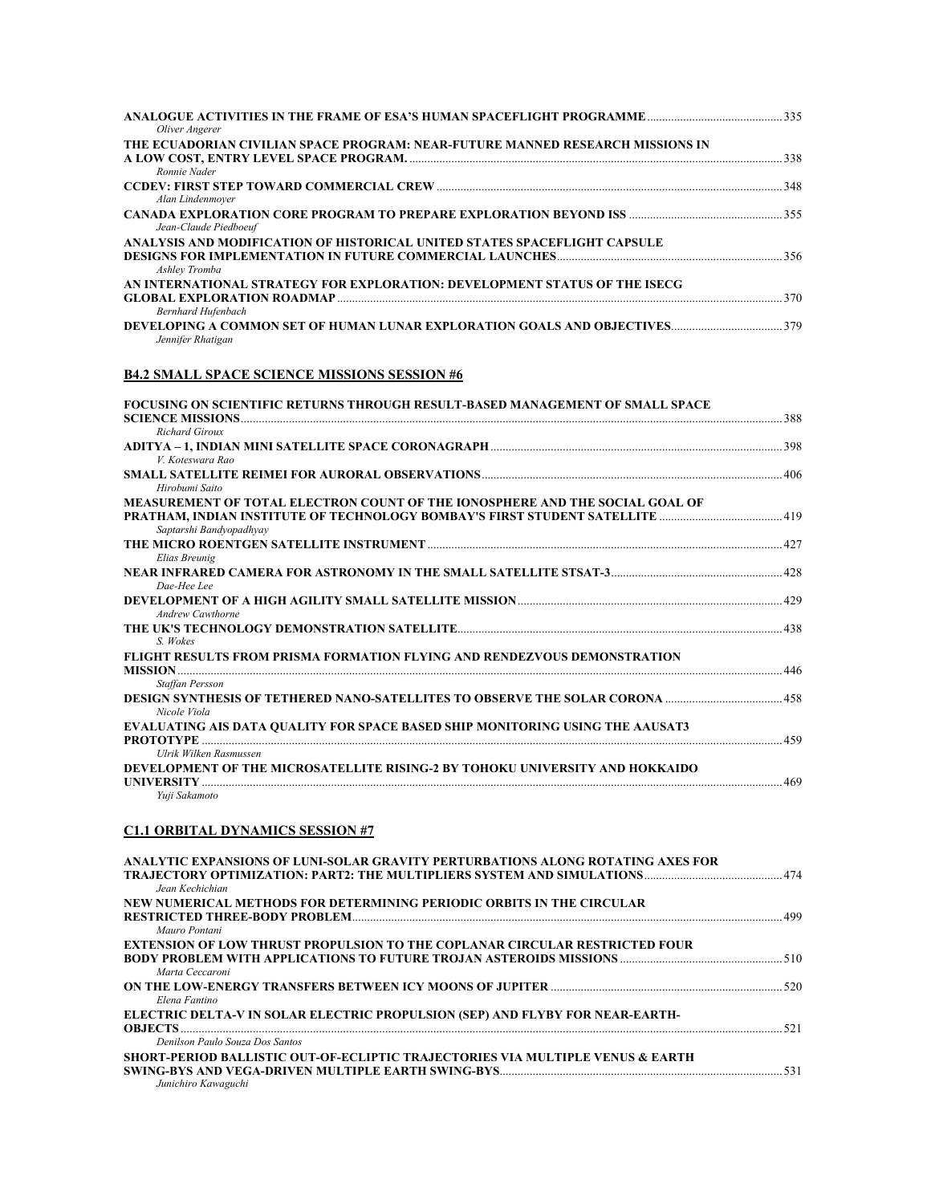**ANALOGUE ACTIVITIES IN THE FRAME OF ESA'S HUMAN SPACEFLIGHT PROGRAMME** ............ 335
*Oliver Angerer*

**THE ECUADORIAN CIVILIAN SPACE PROGRAM: NEAR-FUTURE MANNED RESEARCH MISSIONS IN A LOW COST, ENTRY LEVEL SPACE PROGRAM.** ............ 338
*Ronnie Nader*

**CCDEV: FIRST STEP TOWARD COMMERCIAL CREW** ............ 348
*Alan Lindenmoyer*

**CANADA EXPLORATION CORE PROGRAM TO PREPARE EXPLORATION BEYOND ISS** ............ 355
*Jean-Claude Piedboeuf*

**ANALYSIS AND MODIFICATION OF HISTORICAL UNITED STATES SPACEFLIGHT CAPSULE DESIGNS FOR IMPLEMENTATION IN FUTURE COMMERCIAL LAUNCHES** ............ 356
*Ashley Tromba*

**AN INTERNATIONAL STRATEGY FOR EXPLORATION: DEVELOPMENT STATUS OF THE ISECG GLOBAL EXPLORATION ROADMAP** ............ 370
*Bernhard Hufenbach*

**DEVELOPING A COMMON SET OF HUMAN LUNAR EXPLORATION GOALS AND OBJECTIVES** ............ 379
*Jennifer Rhatigan*

## B4.2 SMALL SPACE SCIENCE MISSIONS SESSION #6

**FOCUSING ON SCIENTIFIC RETURNS THROUGH RESULT-BASED MANAGEMENT OF SMALL SPACE SCIENCE MISSIONS** ............ 388
*Richard Giroux*

**ADITYA – 1, INDIAN MINI SATELLITE SPACE CORONAGRAPH** ............ 398
*V. Koteswara Rao*

**SMALL SATELLITE REIMEI FOR AURORAL OBSERVATIONS** ............ 406
*Hirobumi Saito*

**MEASUREMENT OF TOTAL ELECTRON COUNT OF THE IONOSPHERE AND THE SOCIAL GOAL OF PRATHAM, INDIAN INSTITUTE OF TECHNOLOGY BOMBAY'S FIRST STUDENT SATELLITE** ............ 419
*Saptarshi Bandyopadhyay*

**THE MICRO ROENTGEN SATELLITE INSTRUMENT** ............ 427
*Elias Breunig*

**NEAR INFRARED CAMERA FOR ASTRONOMY IN THE SMALL SATELLITE STSAT-3** ............ 428
*Dae-Hee Lee*

**DEVELOPMENT OF A HIGH AGILITY SMALL SATELLITE MISSION** ............ 429
*Andrew Cawthorne*

**THE UK'S TECHNOLOGY DEMONSTRATION SATELLITE** ............ 438
*S. Wokes*

**FLIGHT RESULTS FROM PRISMA FORMATION FLYING AND RENDEZVOUS DEMONSTRATION MISSION** ............ 446
*Staffan Persson*

**DESIGN SYNTHESIS OF TETHERED NANO-SATELLITES TO OBSERVE THE SOLAR CORONA** ............ 458
*Nicole Viola*

**EVALUATING AIS DATA QUALITY FOR SPACE BASED SHIP MONITORING USING THE AAUSAT3 PROTOTYPE** ............ 459
*Ulrik Wilken Rasmussen*

**DEVELOPMENT OF THE MICROSATELLITE RISING-2 BY TOHOKU UNIVERSITY AND HOKKAIDO UNIVERSITY** ............ 469
*Yuji Sakamoto*

## C1.1 ORBITAL DYNAMICS SESSION #7

**ANALYTIC EXPANSIONS OF LUNI-SOLAR GRAVITY PERTURBATIONS ALONG ROTATING AXES FOR TRAJECTORY OPTIMIZATION: PART2: THE MULTIPLIERS SYSTEM AND SIMULATIONS** ............ 474
*Jean Kechichian*

**NEW NUMERICAL METHODS FOR DETERMINING PERIODIC ORBITS IN THE CIRCULAR RESTRICTED THREE-BODY PROBLEM** ............ 499
*Mauro Pontani*

**EXTENSION OF LOW THRUST PROPULSION TO THE COPLANAR CIRCULAR RESTRICTED FOUR BODY PROBLEM WITH APPLICATIONS TO FUTURE TROJAN ASTEROIDS MISSIONS** ............ 510
*Marta Ceccaroni*

**ON THE LOW-ENERGY TRANSFERS BETWEEN ICY MOONS OF JUPITER** ............ 520
*Elena Fantino*

**ELECTRIC DELTA-V IN SOLAR ELECTRIC PROPULSION (SEP) AND FLYBY FOR NEAR-EARTH-OBJECTS** ............ 521
*Denilson Paulo Souza Dos Santos*

**SHORT-PERIOD BALLISTIC OUT-OF-ECLIPTIC TRAJECTORIES VIA MULTIPLE VENUS & EARTH SWING-BYS AND VEGA-DRIVEN MULTIPLE EARTH SWING-BYS** ............ 531
*Junichiro Kawaguchi*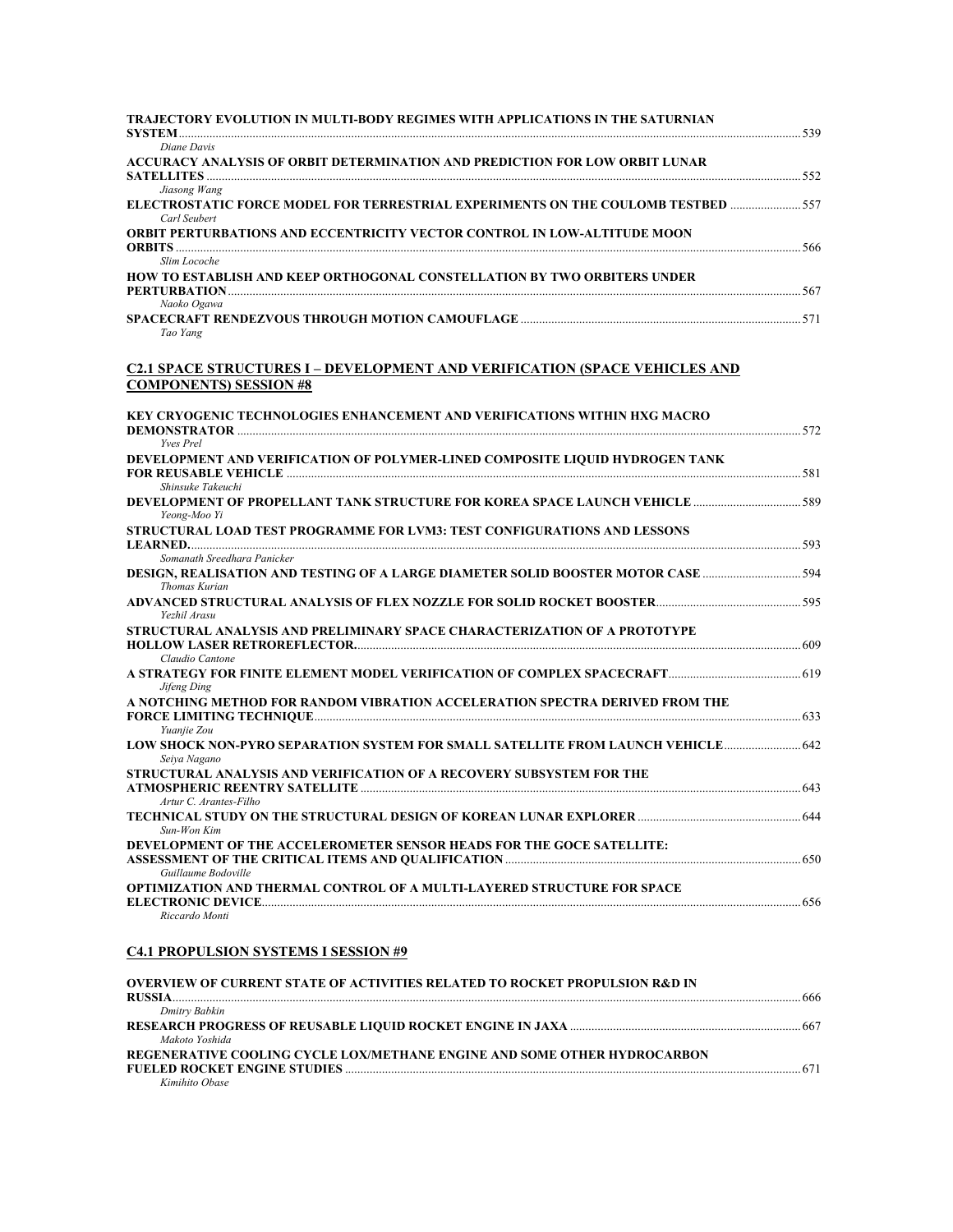**TRAJECTORY EVOLUTION IN MULTI-BODY REGIMES WITH APPLICATIONS IN THE SATURNIAN SYSTEM** ........ 539
*Diane Davis*

**ACCURACY ANALYSIS OF ORBIT DETERMINATION AND PREDICTION FOR LOW ORBIT LUNAR SATELLITES** ........ 552
*Jiasong Wang*

**ELECTROSTATIC FORCE MODEL FOR TERRESTRIAL EXPERIMENTS ON THE COULOMB TESTBED** ........ 557
*Carl Seubert*

**ORBIT PERTURBATIONS AND ECCENTRICITY VECTOR CONTROL IN LOW-ALTITUDE MOON ORBITS** ........ 566
*Slim Locoche*

**HOW TO ESTABLISH AND KEEP ORTHOGONAL CONSTELLATION BY TWO ORBITERS UNDER PERTURBATION** ........ 567
*Naoko Ogawa*

**SPACECRAFT RENDEZVOUS THROUGH MOTION CAMOUFLAGE** ........ 571
*Tao Yang*

## C2.1 SPACE STRUCTURES I – DEVELOPMENT AND VERIFICATION (SPACE VEHICLES AND COMPONENTS) SESSION #8

**KEY CRYOGENIC TECHNOLOGIES ENHANCEMENT AND VERIFICATIONS WITHIN HXG MACRO DEMONSTRATOR** ........ 572
*Yves Prel*

**DEVELOPMENT AND VERIFICATION OF POLYMER-LINED COMPOSITE LIQUID HYDROGEN TANK FOR REUSABLE VEHICLE** ........ 581
*Shinsuke Takeuchi*

**DEVELOPMENT OF PROPELLANT TANK STRUCTURE FOR KOREA SPACE LAUNCH VEHICLE** ........ 589
*Yeong-Moo Yi*

**STRUCTURAL LOAD TEST PROGRAMME FOR LVM3: TEST CONFIGURATIONS AND LESSONS LEARNED.** ........ 593
*Somanath Sreedhara Panicker*

**DESIGN, REALISATION AND TESTING OF A LARGE DIAMETER SOLID BOOSTER MOTOR CASE** ........ 594
*Thomas Kurian*

**ADVANCED STRUCTURAL ANALYSIS OF FLEX NOZZLE FOR SOLID ROCKET BOOSTER** ........ 595
*Yezhil Arasu*

**STRUCTURAL ANALYSIS AND PRELIMINARY SPACE CHARACTERIZATION OF A PROTOTYPE HOLLOW LASER RETROREFLECTOR.** ........ 609
*Claudio Cantone*

**A STRATEGY FOR FINITE ELEMENT MODEL VERIFICATION OF COMPLEX SPACECRAFT** ........ 619
*Jifeng Ding*

**A NOTCHING METHOD FOR RANDOM VIBRATION ACCELERATION SPECTRA DERIVED FROM THE FORCE LIMITING TECHNIQUE** ........ 633
*Yuanjie Zou*

**LOW SHOCK NON-PYRO SEPARATION SYSTEM FOR SMALL SATELLITE FROM LAUNCH VEHICLE** ........ 642
*Seiya Nagano*

**STRUCTURAL ANALYSIS AND VERIFICATION OF A RECOVERY SUBSYSTEM FOR THE ATMOSPHERIC REENTRY SATELLITE** ........ 643
*Artur C. Arantes-Filho*

**TECHNICAL STUDY ON THE STRUCTURAL DESIGN OF KOREAN LUNAR EXPLORER** ........ 644
*Sun-Won Kim*

**DEVELOPMENT OF THE ACCELEROMETER SENSOR HEADS FOR THE GOCE SATELLITE: ASSESSMENT OF THE CRITICAL ITEMS AND QUALIFICATION** ........ 650
*Guillaume Bodoville*

**OPTIMIZATION AND THERMAL CONTROL OF A MULTI-LAYERED STRUCTURE FOR SPACE ELECTRONIC DEVICE** ........ 656
*Riccardo Monti*

## C4.1 PROPULSION SYSTEMS I SESSION #9

**OVERVIEW OF CURRENT STATE OF ACTIVITIES RELATED TO ROCKET PROPULSION R&D IN RUSSIA** ........ 666
*Dmitry Babkin*

**RESEARCH PROGRESS OF REUSABLE LIQUID ROCKET ENGINE IN JAXA** ........ 667
*Makoto Yoshida*

**REGENERATIVE COOLING CYCLE LOX/METHANE ENGINE AND SOME OTHER HYDROCARBON FUELED ROCKET ENGINE STUDIES** ........ 671
*Kimihito Obase*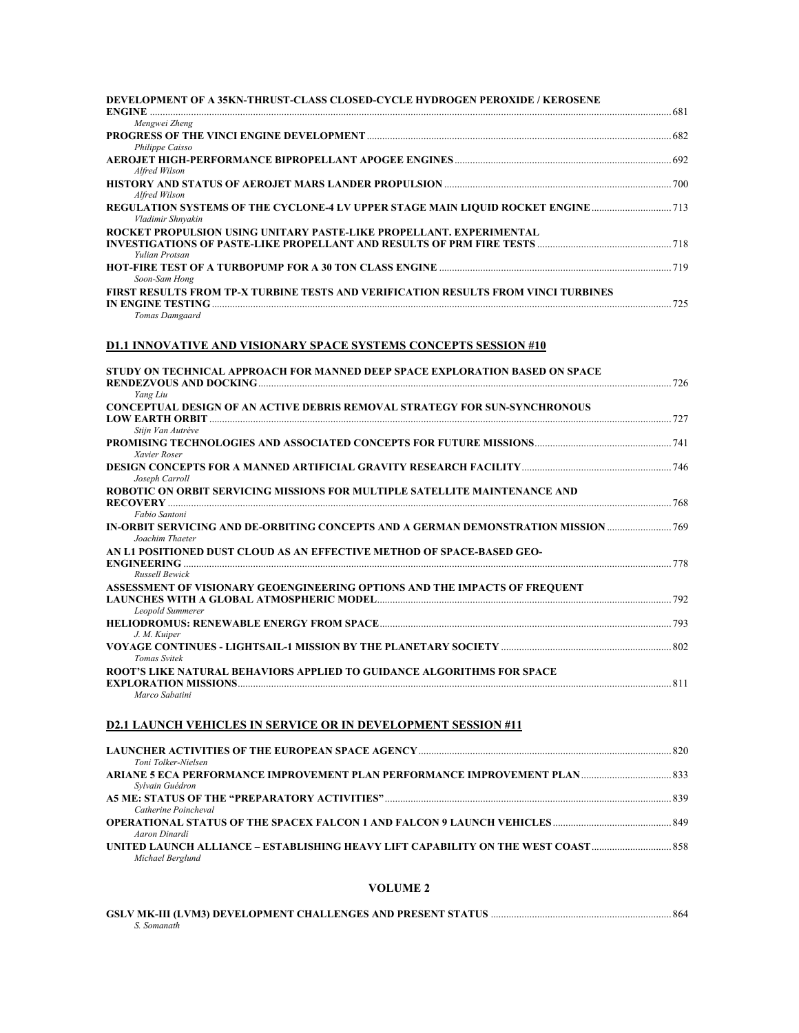**DEVELOPMENT OF A 35KN-THRUST-CLASS CLOSED-CYCLE HYDROGEN PEROXIDE / KEROSENE ENGINE** ..... 681
*Mengwei Zheng*

**PROGRESS OF THE VINCI ENGINE DEVELOPMENT** ..... 682
*Philippe Caisso*

**AEROJET HIGH-PERFORMANCE BIPROPELLANT APOGEE ENGINES** ..... 692
*Alfred Wilson*

**HISTORY AND STATUS OF AEROJET MARS LANDER PROPULSION** ..... 700
*Alfred Wilson*

**REGULATION SYSTEMS OF THE CYCLONE-4 LV UPPER STAGE MAIN LIQUID ROCKET ENGINE** ..... 713
*Vladimir Shnyakin*

**ROCKET PROPULSION USING UNITARY PASTE-LIKE PROPELLANT. EXPERIMENTAL INVESTIGATIONS OF PASTE-LIKE PROPELLANT AND RESULTS OF PRM FIRE TESTS** ..... 718
*Yulian Protsan*

**HOT-FIRE TEST OF A TURBOPUMP FOR A 30 TON CLASS ENGINE** ..... 719
*Soon-Sam Hong*

**FIRST RESULTS FROM TP-X TURBINE TESTS AND VERIFICATION RESULTS FROM VINCI TURBINES IN ENGINE TESTING** ..... 725
*Tomas Damgaard*

## D1.1 INNOVATIVE AND VISIONARY SPACE SYSTEMS CONCEPTS SESSION #10

**STUDY ON TECHNICAL APPROACH FOR MANNED DEEP SPACE EXPLORATION BASED ON SPACE RENDEZVOUS AND DOCKING** ..... 726
*Yang Liu*

**CONCEPTUAL DESIGN OF AN ACTIVE DEBRIS REMOVAL STRATEGY FOR SUN-SYNCHRONOUS LOW EARTH ORBIT** ..... 727
*Stijn Van Autrève*

**PROMISING TECHNOLOGIES AND ASSOCIATED CONCEPTS FOR FUTURE MISSIONS** ..... 741
*Xavier Roser*

**DESIGN CONCEPTS FOR A MANNED ARTIFICIAL GRAVITY RESEARCH FACILITY** ..... 746
*Joseph Carroll*

**ROBOTIC ON ORBIT SERVICING MISSIONS FOR MULTIPLE SATELLITE MAINTENANCE AND RECOVERY** ..... 768
*Fabio Santoni*

**IN-ORBIT SERVICING AND DE-ORBITING CONCEPTS AND A GERMAN DEMONSTRATION MISSION** ..... 769
*Joachim Thaeter*

**AN L1 POSITIONED DUST CLOUD AS AN EFFECTIVE METHOD OF SPACE-BASED GEO-ENGINEERING** ..... 778
*Russell Bewick*

**ASSESSMENT OF VISIONARY GEOENGINEERING OPTIONS AND THE IMPACTS OF FREQUENT LAUNCHES WITH A GLOBAL ATMOSPHERIC MODEL** ..... 792
*Leopold Summerer*

**HELIODROMUS: RENEWABLE ENERGY FROM SPACE** ..... 793
*J. M. Kuiper*

**VOYAGE CONTINUES - LIGHTSAIL-1 MISSION BY THE PLANETARY SOCIETY** ..... 802
*Tomas Svitek*

**ROOT'S LIKE NATURAL BEHAVIORS APPLIED TO GUIDANCE ALGORITHMS FOR SPACE EXPLORATION MISSIONS** ..... 811
*Marco Sabatini*

## D2.1 LAUNCH VEHICLES IN SERVICE OR IN DEVELOPMENT SESSION #11

**LAUNCHER ACTIVITIES OF THE EUROPEAN SPACE AGENCY** ..... 820
*Toni Tolker-Nielsen*

**ARIANE 5 ECA PERFORMANCE IMPROVEMENT PLAN PERFORMANCE IMPROVEMENT PLAN** ..... 833
*Sylvain Guédron*

**A5 ME: STATUS OF THE "PREPARATORY ACTIVITIES"** ..... 839
*Catherine Poincheval*

**OPERATIONAL STATUS OF THE SPACEX FALCON 1 AND FALCON 9 LAUNCH VEHICLES** ..... 849
*Aaron Dinardi*

**UNITED LAUNCH ALLIANCE – ESTABLISHING HEAVY LIFT CAPABILITY ON THE WEST COAST** ..... 858
*Michael Berglund*

## VOLUME 2

**GSLV MK-III (LVM3) DEVELOPMENT CHALLENGES AND PRESENT STATUS** ..... 864
*S. Somanath*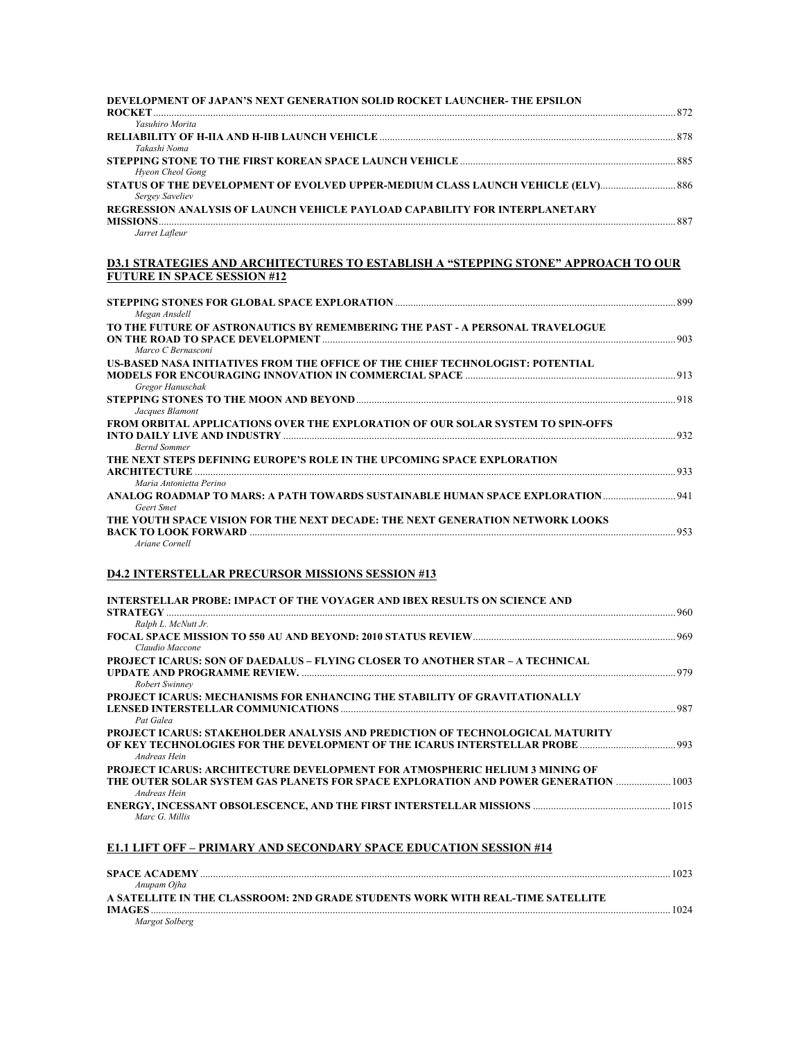**DEVELOPMENT OF JAPAN'S NEXT GENERATION SOLID ROCKET LAUNCHER- THE EPSILON ROCKET** ........ 872
*Yasuhiro Morita*

**RELIABILITY OF H-IIA AND H-IIB LAUNCH VEHICLE** ........ 878
*Takashi Noma*

**STEPPING STONE TO THE FIRST KOREAN SPACE LAUNCH VEHICLE** ........ 885
*Hyeon Cheol Gong*

**STATUS OF THE DEVELOPMENT OF EVOLVED UPPER-MEDIUM CLASS LAUNCH VEHICLE (ELV)** ........ 886
*Sergey Saveliev*

**REGRESSION ANALYSIS OF LAUNCH VEHICLE PAYLOAD CAPABILITY FOR INTERPLANETARY MISSIONS** ........ 887
*Jarret Lafleur*

## D3.1 STRATEGIES AND ARCHITECTURES TO ESTABLISH A "STEPPING STONE" APPROACH TO OUR FUTURE IN SPACE SESSION #12

**STEPPING STONES FOR GLOBAL SPACE EXPLORATION** ........ 899
*Megan Ansdell*

**TO THE FUTURE OF ASTRONAUTICS BY REMEMBERING THE PAST - A PERSONAL TRAVELOGUE ON THE ROAD TO SPACE DEVELOPMENT** ........ 903
*Marco C Bernasconi*

**US-BASED NASA INITIATIVES FROM THE OFFICE OF THE CHIEF TECHNOLOGIST: POTENTIAL MODELS FOR ENCOURAGING INNOVATION IN COMMERCIAL SPACE** ........ 913
*Gregor Hanuschak*

**STEPPING STONES TO THE MOON AND BEYOND** ........ 918
*Jacques Blamont*

**FROM ORBITAL APPLICATIONS OVER THE EXPLORATION OF OUR SOLAR SYSTEM TO SPIN-OFFS INTO DAILY LIVE AND INDUSTRY** ........ 932
*Bernd Sommer*

**THE NEXT STEPS DEFINING EUROPE'S ROLE IN THE UPCOMING SPACE EXPLORATION ARCHITECTURE** ........ 933
*Maria Antonietta Perino*

**ANALOG ROADMAP TO MARS: A PATH TOWARDS SUSTAINABLE HUMAN SPACE EXPLORATION** ........ 941
*Geert Smet*

**THE YOUTH SPACE VISION FOR THE NEXT DECADE: THE NEXT GENERATION NETWORK LOOKS BACK TO LOOK FORWARD** ........ 953
*Ariane Cornell*

## D4.2 INTERSTELLAR PRECURSOR MISSIONS SESSION #13

**INTERSTELLAR PROBE: IMPACT OF THE VOYAGER AND IBEX RESULTS ON SCIENCE AND STRATEGY** ........ 960
*Ralph L. McNutt Jr.*

**FOCAL SPACE MISSION TO 550 AU AND BEYOND: 2010 STATUS REVIEW** ........ 969
*Claudio Maccone*

**PROJECT ICARUS: SON OF DAEDALUS – FLYING CLOSER TO ANOTHER STAR – A TECHNICAL UPDATE AND PROGRAMME REVIEW.** ........ 979
*Robert Swinney*

**PROJECT ICARUS: MECHANISMS FOR ENHANCING THE STABILITY OF GRAVITATIONALLY LENSED INTERSTELLAR COMMUNICATIONS** ........ 987
*Pat Galea*

**PROJECT ICARUS: STAKEHOLDER ANALYSIS AND PREDICTION OF TECHNOLOGICAL MATURITY OF KEY TECHNOLOGIES FOR THE DEVELOPMENT OF THE ICARUS INTERSTELLAR PROBE** ........ 993
*Andreas Hein*

**PROJECT ICARUS: ARCHITECTURE DEVELOPMENT FOR ATMOSPHERIC HELIUM 3 MINING OF THE OUTER SOLAR SYSTEM GAS PLANETS FOR SPACE EXPLORATION AND POWER GENERATION** ........ 1003
*Andreas Hein*

**ENERGY, INCESSANT OBSOLESCENCE, AND THE FIRST INTERSTELLAR MISSIONS** ........ 1015
*Marc G. Millis*

## E1.1 LIFT OFF – PRIMARY AND SECONDARY SPACE EDUCATION SESSION #14

**SPACE ACADEMY** ........ 1023
*Anupam Ojha*

**A SATELLITE IN THE CLASSROOM: 2ND GRADE STUDENTS WORK WITH REAL-TIME SATELLITE IMAGES** ........ 1024
*Margot Solberg*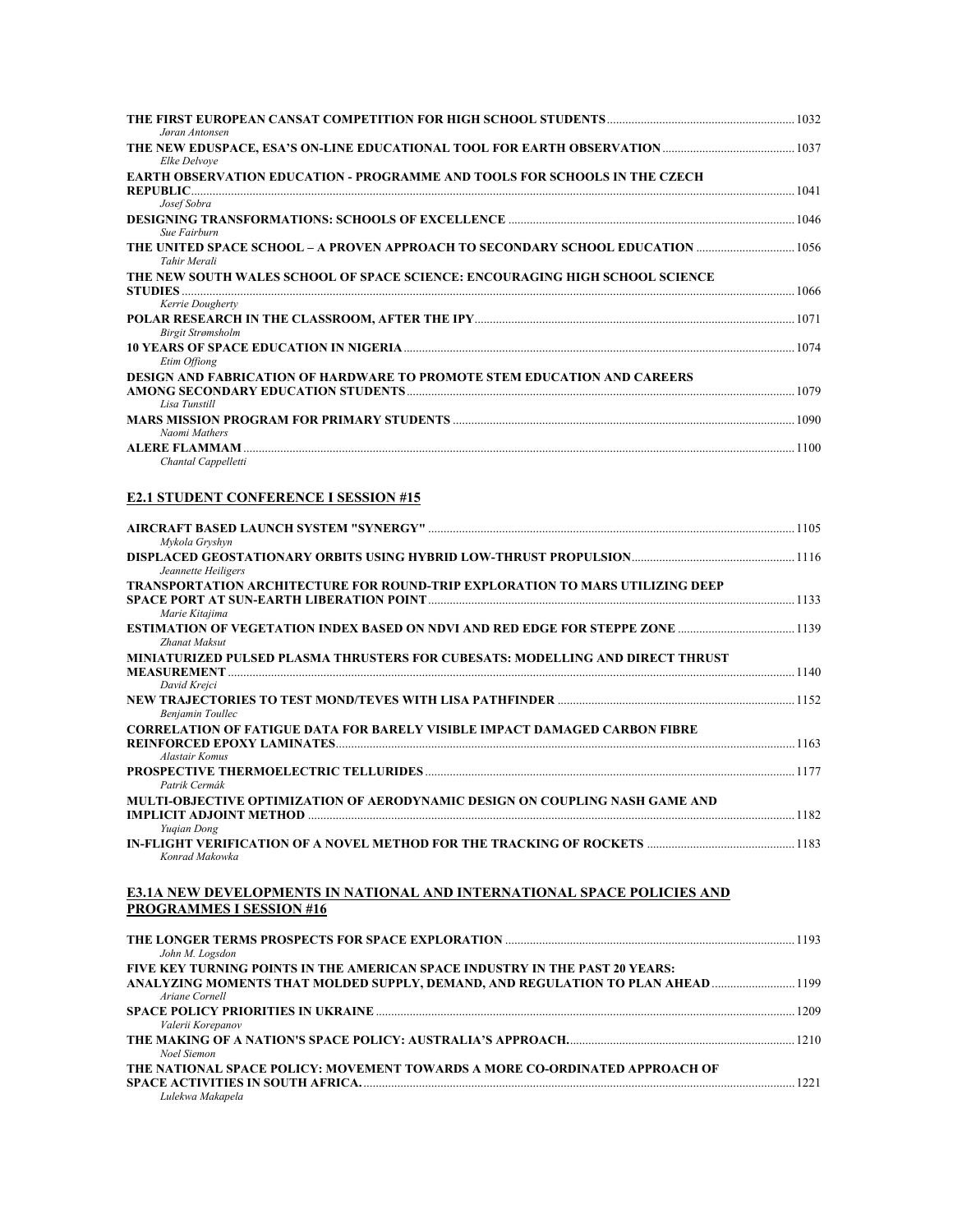**THE FIRST EUROPEAN CANSAT COMPETITION FOR HIGH SCHOOL STUDENTS** ........................................................ 1032
*Jøran Antonsen*

**THE NEW EDUSPACE, ESA'S ON-LINE EDUCATIONAL TOOL FOR EARTH OBSERVATION** ........................................ 1037
*Elke Delvoye*

**EARTH OBSERVATION EDUCATION - PROGRAMME AND TOOLS FOR SCHOOLS IN THE CZECH REPUBLIC** ........................................................................................................................................................ 1041
*Josef Sobra*

**DESIGNING TRANSFORMATIONS: SCHOOLS OF EXCELLENCE** ............................................................................ 1046
*Sue Fairburn*

**THE UNITED SPACE SCHOOL – A PROVEN APPROACH TO SECONDARY SCHOOL EDUCATION** ............................ 1056
*Tahir Merali*

**THE NEW SOUTH WALES SCHOOL OF SPACE SCIENCE: ENCOURAGING HIGH SCHOOL SCIENCE STUDIES** ............................................................................................................................................................. 1066
*Kerrie Dougherty*

**POLAR RESEARCH IN THE CLASSROOM, AFTER THE IPY** ........................................................................................ 1071
*Birgit Strømsholm*

**10 YEARS OF SPACE EDUCATION IN NIGERIA** ........................................................................................................ 1074
*Etim Offiong*

**DESIGN AND FABRICATION OF HARDWARE TO PROMOTE STEM EDUCATION AND CAREERS AMONG SECONDARY EDUCATION STUDENTS** ......................................................................................................... 1079
*Lisa Tunstill*

**MARS MISSION PROGRAM FOR PRIMARY STUDENTS** ............................................................................................ 1090
*Naomi Mathers*

**ALERE FLAMMAM** ........................................................................................................................................................ 1100
*Chantal Cappelletti*

## E2.1 STUDENT CONFERENCE I SESSION #15

**AIRCRAFT BASED LAUNCH SYSTEM "SYNERGY"** ...................................................................................................... 1105
*Mykola Gryshyn*

**DISPLACED GEOSTATIONARY ORBITS USING HYBRID LOW-THRUST PROPULSION** .......................................... 1116
*Jeannette Heiligers*

**TRANSPORTATION ARCHITECTURE FOR ROUND-TRIP EXPLORATION TO MARS UTILIZING DEEP SPACE PORT AT SUN-EARTH LIBERATION POINT** ............................................................................................. 1133
*Marie Kitajima*

**ESTIMATION OF VEGETATION INDEX BASED ON NDVI AND RED EDGE FOR STEPPE ZONE** .................................. 1139
*Zhanat Maksut*

**MINIATURIZED PULSED PLASMA THRUSTERS FOR CUBESATS: MODELLING AND DIRECT THRUST MEASUREMENT** ........................................................................................................................................................ 1140
*David Krejci*

**NEW TRAJECTORIES TO TEST MOND/TEVES WITH LISA PATHFINDER** .............................................................. 1152
*Benjamin Toullec*

**CORRELATION OF FATIGUE DATA FOR BARELY VISIBLE IMPACT DAMAGED CARBON FIBRE REINFORCED EPOXY LAMINATES** ....................................................................................................................... 1163
*Alastair Komus*

**PROSPECTIVE THERMOELECTRIC TELLURIDES** ....................................................................................................... 1177
*Patrik Cermák*

**MULTI-OBJECTIVE OPTIMIZATION OF AERODYNAMIC DESIGN ON COUPLING NASH GAME AND IMPLICIT ADJOINT METHOD** ............................................................................................................................. 1182
*Yuqian Dong*

**IN-FLIGHT VERIFICATION OF A NOVEL METHOD FOR THE TRACKING OF ROCKETS** ........................................... 1183
*Konrad Makowka*

## E3.1A NEW DEVELOPMENTS IN NATIONAL AND INTERNATIONAL SPACE POLICIES AND PROGRAMMES I SESSION #16

**THE LONGER TERMS PROSPECTS FOR SPACE EXPLORATION** .............................................................................. 1193
*John M. Logsdon*

**FIVE KEY TURNING POINTS IN THE AMERICAN SPACE INDUSTRY IN THE PAST 20 YEARS: ANALYZING MOMENTS THAT MOLDED SUPPLY, DEMAND, AND REGULATION TO PLAN AHEAD** ........................... 1199
*Ariane Cornell*

**SPACE POLICY PRIORITIES IN UKRAINE** .................................................................................................................... 1209
*Valerii Korepanov*

**THE MAKING OF A NATION'S SPACE POLICY: AUSTRALIA'S APPROACH.** .......................................................... 1210
*Noel Siemon*

**THE NATIONAL SPACE POLICY: MOVEMENT TOWARDS A MORE CO-ORDINATED APPROACH OF SPACE ACTIVITIES IN SOUTH AFRICA.** ........................................................................................................................... 1221
*Lulekwa Makapela*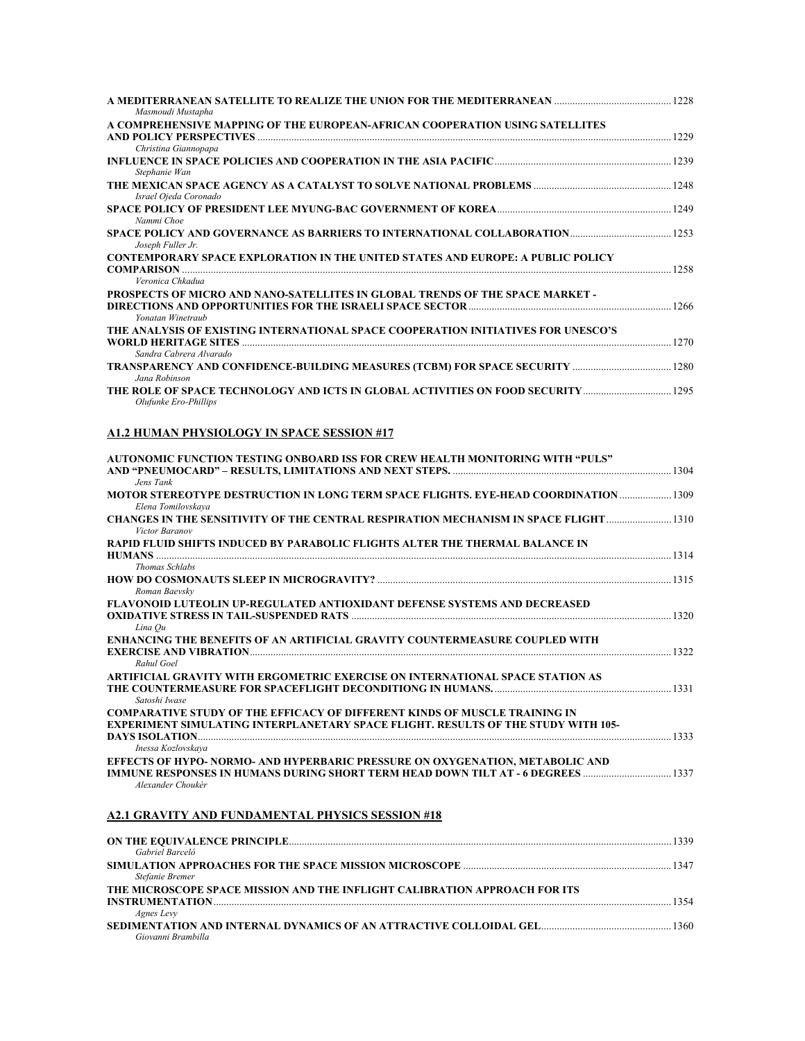**A MEDITERRANEAN SATELLITE TO REALIZE THE UNION FOR THE MEDITERRANEAN** ............................................ 1228
*Masmoudi Mustapha*

**A COMPREHENSIVE MAPPING OF THE EUROPEAN-AFRICAN COOPERATION USING SATELLITES AND POLICY PERSPECTIVES** ............................................ 1229
*Christina Giannopapa*

**INFLUENCE IN SPACE POLICIES AND COOPERATION IN THE ASIA PACIFIC** ............................................ 1239
*Stephanie Wan*

**THE MEXICAN SPACE AGENCY AS A CATALYST TO SOLVE NATIONAL PROBLEMS** ............................................ 1248
*Israel Ojeda Coronado*

**SPACE POLICY OF PRESIDENT LEE MYUNG-BAC GOVERNMENT OF KOREA** ............................................ 1249
*Nammi Choe*

**SPACE POLICY AND GOVERNANCE AS BARRIERS TO INTERNATIONAL COLLABORATION** ............................................ 1253
*Joseph Fuller Jr.*

**CONTEMPORARY SPACE EXPLORATION IN THE UNITED STATES AND EUROPE: A PUBLIC POLICY COMPARISON** ............................................ 1258
*Veronica Chkadua*

**PROSPECTS OF MICRO AND NANO-SATELLITES IN GLOBAL TRENDS OF THE SPACE MARKET - DIRECTIONS AND OPPORTUNITIES FOR THE ISRAELI SPACE SECTOR** ............................................ 1266
*Yonatan Winetraub*

**THE ANALYSIS OF EXISTING INTERNATIONAL SPACE COOPERATION INITIATIVES FOR UNESCO'S WORLD HERITAGE SITES** ............................................ 1270
*Sandra Cabrera Alvarado*

**TRANSPARENCY AND CONFIDENCE-BUILDING MEASURES (TCBM) FOR SPACE SECURITY** ............................................ 1280
*Jana Robinson*

**THE ROLE OF SPACE TECHNOLOGY AND ICTS IN GLOBAL ACTIVITIES ON FOOD SECURITY** ............................................ 1295
*Olufunke Ero-Phillips*

## A1.2 HUMAN PHYSIOLOGY IN SPACE SESSION #17

**AUTONOMIC FUNCTION TESTING ONBOARD ISS FOR CREW HEALTH MONITORING WITH "PULS" AND "PNEUMOCARD" – RESULTS, LIMITATIONS AND NEXT STEPS.** ............................................ 1304
*Jens Tank*

**MOTOR STEREOTYPE DESTRUCTION IN LONG TERM SPACE FLIGHTS. EYE-HEAD COORDINATION** ............................................ 1309
*Elena Tomilovskaya*

**CHANGES IN THE SENSITIVITY OF THE CENTRAL RESPIRATION MECHANISM IN SPACE FLIGHT** ............................................ 1310
*Victor Baranov*

**RAPID FLUID SHIFTS INDUCED BY PARABOLIC FLIGHTS ALTER THE THERMAL BALANCE IN HUMANS** ............................................ 1314
*Thomas Schlabs*

**HOW DO COSMONAUTS SLEEP IN MICROGRAVITY?** ............................................ 1315
*Roman Baevsky*

**FLAVONOID LUTEOLIN UP-REGULATED ANTIOXIDANT DEFENSE SYSTEMS AND DECREASED OXIDATIVE STRESS IN TAIL-SUSPENDED RATS** ............................................ 1320
*Lina Qu*

**ENHANCING THE BENEFITS OF AN ARTIFICIAL GRAVITY COUNTERMEASURE COUPLED WITH EXERCISE AND VIBRATION** ............................................ 1322
*Rahul Goel*

**ARTIFICIAL GRAVITY WITH ERGOMETRIC EXERCISE ON INTERNATIONAL SPACE STATION AS THE COUNTERMEASURE FOR SPACEFLIGHT DECONDITIONG IN HUMANS.** ............................................ 1331
*Satoshi Iwase*

**COMPARATIVE STUDY OF THE EFFICACY OF DIFFERENT KINDS OF MUSCLE TRAINING IN EXPERIMENT SIMULATING INTERPLANETARY SPACE FLIGHT. RESULTS OF THE STUDY WITH 105-DAYS ISOLATION** ............................................ 1333
*Inessa Kozlovskaya*

**EFFECTS OF HYPO- NORMO- AND HYPERBARIC PRESSURE ON OXYGENATION, METABOLIC AND IMMUNE RESPONSES IN HUMANS DURING SHORT TERM HEAD DOWN TILT AT - 6 DEGREES** ............................................ 1337
*Alexander Choukèr*

## A2.1 GRAVITY AND FUNDAMENTAL PHYSICS SESSION #18

**ON THE EQUIVALENCE PRINCIPLE** ............................................ 1339
*Gabriel Barceló*

**SIMULATION APPROACHES FOR THE SPACE MISSION MICROSCOPE** ............................................ 1347
*Stefanie Bremer*

**THE MICROSCOPE SPACE MISSION AND THE INFLIGHT CALIBRATION APPROACH FOR ITS INSTRUMENTATION** ............................................ 1354
*Agnes Levy*

**SEDIMENTATION AND INTERNAL DYNAMICS OF AN ATTRACTIVE COLLOIDAL GEL** ............................................ 1360
*Giovanni Brambilla*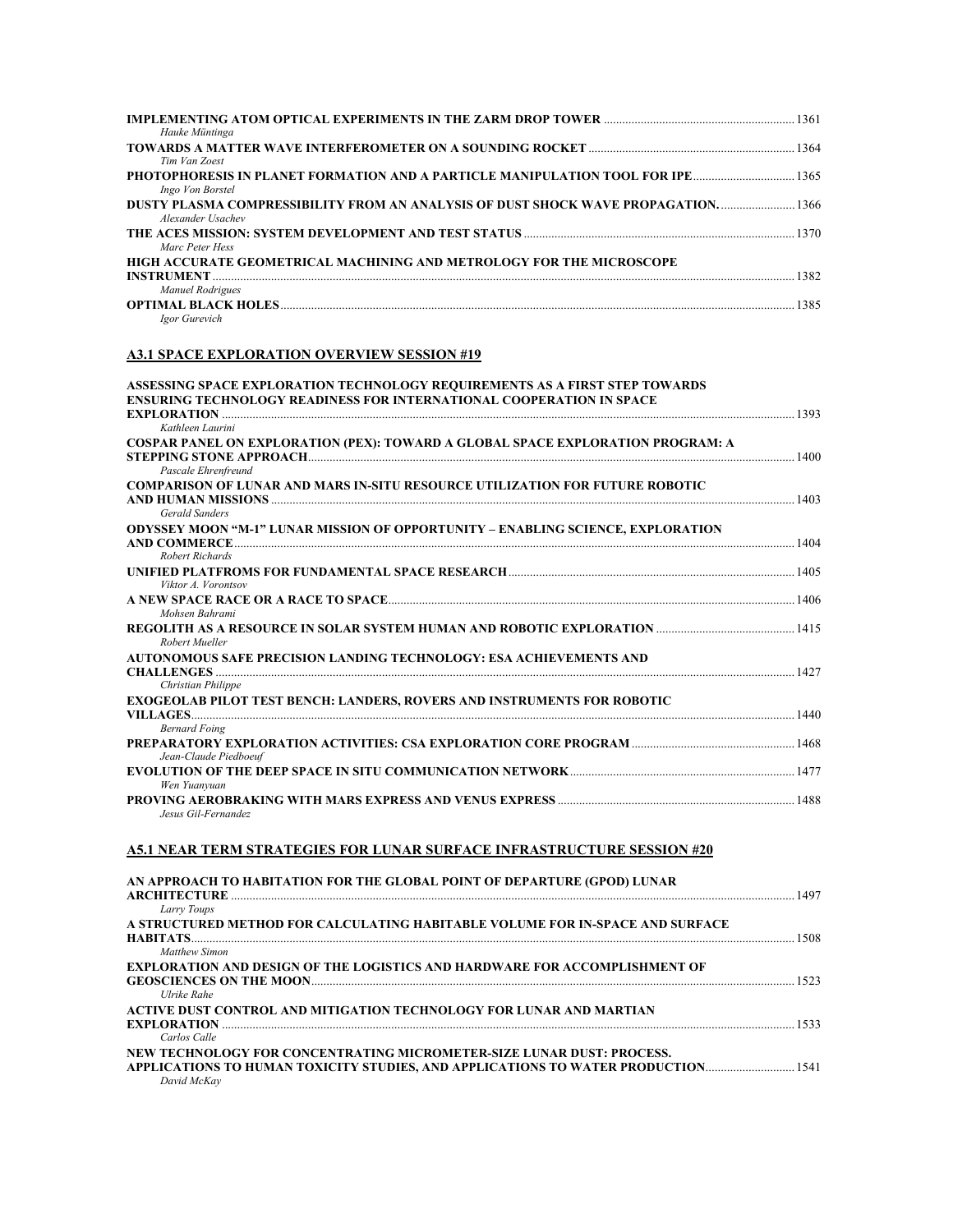**IMPLEMENTING ATOM OPTICAL EXPERIMENTS IN THE ZARM DROP TOWER** ........ 1361
*Hauke Müntinga*

**TOWARDS A MATTER WAVE INTERFEROMETER ON A SOUNDING ROCKET** ........ 1364
*Tim Van Zoest*

**PHOTOPHORESIS IN PLANET FORMATION AND A PARTICLE MANIPULATION TOOL FOR IPE** ........ 1365
*Ingo Von Borstel*

**DUSTY PLASMA COMPRESSIBILITY FROM AN ANALYSIS OF DUST SHOCK WAVE PROPAGATION.** ........ 1366
*Alexander Usachev*

**THE ACES MISSION: SYSTEM DEVELOPMENT AND TEST STATUS** ........ 1370
*Marc Peter Hess*

**HIGH ACCURATE GEOMETRICAL MACHINING AND METROLOGY FOR THE MICROSCOPE INSTRUMENT** ........ 1382
*Manuel Rodrigues*

**OPTIMAL BLACK HOLES** ........ 1385
*Igor Gurevich*

## A3.1 SPACE EXPLORATION OVERVIEW SESSION #19

**ASSESSING SPACE EXPLORATION TECHNOLOGY REQUIREMENTS AS A FIRST STEP TOWARDS ENSURING TECHNOLOGY READINESS FOR INTERNATIONAL COOPERATION IN SPACE EXPLORATION** ........ 1393
*Kathleen Laurini*

**COSPAR PANEL ON EXPLORATION (PEX): TOWARD A GLOBAL SPACE EXPLORATION PROGRAM: A STEPPING STONE APPROACH** ........ 1400
*Pascale Ehrenfreund*

**COMPARISON OF LUNAR AND MARS IN-SITU RESOURCE UTILIZATION FOR FUTURE ROBOTIC AND HUMAN MISSIONS** ........ 1403
*Gerald Sanders*

**ODYSSEY MOON "M-1" LUNAR MISSION OF OPPORTUNITY – ENABLING SCIENCE, EXPLORATION AND COMMERCE** ........ 1404
*Robert Richards*

**UNIFIED PLATFROMS FOR FUNDAMENTAL SPACE RESEARCH** ........ 1405
*Viktor A. Vorontsov*

**A NEW SPACE RACE OR A RACE TO SPACE** ........ 1406
*Mohsen Bahrami*

**REGOLITH AS A RESOURCE IN SOLAR SYSTEM HUMAN AND ROBOTIC EXPLORATION** ........ 1415
*Robert Mueller*

**AUTONOMOUS SAFE PRECISION LANDING TECHNOLOGY: ESA ACHIEVEMENTS AND CHALLENGES** ........ 1427
*Christian Philippe*

**EXOGEOLAB PILOT TEST BENCH: LANDERS, ROVERS AND INSTRUMENTS FOR ROBOTIC VILLAGES** ........ 1440
*Bernard Foing*

**PREPARATORY EXPLORATION ACTIVITIES: CSA EXPLORATION CORE PROGRAM** ........ 1468
*Jean-Claude Piedboeuf*

**EVOLUTION OF THE DEEP SPACE IN SITU COMMUNICATION NETWORK** ........ 1477
*Wen Yuanyuan*

**PROVING AEROBRAKING WITH MARS EXPRESS AND VENUS EXPRESS** ........ 1488
*Jesus Gil-Fernandez*

## A5.1 NEAR TERM STRATEGIES FOR LUNAR SURFACE INFRASTRUCTURE SESSION #20

**AN APPROACH TO HABITATION FOR THE GLOBAL POINT OF DEPARTURE (GPOD) LUNAR ARCHITECTURE** ........ 1497
*Larry Toups*

**A STRUCTURED METHOD FOR CALCULATING HABITABLE VOLUME FOR IN-SPACE AND SURFACE HABITATS** ........ 1508
*Matthew Simon*

**EXPLORATION AND DESIGN OF THE LOGISTICS AND HARDWARE FOR ACCOMPLISHMENT OF GEOSCIENCES ON THE MOON** ........ 1523
*Ulrike Rahe*

**ACTIVE DUST CONTROL AND MITIGATION TECHNOLOGY FOR LUNAR AND MARTIAN EXPLORATION** ........ 1533
*Carlos Calle*

**NEW TECHNOLOGY FOR CONCENTRATING MICROMETER-SIZE LUNAR DUST: PROCESS. APPLICATIONS TO HUMAN TOXICITY STUDIES, AND APPLICATIONS TO WATER PRODUCTION** ........ 1541
*David McKay*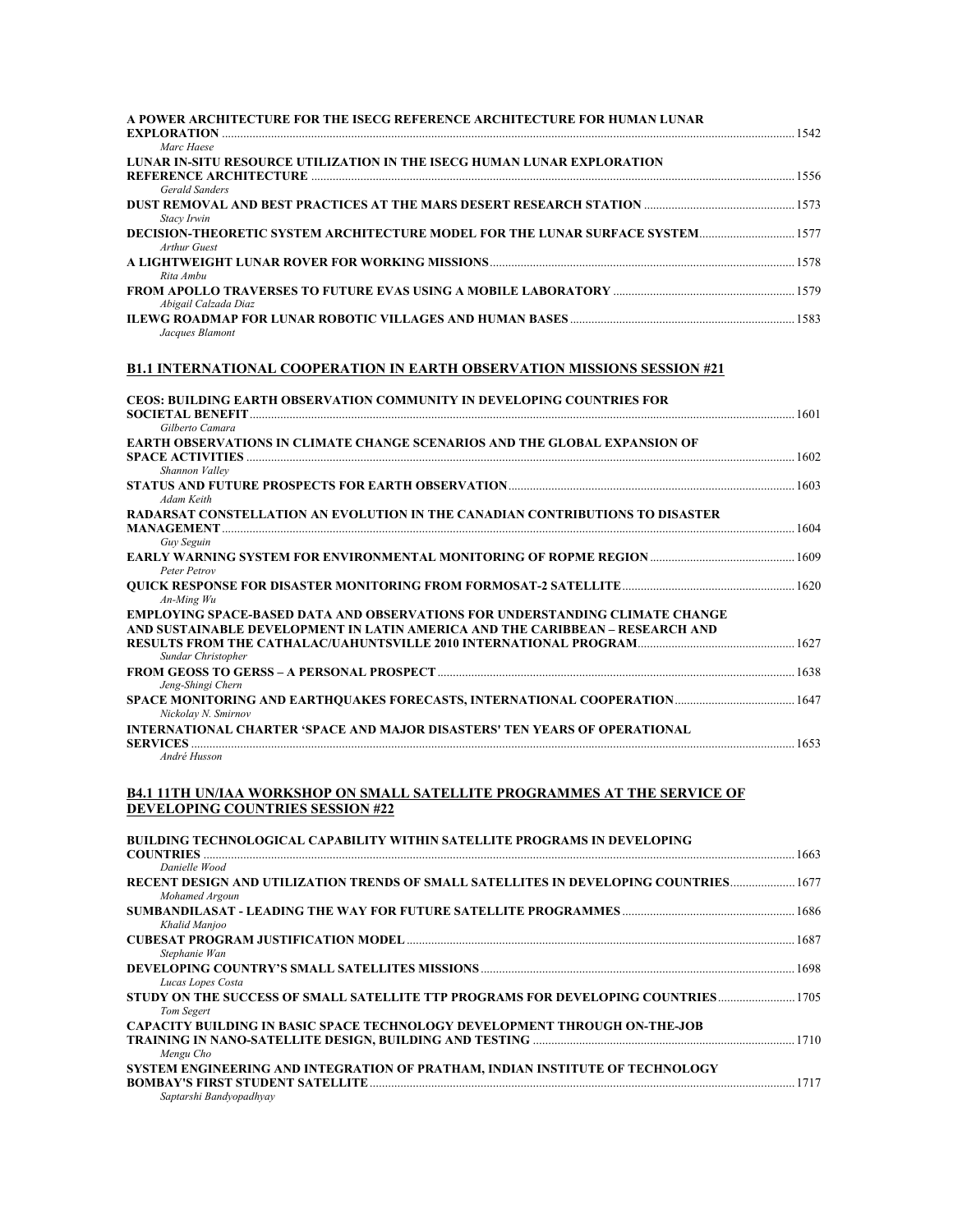**A POWER ARCHITECTURE FOR THE ISECG REFERENCE ARCHITECTURE FOR HUMAN LUNAR EXPLORATION** ........ 1542
*Marc Haese*

**LUNAR IN-SITU RESOURCE UTILIZATION IN THE ISECG HUMAN LUNAR EXPLORATION REFERENCE ARCHITECTURE** ........ 1556
*Gerald Sanders*

**DUST REMOVAL AND BEST PRACTICES AT THE MARS DESERT RESEARCH STATION** ........ 1573
*Stacy Irwin*

**DECISION-THEORETIC SYSTEM ARCHITECTURE MODEL FOR THE LUNAR SURFACE SYSTEM** ........ 1577
*Arthur Guest*

**A LIGHTWEIGHT LUNAR ROVER FOR WORKING MISSIONS** ........ 1578
*Rita Ambu*

**FROM APOLLO TRAVERSES TO FUTURE EVAS USING A MOBILE LABORATORY** ........ 1579
*Abigail Calzada Diaz*

**ILEWG ROADMAP FOR LUNAR ROBOTIC VILLAGES AND HUMAN BASES** ........ 1583
*Jacques Blamont*

## B1.1 INTERNATIONAL COOPERATION IN EARTH OBSERVATION MISSIONS SESSION #21

**CEOS: BUILDING EARTH OBSERVATION COMMUNITY IN DEVELOPING COUNTRIES FOR SOCIETAL BENEFIT** ........ 1601
*Gilberto Camara*

**EARTH OBSERVATIONS IN CLIMATE CHANGE SCENARIOS AND THE GLOBAL EXPANSION OF SPACE ACTIVITIES** ........ 1602
*Shannon Valley*

**STATUS AND FUTURE PROSPECTS FOR EARTH OBSERVATION** ........ 1603
*Adam Keith*

**RADARSAT CONSTELLATION AN EVOLUTION IN THE CANADIAN CONTRIBUTIONS TO DISASTER MANAGEMENT** ........ 1604
*Guy Seguin*

**EARLY WARNING SYSTEM FOR ENVIRONMENTAL MONITORING OF ROPME REGION** ........ 1609
*Peter Petrov*

**QUICK RESPONSE FOR DISASTER MONITORING FROM FORMOSAT-2 SATELLITE** ........ 1620
*An-Ming Wu*

**EMPLOYING SPACE-BASED DATA AND OBSERVATIONS FOR UNDERSTANDING CLIMATE CHANGE AND SUSTAINABLE DEVELOPMENT IN LATIN AMERICA AND THE CARIBBEAN – RESEARCH AND RESULTS FROM THE CATHALAC/UAHUNTSVILLE 2010 INTERNATIONAL PROGRAM** ........ 1627
*Sundar Christopher*

**FROM GEOSS TO GERSS – A PERSONAL PROSPECT** ........ 1638
*Jeng-Shingi Chern*

**SPACE MONITORING AND EARTHQUAKES FORECASTS, INTERNATIONAL COOPERATION** ........ 1647
*Nickolay N. Smirnov*

**INTERNATIONAL CHARTER 'SPACE AND MAJOR DISASTERS' TEN YEARS OF OPERATIONAL SERVICES** ........ 1653
*André Husson*

## B4.1 11TH UN/IAA WORKSHOP ON SMALL SATELLITE PROGRAMMES AT THE SERVICE OF DEVELOPING COUNTRIES SESSION #22

**BUILDING TECHNOLOGICAL CAPABILITY WITHIN SATELLITE PROGRAMS IN DEVELOPING COUNTRIES** ........ 1663
*Danielle Wood*

**RECENT DESIGN AND UTILIZATION TRENDS OF SMALL SATELLITES IN DEVELOPING COUNTRIES** ........ 1677
*Mohamed Argoun*

**SUMBANDILASAT - LEADING THE WAY FOR FUTURE SATELLITE PROGRAMMES** ........ 1686
*Khalid Manjoo*

**CUBESAT PROGRAM JUSTIFICATION MODEL** ........ 1687
*Stephanie Wan*

**DEVELOPING COUNTRY'S SMALL SATELLITES MISSIONS** ........ 1698
*Lucas Lopes Costa*

**STUDY ON THE SUCCESS OF SMALL SATELLITE TTP PROGRAMS FOR DEVELOPING COUNTRIES** ........ 1705
*Tom Segert*

**CAPACITY BUILDING IN BASIC SPACE TECHNOLOGY DEVELOPMENT THROUGH ON-THE-JOB TRAINING IN NANO-SATELLITE DESIGN, BUILDING AND TESTING** ........ 1710
*Mengu Cho*

**SYSTEM ENGINEERING AND INTEGRATION OF PRATHAM, INDIAN INSTITUTE OF TECHNOLOGY BOMBAY'S FIRST STUDENT SATELLITE** ........ 1717
*Saptarshi Bandyopadhyay*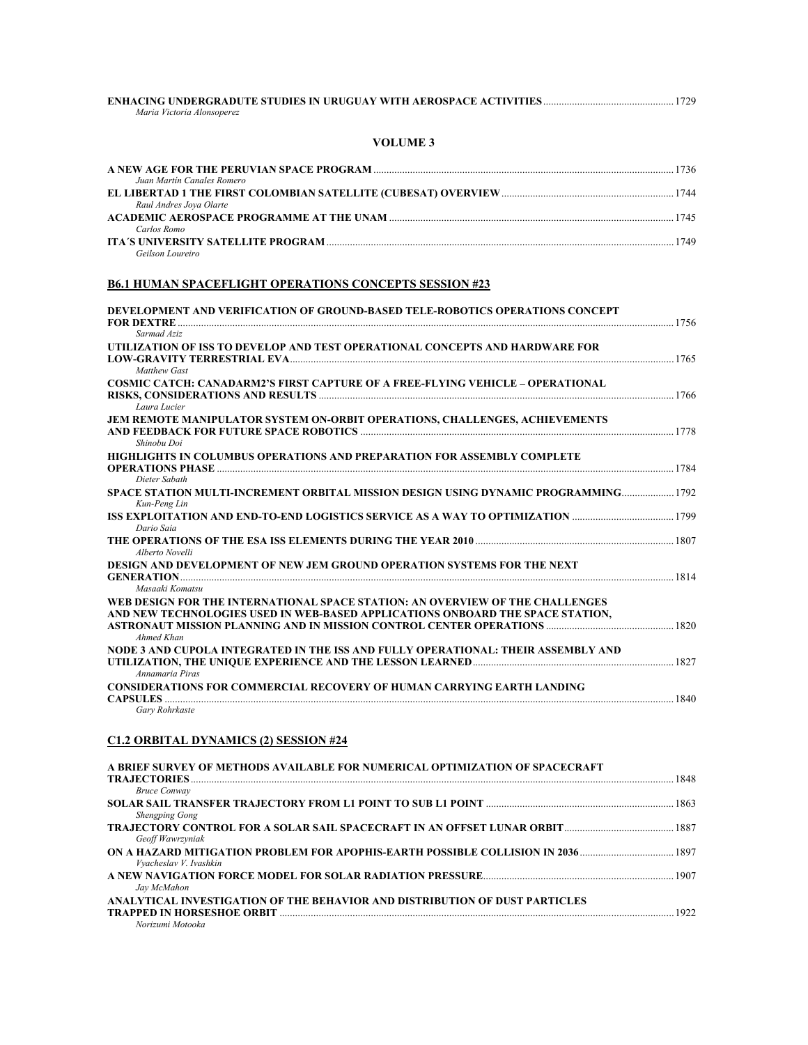**ENHACING UNDERGRADUTE STUDIES IN URUGUAY WITH AEROSPACE ACTIVITIES** ........ 1729
*Maria Victoria Alonsoperez*

## VOLUME 3

**A NEW AGE FOR THE PERUVIAN SPACE PROGRAM** ........ 1736
*Juan Martin Canales Romero*

**EL LIBERTAD 1 THE FIRST COLOMBIAN SATELLITE (CUBESAT) OVERVIEW** ........ 1744
*Raul Andres Joya Olarte*

**ACADEMIC AEROSPACE PROGRAMME AT THE UNAM** ........ 1745
*Carlos Romo*

**ITA´S UNIVERSITY SATELLITE PROGRAM** ........ 1749
*Geilson Loureiro*

## B6.1 HUMAN SPACEFLIGHT OPERATIONS CONCEPTS SESSION #23

**DEVELOPMENT AND VERIFICATION OF GROUND-BASED TELE-ROBOTICS OPERATIONS CONCEPT FOR DEXTRE** ........ 1756
*Sarmad Aziz*

**UTILIZATION OF ISS TO DEVELOP AND TEST OPERATIONAL CONCEPTS AND HARDWARE FOR LOW-GRAVITY TERRESTRIAL EVA** ........ 1765
*Matthew Gast*

**COSMIC CATCH: CANADARM2'S FIRST CAPTURE OF A FREE-FLYING VEHICLE – OPERATIONAL RISKS, CONSIDERATIONS AND RESULTS** ........ 1766
*Laura Lucier*

**JEM REMOTE MANIPULATOR SYSTEM ON-ORBIT OPERATIONS, CHALLENGES, ACHIEVEMENTS AND FEEDBACK FOR FUTURE SPACE ROBOTICS** ........ 1778
*Shinobu Doi*

**HIGHLIGHTS IN COLUMBUS OPERATIONS AND PREPARATION FOR ASSEMBLY COMPLETE OPERATIONS PHASE** ........ 1784
*Dieter Sabath*

**SPACE STATION MULTI-INCREMENT ORBITAL MISSION DESIGN USING DYNAMIC PROGRAMMING** ........ 1792
*Kun-Peng Lin*

**ISS EXPLOITATION AND END-TO-END LOGISTICS SERVICE AS A WAY TO OPTIMIZATION** ........ 1799
*Dario Saia*

**THE OPERATIONS OF THE ESA ISS ELEMENTS DURING THE YEAR 2010** ........ 1807
*Alberto Novelli*

**DESIGN AND DEVELOPMENT OF NEW JEM GROUND OPERATION SYSTEMS FOR THE NEXT GENERATION** ........ 1814
*Masaaki Komatsu*

**WEB DESIGN FOR THE INTERNATIONAL SPACE STATION: AN OVERVIEW OF THE CHALLENGES AND NEW TECHNOLOGIES USED IN WEB-BASED APPLICATIONS ONBOARD THE SPACE STATION, ASTRONAUT MISSION PLANNING AND IN MISSION CONTROL CENTER OPERATIONS** ........ 1820
*Ahmed Khan*

**NODE 3 AND CUPOLA INTEGRATED IN THE ISS AND FULLY OPERATIONAL: THEIR ASSEMBLY AND UTILIZATION, THE UNIQUE EXPERIENCE AND THE LESSON LEARNED** ........ 1827
*Annamaria Piras*

**CONSIDERATIONS FOR COMMERCIAL RECOVERY OF HUMAN CARRYING EARTH LANDING CAPSULES** ........ 1840
*Gary Rohrkaste*

## C1.2 ORBITAL DYNAMICS (2) SESSION #24

**A BRIEF SURVEY OF METHODS AVAILABLE FOR NUMERICAL OPTIMIZATION OF SPACECRAFT TRAJECTORIES** ........ 1848
*Bruce Conway*

**SOLAR SAIL TRANSFER TRAJECTORY FROM L1 POINT TO SUB L1 POINT** ........ 1863
*Shengping Gong*

**TRAJECTORY CONTROL FOR A SOLAR SAIL SPACECRAFT IN AN OFFSET LUNAR ORBIT** ........ 1887
*Geoff Wawrzyniak*

**ON A HAZARD MITIGATION PROBLEM FOR APOPHIS-EARTH POSSIBLE COLLISION IN 2036** ........ 1897
*Vyacheslav V. Ivashkin*

**A NEW NAVIGATION FORCE MODEL FOR SOLAR RADIATION PRESSURE** ........ 1907
*Jay McMahon*

**ANALYTICAL INVESTIGATION OF THE BEHAVIOR AND DISTRIBUTION OF DUST PARTICLES TRAPPED IN HORSESHOE ORBIT** ........ 1922
*Norizumi Motooka*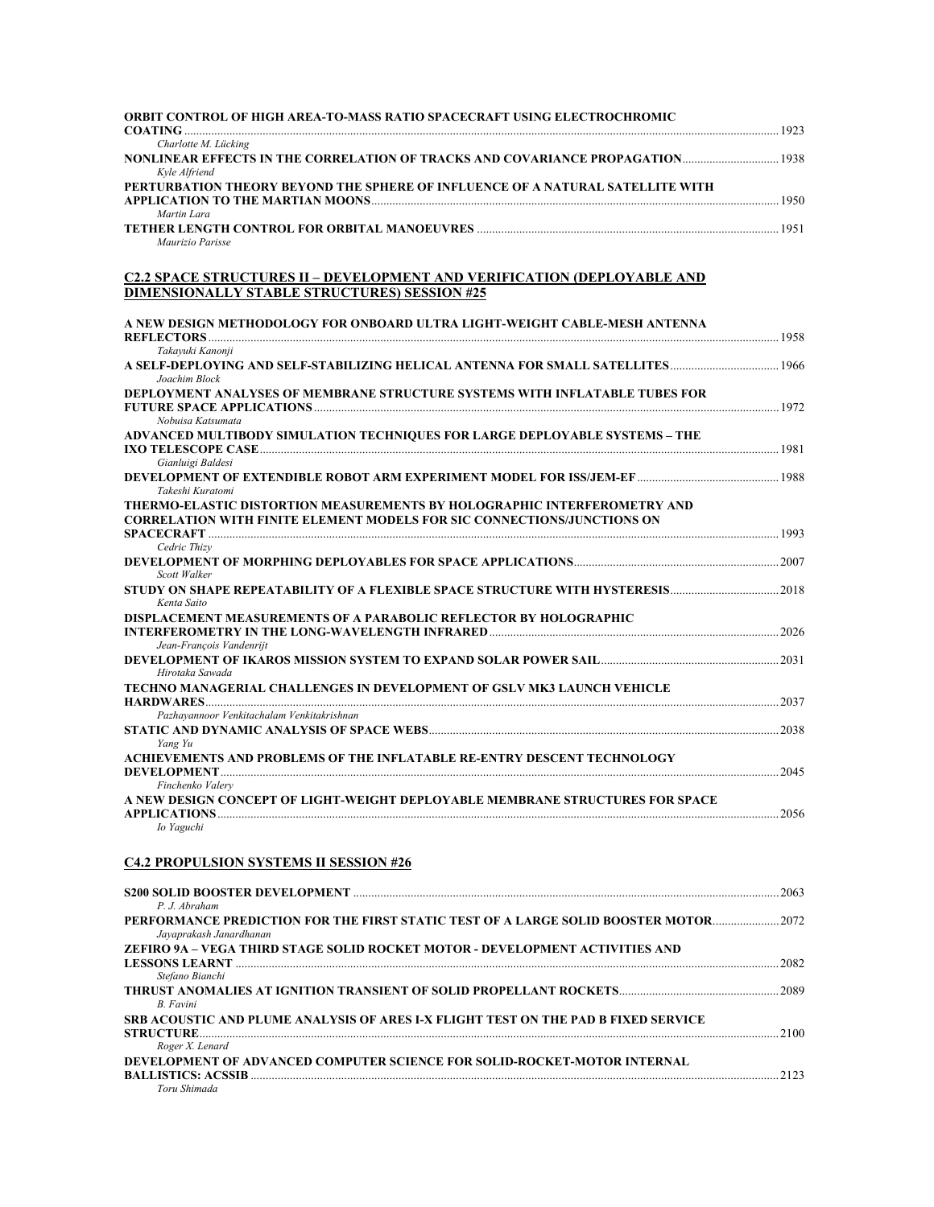**ORBIT CONTROL OF HIGH AREA-TO-MASS RATIO SPACECRAFT USING ELECTROCHROMIC COATING** ..... 1923
*Charlotte M. Lücking*

**NONLINEAR EFFECTS IN THE CORRELATION OF TRACKS AND COVARIANCE PROPAGATION** ..... 1938
*Kyle Alfriend*

**PERTURBATION THEORY BEYOND THE SPHERE OF INFLUENCE OF A NATURAL SATELLITE WITH APPLICATION TO THE MARTIAN MOONS** ..... 1950
*Martin Lara*

**TETHER LENGTH CONTROL FOR ORBITAL MANOEUVRES** ..... 1951
*Maurizio Parisse*

## C2.2 SPACE STRUCTURES II – DEVELOPMENT AND VERIFICATION (DEPLOYABLE AND DIMENSIONALLY STABLE STRUCTURES) SESSION #25

**A NEW DESIGN METHODOLOGY FOR ONBOARD ULTRA LIGHT-WEIGHT CABLE-MESH ANTENNA REFLECTORS** ..... 1958
*Takayuki Kanonji*

**A SELF-DEPLOYING AND SELF-STABILIZING HELICAL ANTENNA FOR SMALL SATELLITES** ..... 1966
*Joachim Block*

**DEPLOYMENT ANALYSES OF MEMBRANE STRUCTURE SYSTEMS WITH INFLATABLE TUBES FOR FUTURE SPACE APPLICATIONS** ..... 1972
*Nobuisa Katsumata*

**ADVANCED MULTIBODY SIMULATION TECHNIQUES FOR LARGE DEPLOYABLE SYSTEMS – THE IXO TELESCOPE CASE** ..... 1981
*Gianluigi Baldesi*

**DEVELOPMENT OF EXTENDIBLE ROBOT ARM EXPERIMENT MODEL FOR ISS/JEM-EF** ..... 1988
*Takeshi Kuratomi*

**THERMO-ELASTIC DISTORTION MEASUREMENTS BY HOLOGRAPHIC INTERFEROMETRY AND CORRELATION WITH FINITE ELEMENT MODELS FOR SIC CONNECTIONS/JUNCTIONS ON SPACECRAFT** ..... 1993
*Cedric Thizy*

**DEVELOPMENT OF MORPHING DEPLOYABLES FOR SPACE APPLICATIONS** ..... 2007
*Scott Walker*

**STUDY ON SHAPE REPEATABILITY OF A FLEXIBLE SPACE STRUCTURE WITH HYSTERESIS** ..... 2018
*Kenta Saito*

**DISPLACEMENT MEASUREMENTS OF A PARABOLIC REFLECTOR BY HOLOGRAPHIC INTERFEROMETRY IN THE LONG-WAVELENGTH INFRARED** ..... 2026
*Jean-François Vandenrijt*

**DEVELOPMENT OF IKAROS MISSION SYSTEM TO EXPAND SOLAR POWER SAIL** ..... 2031
*Hirotaka Sawada*

**TECHNO MANAGERIAL CHALLENGES IN DEVELOPMENT OF GSLV MK3 LAUNCH VEHICLE HARDWARES** ..... 2037
*Pazhayannoor Venkitachalam Venkitakrishnan*

**STATIC AND DYNAMIC ANALYSIS OF SPACE WEBS** ..... 2038
*Yang Yu*

**ACHIEVEMENTS AND PROBLEMS OF THE INFLATABLE RE-ENTRY DESCENT TECHNOLOGY DEVELOPMENT** ..... 2045
*Finchenko Valery*

**A NEW DESIGN CONCEPT OF LIGHT-WEIGHT DEPLOYABLE MEMBRANE STRUCTURES FOR SPACE APPLICATIONS** ..... 2056
*Io Yaguchi*

## C4.2 PROPULSION SYSTEMS II SESSION #26

**S200 SOLID BOOSTER DEVELOPMENT** ..... 2063
*P. J. Abraham*

**PERFORMANCE PREDICTION FOR THE FIRST STATIC TEST OF A LARGE SOLID BOOSTER MOTOR** ..... 2072
*Jayaprakash Janardhanan*

**ZEFIRO 9A – VEGA THIRD STAGE SOLID ROCKET MOTOR - DEVELOPMENT ACTIVITIES AND LESSONS LEARNT** ..... 2082
*Stefano Bianchi*

**THRUST ANOMALIES AT IGNITION TRANSIENT OF SOLID PROPELLANT ROCKETS** ..... 2089
*B. Favini*

**SRB ACOUSTIC AND PLUME ANALYSIS OF ARES I-X FLIGHT TEST ON THE PAD B FIXED SERVICE STRUCTURE** ..... 2100
*Roger X. Lenard*

**DEVELOPMENT OF ADVANCED COMPUTER SCIENCE FOR SOLID-ROCKET-MOTOR INTERNAL BALLISTICS: ACSSIB** ..... 2123
*Toru Shimada*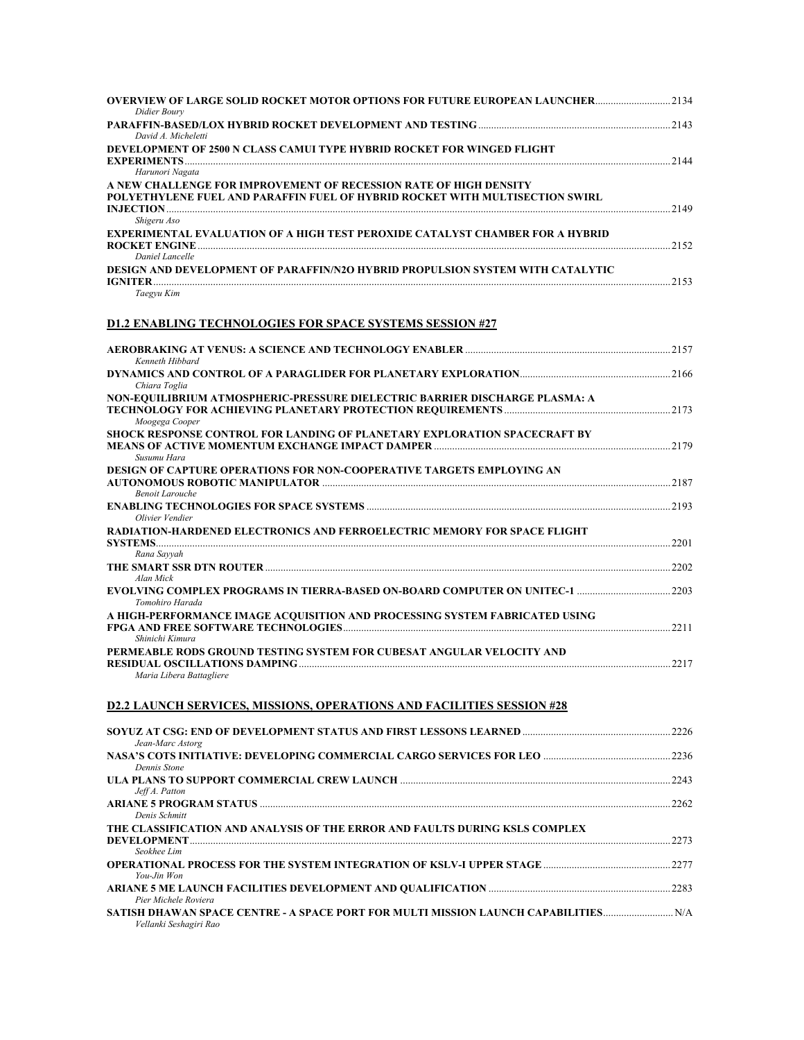**OVERVIEW OF LARGE SOLID ROCKET MOTOR OPTIONS FOR FUTURE EUROPEAN LAUNCHER** ............ 2134
*Didier Boury*

**PARAFFIN-BASED/LOX HYBRID ROCKET DEVELOPMENT AND TESTING** ............ 2143
*David A. Micheletti*

**DEVELOPMENT OF 2500 N CLASS CAMUI TYPE HYBRID ROCKET FOR WINGED FLIGHT EXPERIMENTS** ............ 2144
*Harunori Nagata*

**A NEW CHALLENGE FOR IMPROVEMENT OF RECESSION RATE OF HIGH DENSITY POLYETHYLENE FUEL AND PARAFFIN FUEL OF HYBRID ROCKET WITH MULTISECTION SWIRL INJECTION** ............ 2149
*Shigeru Aso*

**EXPERIMENTAL EVALUATION OF A HIGH TEST PEROXIDE CATALYST CHAMBER FOR A HYBRID ROCKET ENGINE** ............ 2152
*Daniel Lancelle*

**DESIGN AND DEVELOPMENT OF PARAFFIN/N2O HYBRID PROPULSION SYSTEM WITH CATALYTIC IGNITER** ............ 2153
*Taegyu Kim*

## D1.2 ENABLING TECHNOLOGIES FOR SPACE SYSTEMS SESSION #27

**AEROBRAKING AT VENUS: A SCIENCE AND TECHNOLOGY ENABLER** ............ 2157
*Kenneth Hibbard*

**DYNAMICS AND CONTROL OF A PARAGLIDER FOR PLANETARY EXPLORATION** ............ 2166
*Chiara Toglia*

**NON-EQUILIBRIUM ATMOSPHERIC-PRESSURE DIELECTRIC BARRIER DISCHARGE PLASMA: A TECHNOLOGY FOR ACHIEVING PLANETARY PROTECTION REQUIREMENTS** ............ 2173
*Moogega Cooper*

**SHOCK RESPONSE CONTROL FOR LANDING OF PLANETARY EXPLORATION SPACECRAFT BY MEANS OF ACTIVE MOMENTUM EXCHANGE IMPACT DAMPER** ............ 2179
*Susumu Hara*

**DESIGN OF CAPTURE OPERATIONS FOR NON-COOPERATIVE TARGETS EMPLOYING AN AUTONOMOUS ROBOTIC MANIPULATOR** ............ 2187
*Benoit Larouche*

**ENABLING TECHNOLOGIES FOR SPACE SYSTEMS** ............ 2193
*Olivier Vendier*

**RADIATION-HARDENED ELECTRONICS AND FERROELECTRIC MEMORY FOR SPACE FLIGHT SYSTEMS** ............ 2201
*Rana Sayyah*

**THE SMART SSR DTN ROUTER** ............ 2202
*Alan Mick*

**EVOLVING COMPLEX PROGRAMS IN TIERRA-BASED ON-BOARD COMPUTER ON UNITEC-1** ............ 2203
*Tomohiro Harada*

**A HIGH-PERFORMANCE IMAGE ACQUISITION AND PROCESSING SYSTEM FABRICATED USING FPGA AND FREE SOFTWARE TECHNOLOGIES** ............ 2211
*Shinichi Kimura*

**PERMEABLE RODS GROUND TESTING SYSTEM FOR CUBESAT ANGULAR VELOCITY AND RESIDUAL OSCILLATIONS DAMPING** ............ 2217
*Maria Libera Battagliere*

## D2.2 LAUNCH SERVICES, MISSIONS, OPERATIONS AND FACILITIES SESSION #28

**SOYUZ AT CSG: END OF DEVELOPMENT STATUS AND FIRST LESSONS LEARNED** ............ 2226
*Jean-Marc Astorg*

**NASA'S COTS INITIATIVE: DEVELOPING COMMERCIAL CARGO SERVICES FOR LEO** ............ 2236
*Dennis Stone*

**ULA PLANS TO SUPPORT COMMERCIAL CREW LAUNCH** ............ 2243
*Jeff A. Patton*

**ARIANE 5 PROGRAM STATUS** ............ 2262
*Denis Schmitt*

**THE CLASSIFICATION AND ANALYSIS OF THE ERROR AND FAULTS DURING KSLS COMPLEX DEVELOPMENT** ............ 2273
*Seokhee Lim*

**OPERATIONAL PROCESS FOR THE SYSTEM INTEGRATION OF KSLV-I UPPER STAGE** ............ 2277
*You-Jin Won*

**ARIANE 5 ME LAUNCH FACILITIES DEVELOPMENT AND QUALIFICATION** ............ 2283
*Pier Michele Roviera*

**SATISH DHAWAN SPACE CENTRE - A SPACE PORT FOR MULTI MISSION LAUNCH CAPABILITIES** ............ N/A
*Vellanki Seshagiri Rao*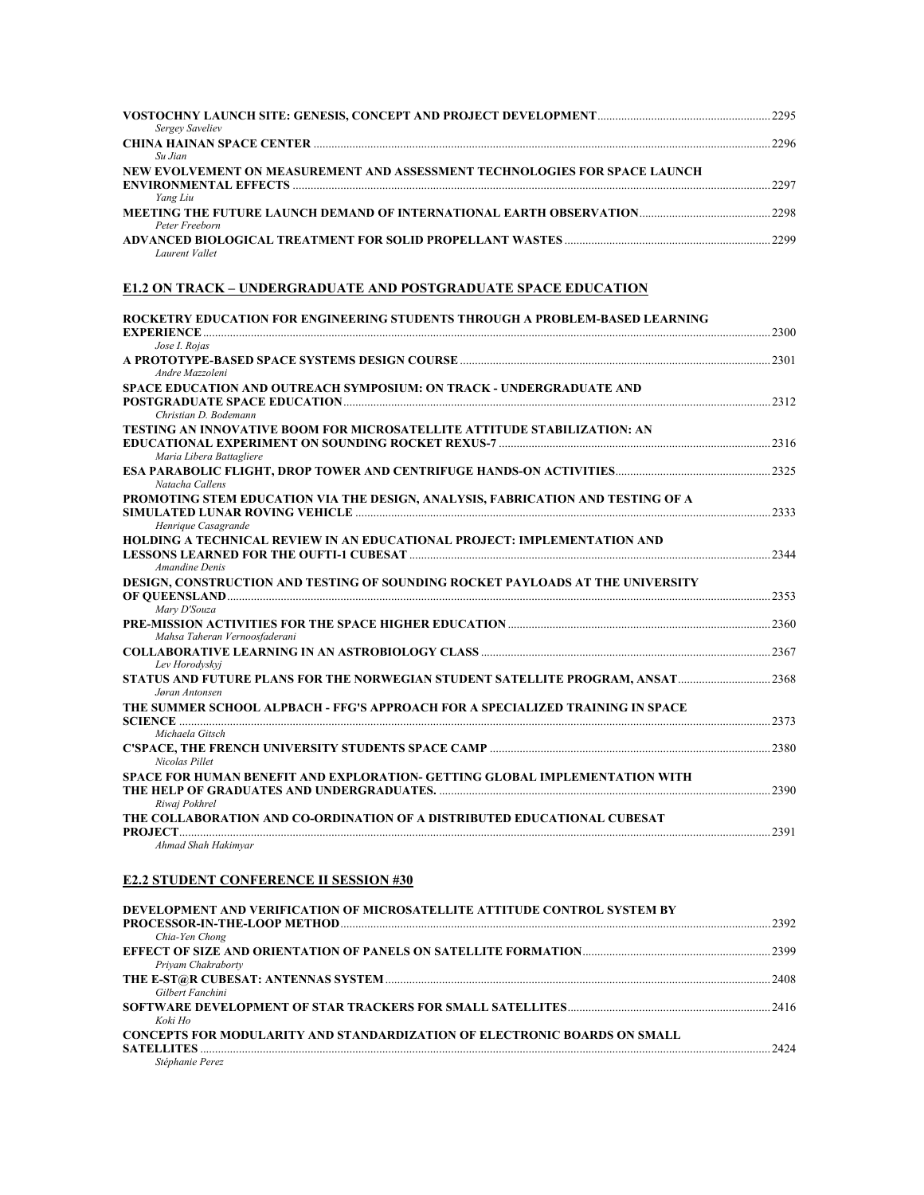**VOSTOCHNY LAUNCH SITE: GENESIS, CONCEPT AND PROJECT DEVELOPMENT** ........................................................ 2295
*Sergey Saveliev*

**CHINA HAINAN SPACE CENTER** ........................................................ 2296
*Su Jian*

**NEW EVOLVEMENT ON MEASUREMENT AND ASSESSMENT TECHNOLOGIES FOR SPACE LAUNCH ENVIRONMENTAL EFFECTS** ........................................................ 2297
*Yang Liu*

**MEETING THE FUTURE LAUNCH DEMAND OF INTERNATIONAL EARTH OBSERVATION** ........................................................ 2298
*Peter Freeborn*

**ADVANCED BIOLOGICAL TREATMENT FOR SOLID PROPELLANT WASTES** ........................................................ 2299
*Laurent Vallet*

## E1.2 ON TRACK – UNDERGRADUATE AND POSTGRADUATE SPACE EDUCATION

**ROCKETRY EDUCATION FOR ENGINEERING STUDENTS THROUGH A PROBLEM-BASED LEARNING EXPERIENCE** ........................................................ 2300
*Jose I. Rojas*

**A PROTOTYPE-BASED SPACE SYSTEMS DESIGN COURSE** ........................................................ 2301
*Andre Mazzoleni*

**SPACE EDUCATION AND OUTREACH SYMPOSIUM: ON TRACK - UNDERGRADUATE AND POSTGRADUATE SPACE EDUCATION** ........................................................ 2312
*Christian D. Bodemann*

**TESTING AN INNOVATIVE BOOM FOR MICROSATELLITE ATTITUDE STABILIZATION: AN EDUCATIONAL EXPERIMENT ON SOUNDING ROCKET REXUS-7** ........................................................ 2316
*Maria Libera Battagliere*

**ESA PARABOLIC FLIGHT, DROP TOWER AND CENTRIFUGE HANDS-ON ACTIVITIES** ........................................................ 2325
*Natacha Callens*

**PROMOTING STEM EDUCATION VIA THE DESIGN, ANALYSIS, FABRICATION AND TESTING OF A SIMULATED LUNAR ROVING VEHICLE** ........................................................ 2333
*Henrique Casagrande*

**HOLDING A TECHNICAL REVIEW IN AN EDUCATIONAL PROJECT: IMPLEMENTATION AND LESSONS LEARNED FOR THE OUFTI-1 CUBESAT** ........................................................ 2344
*Amandine Denis*

**DESIGN, CONSTRUCTION AND TESTING OF SOUNDING ROCKET PAYLOADS AT THE UNIVERSITY OF QUEENSLAND** ........................................................ 2353
*Mary D'Souza*

**PRE-MISSION ACTIVITIES FOR THE SPACE HIGHER EDUCATION** ........................................................ 2360
*Mahsa Taheran Vernoosfaderani*

**COLLABORATIVE LEARNING IN AN ASTROBIOLOGY CLASS** ........................................................ 2367
*Lev Horodyskyj*

**STATUS AND FUTURE PLANS FOR THE NORWEGIAN STUDENT SATELLITE PROGRAM, ANSAT** ........................................................ 2368
*Jøran Antonsen*

**THE SUMMER SCHOOL ALPBACH - FFG'S APPROACH FOR A SPECIALIZED TRAINING IN SPACE SCIENCE** ........................................................ 2373
*Michaela Gitsch*

**C'SPACE, THE FRENCH UNIVERSITY STUDENTS SPACE CAMP** ........................................................ 2380
*Nicolas Pillet*

**SPACE FOR HUMAN BENEFIT AND EXPLORATION- GETTING GLOBAL IMPLEMENTATION WITH THE HELP OF GRADUATES AND UNDERGRADUATES.** ........................................................ 2390
*Riwaj Pokhrel*

**THE COLLABORATION AND CO-ORDINATION OF A DISTRIBUTED EDUCATIONAL CUBESAT PROJECT** ........................................................ 2391
*Ahmad Shah Hakimyar*

## E2.2 STUDENT CONFERENCE II SESSION #30

**DEVELOPMENT AND VERIFICATION OF MICROSATELLITE ATTITUDE CONTROL SYSTEM BY PROCESSOR-IN-THE-LOOP METHOD** ........................................................ 2392
*Chia-Yen Chong*

**EFFECT OF SIZE AND ORIENTATION OF PANELS ON SATELLITE FORMATION** ........................................................ 2399
*Priyam Chakraborty*

**THE E-ST@R CUBESAT: ANTENNAS SYSTEM** ........................................................ 2408
*Gilbert Fanchini*

**SOFTWARE DEVELOPMENT OF STAR TRACKERS FOR SMALL SATELLITES** ........................................................ 2416
*Koki Ho*

**CONCEPTS FOR MODULARITY AND STANDARDIZATION OF ELECTRONIC BOARDS ON SMALL SATELLITES** ........................................................ 2424
*Stéphanie Perez*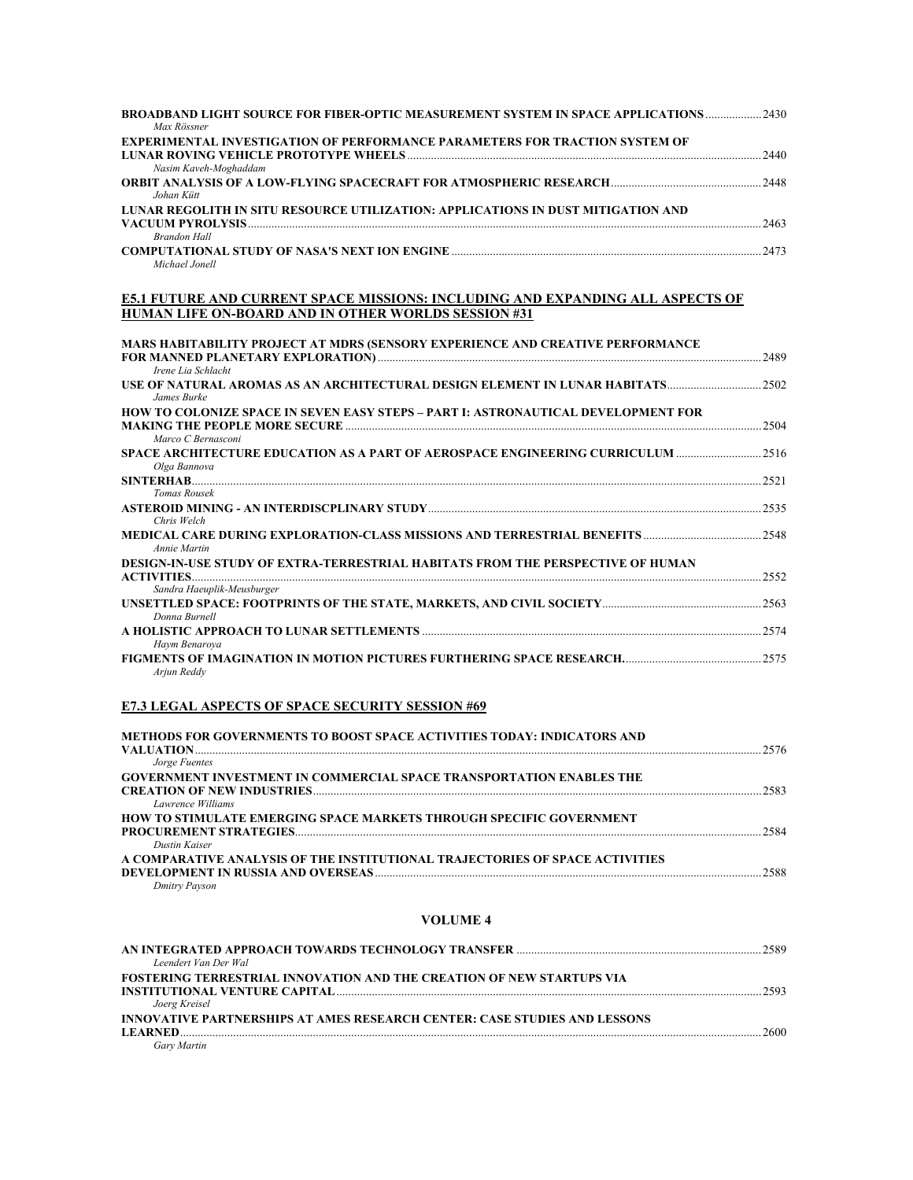**BROADBAND LIGHT SOURCE FOR FIBER-OPTIC MEASUREMENT SYSTEM IN SPACE APPLICATIONS** ..... 2430
*Max Rössner*

**EXPERIMENTAL INVESTIGATION OF PERFORMANCE PARAMETERS FOR TRACTION SYSTEM OF LUNAR ROVING VEHICLE PROTOTYPE WHEELS** ..... 2440
*Nasim Kaveh-Moghaddam*

**ORBIT ANALYSIS OF A LOW-FLYING SPACECRAFT FOR ATMOSPHERIC RESEARCH** ..... 2448
*Johan Kütt*

**LUNAR REGOLITH IN SITU RESOURCE UTILIZATION: APPLICATIONS IN DUST MITIGATION AND VACUUM PYROLYSIS** ..... 2463
*Brandon Hall*

**COMPUTATIONAL STUDY OF NASA'S NEXT ION ENGINE** ..... 2473
*Michael Jonell*

## E5.1 FUTURE AND CURRENT SPACE MISSIONS: INCLUDING AND EXPANDING ALL ASPECTS OF HUMAN LIFE ON-BOARD AND IN OTHER WORLDS SESSION #31

**MARS HABITABILITY PROJECT AT MDRS (SENSORY EXPERIENCE AND CREATIVE PERFORMANCE FOR MANNED PLANETARY EXPLORATION)** ..... 2489
*Irene Lia Schlacht*

**USE OF NATURAL AROMAS AS AN ARCHITECTURAL DESIGN ELEMENT IN LUNAR HABITATS** ..... 2502
*James Burke*

**HOW TO COLONIZE SPACE IN SEVEN EASY STEPS – PART I: ASTRONAUTICAL DEVELOPMENT FOR MAKING THE PEOPLE MORE SECURE** ..... 2504
*Marco C Bernasconi*

**SPACE ARCHITECTURE EDUCATION AS A PART OF AEROSPACE ENGINEERING CURRICULUM** ..... 2516
*Olga Bannova*

**SINTERHAB** ..... 2521
*Tomas Rousek*

**ASTEROID MINING - AN INTERDISCPLINARY STUDY** ..... 2535
*Chris Welch*

**MEDICAL CARE DURING EXPLORATION-CLASS MISSIONS AND TERRESTRIAL BENEFITS** ..... 2548
*Annie Martin*

**DESIGN-IN-USE STUDY OF EXTRA-TERRESTRIAL HABITATS FROM THE PERSPECTIVE OF HUMAN ACTIVITIES** ..... 2552
*Sandra Haeuplik-Meusburger*

**UNSETTLED SPACE: FOOTPRINTS OF THE STATE, MARKETS, AND CIVIL SOCIETY** ..... 2563
*Donna Burnell*

**A HOLISTIC APPROACH TO LUNAR SETTLEMENTS** ..... 2574
*Haym Benaroya*

**FIGMENTS OF IMAGINATION IN MOTION PICTURES FURTHERING SPACE RESEARCH.** ..... 2575
*Arjun Reddy*

## E7.3 LEGAL ASPECTS OF SPACE SECURITY SESSION #69

**METHODS FOR GOVERNMENTS TO BOOST SPACE ACTIVITIES TODAY: INDICATORS AND VALUATION** ..... 2576
*Jorge Fuentes*

**GOVERNMENT INVESTMENT IN COMMERCIAL SPACE TRANSPORTATION ENABLES THE CREATION OF NEW INDUSTRIES** ..... 2583
*Lawrence Williams*

**HOW TO STIMULATE EMERGING SPACE MARKETS THROUGH SPECIFIC GOVERNMENT PROCUREMENT STRATEGIES** ..... 2584
*Dustin Kaiser*

**A COMPARATIVE ANALYSIS OF THE INSTITUTIONAL TRAJECTORIES OF SPACE ACTIVITIES DEVELOPMENT IN RUSSIA AND OVERSEAS** ..... 2588
*Dmitry Payson*

## VOLUME 4

**AN INTEGRATED APPROACH TOWARDS TECHNOLOGY TRANSFER** ..... 2589
*Leendert Van Der Wal*

**FOSTERING TERRESTRIAL INNOVATION AND THE CREATION OF NEW STARTUPS VIA INSTITUTIONAL VENTURE CAPITAL** ..... 2593
*Joerg Kreisel*

**INNOVATIVE PARTNERSHIPS AT AMES RESEARCH CENTER: CASE STUDIES AND LESSONS LEARNED** ..... 2600
*Gary Martin*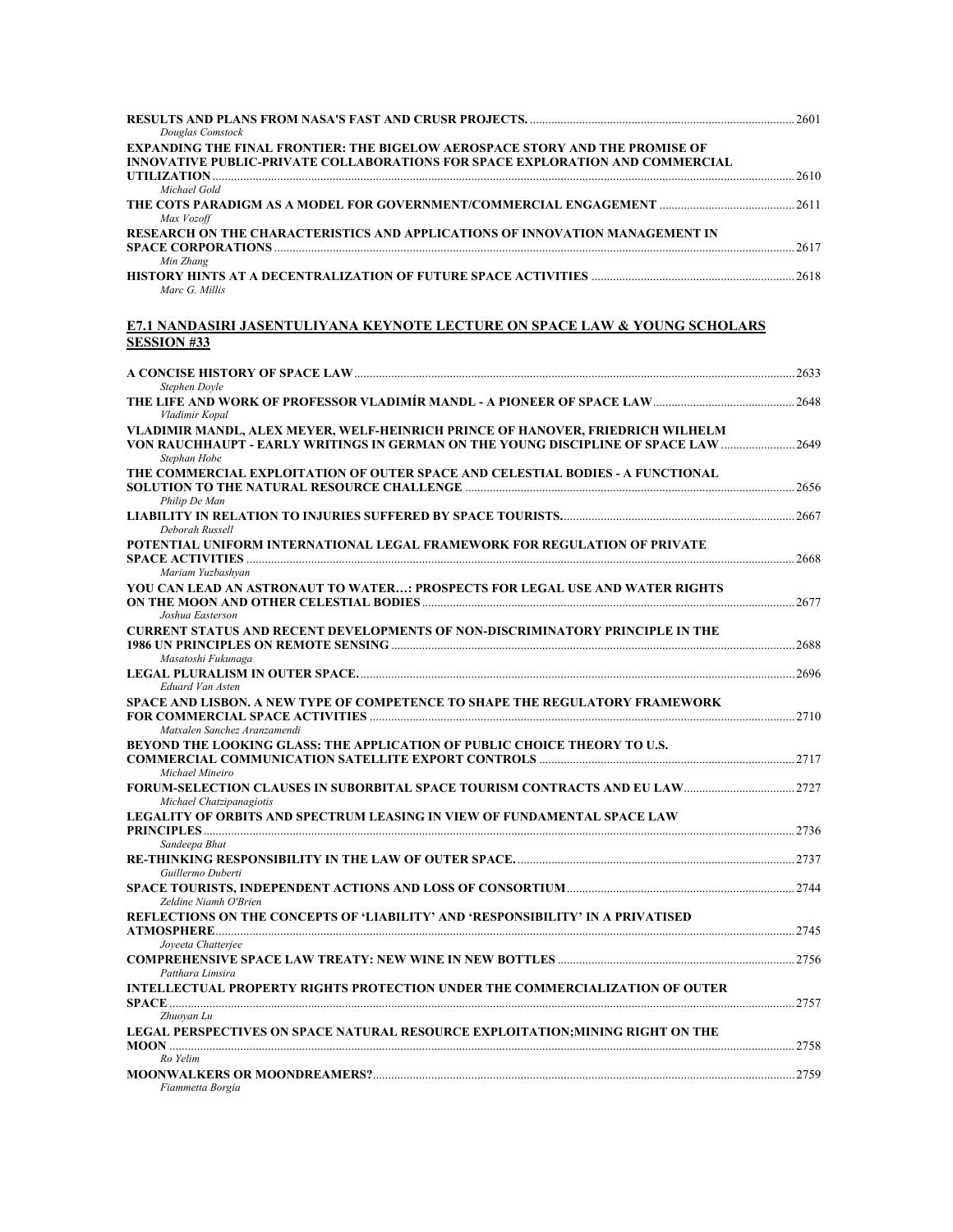**RESULTS AND PLANS FROM NASA'S FAST AND CRUSR PROJECTS.** ............ 2601
*Douglas Comstock*

**EXPANDING THE FINAL FRONTIER: THE BIGELOW AEROSPACE STORY AND THE PROMISE OF INNOVATIVE PUBLIC-PRIVATE COLLABORATIONS FOR SPACE EXPLORATION AND COMMERCIAL UTILIZATION** ............ 2610
*Michael Gold*

**THE COTS PARADIGM AS A MODEL FOR GOVERNMENT/COMMERCIAL ENGAGEMENT** ............ 2611
*Max Vozoff*

**RESEARCH ON THE CHARACTERISTICS AND APPLICATIONS OF INNOVATION MANAGEMENT IN SPACE CORPORATIONS** ............ 2617
*Min Zhang*

**HISTORY HINTS AT A DECENTRALIZATION OF FUTURE SPACE ACTIVITIES** ............ 2618
*Marc G. Millis*

## E7.1 NANDASIRI JASENTULIYANA KEYNOTE LECTURE ON SPACE LAW & YOUNG SCHOLARS SESSION #33

**A CONCISE HISTORY OF SPACE LAW** ............ 2633
*Stephen Doyle*

**THE LIFE AND WORK OF PROFESSOR VLADIMÍR MANDL - A PIONEER OF SPACE LAW** ............ 2648
*Vladimir Kopal*

**VLADIMIR MANDL, ALEX MEYER, WELF-HEINRICH PRINCE OF HANOVER, FRIEDRICH WILHELM VON RAUCHHAUPT - EARLY WRITINGS IN GERMAN ON THE YOUNG DISCIPLINE OF SPACE LAW** ............ 2649
*Stephan Hobe*

**THE COMMERCIAL EXPLOITATION OF OUTER SPACE AND CELESTIAL BODIES - A FUNCTIONAL SOLUTION TO THE NATURAL RESOURCE CHALLENGE** ............ 2656
*Philip De Man*

**LIABILITY IN RELATION TO INJURIES SUFFERED BY SPACE TOURISTS.** ............ 2667
*Deborah Russell*

**POTENTIAL UNIFORM INTERNATIONAL LEGAL FRAMEWORK FOR REGULATION OF PRIVATE SPACE ACTIVITIES** ............ 2668
*Mariam Yuzbashyan*

**YOU CAN LEAD AN ASTRONAUT TO WATER…: PROSPECTS FOR LEGAL USE AND WATER RIGHTS ON THE MOON AND OTHER CELESTIAL BODIES** ............ 2677
*Joshua Easterson*

**CURRENT STATUS AND RECENT DEVELOPMENTS OF NON-DISCRIMINATORY PRINCIPLE IN THE 1986 UN PRINCIPLES ON REMOTE SENSING** ............ 2688
*Masatoshi Fukunaga*

**LEGAL PLURALISM IN OUTER SPACE.** ............ 2696
*Eduard Van Asten*

**SPACE AND LISBON. A NEW TYPE OF COMPETENCE TO SHAPE THE REGULATORY FRAMEWORK FOR COMMERCIAL SPACE ACTIVITIES** ............ 2710
*Matxalen Sanchez Aranzamendi*

**BEYOND THE LOOKING GLASS: THE APPLICATION OF PUBLIC CHOICE THEORY TO U.S. COMMERCIAL COMMUNICATION SATELLITE EXPORT CONTROLS** ............ 2717
*Michael Mineiro*

**FORUM-SELECTION CLAUSES IN SUBORBITAL SPACE TOURISM CONTRACTS AND EU LAW** ............ 2727
*Michael Chatzipanagiotis*

**LEGALITY OF ORBITS AND SPECTRUM LEASING IN VIEW OF FUNDAMENTAL SPACE LAW PRINCIPLES** ............ 2736
*Sandeepa Bhat*

**RE-THINKING RESPONSIBILITY IN THE LAW OF OUTER SPACE.** ............ 2737
*Guillermo Duberti*

**SPACE TOURISTS, INDEPENDENT ACTIONS AND LOSS OF CONSORTIUM** ............ 2744
*Zeldine Niamh O'Brien*

**REFLECTIONS ON THE CONCEPTS OF 'LIABILITY' AND 'RESPONSIBILITY' IN A PRIVATISED ATMOSPHERE** ............ 2745
*Joyeeta Chatterjee*

**COMPREHENSIVE SPACE LAW TREATY: NEW WINE IN NEW BOTTLES** ............ 2756
*Patthara Limsira*

**INTELLECTUAL PROPERTY RIGHTS PROTECTION UNDER THE COMMERCIALIZATION OF OUTER SPACE** ............ 2757
*Zhuoyan Lu*

**LEGAL PERSPECTIVES ON SPACE NATURAL RESOURCE EXPLOITATION;MINING RIGHT ON THE MOON** ............ 2758
*Ro Yelim*

**MOONWALKERS OR MOONDREAMERS?** ............ 2759
*Fiammetta Borgia*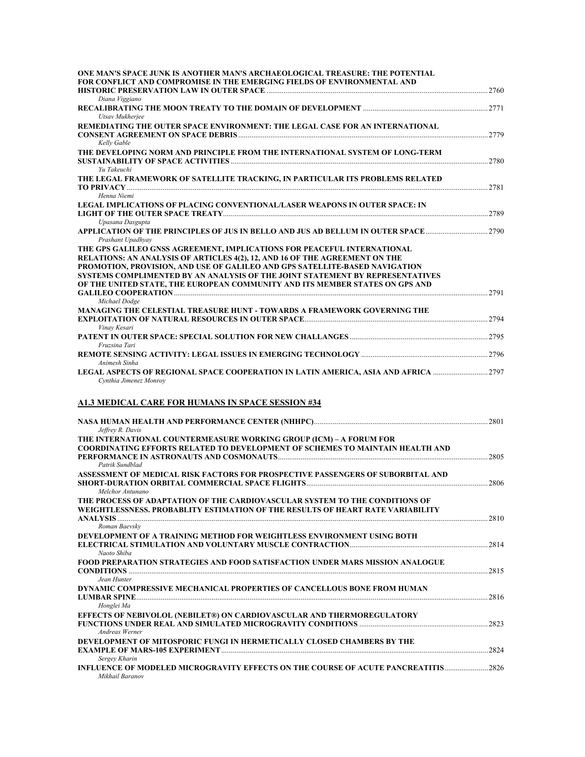**ONE MAN'S SPACE JUNK IS ANOTHER MAN'S ARCHAEOLOGICAL TREASURE: THE POTENTIAL FOR CONFLICT AND COMPROMISE IN THE EMERGING FIELDS OF ENVIRONMENTAL AND HISTORIC PRESERVATION LAW IN OUTER SPACE** ........ 2760
*Diana Viggiano*

**RECALIBRATING THE MOON TREATY TO THE DOMAIN OF DEVELOPMENT** ........ 2771
*Utsav Mukherjee*

**REMEDIATING THE OUTER SPACE ENVIRONMENT: THE LEGAL CASE FOR AN INTERNATIONAL CONSENT AGREEMENT ON SPACE DEBRIS** ........ 2779
*Kelly Gable*

**THE DEVELOPING NORM AND PRINCIPLE FROM THE INTERNATIONAL SYSTEM OF LONG-TERM SUSTAINABILITY OF SPACE ACTIVITIES** ........ 2780
*Yu Takeuchi*

**THE LEGAL FRAMEWORK OF SATELLITE TRACKING, IN PARTICULAR ITS PROBLEMS RELATED TO PRIVACY** ........ 2781
*Henna Niemi*

**LEGAL IMPLICATIONS OF PLACING CONVENTIONAL/LASER WEAPONS IN OUTER SPACE: IN LIGHT OF THE OUTER SPACE TREATY** ........ 2789
*Upasana Dasgupta*

**APPLICATION OF THE PRINCIPLES OF JUS IN BELLO AND JUS AD BELLUM IN OUTER SPACE** ........ 2790
*Prashant Upadhyay*

**THE GPS GALILEO GNSS AGREEMENT, IMPLICATIONS FOR PEACEFUL INTERNATIONAL RELATIONS: AN ANALYSIS OF ARTICLES 4(2), 12, AND 16 OF THE AGREEMENT ON THE PROMOTION, PROVISION, AND USE OF GALILEO AND GPS SATELLITE-BASED NAVIGATION SYSTEMS COMPLIMENTED BY AN ANALYSIS OF THE JOINT STATEMENT BY REPRESENTATIVES OF THE UNITED STATE, THE EUROPEAN COMMUNITY AND ITS MEMBER STATES ON GPS AND GALILEO COOPERATION** ........ 2791
*Michael Dodge*

**MANAGING THE CELESTIAL TREASURE HUNT - TOWARDS A FRAMEWORK GOVERNING THE EXPLOITATION OF NATURAL RESOURCES IN OUTER SPACE** ........ 2794
*Vinay Kesari*

**PATENT IN OUTER SPACE: SPECIAL SOLUTION FOR NEW CHALLANGES** ........ 2795
*Fruzsina Tari*

**REMOTE SENSING ACTIVITY: LEGAL ISSUES IN EMERGING TECHNOLOGY** ........ 2796
*Animesh Sinha*

**LEGAL ASPECTS OF REGIONAL SPACE COOPERATION IN LATIN AMERICA, ASIA AND AFRICA** ........ 2797
*Cynthia Jimenez Monroy*

## A1.3 MEDICAL CARE FOR HUMANS IN SPACE SESSION #34

**NASA HUMAN HEALTH AND PERFORMANCE CENTER (NHHPC)** ........ 2801
*Jeffrey R. Davis*

**THE INTERNATIONAL COUNTERMEASURE WORKING GROUP (ICM) – A FORUM FOR COORDINATING EFFORTS RELATED TO DEVELOPMENT OF SCHEMES TO MAINTAIN HEALTH AND PERFORMANCE IN ASTRONAUTS AND COSMONAUTS** ........ 2805
*Patrik Sundblad*

**ASSESSMENT OF MEDICAL RISK FACTORS FOR PROSPECTIVE PASSENGERS OF SUBORBITAL AND SHORT-DURATION ORBITAL COMMERCIAL SPACE FLIGHTS** ........ 2806
*Melchor Antunano*

**THE PROCESS OF ADAPTATION OF THE CARDIOVASCULAR SYSTEM TO THE CONDITIONS OF WEIGHTLESSNESS. PROBABLITY ESTIMATION OF THE RESULTS OF HEART RATE VARIABILITY ANALYSIS** ........ 2810
*Roman Baevsky*

**DEVELOPMENT OF A TRAINING METHOD FOR WEIGHTLESS ENVIRONMENT USING BOTH ELECTRICAL STIMULATION AND VOLUNTARY MUSCLE CONTRACTION** ........ 2814
*Naoto Shiba*

**FOOD PREPARATION STRATEGIES AND FOOD SATISFACTION UNDER MARS MISSION ANALOGUE CONDITIONS** ........ 2815
*Jean Hunter*

**DYNAMIC COMPRESSIVE MECHANICAL PROPERTIES OF CANCELLOUS BONE FROM HUMAN LUMBAR SPINE** ........ 2816
*Honglei Ma*

**EFFECTS OF NEBIVOLOL (NEBILET®) ON CARDIOVASCULAR AND THERMOREGULATORY FUNCTIONS UNDER REAL AND SIMULATED MICROGRAVITY CONDITIONS** ........ 2823
*Andreas Werner*

**DEVELOPMENT OF MITOSPORIC FUNGI IN HERMETICALLY CLOSED CHAMBERS BY THE EXAMPLE OF MARS-105 EXPERIMENT** ........ 2824
*Sergey Kharin*

**INFLUENCE OF MODELED MICROGRAVITY EFFECTS ON THE COURSE OF ACUTE PANCREATITIS** ........ 2826
*Mikhail Baranov*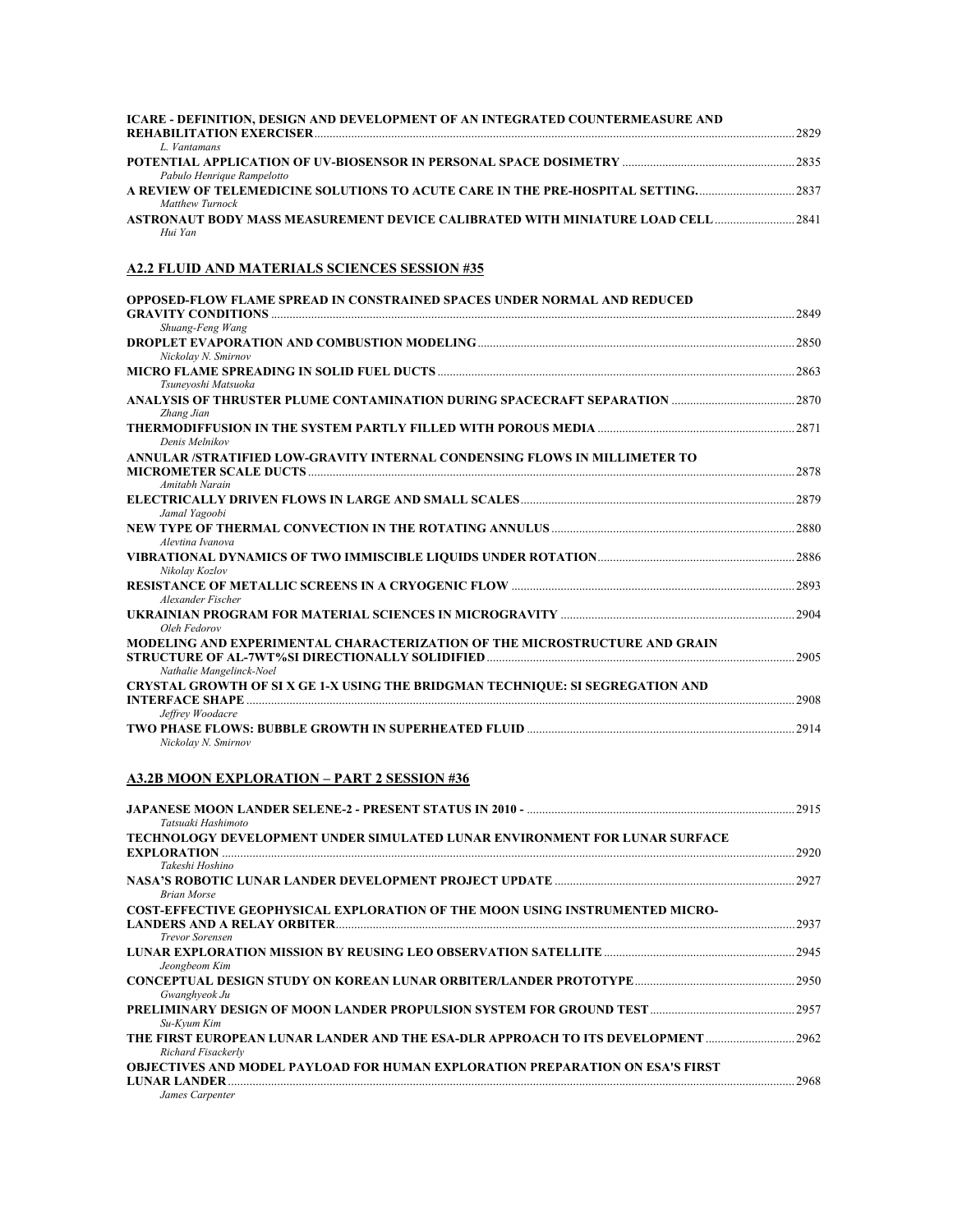**ICARE - DEFINITION, DESIGN AND DEVELOPMENT OF AN INTEGRATED COUNTERMEASURE AND REHABILITATION EXERCISER** .......... 2829
*L. Vantamans*

**POTENTIAL APPLICATION OF UV-BIOSENSOR IN PERSONAL SPACE DOSIMETRY** .......... 2835
*Pabulo Henrique Rampelotto*

**A REVIEW OF TELEMEDICINE SOLUTIONS TO ACUTE CARE IN THE PRE-HOSPITAL SETTING.** .......... 2837
*Matthew Turnock*

**ASTRONAUT BODY MASS MEASUREMENT DEVICE CALIBRATED WITH MINIATURE LOAD CELL** .......... 2841
*Hui Yan*

## A2.2 FLUID AND MATERIALS SCIENCES SESSION #35

**OPPOSED-FLOW FLAME SPREAD IN CONSTRAINED SPACES UNDER NORMAL AND REDUCED GRAVITY CONDITIONS** .......... 2849
*Shuang-Feng Wang*

**DROPLET EVAPORATION AND COMBUSTION MODELING** .......... 2850
*Nickolay N. Smirnov*

**MICRO FLAME SPREADING IN SOLID FUEL DUCTS** .......... 2863
*Tsuneyoshi Matsuoka*

**ANALYSIS OF THRUSTER PLUME CONTAMINATION DURING SPACECRAFT SEPARATION** .......... 2870
*Zhang Jian*

**THERMODIFFUSION IN THE SYSTEM PARTLY FILLED WITH POROUS MEDIA** .......... 2871
*Denis Melnikov*

**ANNULAR /STRATIFIED LOW-GRAVITY INTERNAL CONDENSING FLOWS IN MILLIMETER TO MICROMETER SCALE DUCTS** .......... 2878
*Amitabh Narain*

**ELECTRICALLY DRIVEN FLOWS IN LARGE AND SMALL SCALES** .......... 2879
*Jamal Yagoobi*

**NEW TYPE OF THERMAL CONVECTION IN THE ROTATING ANNULUS** .......... 2880
*Alevtina Ivanova*

**VIBRATIONAL DYNAMICS OF TWO IMMISCIBLE LIQUIDS UNDER ROTATION** .......... 2886
*Nikolay Kozlov*

**RESISTANCE OF METALLIC SCREENS IN A CRYOGENIC FLOW** .......... 2893
*Alexander Fischer*

**UKRAINIAN PROGRAM FOR MATERIAL SCIENCES IN MICROGRAVITY** .......... 2904
*Oleh Fedorov*

**MODELING AND EXPERIMENTAL CHARACTERIZATION OF THE MICROSTRUCTURE AND GRAIN STRUCTURE OF AL-7WT%SI DIRECTIONALLY SOLIDIFIED** .......... 2905
*Nathalie Mangelinck-Noel*

**CRYSTAL GROWTH OF SI X GE 1-X USING THE BRIDGMAN TECHNIQUE: SI SEGREGATION AND INTERFACE SHAPE** .......... 2908
*Jeffrey Woodacre*

**TWO PHASE FLOWS: BUBBLE GROWTH IN SUPERHEATED FLUID** .......... 2914
*Nickolay N. Smirnov*

## A3.2B MOON EXPLORATION – PART 2 SESSION #36

**JAPANESE MOON LANDER SELENE-2 - PRESENT STATUS IN 2010 -** .......... 2915
*Tatsuaki Hashimoto*

**TECHNOLOGY DEVELOPMENT UNDER SIMULATED LUNAR ENVIRONMENT FOR LUNAR SURFACE EXPLORATION** .......... 2920
*Takeshi Hoshino*

**NASA'S ROBOTIC LUNAR LANDER DEVELOPMENT PROJECT UPDATE** .......... 2927
*Brian Morse*

**COST-EFFECTIVE GEOPHYSICAL EXPLORATION OF THE MOON USING INSTRUMENTED MICRO-LANDERS AND A RELAY ORBITER** .......... 2937
*Trevor Sorensen*

**LUNAR EXPLORATION MISSION BY REUSING LEO OBSERVATION SATELLITE** .......... 2945
*Jeongbeom Kim*

**CONCEPTUAL DESIGN STUDY ON KOREAN LUNAR ORBITER/LANDER PROTOTYPE** .......... 2950
*Gwanghyeok Ju*

**PRELIMINARY DESIGN OF MOON LANDER PROPULSION SYSTEM FOR GROUND TEST** .......... 2957
*Su-Kyum Kim*

**THE FIRST EUROPEAN LUNAR LANDER AND THE ESA-DLR APPROACH TO ITS DEVELOPMENT** .......... 2962
*Richard Fisackerly*

**OBJECTIVES AND MODEL PAYLOAD FOR HUMAN EXPLORATION PREPARATION ON ESA'S FIRST LUNAR LANDER** .......... 2968
*James Carpenter*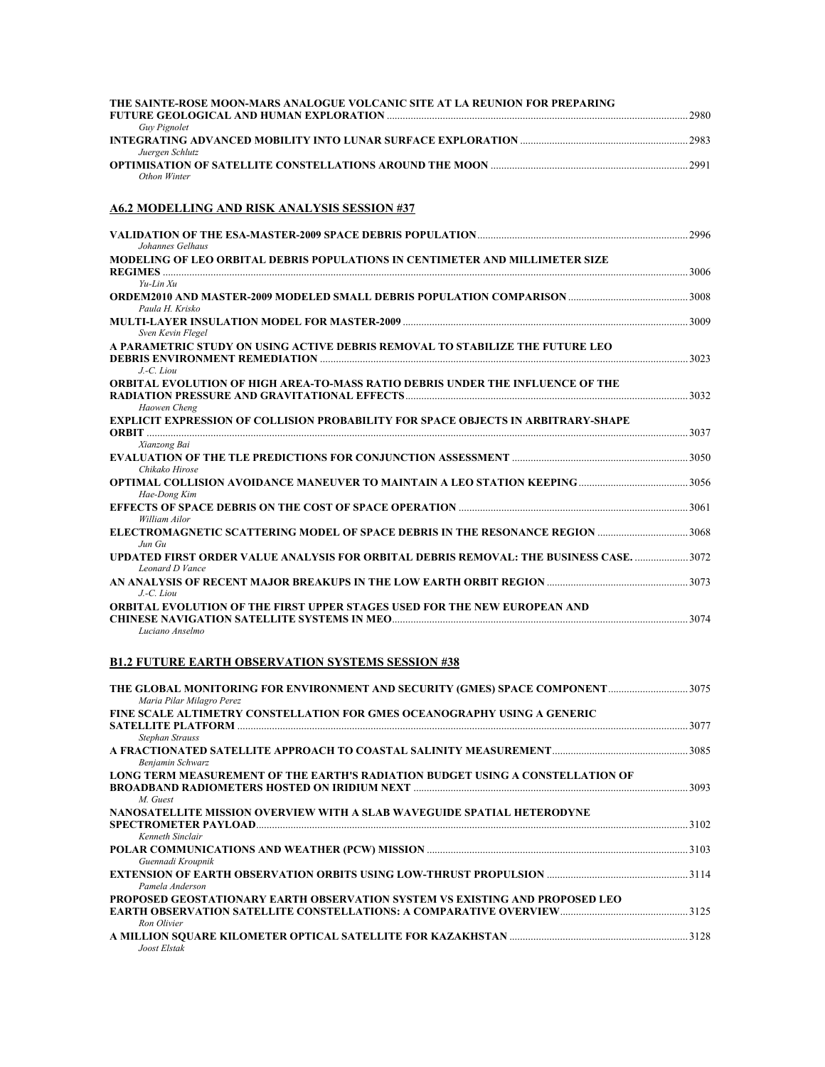**THE SAINTE-ROSE MOON-MARS ANALOGUE VOLCANIC SITE AT LA REUNION FOR PREPARING FUTURE GEOLOGICAL AND HUMAN EXPLORATION** ..... 2980
*Guy Pignolet*

**INTEGRATING ADVANCED MOBILITY INTO LUNAR SURFACE EXPLORATION** ..... 2983
*Juergen Schlutz*

**OPTIMISATION OF SATELLITE CONSTELLATIONS AROUND THE MOON** ..... 2991
*Othon Winter*

## A6.2 MODELLING AND RISK ANALYSIS SESSION #37

**VALIDATION OF THE ESA-MASTER-2009 SPACE DEBRIS POPULATION** ..... 2996
*Johannes Gelhaus*

**MODELING OF LEO ORBITAL DEBRIS POPULATIONS IN CENTIMETER AND MILLIMETER SIZE REGIMES** ..... 3006
*Yu-Lin Xu*

**ORDEM2010 AND MASTER-2009 MODELED SMALL DEBRIS POPULATION COMPARISON** ..... 3008
*Paula H. Krisko*

**MULTI-LAYER INSULATION MODEL FOR MASTER-2009** ..... 3009
*Sven Kevin Flegel*

**A PARAMETRIC STUDY ON USING ACTIVE DEBRIS REMOVAL TO STABILIZE THE FUTURE LEO DEBRIS ENVIRONMENT REMEDIATION** ..... 3023
*J.-C. Liou*

**ORBITAL EVOLUTION OF HIGH AREA-TO-MASS RATIO DEBRIS UNDER THE INFLUENCE OF THE RADIATION PRESSURE AND GRAVITATIONAL EFFECTS** ..... 3032
*Haowen Cheng*

**EXPLICIT EXPRESSION OF COLLISION PROBABILITY FOR SPACE OBJECTS IN ARBITRARY-SHAPE ORBIT** ..... 3037
*Xianzong Bai*

**EVALUATION OF THE TLE PREDICTIONS FOR CONJUNCTION ASSESSMENT** ..... 3050
*Chikako Hirose*

**OPTIMAL COLLISION AVOIDANCE MANEUVER TO MAINTAIN A LEO STATION KEEPING** ..... 3056
*Hae-Dong Kim*

**EFFECTS OF SPACE DEBRIS ON THE COST OF SPACE OPERATION** ..... 3061
*William Ailor*

**ELECTROMAGNETIC SCATTERING MODEL OF SPACE DEBRIS IN THE RESONANCE REGION** ..... 3068
*Jun Gu*

**UPDATED FIRST ORDER VALUE ANALYSIS FOR ORBITAL DEBRIS REMOVAL: THE BUSINESS CASE.** ..... 3072
*Leonard D Vance*

**AN ANALYSIS OF RECENT MAJOR BREAKUPS IN THE LOW EARTH ORBIT REGION** ..... 3073
*J.-C. Liou*

**ORBITAL EVOLUTION OF THE FIRST UPPER STAGES USED FOR THE NEW EUROPEAN AND CHINESE NAVIGATION SATELLITE SYSTEMS IN MEO** ..... 3074
*Luciano Anselmo*

## B1.2 FUTURE EARTH OBSERVATION SYSTEMS SESSION #38

**THE GLOBAL MONITORING FOR ENVIRONMENT AND SECURITY (GMES) SPACE COMPONENT** ..... 3075
*Maria Pilar Milagro Perez*

**FINE SCALE ALTIMETRY CONSTELLATION FOR GMES OCEANOGRAPHY USING A GENERIC SATELLITE PLATFORM** ..... 3077
*Stephan Strauss*

**A FRACTIONATED SATELLITE APPROACH TO COASTAL SALINITY MEASUREMENT** ..... 3085
*Benjamin Schwarz*

**LONG TERM MEASUREMENT OF THE EARTH'S RADIATION BUDGET USING A CONSTELLATION OF BROADBAND RADIOMETERS HOSTED ON IRIDIUM NEXT** ..... 3093
*M. Guest*

**NANOSATELLITE MISSION OVERVIEW WITH A SLAB WAVEGUIDE SPATIAL HETERODYNE SPECTROMETER PAYLOAD** ..... 3102
*Kenneth Sinclair*

**POLAR COMMUNICATIONS AND WEATHER (PCW) MISSION** ..... 3103
*Guennadi Kroupnik*

**EXTENSION OF EARTH OBSERVATION ORBITS USING LOW-THRUST PROPULSION** ..... 3114
*Pamela Anderson*

**PROPOSED GEOSTATIONARY EARTH OBSERVATION SYSTEM VS EXISTING AND PROPOSED LEO EARTH OBSERVATION SATELLITE CONSTELLATIONS: A COMPARATIVE OVERVIEW** ..... 3125
*Ron Olivier*

**A MILLION SQUARE KILOMETER OPTICAL SATELLITE FOR KAZAKHSTAN** ..... 3128
*Joost Elstak*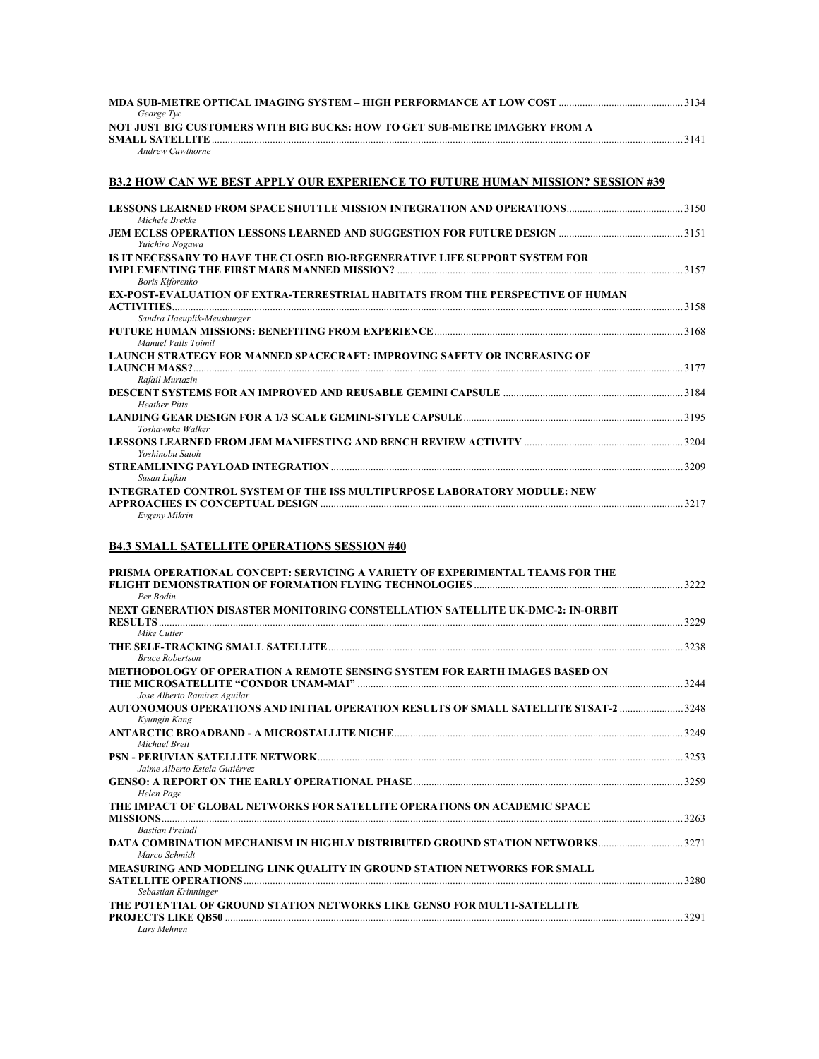**MDA SUB-METRE OPTICAL IMAGING SYSTEM – HIGH PERFORMANCE AT LOW COST** ............................................... 3134
*George Tyc*

**NOT JUST BIG CUSTOMERS WITH BIG BUCKS: HOW TO GET SUB-METRE IMAGERY FROM A SMALL SATELLITE** ............................................... 3141
*Andrew Cawthorne*

## B3.2 HOW CAN WE BEST APPLY OUR EXPERIENCE TO FUTURE HUMAN MISSION? SESSION #39

**LESSONS LEARNED FROM SPACE SHUTTLE MISSION INTEGRATION AND OPERATIONS** ............................................... 3150
*Michele Brekke*

**JEM ECLSS OPERATION LESSONS LEARNED AND SUGGESTION FOR FUTURE DESIGN** ............................................... 3151
*Yuichiro Nogawa*

**IS IT NECESSARY TO HAVE THE CLOSED BIO-REGENERATIVE LIFE SUPPORT SYSTEM FOR IMPLEMENTING THE FIRST MARS MANNED MISSION?** ............................................... 3157
*Boris Kiforenko*

**EX-POST-EVALUATION OF EXTRA-TERRESTRIAL HABITATS FROM THE PERSPECTIVE OF HUMAN ACTIVITIES** ............................................... 3158
*Sandra Haeuplik-Meusburger*

**FUTURE HUMAN MISSIONS: BENEFITING FROM EXPERIENCE** ............................................... 3168
*Manuel Valls Toimil*

**LAUNCH STRATEGY FOR MANNED SPACECRAFT: IMPROVING SAFETY OR INCREASING OF LAUNCH MASS?** ............................................... 3177
*Rafail Murtazin*

**DESCENT SYSTEMS FOR AN IMPROVED AND REUSABLE GEMINI CAPSULE** ............................................... 3184
*Heather Pitts*

**LANDING GEAR DESIGN FOR A 1/3 SCALE GEMINI-STYLE CAPSULE** ............................................... 3195
*Toshawnka Walker*

**LESSONS LEARNED FROM JEM MANIFESTING AND BENCH REVIEW ACTIVITY** ............................................... 3204
*Yoshinobu Satoh*

**STREAMLINING PAYLOAD INTEGRATION** ............................................... 3209
*Susan Lufkin*

**INTEGRATED CONTROL SYSTEM OF THE ISS MULTIPURPOSE LABORATORY MODULE: NEW APPROACHES IN CONCEPTUAL DESIGN** ............................................... 3217
*Evgeny Mikrin*

## B4.3 SMALL SATELLITE OPERATIONS SESSION #40

**PRISMA OPERATIONAL CONCEPT: SERVICING A VARIETY OF EXPERIMENTAL TEAMS FOR THE FLIGHT DEMONSTRATION OF FORMATION FLYING TECHNOLOGIES** ............................................... 3222
*Per Bodin*

**NEXT GENERATION DISASTER MONITORING CONSTELLATION SATELLITE UK-DMC-2: IN-ORBIT RESULTS** ............................................... 3229
*Mike Cutter*

**THE SELF-TRACKING SMALL SATELLITE** ............................................... 3238
*Bruce Robertson*

**METHODOLOGY OF OPERATION A REMOTE SENSING SYSTEM FOR EARTH IMAGES BASED ON THE MICROSATELLITE "CONDOR UNAM-MAI"** ............................................... 3244
*Jose Alberto Ramirez Aguilar*

**AUTONOMOUS OPERATIONS AND INITIAL OPERATION RESULTS OF SMALL SATELLITE STSAT-2** ............................................... 3248
*Kyungin Kang*

**ANTARCTIC BROADBAND - A MICROSTALLITE NICHE** ............................................... 3249
*Michael Brett*

**PSN - PERUVIAN SATELLITE NETWORK** ............................................... 3253
*Jaime Alberto Estela Gutiérrez*

**GENSO: A REPORT ON THE EARLY OPERATIONAL PHASE** ............................................... 3259
*Helen Page*

**THE IMPACT OF GLOBAL NETWORKS FOR SATELLITE OPERATIONS ON ACADEMIC SPACE MISSIONS** ............................................... 3263
*Bastian Preindl*

**DATA COMBINATION MECHANISM IN HIGHLY DISTRIBUTED GROUND STATION NETWORKS** ............................................... 3271
*Marco Schmidt*

**MEASURING AND MODELING LINK QUALITY IN GROUND STATION NETWORKS FOR SMALL SATELLITE OPERATIONS** ............................................... 3280
*Sebastian Krinninger*

**THE POTENTIAL OF GROUND STATION NETWORKS LIKE GENSO FOR MULTI-SATELLITE PROJECTS LIKE QB50** ............................................... 3291
*Lars Mehnen*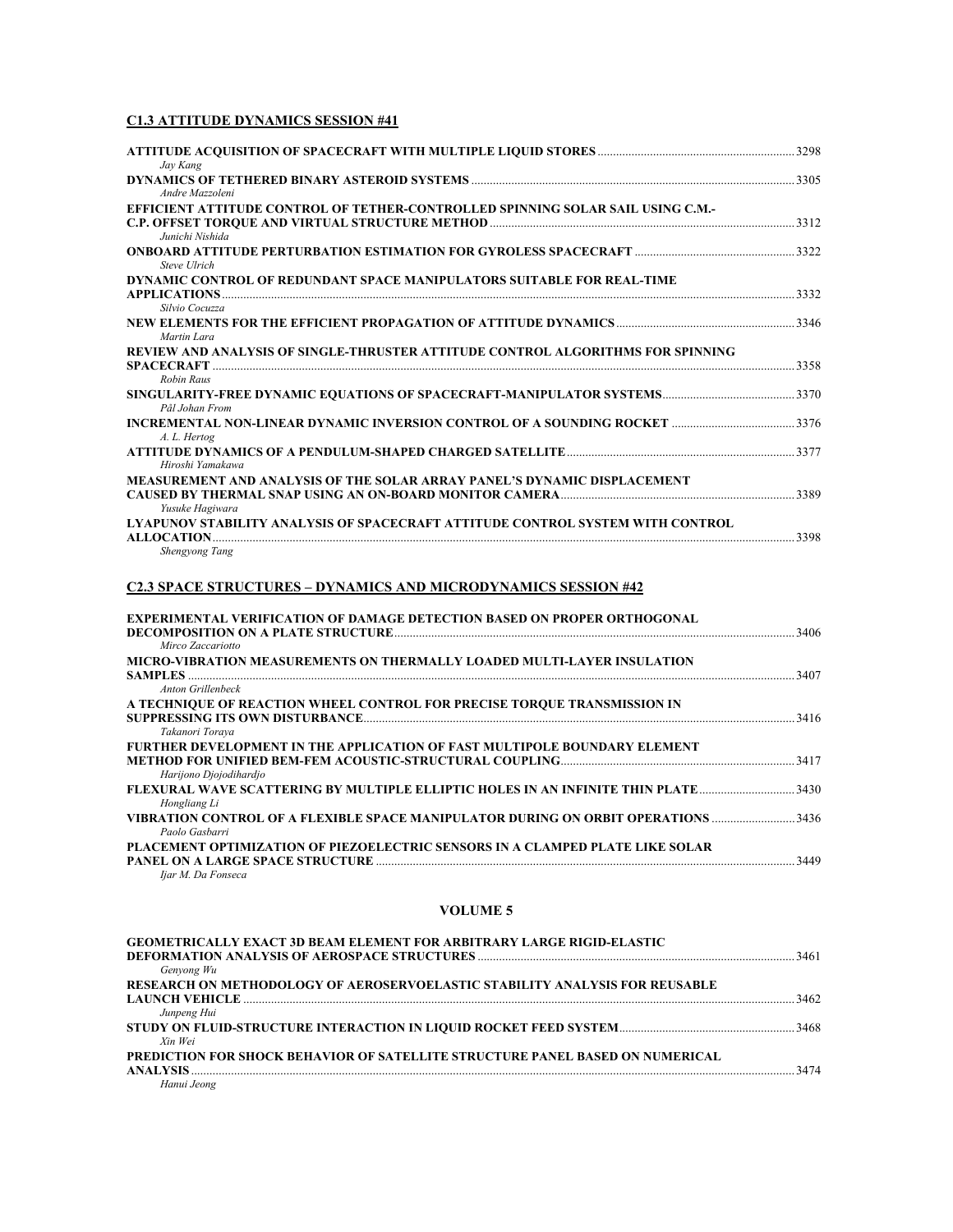## C1.3 ATTITUDE DYNAMICS SESSION #41

**ATTITUDE ACQUISITION OF SPACECRAFT WITH MULTIPLE LIQUID STORES** ... 3298
*Jay Kang*

**DYNAMICS OF TETHERED BINARY ASTEROID SYSTEMS** ... 3305
*Andre Mazzoleni*

**EFFICIENT ATTITUDE CONTROL OF TETHER-CONTROLLED SPINNING SOLAR SAIL USING C.M.-C.P. OFFSET TORQUE AND VIRTUAL STRUCTURE METHOD** ... 3312
*Junichi Nishida*

**ONBOARD ATTITUDE PERTURBATION ESTIMATION FOR GYROLESS SPACECRAFT** ... 3322
*Steve Ulrich*

**DYNAMIC CONTROL OF REDUNDANT SPACE MANIPULATORS SUITABLE FOR REAL-TIME APPLICATIONS** ... 3332
*Silvio Cocuzza*

**NEW ELEMENTS FOR THE EFFICIENT PROPAGATION OF ATTITUDE DYNAMICS** ... 3346
*Martin Lara*

**REVIEW AND ANALYSIS OF SINGLE-THRUSTER ATTITUDE CONTROL ALGORITHMS FOR SPINNING SPACECRAFT** ... 3358
*Robin Raus*

**SINGULARITY-FREE DYNAMIC EQUATIONS OF SPACECRAFT-MANIPULATOR SYSTEMS** ... 3370
*Pål Johan From*

**INCREMENTAL NON-LINEAR DYNAMIC INVERSION CONTROL OF A SOUNDING ROCKET** ... 3376
*A. L. Hertog*

**ATTITUDE DYNAMICS OF A PENDULUM-SHAPED CHARGED SATELLITE** ... 3377
*Hiroshi Yamakawa*

**MEASUREMENT AND ANALYSIS OF THE SOLAR ARRAY PANEL'S DYNAMIC DISPLACEMENT CAUSED BY THERMAL SNAP USING AN ON-BOARD MONITOR CAMERA** ... 3389
*Yusuke Hagiwara*

**LYAPUNOV STABILITY ANALYSIS OF SPACECRAFT ATTITUDE CONTROL SYSTEM WITH CONTROL ALLOCATION** ... 3398
*Shengyong Tang*

## C2.3 SPACE STRUCTURES – DYNAMICS AND MICRODYNAMICS SESSION #42

**EXPERIMENTAL VERIFICATION OF DAMAGE DETECTION BASED ON PROPER ORTHOGONAL DECOMPOSITION ON A PLATE STRUCTURE** ... 3406
*Mirco Zaccariotto*

**MICRO-VIBRATION MEASUREMENTS ON THERMALLY LOADED MULTI-LAYER INSULATION SAMPLES** ... 3407
*Anton Grillenbeck*

**A TECHNIQUE OF REACTION WHEEL CONTROL FOR PRECISE TORQUE TRANSMISSION IN SUPPRESSING ITS OWN DISTURBANCE** ... 3416
*Takanori Toraya*

**FURTHER DEVELOPMENT IN THE APPLICATION OF FAST MULTIPOLE BOUNDARY ELEMENT METHOD FOR UNIFIED BEM-FEM ACOUSTIC-STRUCTURAL COUPLING** ... 3417
*Harijono Djojodihardjo*

**FLEXURAL WAVE SCATTERING BY MULTIPLE ELLIPTIC HOLES IN AN INFINITE THIN PLATE** ... 3430
*Hongliang Li*

**VIBRATION CONTROL OF A FLEXIBLE SPACE MANIPULATOR DURING ON ORBIT OPERATIONS** ... 3436
*Paolo Gasbarri*

**PLACEMENT OPTIMIZATION OF PIEZOELECTRIC SENSORS IN A CLAMPED PLATE LIKE SOLAR PANEL ON A LARGE SPACE STRUCTURE** ... 3449
*Ijar M. Da Fonseca*

## VOLUME 5

**GEOMETRICALLY EXACT 3D BEAM ELEMENT FOR ARBITRARY LARGE RIGID-ELASTIC DEFORMATION ANALYSIS OF AEROSPACE STRUCTURES** ... 3461
*Genyong Wu*

**RESEARCH ON METHODOLOGY OF AEROSERVOELASTIC STABILITY ANALYSIS FOR REUSABLE LAUNCH VEHICLE** ... 3462
*Junpeng Hui*

**STUDY ON FLUID-STRUCTURE INTERACTION IN LIQUID ROCKET FEED SYSTEM** ... 3468
*Xin Wei*

**PREDICTION FOR SHOCK BEHAVIOR OF SATELLITE STRUCTURE PANEL BASED ON NUMERICAL ANALYSIS** ... 3474
*Hanui Jeong*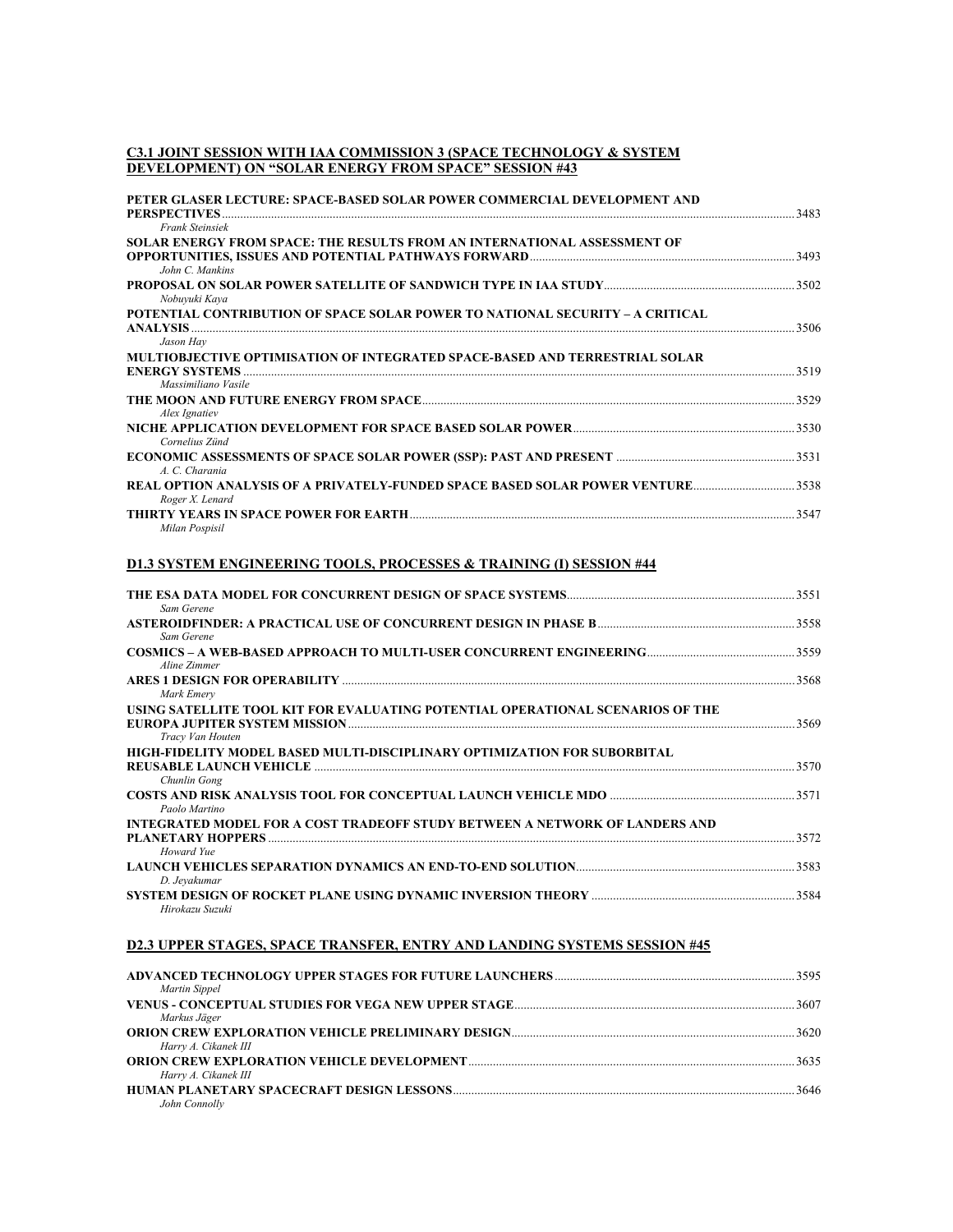## C3.1 JOINT SESSION WITH IAA COMMISSION 3 (SPACE TECHNOLOGY & SYSTEM DEVELOPMENT) ON "SOLAR ENERGY FROM SPACE" SESSION #43

**PETER GLASER LECTURE: SPACE-BASED SOLAR POWER COMMERCIAL DEVELOPMENT AND PERSPECTIVES** ........ 3483
*Frank Steinsiek*

**SOLAR ENERGY FROM SPACE: THE RESULTS FROM AN INTERNATIONAL ASSESSMENT OF OPPORTUNITIES, ISSUES AND POTENTIAL PATHWAYS FORWARD** ........ 3493
*John C. Mankins*

**PROPOSAL ON SOLAR POWER SATELLITE OF SANDWICH TYPE IN IAA STUDY** ........ 3502
*Nobuyuki Kaya*

**POTENTIAL CONTRIBUTION OF SPACE SOLAR POWER TO NATIONAL SECURITY – A CRITICAL ANALYSIS** ........ 3506
*Jason Hay*

**MULTIOBJECTIVE OPTIMISATION OF INTEGRATED SPACE-BASED AND TERRESTRIAL SOLAR ENERGY SYSTEMS** ........ 3519
*Massimiliano Vasile*

**THE MOON AND FUTURE ENERGY FROM SPACE** ........ 3529
*Alex Ignatiev*

**NICHE APPLICATION DEVELOPMENT FOR SPACE BASED SOLAR POWER** ........ 3530
*Cornelius Zünd*

**ECONOMIC ASSESSMENTS OF SPACE SOLAR POWER (SSP): PAST AND PRESENT** ........ 3531
*A. C. Charania*

**REAL OPTION ANALYSIS OF A PRIVATELY-FUNDED SPACE BASED SOLAR POWER VENTURE** ........ 3538
*Roger X. Lenard*

**THIRTY YEARS IN SPACE POWER FOR EARTH** ........ 3547
*Milan Pospisil*

## D1.3 SYSTEM ENGINEERING TOOLS, PROCESSES & TRAINING (I) SESSION #44

**THE ESA DATA MODEL FOR CONCURRENT DESIGN OF SPACE SYSTEMS** ........ 3551
*Sam Gerene*

**ASTEROIDFINDER: A PRACTICAL USE OF CONCURRENT DESIGN IN PHASE B** ........ 3558
*Sam Gerene*

**COSMICS – A WEB-BASED APPROACH TO MULTI-USER CONCURRENT ENGINEERING** ........ 3559
*Aline Zimmer*

**ARES 1 DESIGN FOR OPERABILITY** ........ 3568
*Mark Emery*

**USING SATELLITE TOOL KIT FOR EVALUATING POTENTIAL OPERATIONAL SCENARIOS OF THE EUROPA JUPITER SYSTEM MISSION** ........ 3569
*Tracy Van Houten*

**HIGH-FIDELITY MODEL BASED MULTI-DISCIPLINARY OPTIMIZATION FOR SUBORBITAL REUSABLE LAUNCH VEHICLE** ........ 3570
*Chunlin Gong*

**COSTS AND RISK ANALYSIS TOOL FOR CONCEPTUAL LAUNCH VEHICLE MDO** ........ 3571
*Paolo Martino*

**INTEGRATED MODEL FOR A COST TRADEOFF STUDY BETWEEN A NETWORK OF LANDERS AND PLANETARY HOPPERS** ........ 3572
*Howard Yue*

**LAUNCH VEHICLES SEPARATION DYNAMICS AN END-TO-END SOLUTION** ........ 3583
*D. Jeyakumar*

**SYSTEM DESIGN OF ROCKET PLANE USING DYNAMIC INVERSION THEORY** ........ 3584
*Hirokazu Suzuki*

## D2.3 UPPER STAGES, SPACE TRANSFER, ENTRY AND LANDING SYSTEMS SESSION #45

**ADVANCED TECHNOLOGY UPPER STAGES FOR FUTURE LAUNCHERS** ........ 3595
*Martin Sippel*

**VENUS - CONCEPTUAL STUDIES FOR VEGA NEW UPPER STAGE** ........ 3607
*Markus Jäger*

**ORION CREW EXPLORATION VEHICLE PRELIMINARY DESIGN** ........ 3620
*Harry A. Cikanek III*

**ORION CREW EXPLORATION VEHICLE DEVELOPMENT** ........ 3635
*Harry A. Cikanek III*

**HUMAN PLANETARY SPACECRAFT DESIGN LESSONS** ........ 3646
*John Connolly*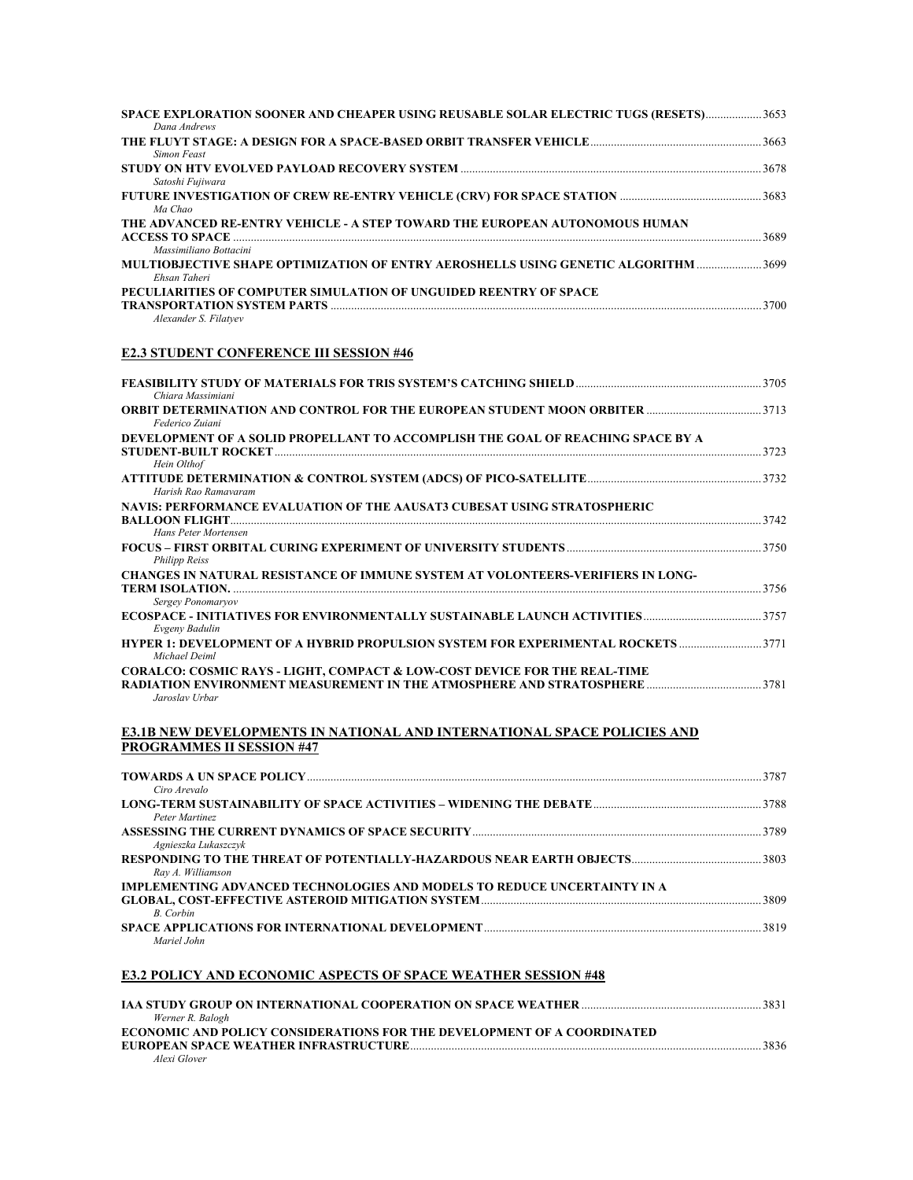**SPACE EXPLORATION SOONER AND CHEAPER USING REUSABLE SOLAR ELECTRIC TUGS (RESETS)** ..................3653
*Dana Andrews*

**THE FLUYT STAGE: A DESIGN FOR A SPACE-BASED ORBIT TRANSFER VEHICLE** ..................3663
*Simon Feast*

**STUDY ON HTV EVOLVED PAYLOAD RECOVERY SYSTEM** ..................3678
*Satoshi Fujiwara*

**FUTURE INVESTIGATION OF CREW RE-ENTRY VEHICLE (CRV) FOR SPACE STATION** ..................3683
*Ma Chao*

**THE ADVANCED RE-ENTRY VEHICLE - A STEP TOWARD THE EUROPEAN AUTONOMOUS HUMAN ACCESS TO SPACE** ..................3689
*Massimiliano Bottacini*

**MULTIOBJECTIVE SHAPE OPTIMIZATION OF ENTRY AEROSHELLS USING GENETIC ALGORITHM** ..................3699
*Ehsan Taheri*

**PECULIARITIES OF COMPUTER SIMULATION OF UNGUIDED REENTRY OF SPACE TRANSPORTATION SYSTEM PARTS** ..................3700
*Alexander S. Filatyev*

## E2.3 STUDENT CONFERENCE III SESSION #46

**FEASIBILITY STUDY OF MATERIALS FOR TRIS SYSTEM'S CATCHING SHIELD** ..................3705
*Chiara Massimiani*

**ORBIT DETERMINATION AND CONTROL FOR THE EUROPEAN STUDENT MOON ORBITER** ..................3713
*Federico Zuiani*

**DEVELOPMENT OF A SOLID PROPELLANT TO ACCOMPLISH THE GOAL OF REACHING SPACE BY A STUDENT-BUILT ROCKET** ..................3723
*Hein Olthof*

**ATTITUDE DETERMINATION & CONTROL SYSTEM (ADCS) OF PICO-SATELLITE** ..................3732
*Harish Rao Ramavaram*

**NAVIS: PERFORMANCE EVALUATION OF THE AAUSAT3 CUBESAT USING STRATOSPHERIC BALLOON FLIGHT** ..................3742
*Hans Peter Mortensen*

**FOCUS – FIRST ORBITAL CURING EXPERIMENT OF UNIVERSITY STUDENTS** ..................3750
*Philipp Reiss*

**CHANGES IN NATURAL RESISTANCE OF IMMUNE SYSTEM AT VOLONTEERS-VERIFIERS IN LONG-TERM ISOLATION.** ..................3756
*Sergey Ponomaryov*

**ECOSPACE - INITIATIVES FOR ENVIRONMENTALLY SUSTAINABLE LAUNCH ACTIVITIES** ..................3757
*Evgeny Badulin*

**HYPER 1: DEVELOPMENT OF A HYBRID PROPULSION SYSTEM FOR EXPERIMENTAL ROCKETS** ..................3771
*Michael Deiml*

**CORALCO: COSMIC RAYS - LIGHT, COMPACT & LOW-COST DEVICE FOR THE REAL-TIME RADIATION ENVIRONMENT MEASUREMENT IN THE ATMOSPHERE AND STRATOSPHERE** ..................3781
*Jaroslav Urbar*

## E3.1B NEW DEVELOPMENTS IN NATIONAL AND INTERNATIONAL SPACE POLICIES AND PROGRAMMES II SESSION #47

**TOWARDS A UN SPACE POLICY** ..................3787
*Ciro Arevalo*

**LONG-TERM SUSTAINABILITY OF SPACE ACTIVITIES – WIDENING THE DEBATE** ..................3788
*Peter Martinez*

**ASSESSING THE CURRENT DYNAMICS OF SPACE SECURITY** ..................3789
*Agnieszka Lukaszczyk*

**RESPONDING TO THE THREAT OF POTENTIALLY-HAZARDOUS NEAR EARTH OBJECTS** ..................3803
*Ray A. Williamson*

**IMPLEMENTING ADVANCED TECHNOLOGIES AND MODELS TO REDUCE UNCERTAINTY IN A GLOBAL, COST-EFFECTIVE ASTEROID MITIGATION SYSTEM** ..................3809
*B. Corbin*

**SPACE APPLICATIONS FOR INTERNATIONAL DEVELOPMENT** ..................3819
*Mariel John*

## E3.2 POLICY AND ECONOMIC ASPECTS OF SPACE WEATHER SESSION #48

**IAA STUDY GROUP ON INTERNATIONAL COOPERATION ON SPACE WEATHER** ..................3831
*Werner R. Balogh*

**ECONOMIC AND POLICY CONSIDERATIONS FOR THE DEVELOPMENT OF A COORDINATED EUROPEAN SPACE WEATHER INFRASTRUCTURE** ..................3836
*Alexi Glover*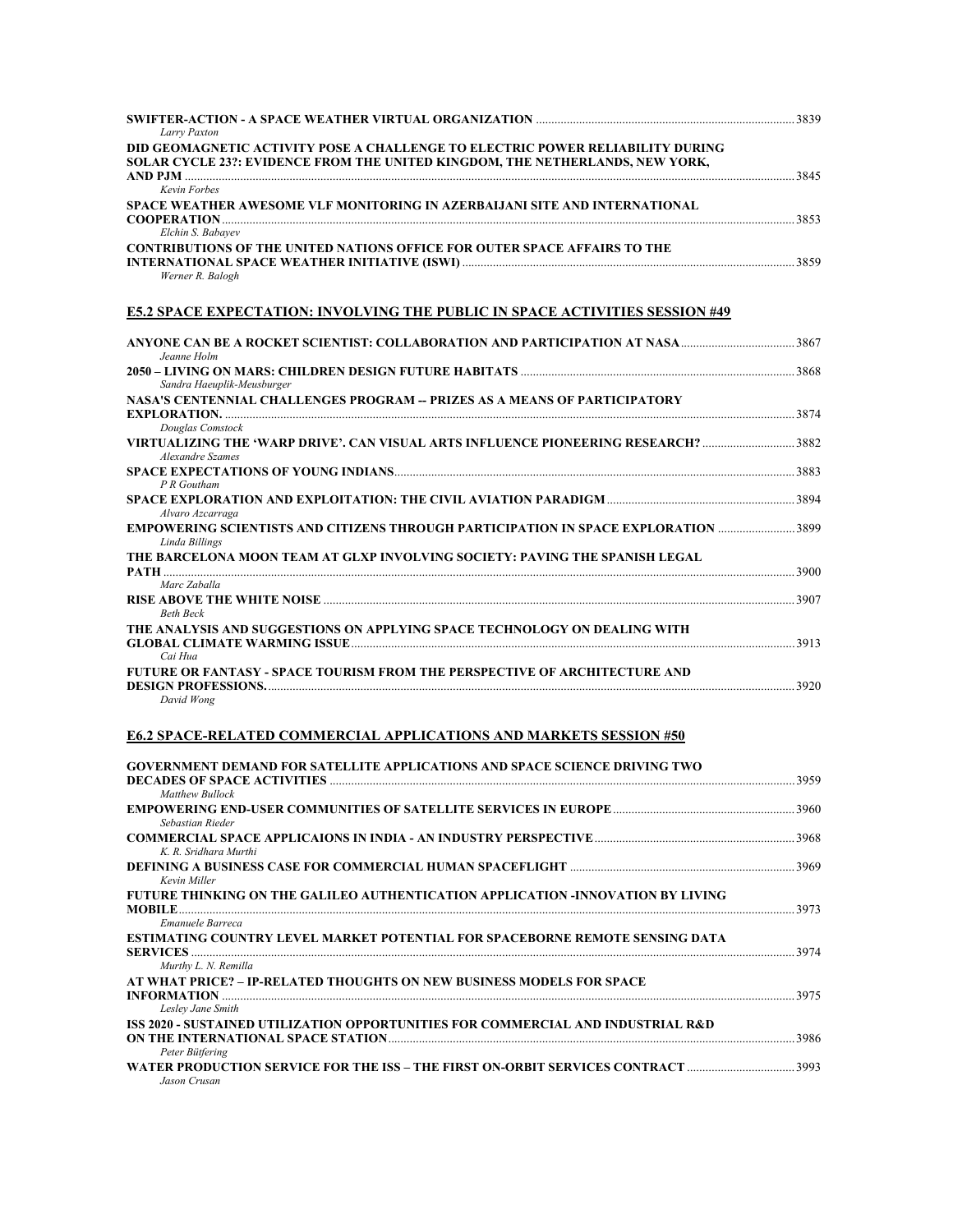**SWIFTER-ACTION - A SPACE WEATHER VIRTUAL ORGANIZATION** .................... 3839
*Larry Paxton*

**DID GEOMAGNETIC ACTIVITY POSE A CHALLENGE TO ELECTRIC POWER RELIABILITY DURING SOLAR CYCLE 23?: EVIDENCE FROM THE UNITED KINGDOM, THE NETHERLANDS, NEW YORK, AND PJM** .................... 3845
*Kevin Forbes*

**SPACE WEATHER AWESOME VLF MONITORING IN AZERBAIJANI SITE AND INTERNATIONAL COOPERATION** .................... 3853
*Elchin S. Babayev*

**CONTRIBUTIONS OF THE UNITED NATIONS OFFICE FOR OUTER SPACE AFFAIRS TO THE INTERNATIONAL SPACE WEATHER INITIATIVE (ISWI)** .................... 3859
*Werner R. Balogh*

## E5.2 SPACE EXPECTATION: INVOLVING THE PUBLIC IN SPACE ACTIVITIES SESSION #49

**ANYONE CAN BE A ROCKET SCIENTIST: COLLABORATION AND PARTICIPATION AT NASA** .................... 3867
*Jeanne Holm*

**2050 – LIVING ON MARS: CHILDREN DESIGN FUTURE HABITATS** .................... 3868
*Sandra Haeuplik-Meusburger*

**NASA'S CENTENNIAL CHALLENGES PROGRAM -- PRIZES AS A MEANS OF PARTICIPATORY EXPLORATION.** .................... 3874
*Douglas Comstock*

**VIRTUALIZING THE 'WARP DRIVE'. CAN VISUAL ARTS INFLUENCE PIONEERING RESEARCH?** .................... 3882
*Alexandre Szames*

**SPACE EXPECTATIONS OF YOUNG INDIANS** .................... 3883
*P R Goutham*

**SPACE EXPLORATION AND EXPLOITATION: THE CIVIL AVIATION PARADIGM** .................... 3894
*Alvaro Azcarraga*

**EMPOWERING SCIENTISTS AND CITIZENS THROUGH PARTICIPATION IN SPACE EXPLORATION** .................... 3899
*Linda Billings*

**THE BARCELONA MOON TEAM AT GLXP INVOLVING SOCIETY: PAVING THE SPANISH LEGAL PATH** .................... 3900
*Marc Zaballa*

**RISE ABOVE THE WHITE NOISE** .................... 3907
*Beth Beck*

**THE ANALYSIS AND SUGGESTIONS ON APPLYING SPACE TECHNOLOGY ON DEALING WITH GLOBAL CLIMATE WARMING ISSUE** .................... 3913
*Cai Hua*

**FUTURE OR FANTASY - SPACE TOURISM FROM THE PERSPECTIVE OF ARCHITECTURE AND DESIGN PROFESSIONS.** .................... 3920
*David Wong*

## E6.2 SPACE-RELATED COMMERCIAL APPLICATIONS AND MARKETS SESSION #50

**GOVERNMENT DEMAND FOR SATELLITE APPLICATIONS AND SPACE SCIENCE DRIVING TWO DECADES OF SPACE ACTIVITIES** .................... 3959
*Matthew Bullock*

**EMPOWERING END-USER COMMUNITIES OF SATELLITE SERVICES IN EUROPE** .................... 3960
*Sebastian Rieder*

**COMMERCIAL SPACE APPLICAIONS IN INDIA - AN INDUSTRY PERSPECTIVE** .................... 3968
*K. R. Sridhara Murthi*

**DEFINING A BUSINESS CASE FOR COMMERCIAL HUMAN SPACEFLIGHT** .................... 3969
*Kevin Miller*

**FUTURE THINKING ON THE GALILEO AUTHENTICATION APPLICATION -INNOVATION BY LIVING MOBILE** .................... 3973
*Emanuele Barreca*

**ESTIMATING COUNTRY LEVEL MARKET POTENTIAL FOR SPACEBORNE REMOTE SENSING DATA SERVICES** .................... 3974
*Murthy L. N. Remilla*

**AT WHAT PRICE? – IP-RELATED THOUGHTS ON NEW BUSINESS MODELS FOR SPACE INFORMATION** .................... 3975
*Lesley Jane Smith*

**ISS 2020 - SUSTAINED UTILIZATION OPPORTUNITIES FOR COMMERCIAL AND INDUSTRIAL R&D ON THE INTERNATIONAL SPACE STATION** .................... 3986
*Peter Bütfering*

**WATER PRODUCTION SERVICE FOR THE ISS – THE FIRST ON-ORBIT SERVICES CONTRACT** .................... 3993
*Jason Crusan*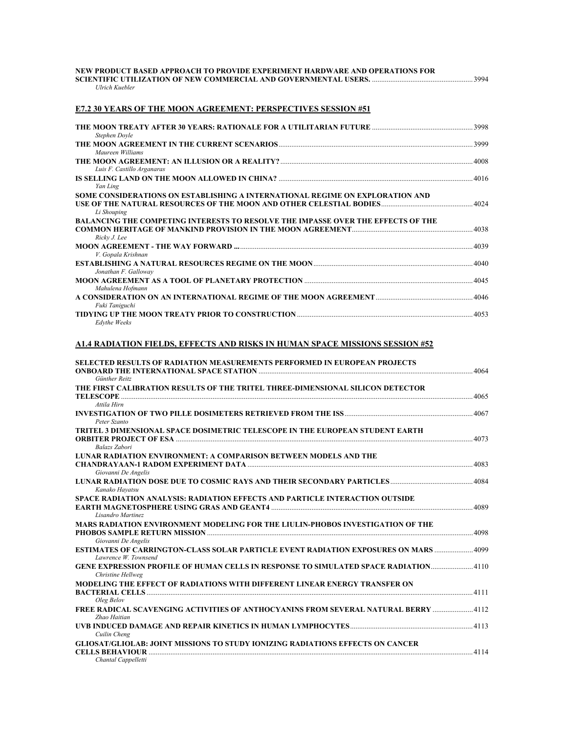**NEW PRODUCT BASED APPROACH TO PROVIDE EXPERIMENT HARDWARE AND OPERATIONS FOR SCIENTIFIC UTILIZATION OF NEW COMMERCIAL AND GOVERNMENTAL USERS.** ....................................................... 3994
*Ulrich Kuebler*

## E7.2 30 YEARS OF THE MOON AGREEMENT: PERSPECTIVES SESSION #51

**THE MOON TREATY AFTER 30 YEARS: RATIONALE FOR A UTILITARIAN FUTURE** ....................................................... 3998
*Stephen Doyle*

**THE MOON AGREEMENT IN THE CURRENT SCENARIOS** ....................................................... 3999
*Maureen Williams*

**THE MOON AGREEMENT: AN ILLUSION OR A REALITY?** ....................................................... 4008
*Luis F. Castillo Arganaras*

**IS SELLING LAND ON THE MOON ALLOWED IN CHINA?** ....................................................... 4016
*Yan Ling*

**SOME CONSIDERATIONS ON ESTABLISHING A INTERNATIONAL REGIME ON EXPLORATION AND USE OF THE NATURAL RESOURCES OF THE MOON AND OTHER CELESTIAL BODIES** ....................................................... 4024
*Li Shouping*

**BALANCING THE COMPETING INTERESTS TO RESOLVE THE IMPASSE OVER THE EFFECTS OF THE COMMON HERITAGE OF MANKIND PROVISION IN THE MOON AGREEMENT** ....................................................... 4038
*Ricky J. Lee*

**MOON AGREEMENT - THE WAY FORWARD ...** ....................................................... 4039
*V. Gopala Krishnan*

**ESTABLISHING A NATURAL RESOURCES REGIME ON THE MOON** ....................................................... 4040
*Jonathan F. Galloway*

**MOON AGREEMENT AS A TOOL OF PLANETARY PROTECTION** ....................................................... 4045
*Mahulena Hofmann*

**A CONSIDERATION ON AN INTERNATIONAL REGIME OF THE MOON AGREEMENT** ....................................................... 4046
*Fuki Taniguchi*

**TIDYING UP THE MOON TREATY PRIOR TO CONSTRUCTION** ....................................................... 4053
*Edythe Weeks*

## A1.4 RADIATION FIELDS, EFFECTS AND RISKS IN HUMAN SPACE MISSIONS SESSION #52

**SELECTED RESULTS OF RADIATION MEASUREMENTS PERFORMED IN EUROPEAN PROJECTS ONBOARD THE INTERNATIONAL SPACE STATION** ....................................................... 4064
*Günther Reitz*

**THE FIRST CALIBRATION RESULTS OF THE TRITEL THREE-DIMENSIONAL SILICON DETECTOR TELESCOPE** ....................................................... 4065
*Attila Hirn*

**INVESTIGATION OF TWO PILLE DOSIMETERS RETRIEVED FROM THE ISS** ....................................................... 4067
*Peter Szanto*

**TRITEL 3 DIMENSIONAL SPACE DOSIMETRIC TELESCOPE IN THE EUROPEAN STUDENT EARTH ORBITER PROJECT OF ESA** ....................................................... 4073
*Balazs Zabori*

**LUNAR RADIATION ENVIRONMENT: A COMPARISON BETWEEN MODELS AND THE CHANDRAYAAN-1 RADOM EXPERIMENT DATA** ....................................................... 4083
*Giovanni De Angelis*

**LUNAR RADIATION DOSE DUE TO COSMIC RAYS AND THEIR SECONDARY PARTICLES** ....................................................... 4084
*Kanako Hayatsu*

**SPACE RADIATION ANALYSIS: RADIATION EFFECTS AND PARTICLE INTERACTION OUTSIDE EARTH MAGNETOSPHERE USING GRAS AND GEANT4** ....................................................... 4089
*Lisandro Martinez*

**MARS RADIATION ENVIRONMENT MODELING FOR THE LIULIN-PHOBOS INVESTIGATION OF THE PHOBOS SAMPLE RETURN MISSION** ....................................................... 4098
*Giovanni De Angelis*

**ESTIMATES OF CARRINGTON-CLASS SOLAR PARTICLE EVENT RADIATION EXPOSURES ON MARS** ....................................................... 4099
*Lawrence W. Townsend*

**GENE EXPRESSION PROFILE OF HUMAN CELLS IN RESPONSE TO SIMULATED SPACE RADIATION** ....................................................... 4110
*Christine Hellweg*

**MODELING THE EFFECT OF RADIATIONS WITH DIFFERENT LINEAR ENERGY TRANSFER ON BACTERIAL CELLS** ....................................................... 4111
*Oleg Belov*

**FREE RADICAL SCAVENGING ACTIVITIES OF ANTHOCYANINS FROM SEVERAL NATURAL BERRY** ....................................................... 4112
*Zhao Haitian*

**UVB INDUCED DAMAGE AND REPAIR KINETICS IN HUMAN LYMPHOCYTES** ....................................................... 4113
*Cuilin Cheng*

**GLIOSAT/GLIOLAB: JOINT MISSIONS TO STUDY IONIZING RADIATIONS EFFECTS ON CANCER CELLS BEHAVIOUR** ....................................................... 4114
*Chantal Cappelletti*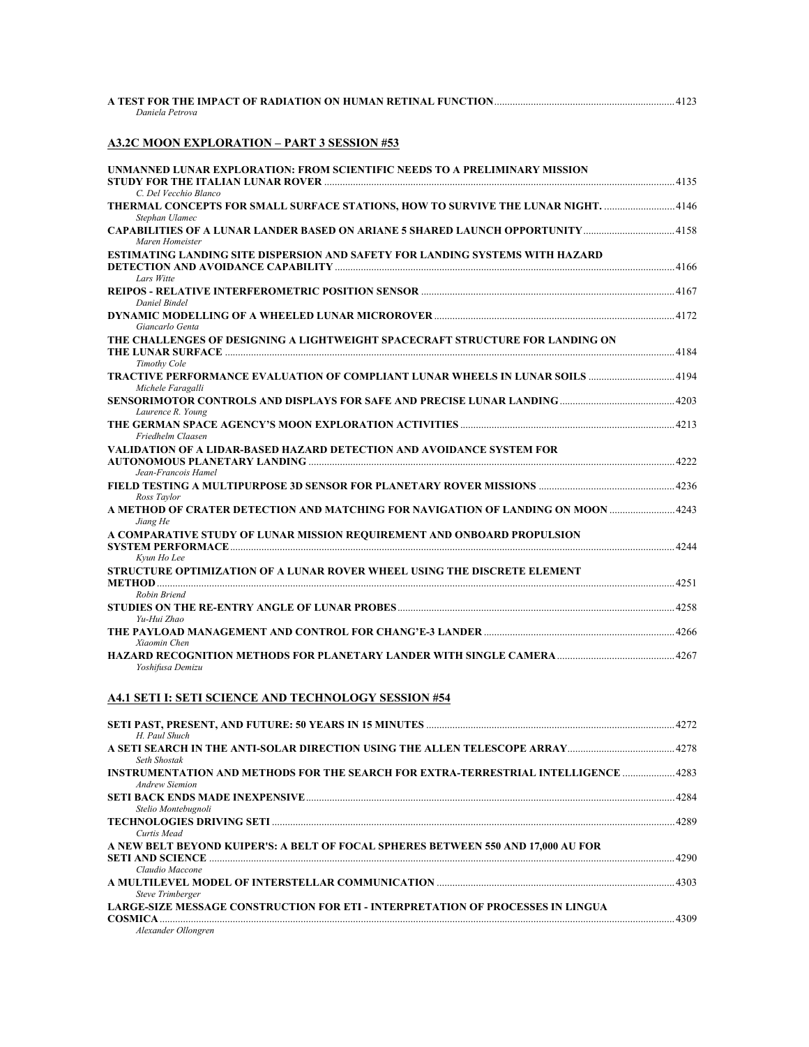**A TEST FOR THE IMPACT OF RADIATION ON HUMAN RETINAL FUNCTION** .......... 4123
*Daniela Petrova*

## A3.2C MOON EXPLORATION – PART 3 SESSION #53

**UNMANNED LUNAR EXPLORATION: FROM SCIENTIFIC NEEDS TO A PRELIMINARY MISSION STUDY FOR THE ITALIAN LUNAR ROVER** .......... 4135
*C. Del Vecchio Blanco*

**THERMAL CONCEPTS FOR SMALL SURFACE STATIONS, HOW TO SURVIVE THE LUNAR NIGHT.** .......... 4146
*Stephan Ulamec*

**CAPABILITIES OF A LUNAR LANDER BASED ON ARIANE 5 SHARED LAUNCH OPPORTUNITY** .......... 4158
*Maren Homeister*

**ESTIMATING LANDING SITE DISPERSION AND SAFETY FOR LANDING SYSTEMS WITH HAZARD DETECTION AND AVOIDANCE CAPABILITY** .......... 4166
*Lars Witte*

**REIPOS - RELATIVE INTERFEROMETRIC POSITION SENSOR** .......... 4167
*Daniel Bindel*

**DYNAMIC MODELLING OF A WHEELED LUNAR MICROROVER** .......... 4172
*Giancarlo Genta*

**THE CHALLENGES OF DESIGNING A LIGHTWEIGHT SPACECRAFT STRUCTURE FOR LANDING ON THE LUNAR SURFACE** .......... 4184
*Timothy Cole*

**TRACTIVE PERFORMANCE EVALUATION OF COMPLIANT LUNAR WHEELS IN LUNAR SOILS** .......... 4194
*Michele Faragalli*

**SENSORIMOTOR CONTROLS AND DISPLAYS FOR SAFE AND PRECISE LUNAR LANDING** .......... 4203
*Laurence R. Young*

**THE GERMAN SPACE AGENCY'S MOON EXPLORATION ACTIVITIES** .......... 4213
*Friedhelm Claasen*

**VALIDATION OF A LIDAR-BASED HAZARD DETECTION AND AVOIDANCE SYSTEM FOR AUTONOMOUS PLANETARY LANDING** .......... 4222
*Jean-Francois Hamel*

**FIELD TESTING A MULTIPURPOSE 3D SENSOR FOR PLANETARY ROVER MISSIONS** .......... 4236
*Ross Taylor*

**A METHOD OF CRATER DETECTION AND MATCHING FOR NAVIGATION OF LANDING ON MOON** .......... 4243
*Jiang He*

**A COMPARATIVE STUDY OF LUNAR MISSION REQUIREMENT AND ONBOARD PROPULSION SYSTEM PERFORMACE** .......... 4244
*Kyun Ho Lee*

**STRUCTURE OPTIMIZATION OF A LUNAR ROVER WHEEL USING THE DISCRETE ELEMENT METHOD** .......... 4251
*Robin Briend*

**STUDIES ON THE RE-ENTRY ANGLE OF LUNAR PROBES** .......... 4258
*Yu-Hui Zhao*

**THE PAYLOAD MANAGEMENT AND CONTROL FOR CHANG'E-3 LANDER** .......... 4266
*Xiaomin Chen*

**HAZARD RECOGNITION METHODS FOR PLANETARY LANDER WITH SINGLE CAMERA** .......... 4267
*Yoshifusa Demizu*

## A4.1 SETI I: SETI SCIENCE AND TECHNOLOGY SESSION #54

**SETI PAST, PRESENT, AND FUTURE: 50 YEARS IN 15 MINUTES** .......... 4272
*H. Paul Shuch*

**A SETI SEARCH IN THE ANTI-SOLAR DIRECTION USING THE ALLEN TELESCOPE ARRAY** .......... 4278
*Seth Shostak*

**INSTRUMENTATION AND METHODS FOR THE SEARCH FOR EXTRA-TERRESTRIAL INTELLIGENCE** .......... 4283
*Andrew Siemion*

**SETI BACK ENDS MADE INEXPENSIVE** .......... 4284
*Stelio Montebugnoli*

**TECHNOLOGIES DRIVING SETI** .......... 4289
*Curtis Mead*

**A NEW BELT BEYOND KUIPER'S: A BELT OF FOCAL SPHERES BETWEEN 550 AND 17,000 AU FOR SETI AND SCIENCE** .......... 4290
*Claudio Maccone*

**A MULTILEVEL MODEL OF INTERSTELLAR COMMUNICATION** .......... 4303
*Steve Trimberger*

**LARGE-SIZE MESSAGE CONSTRUCTION FOR ETI - INTERPRETATION OF PROCESSES IN LINGUA COSMICA** .......... 4309
*Alexander Ollongren*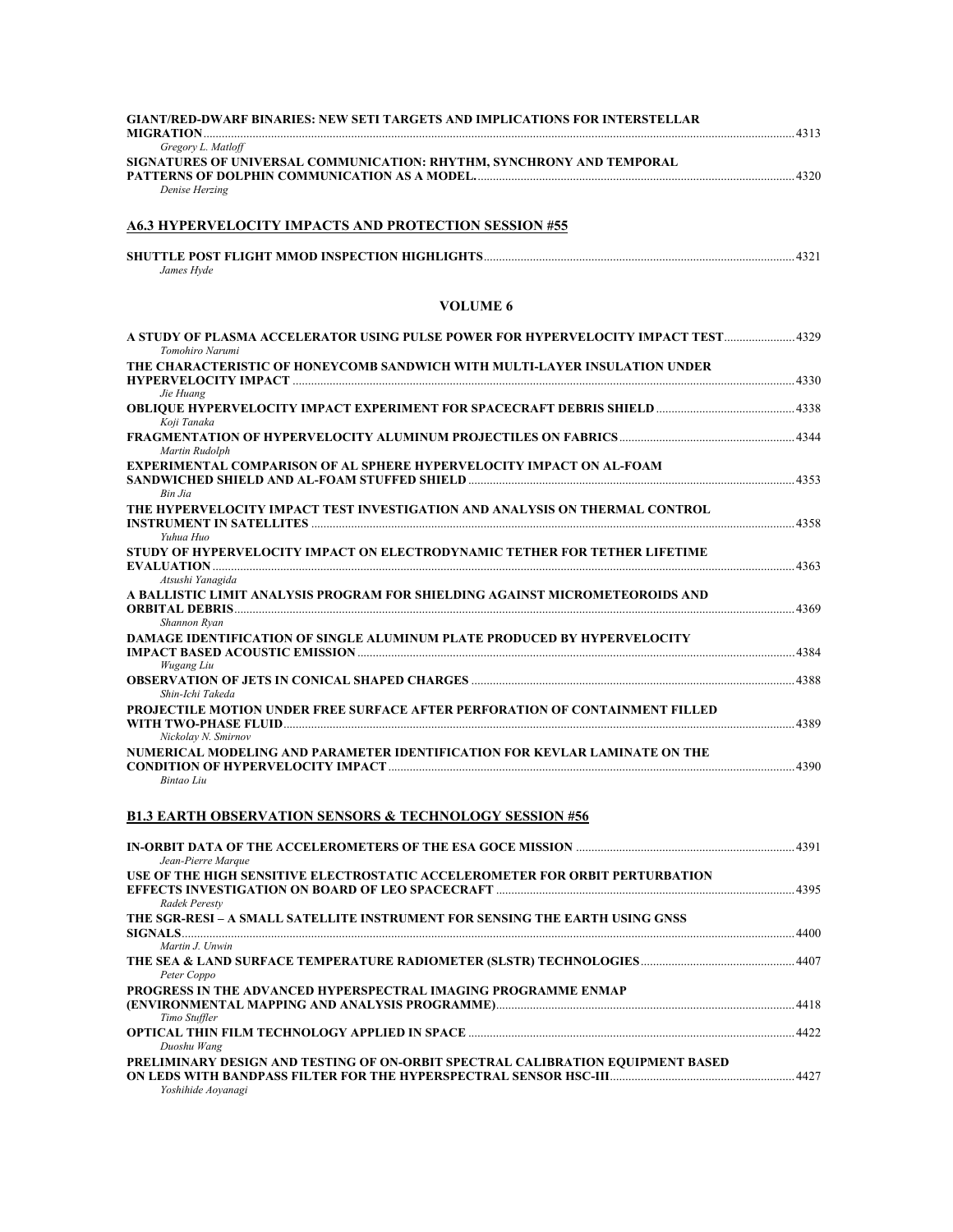**GIANT/RED-DWARF BINARIES: NEW SETI TARGETS AND IMPLICATIONS FOR INTERSTELLAR MIGRATION** ....... 4313
*Gregory L. Matloff*

**SIGNATURES OF UNIVERSAL COMMUNICATION: RHYTHM, SYNCHRONY AND TEMPORAL PATTERNS OF DOLPHIN COMMUNICATION AS A MODEL.** ....... 4320
*Denise Herzing*

## A6.3 HYPERVELOCITY IMPACTS AND PROTECTION SESSION #55

**SHUTTLE POST FLIGHT MMOD INSPECTION HIGHLIGHTS** ....... 4321
*James Hyde*

## VOLUME 6

**A STUDY OF PLASMA ACCELERATOR USING PULSE POWER FOR HYPERVELOCITY IMPACT TEST** ....... 4329
*Tomohiro Narumi*

**THE CHARACTERISTIC OF HONEYCOMB SANDWICH WITH MULTI-LAYER INSULATION UNDER HYPERVELOCITY IMPACT** ....... 4330
*Jie Huang*

**OBLIQUE HYPERVELOCITY IMPACT EXPERIMENT FOR SPACECRAFT DEBRIS SHIELD** ....... 4338
*Koji Tanaka*

**FRAGMENTATION OF HYPERVELOCITY ALUMINUM PROJECTILES ON FABRICS** ....... 4344
*Martin Rudolph*

**EXPERIMENTAL COMPARISON OF AL SPHERE HYPERVELOCITY IMPACT ON AL-FOAM SANDWICHED SHIELD AND AL-FOAM STUFFED SHIELD** ....... 4353
*Bin Jia*

**THE HYPERVELOCITY IMPACT TEST INVESTIGATION AND ANALYSIS ON THERMAL CONTROL INSTRUMENT IN SATELLITES** ....... 4358
*Yuhua Huo*

**STUDY OF HYPERVELOCITY IMPACT ON ELECTRODYNAMIC TETHER FOR TETHER LIFETIME EVALUATION** ....... 4363
*Atsushi Yanagida*

**A BALLISTIC LIMIT ANALYSIS PROGRAM FOR SHIELDING AGAINST MICROMETEOROIDS AND ORBITAL DEBRIS** ....... 4369
*Shannon Ryan*

**DAMAGE IDENTIFICATION OF SINGLE ALUMINUM PLATE PRODUCED BY HYPERVELOCITY IMPACT BASED ACOUSTIC EMISSION** ....... 4384
*Wugang Liu*

**OBSERVATION OF JETS IN CONICAL SHAPED CHARGES** ....... 4388
*Shin-Ichi Takeda*

**PROJECTILE MOTION UNDER FREE SURFACE AFTER PERFORATION OF CONTAINMENT FILLED WITH TWO-PHASE FLUID** ....... 4389
*Nickolay N. Smirnov*

**NUMERICAL MODELING AND PARAMETER IDENTIFICATION FOR KEVLAR LAMINATE ON THE CONDITION OF HYPERVELOCITY IMPACT** ....... 4390
*Bintao Liu*

## B1.3 EARTH OBSERVATION SENSORS & TECHNOLOGY SESSION #56

**IN-ORBIT DATA OF THE ACCELEROMETERS OF THE ESA GOCE MISSION** ....... 4391
*Jean-Pierre Marque*

**USE OF THE HIGH SENSITIVE ELECTROSTATIC ACCELEROMETER FOR ORBIT PERTURBATION EFFECTS INVESTIGATION ON BOARD OF LEO SPACECRAFT** ....... 4395
*Radek Peresty*

**THE SGR-RESI – A SMALL SATELLITE INSTRUMENT FOR SENSING THE EARTH USING GNSS SIGNALS** ....... 4400
*Martin J. Unwin*

**THE SEA & LAND SURFACE TEMPERATURE RADIOMETER (SLSTR) TECHNOLOGIES** ....... 4407
*Peter Coppo*

**PROGRESS IN THE ADVANCED HYPERSPECTRAL IMAGING PROGRAMME ENMAP (ENVIRONMENTAL MAPPING AND ANALYSIS PROGRAMME)** ....... 4418
*Timo Stuffler*

**OPTICAL THIN FILM TECHNOLOGY APPLIED IN SPACE** ....... 4422
*Duoshu Wang*

**PRELIMINARY DESIGN AND TESTING OF ON-ORBIT SPECTRAL CALIBRATION EQUIPMENT BASED ON LEDS WITH BANDPASS FILTER FOR THE HYPERSPECTRAL SENSOR HSC-III** ....... 4427
*Yoshihide Aoyanagi*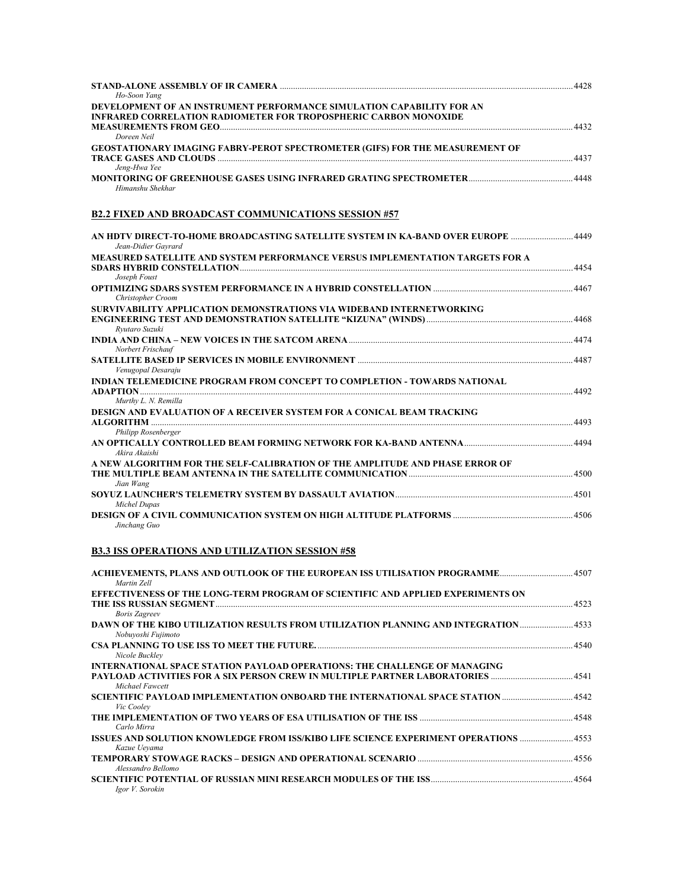**STAND-ALONE ASSEMBLY OF IR CAMERA** ...................................................................................................4428
*Ho-Soon Yang*

**DEVELOPMENT OF AN INSTRUMENT PERFORMANCE SIMULATION CAPABILITY FOR AN INFRARED CORRELATION RADIOMETER FOR TROPOSPHERIC CARBON MONOXIDE MEASUREMENTS FROM GEO**..................................................................................................4432
*Doreen Neil*

**GEOSTATIONARY IMAGING FABRY-PEROT SPECTROMETER (GIFS) FOR THE MEASUREMENT OF TRACE GASES AND CLOUDS** ..................................................................................................4437
*Jeng-Hwa Yee*

**MONITORING OF GREENHOUSE GASES USING INFRARED GRATING SPECTROMETER**.............................4448
*Himanshu Shekhar*

## B2.2 FIXED AND BROADCAST COMMUNICATIONS SESSION #57

**AN HDTV DIRECT-TO-HOME BROADCASTING SATELLITE SYSTEM IN KA-BAND OVER EUROPE** ..........4449
*Jean-Didier Gayrard*

**MEASURED SATELLITE AND SYSTEM PERFORMANCE VERSUS IMPLEMENTATION TARGETS FOR A SDARS HYBRID CONSTELLATION**..................................................................................................4454
*Joseph Foust*

**OPTIMIZING SDARS SYSTEM PERFORMANCE IN A HYBRID CONSTELLATION** .......................................4467
*Christopher Croom*

**SURVIVABILITY APPLICATION DEMONSTRATIONS VIA WIDEBAND INTERNETWORKING ENGINEERING TEST AND DEMONSTRATION SATELLITE "KIZUNA" (WINDS)**..........................................4468
*Ryutaro Suzuki*

**INDIA AND CHINA – NEW VOICES IN THE SATCOM ARENA**..................................................................4474
*Norbert Frischauf*

**SATELLITE BASED IP SERVICES IN MOBILE ENVIRONMENT** ..................................................................4487
*Venugopal Desaraju*

**INDIAN TELEMEDICINE PROGRAM FROM CONCEPT TO COMPLETION - TOWARDS NATIONAL ADAPTION**..................................................................................................4492
*Murthy L. N. Remilla*

**DESIGN AND EVALUATION OF A RECEIVER SYSTEM FOR A CONICAL BEAM TRACKING ALGORITHM** ..................................................................................................4493
*Philipp Rosenberger*

**AN OPTICALLY CONTROLLED BEAM FORMING NETWORK FOR KA-BAND ANTENNA**...............................4494
*Akira Akaishi*

**A NEW ALGORITHM FOR THE SELF-CALIBRATION OF THE AMPLITUDE AND PHASE ERROR OF THE MULTIPLE BEAM ANTENNA IN THE SATELLITE COMMUNICATION** ..........................................4500
*Jian Wang*

**SOYUZ LAUNCHER'S TELEMETRY SYSTEM BY DASSAULT AVIATION**.........................................................4501
*Michel Dupas*

**DESIGN OF A CIVIL COMMUNICATION SYSTEM ON HIGH ALTITUDE PLATFORMS** .................................4506
*Jinchang Guo*

## B3.3 ISS OPERATIONS AND UTILIZATION SESSION #58

**ACHIEVEMENTS, PLANS AND OUTLOOK OF THE EUROPEAN ISS UTILISATION PROGRAMME**.......................4507
*Martin Zell*

**EFFECTIVENESS OF THE LONG-TERM PROGRAM OF SCIENTIFIC AND APPLIED EXPERIMENTS ON THE ISS RUSSIAN SEGMENT**..................................................................................................4523
*Boris Zagreev*

**DAWN OF THE KIBO UTILIZATION RESULTS FROM UTILIZATION PLANNING AND INTEGRATION**..............4533
*Nobuyoshi Fujimoto*

**CSA PLANNING TO USE ISS TO MEET THE FUTURE.** ...............................................................................4540
*Nicole Buckley*

**INTERNATIONAL SPACE STATION PAYLOAD OPERATIONS: THE CHALLENGE OF MANAGING PAYLOAD ACTIVITIES FOR A SIX PERSON CREW IN MULTIPLE PARTNER LABORATORIES** ...................4541
*Michael Fawcett*

**SCIENTIFIC PAYLOAD IMPLEMENTATION ONBOARD THE INTERNATIONAL SPACE STATION** ......................4542
*Vic Cooley*

**THE IMPLEMENTATION OF TWO YEARS OF ESA UTILISATION OF THE ISS** ...............................................4548
*Carlo Mirra*

**ISSUES AND SOLUTION KNOWLEDGE FROM ISS/KIBO LIFE SCIENCE EXPERIMENT OPERATIONS** ..............4553
*Kazue Ueyama*

**TEMPORARY STOWAGE RACKS – DESIGN AND OPERATIONAL SCENARIO** ..................................................4556
*Alessandro Bellomo*

**SCIENTIFIC POTENTIAL OF RUSSIAN MINI RESEARCH MODULES OF THE ISS**............................................4564
*Igor V. Sorokin*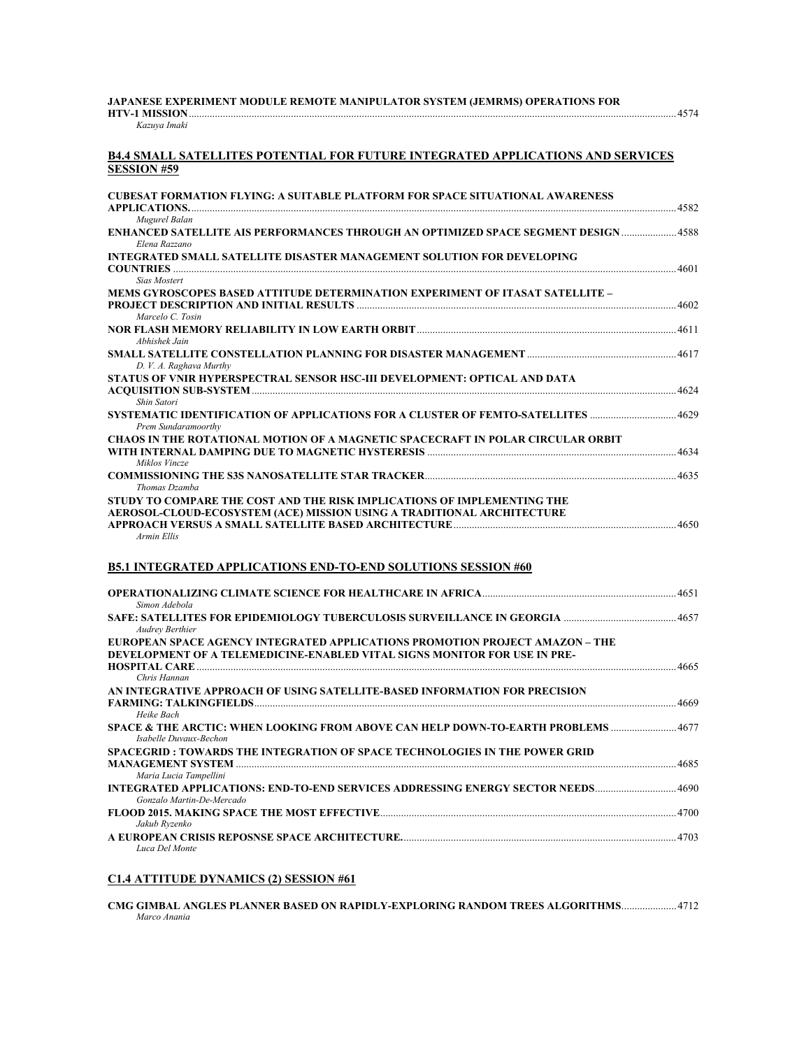**JAPANESE EXPERIMENT MODULE REMOTE MANIPULATOR SYSTEM (JEMRMS) OPERATIONS FOR HTV-1 MISSION** ........ 4574
*Kazuya Imaki*

## B4.4 SMALL SATELLITES POTENTIAL FOR FUTURE INTEGRATED APPLICATIONS AND SERVICES SESSION #59

**CUBESAT FORMATION FLYING: A SUITABLE PLATFORM FOR SPACE SITUATIONAL AWARENESS APPLICATIONS.** ........ 4582
*Mugurel Balan*

**ENHANCED SATELLITE AIS PERFORMANCES THROUGH AN OPTIMIZED SPACE SEGMENT DESIGN** ........ 4588
*Elena Razzano*

**INTEGRATED SMALL SATELLITE DISASTER MANAGEMENT SOLUTION FOR DEVELOPING COUNTRIES** ........ 4601
*Sias Mostert*

**MEMS GYROSCOPES BASED ATTITUDE DETERMINATION EXPERIMENT OF ITASAT SATELLITE – PROJECT DESCRIPTION AND INITIAL RESULTS** ........ 4602
*Marcelo C. Tosin*

**NOR FLASH MEMORY RELIABILITY IN LOW EARTH ORBIT** ........ 4611
*Abhishek Jain*

**SMALL SATELLITE CONSTELLATION PLANNING FOR DISASTER MANAGEMENT** ........ 4617
*D. V. A. Raghava Murthy*

**STATUS OF VNIR HYPERSPECTRAL SENSOR HSC-III DEVELOPMENT: OPTICAL AND DATA ACQUISITION SUB-SYSTEM** ........ 4624
*Shin Satori*

**SYSTEMATIC IDENTIFICATION OF APPLICATIONS FOR A CLUSTER OF FEMTO-SATELLITES** ........ 4629
*Prem Sundaramoorthy*

**CHAOS IN THE ROTATIONAL MOTION OF A MAGNETIC SPACECRAFT IN POLAR CIRCULAR ORBIT WITH INTERNAL DAMPING DUE TO MAGNETIC HYSTERESIS** ........ 4634
*Miklos Vincze*

**COMMISSIONING THE S3S NANOSATELLITE STAR TRACKER** ........ 4635
*Thomas Dzamba*

**STUDY TO COMPARE THE COST AND THE RISK IMPLICATIONS OF IMPLEMENTING THE AEROSOL-CLOUD-ECOSYSTEM (ACE) MISSION USING A TRADITIONAL ARCHITECTURE APPROACH VERSUS A SMALL SATELLITE BASED ARCHITECTURE** ........ 4650
*Armin Ellis*

## B5.1 INTEGRATED APPLICATIONS END-TO-END SOLUTIONS SESSION #60

**OPERATIONALIZING CLIMATE SCIENCE FOR HEALTHCARE IN AFRICA** ........ 4651
*Simon Adebola*

**SAFE: SATELLITES FOR EPIDEMIOLOGY TUBERCULOSIS SURVEILLANCE IN GEORGIA** ........ 4657
*Audrey Berthier*

**EUROPEAN SPACE AGENCY INTEGRATED APPLICATIONS PROMOTION PROJECT AMAZON – THE DEVELOPMENT OF A TELEMEDICINE-ENABLED VITAL SIGNS MONITOR FOR USE IN PRE-HOSPITAL CARE** ........ 4665
*Chris Hannan*

**AN INTEGRATIVE APPROACH OF USING SATELLITE-BASED INFORMATION FOR PRECISION FARMING: TALKINGFIELDS** ........ 4669
*Heike Bach*

**SPACE & THE ARCTIC: WHEN LOOKING FROM ABOVE CAN HELP DOWN-TO-EARTH PROBLEMS** ........ 4677
*Isabelle Duvaux-Bechon*

**SPACEGRID : TOWARDS THE INTEGRATION OF SPACE TECHNOLOGIES IN THE POWER GRID MANAGEMENT SYSTEM** ........ 4685
*Maria Lucia Tampellini*

**INTEGRATED APPLICATIONS: END-TO-END SERVICES ADDRESSING ENERGY SECTOR NEEDS** ........ 4690
*Gonzalo Martin-De-Mercado*

**FLOOD 2015. MAKING SPACE THE MOST EFFECTIVE** ........ 4700
*Jakub Ryzenko*

**A EUROPEAN CRISIS REPOSNSE SPACE ARCHITECTURE.** ........ 4703
*Luca Del Monte*

## C1.4 ATTITUDE DYNAMICS (2) SESSION #61

**CMG GIMBAL ANGLES PLANNER BASED ON RAPIDLY-EXPLORING RANDOM TREES ALGORITHMS** ........ 4712
*Marco Anania*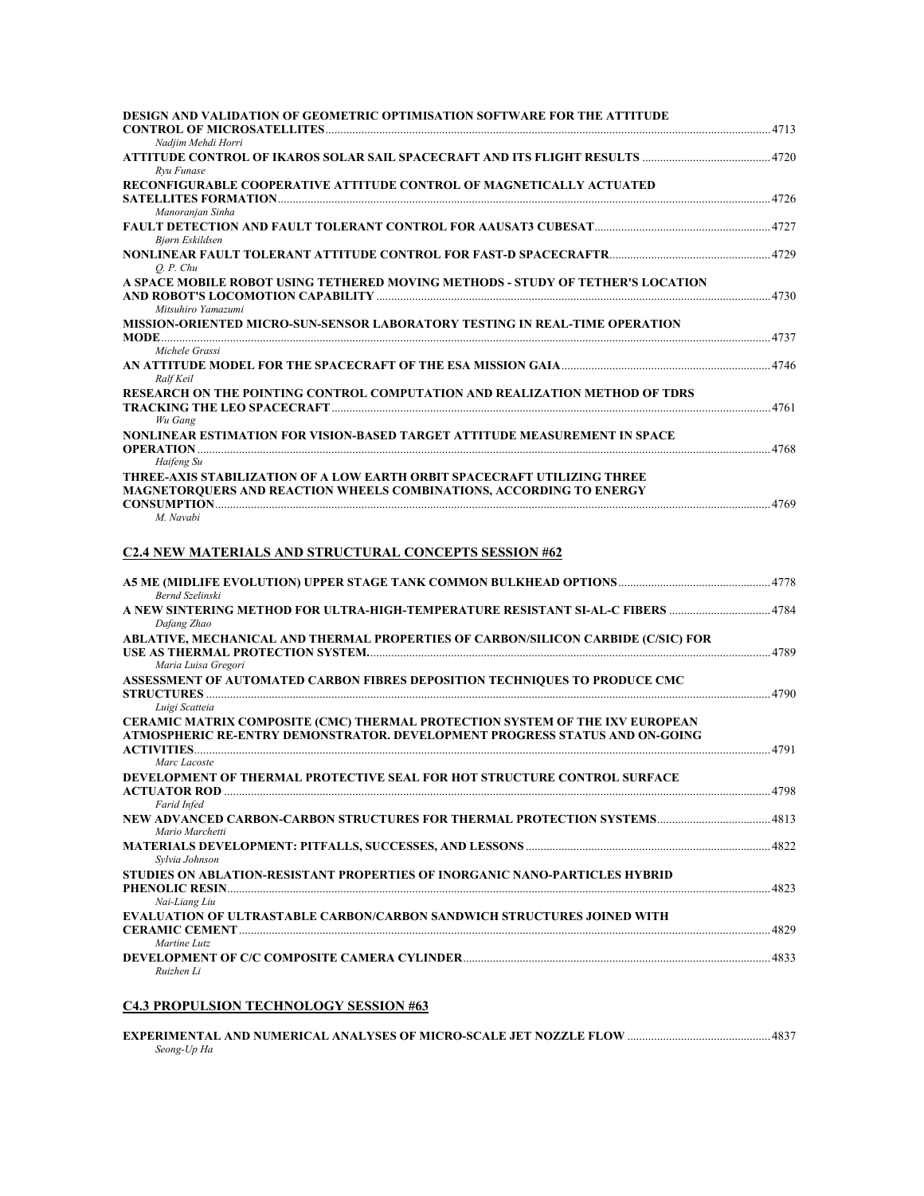**DESIGN AND VALIDATION OF GEOMETRIC OPTIMISATION SOFTWARE FOR THE ATTITUDE CONTROL OF MICROSATELLITES** ........ 4713
*Nadjim Mehdi Horri*

**ATTITUDE CONTROL OF IKAROS SOLAR SAIL SPACECRAFT AND ITS FLIGHT RESULTS** ........ 4720
*Ryu Funase*

**RECONFIGURABLE COOPERATIVE ATTITUDE CONTROL OF MAGNETICALLY ACTUATED SATELLITES FORMATION** ........ 4726
*Manoranjan Sinha*

**FAULT DETECTION AND FAULT TOLERANT CONTROL FOR AAUSAT3 CUBESAT** ........ 4727
*Bjørn Eskildsen*

**NONLINEAR FAULT TOLERANT ATTITUDE CONTROL FOR FAST-D SPACECRAFTR** ........ 4729
*Q. P. Chu*

**A SPACE MOBILE ROBOT USING TETHERED MOVING METHODS - STUDY OF TETHER'S LOCATION AND ROBOT'S LOCOMOTION CAPABILITY** ........ 4730
*Mitsuhiro Yamazumi*

**MISSION-ORIENTED MICRO-SUN-SENSOR LABORATORY TESTING IN REAL-TIME OPERATION MODE** ........ 4737
*Michele Grassi*

**AN ATTITUDE MODEL FOR THE SPACECRAFT OF THE ESA MISSION GAIA** ........ 4746
*Ralf Keil*

**RESEARCH ON THE POINTING CONTROL COMPUTATION AND REALIZATION METHOD OF TDRS TRACKING THE LEO SPACECRAFT** ........ 4761
*Wu Gang*

**NONLINEAR ESTIMATION FOR VISION-BASED TARGET ATTITUDE MEASUREMENT IN SPACE OPERATION** ........ 4768
*Haifeng Su*

**THREE-AXIS STABILIZATION OF A LOW EARTH ORBIT SPACECRAFT UTILIZING THREE MAGNETORQUERS AND REACTION WHEELS COMBINATIONS, ACCORDING TO ENERGY CONSUMPTION** ........ 4769
*M. Navabi*

## C2.4 NEW MATERIALS AND STRUCTURAL CONCEPTS SESSION #62

**A5 ME (MIDLIFE EVOLUTION) UPPER STAGE TANK COMMON BULKHEAD OPTIONS** ........ 4778
*Bernd Szelinski*

**A NEW SINTERING METHOD FOR ULTRA-HIGH-TEMPERATURE RESISTANT SI-AL-C FIBERS** ........ 4784
*Dafang Zhao*

**ABLATIVE, MECHANICAL AND THERMAL PROPERTIES OF CARBON/SILICON CARBIDE (C/SIC) FOR USE AS THERMAL PROTECTION SYSTEM.** ........ 4789
*Maria Luisa Gregori*

**ASSESSMENT OF AUTOMATED CARBON FIBRES DEPOSITION TECHNIQUES TO PRODUCE CMC STRUCTURES** ........ 4790
*Luigi Scatteia*

**CERAMIC MATRIX COMPOSITE (CMC) THERMAL PROTECTION SYSTEM OF THE IXV EUROPEAN ATMOSPHERIC RE-ENTRY DEMONSTRATOR. DEVELOPMENT PROGRESS STATUS AND ON-GOING ACTIVITIES** ........ 4791
*Marc Lacoste*

**DEVELOPMENT OF THERMAL PROTECTIVE SEAL FOR HOT STRUCTURE CONTROL SURFACE ACTUATOR ROD** ........ 4798
*Farid Infed*

**NEW ADVANCED CARBON-CARBON STRUCTURES FOR THERMAL PROTECTION SYSTEMS** ........ 4813
*Mario Marchetti*

**MATERIALS DEVELOPMENT: PITFALLS, SUCCESSES, AND LESSONS** ........ 4822
*Sylvia Johnson*

**STUDIES ON ABLATION-RESISTANT PROPERTIES OF INORGANIC NANO-PARTICLES HYBRID PHENOLIC RESIN** ........ 4823
*Nai-Liang Liu*

**EVALUATION OF ULTRASTABLE CARBON/CARBON SANDWICH STRUCTURES JOINED WITH CERAMIC CEMENT** ........ 4829
*Martine Lutz*

**DEVELOPMENT OF C/C COMPOSITE CAMERA CYLINDER** ........ 4833
*Ruizhen Li*

## C4.3 PROPULSION TECHNOLOGY SESSION #63

**EXPERIMENTAL AND NUMERICAL ANALYSES OF MICRO-SCALE JET NOZZLE FLOW** ........ 4837
*Seong-Up Ha*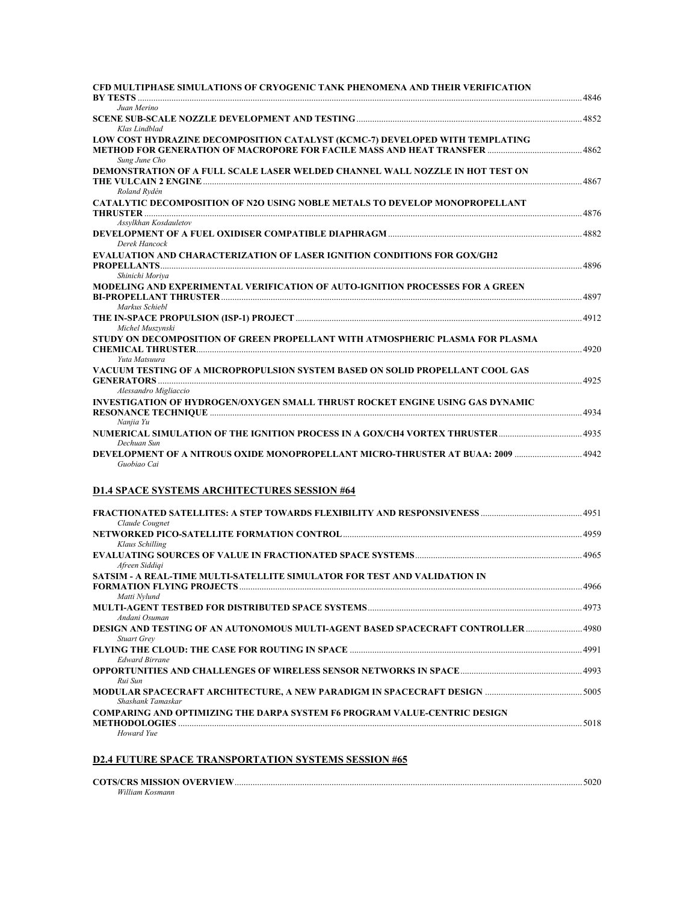**CFD MULTIPHASE SIMULATIONS OF CRYOGENIC TANK PHENOMENA AND THEIR VERIFICATION BY TESTS** ..... 4846
*Juan Merino*

**SCENE SUB-SCALE NOZZLE DEVELOPMENT AND TESTING** ..... 4852
*Klas Lindblad*

**LOW COST HYDRAZINE DECOMPOSITION CATALYST (KCMC-7) DEVELOPED WITH TEMPLATING METHOD FOR GENERATION OF MACROPORE FOR FACILE MASS AND HEAT TRANSFER** ..... 4862
*Sung June Cho*

**DEMONSTRATION OF A FULL SCALE LASER WELDED CHANNEL WALL NOZZLE IN HOT TEST ON THE VULCAIN 2 ENGINE** ..... 4867
*Roland Rydén*

**CATALYTIC DECOMPOSITION OF N2O USING NOBLE METALS TO DEVELOP MONOPROPELLANT THRUSTER** ..... 4876
*Assylkhan Kosdauletov*

**DEVELOPMENT OF A FUEL OXIDISER COMPATIBLE DIAPHRAGM** ..... 4882
*Derek Hancock*

**EVALUATION AND CHARACTERIZATION OF LASER IGNITION CONDITIONS FOR GOX/GH2 PROPELLANTS** ..... 4896
*Shinichi Moriya*

**MODELING AND EXPERIMENTAL VERIFICATION OF AUTO-IGNITION PROCESSES FOR A GREEN BI-PROPELLANT THRUSTER** ..... 4897
*Markus Schiebl*

**THE IN-SPACE PROPULSION (ISP-1) PROJECT** ..... 4912
*Michel Muszynski*

**STUDY ON DECOMPOSITION OF GREEN PROPELLANT WITH ATMOSPHERIC PLASMA FOR PLASMA CHEMICAL THRUSTER** ..... 4920
*Yuta Matsuura*

**VACUUM TESTING OF A MICROPROPULSION SYSTEM BASED ON SOLID PROPELLANT COOL GAS GENERATORS** ..... 4925
*Alessandro Migliaccio*

**INVESTIGATION OF HYDROGEN/OXYGEN SMALL THRUST ROCKET ENGINE USING GAS DYNAMIC RESONANCE TECHNIQUE** ..... 4934
*Nanjia Yu*

**NUMERICAL SIMULATION OF THE IGNITION PROCESS IN A GOX/CH4 VORTEX THRUSTER** ..... 4935
*Dechuan Sun*

**DEVELOPMENT OF A NITROUS OXIDE MONOPROPELLANT MICRO-THRUSTER AT BUAA: 2009** ..... 4942
*Guobiao Cai*

## D1.4 SPACE SYSTEMS ARCHITECTURES SESSION #64

**FRACTIONATED SATELLITES: A STEP TOWARDS FLEXIBILITY AND RESPONSIVENESS** ..... 4951
*Claude Cougnet*

**NETWORKED PICO-SATELLITE FORMATION CONTROL** ..... 4959
*Klaus Schilling*

**EVALUATING SOURCES OF VALUE IN FRACTIONATED SPACE SYSTEMS** ..... 4965
*Afreen Siddiqi*

**SATSIM - A REAL-TIME MULTI-SATELLITE SIMULATOR FOR TEST AND VALIDATION IN FORMATION FLYING PROJECTS** ..... 4966
*Matti Nylund*

**MULTI-AGENT TESTBED FOR DISTRIBUTED SPACE SYSTEMS** ..... 4973
*Andani Osuman*

**DESIGN AND TESTING OF AN AUTONOMOUS MULTI-AGENT BASED SPACECRAFT CONTROLLER** ..... 4980
*Stuart Grey*

**FLYING THE CLOUD: THE CASE FOR ROUTING IN SPACE** ..... 4991
*Edward Birrane*

**OPPORTUNITIES AND CHALLENGES OF WIRELESS SENSOR NETWORKS IN SPACE** ..... 4993
*Rui Sun*

**MODULAR SPACECRAFT ARCHITECTURE, A NEW PARADIGM IN SPACECRAFT DESIGN** ..... 5005
*Shashank Tamaskar*

**COMPARING AND OPTIMIZING THE DARPA SYSTEM F6 PROGRAM VALUE-CENTRIC DESIGN METHODOLOGIES** ..... 5018
*Howard Yue*

## D2.4 FUTURE SPACE TRANSPORTATION SYSTEMS SESSION #65

**COTS/CRS MISSION OVERVIEW** ..... 5020
*William Kosmann*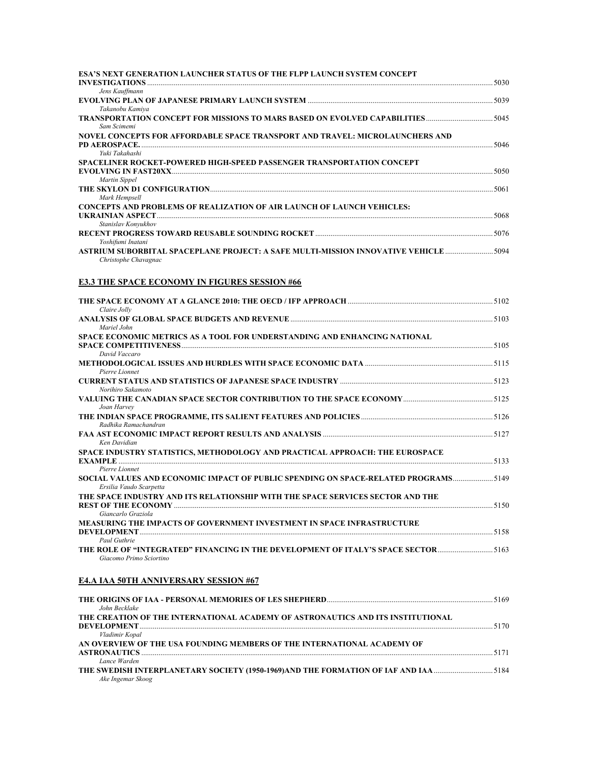**ESA'S NEXT GENERATION LAUNCHER STATUS OF THE FLPP LAUNCH SYSTEM CONCEPT INVESTIGATIONS** ..... 5030
*Jens Kauffmann*

**EVOLVING PLAN OF JAPANESE PRIMARY LAUNCH SYSTEM** ..... 5039
*Takanobu Kamiya*

**TRANSPORTATION CONCEPT FOR MISSIONS TO MARS BASED ON EVOLVED CAPABILITIES** ..... 5045
*Sam Scimemi*

**NOVEL CONCEPTS FOR AFFORDABLE SPACE TRANSPORT AND TRAVEL: MICROLAUNCHERS AND PD AEROSPACE.** ..... 5046
*Yuki Takahashi*

**SPACELINER ROCKET-POWERED HIGH-SPEED PASSENGER TRANSPORTATION CONCEPT EVOLVING IN FAST20XX** ..... 5050
*Martin Sippel*

**THE SKYLON D1 CONFIGURATION** ..... 5061
*Mark Hempsell*

**CONCEPTS AND PROBLEMS OF REALIZATION OF AIR LAUNCH OF LAUNCH VEHICLES: UKRAINIAN ASPECT** ..... 5068
*Stanislav Konyukhov*

**RECENT PROGRESS TOWARD REUSABLE SOUNDING ROCKET** ..... 5076
*Yoshifumi Inatani*

**ASTRIUM SUBORBITAL SPACEPLANE PROJECT: A SAFE MULTI-MISSION INNOVATIVE VEHICLE** ..... 5094
*Christophe Chavagnac*

## E3.3 THE SPACE ECONOMY IN FIGURES SESSION #66

**THE SPACE ECONOMY AT A GLANCE 2010: THE OECD / IFP APPROACH** ..... 5102
*Claire Jolly*

**ANALYSIS OF GLOBAL SPACE BUDGETS AND REVENUE** ..... 5103
*Mariel John*

**SPACE ECONOMIC METRICS AS A TOOL FOR UNDERSTANDING AND ENHANCING NATIONAL SPACE COMPETITIVENESS** ..... 5105
*David Vaccaro*

**METHODOLOGICAL ISSUES AND HURDLES WITH SPACE ECONOMIC DATA** ..... 5115
*Pierre Lionnet*

**CURRENT STATUS AND STATISTICS OF JAPANESE SPACE INDUSTRY** ..... 5123
*Norihiro Sakamoto*

**VALUING THE CANADIAN SPACE SECTOR CONTRIBUTION TO THE SPACE ECONOMY** ..... 5125
*Joan Harvey*

**THE INDIAN SPACE PROGRAMME, ITS SALIENT FEATURES AND POLICIES** ..... 5126
*Radhika Ramachandran*

**FAA AST ECONOMIC IMPACT REPORT RESULTS AND ANALYSIS** ..... 5127
*Ken Davidian*

**SPACE INDUSTRY STATISTICS, METHODOLOGY AND PRACTICAL APPROACH: THE EUROSPACE EXAMPLE** ..... 5133
*Pierre Lionnet*

**SOCIAL VALUES AND ECONOMIC IMPACT OF PUBLIC SPENDING ON SPACE-RELATED PROGRAMS** ..... 5149
*Ersilia Vaudo Scarpetta*

**THE SPACE INDUSTRY AND ITS RELATIONSHIP WITH THE SPACE SERVICES SECTOR AND THE REST OF THE ECONOMY** ..... 5150
*Giancarlo Graziola*

**MEASURING THE IMPACTS OF GOVERNMENT INVESTMENT IN SPACE INFRASTRUCTURE DEVELOPMENT** ..... 5158
*Paul Guthrie*

**THE ROLE OF "INTEGRATED" FINANCING IN THE DEVELOPMENT OF ITALY'S SPACE SECTOR** ..... 5163
*Giacomo Primo Sciortino*

## E4.A IAA 50TH ANNIVERSARY SESSION #67

**THE ORIGINS OF IAA - PERSONAL MEMORIES OF LES SHEPHERD** ..... 5169
*John Becklake*

**THE CREATION OF THE INTERNATIONAL ACADEMY OF ASTRONAUTICS AND ITS INSTITUTIONAL DEVELOPMENT** ..... 5170
*Vladimir Kopal*

**AN OVERVIEW OF THE USA FOUNDING MEMBERS OF THE INTERNATIONAL ACADEMY OF ASTRONAUTICS** ..... 5171
*Lance Warden*

**THE SWEDISH INTERPLANETARY SOCIETY (1950-1969)AND THE FORMATION OF IAF AND IAA** ..... 5184
*Ake Ingemar Skoog*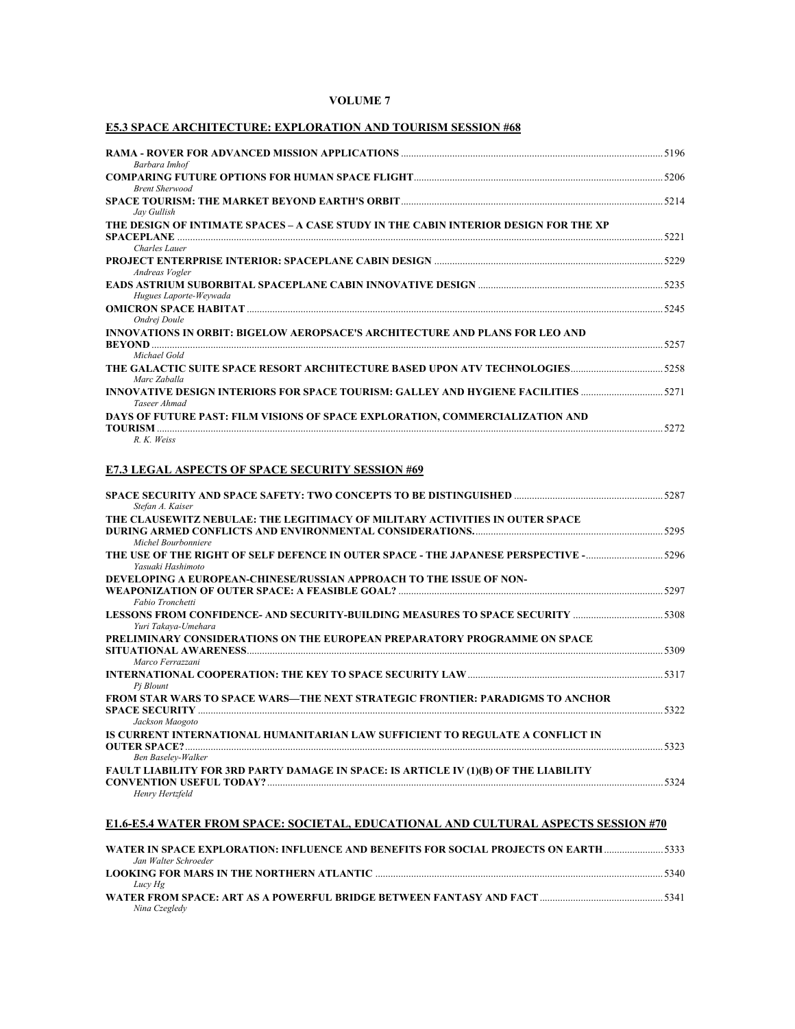## VOLUME 7

### E5.3 SPACE ARCHITECTURE: EXPLORATION AND TOURISM SESSION #68

**RAMA - ROVER FOR ADVANCED MISSION APPLICATIONS** ..... 5196
*Barbara Imhof*

**COMPARING FUTURE OPTIONS FOR HUMAN SPACE FLIGHT** ..... 5206
*Brent Sherwood*

**SPACE TOURISM: THE MARKET BEYOND EARTH'S ORBIT** ..... 5214
*Jay Gullish*

**THE DESIGN OF INTIMATE SPACES – A CASE STUDY IN THE CABIN INTERIOR DESIGN FOR THE XP SPACEPLANE** ..... 5221
*Charles Lauer*

**PROJECT ENTERPRISE INTERIOR: SPACEPLANE CABIN DESIGN** ..... 5229
*Andreas Vogler*

**EADS ASTRIUM SUBORBITAL SPACEPLANE CABIN INNOVATIVE DESIGN** ..... 5235
*Hugues Laporte-Weywada*

**OMICRON SPACE HABITAT** ..... 5245
*Ondrej Doule*

**INNOVATIONS IN ORBIT: BIGELOW AEROPSACE'S ARCHITECTURE AND PLANS FOR LEO AND BEYOND** ..... 5257
*Michael Gold*

**THE GALACTIC SUITE SPACE RESORT ARCHITECTURE BASED UPON ATV TECHNOLOGIES** ..... 5258
*Marc Zaballa*

**INNOVATIVE DESIGN INTERIORS FOR SPACE TOURISM: GALLEY AND HYGIENE FACILITIES** ..... 5271
*Taseer Ahmad*

**DAYS OF FUTURE PAST: FILM VISIONS OF SPACE EXPLORATION, COMMERCIALIZATION AND TOURISM** ..... 5272
*R. K. Weiss*

### E7.3 LEGAL ASPECTS OF SPACE SECURITY SESSION #69

**SPACE SECURITY AND SPACE SAFETY: TWO CONCEPTS TO BE DISTINGUISHED** ..... 5287
*Stefan A. Kaiser*

**THE CLAUSEWITZ NEBULAE: THE LEGITIMACY OF MILITARY ACTIVITIES IN OUTER SPACE DURING ARMED CONFLICTS AND ENVIRONMENTAL CONSIDERATIONS.** ..... 5295
*Michel Bourbonniere*

**THE USE OF THE RIGHT OF SELF DEFENCE IN OUTER SPACE - THE JAPANESE PERSPECTIVE -** ..... 5296
*Yasuaki Hashimoto*

**DEVELOPING A EUROPEAN-CHINESE/RUSSIAN APPROACH TO THE ISSUE OF NON-WEAPONIZATION OF OUTER SPACE: A FEASIBLE GOAL?** ..... 5297
*Fabio Tronchetti*

**LESSONS FROM CONFIDENCE- AND SECURITY-BUILDING MEASURES TO SPACE SECURITY** ..... 5308
*Yuri Takaya-Umehara*

**PRELIMINARY CONSIDERATIONS ON THE EUROPEAN PREPARATORY PROGRAMME ON SPACE SITUATIONAL AWARENESS** ..... 5309
*Marco Ferrazzani*

**INTERNATIONAL COOPERATION: THE KEY TO SPACE SECURITY LAW** ..... 5317
*Pj Blount*

**FROM STAR WARS TO SPACE WARS—THE NEXT STRATEGIC FRONTIER: PARADIGMS TO ANCHOR SPACE SECURITY** ..... 5322
*Jackson Maogoto*

**IS CURRENT INTERNATIONAL HUMANITARIAN LAW SUFFICIENT TO REGULATE A CONFLICT IN OUTER SPACE?** ..... 5323
*Ben Baseley-Walker*

**FAULT LIABILITY FOR 3RD PARTY DAMAGE IN SPACE: IS ARTICLE IV (1)(B) OF THE LIABILITY CONVENTION USEFUL TODAY?** ..... 5324
*Henry Hertzfeld*

### E1.6-E5.4 WATER FROM SPACE: SOCIETAL, EDUCATIONAL AND CULTURAL ASPECTS SESSION #70

**WATER IN SPACE EXPLORATION: INFLUENCE AND BENEFITS FOR SOCIAL PROJECTS ON EARTH** ..... 5333
*Jan Walter Schroeder*

**LOOKING FOR MARS IN THE NORTHERN ATLANTIC** ..... 5340
*Lucy Hg*

**WATER FROM SPACE: ART AS A POWERFUL BRIDGE BETWEEN FANTASY AND FACT** ..... 5341
*Nina Czegledy*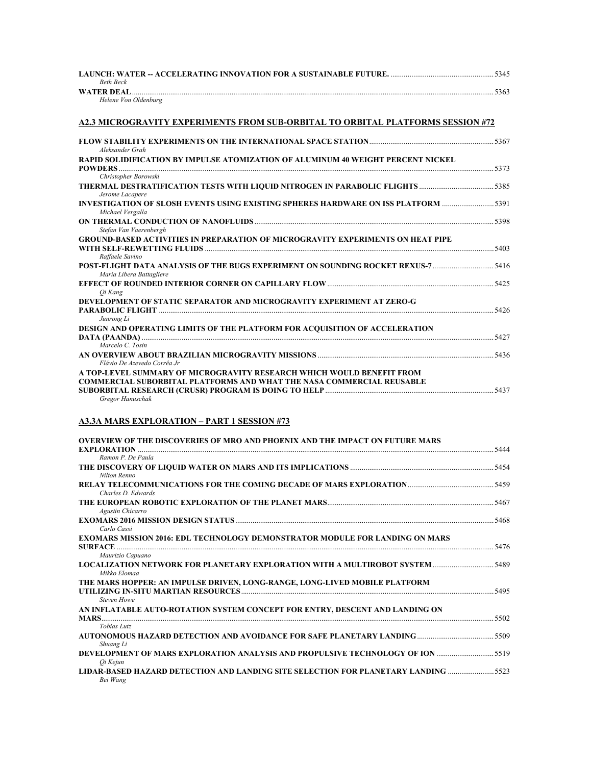**LAUNCH: WATER -- ACCELERATING INNOVATION FOR A SUSTAINABLE FUTURE.** ........ 5345
*Beth Beck*

**WATER DEAL** ........ 5363
*Helene Von Oldenburg*

## A2.3 MICROGRAVITY EXPERIMENTS FROM SUB-ORBITAL TO ORBITAL PLATFORMS SESSION #72

**FLOW STABILITY EXPERIMENTS ON THE INTERNATIONAL SPACE STATION** ........ 5367
*Aleksander Grah*

**RAPID SOLIDIFICATION BY IMPULSE ATOMIZATION OF ALUMINUM 40 WEIGHT PERCENT NICKEL POWDERS** ........ 5373
*Christopher Borowski*

**THERMAL DESTRATIFICATION TESTS WITH LIQUID NITROGEN IN PARABOLIC FLIGHTS** ........ 5385
*Jerome Lacapere*

**INVESTIGATION OF SLOSH EVENTS USING EXISTING SPHERES HARDWARE ON ISS PLATFORM** ........ 5391
*Michael Vergalla*

**ON THERMAL CONDUCTION OF NANOFLUIDS** ........ 5398
*Stefan Van Vaerenbergh*

**GROUND-BASED ACTIVITIES IN PREPARATION OF MICROGRAVITY EXPERIMENTS ON HEAT PIPE WITH SELF-REWETTING FLUIDS** ........ 5403
*Raffaele Savino*

**POST-FLIGHT DATA ANALYSIS OF THE BUGS EXPERIMENT ON SOUNDING ROCKET REXUS-7** ........ 5416
*Maria Libera Battagliere*

**EFFECT OF ROUNDED INTERIOR CORNER ON CAPILLARY FLOW** ........ 5425
*Qi Kang*

**DEVELOPMENT OF STATIC SEPARATOR AND MICROGRAVITY EXPERIMENT AT ZERO-G PARABOLIC FLIGHT** ........ 5426
*Junrong Li*

**DESIGN AND OPERATING LIMITS OF THE PLATFORM FOR ACQUISITION OF ACCELERATION DATA (PAANDA)** ........ 5427
*Marcelo C. Tosin*

**AN OVERVIEW ABOUT BRAZILIAN MICROGRAVITY MISSIONS** ........ 5436
*Flávio De Azevedo Corrêa Jr*

**A TOP-LEVEL SUMMARY OF MICROGRAVITY RESEARCH WHICH WOULD BENEFIT FROM COMMERCIAL SUBORBITAL PLATFORMS AND WHAT THE NASA COMMERCIAL REUSABLE SUBORBITAL RESEARCH (CRUSR) PROGRAM IS DOING TO HELP** ........ 5437
*Gregor Hanuschak*

## A3.3A MARS EXPLORATION – PART 1 SESSION #73

**OVERVIEW OF THE DISCOVERIES OF MRO AND PHOENIX AND THE IMPACT ON FUTURE MARS EXPLORATION** ........ 5444
*Ramon P. De Paula*

**THE DISCOVERY OF LIQUID WATER ON MARS AND ITS IMPLICATIONS** ........ 5454
*Nilton Renno*

**RELAY TELECOMMUNICATIONS FOR THE COMING DECADE OF MARS EXPLORATION** ........ 5459
*Charles D. Edwards*

**THE EUROPEAN ROBOTIC EXPLORATION OF THE PLANET MARS** ........ 5467
*Agustin Chicarro*

**EXOMARS 2016 MISSION DESIGN STATUS** ........ 5468
*Carlo Cassi*

**EXOMARS MISSION 2016: EDL TECHNOLOGY DEMONSTRATOR MODULE FOR LANDING ON MARS SURFACE** ........ 5476
*Maurizio Capuano*

**LOCALIZATION NETWORK FOR PLANETARY EXPLORATION WITH A MULTIROBOT SYSTEM** ........ 5489
*Mikko Elomaa*

**THE MARS HOPPER: AN IMPULSE DRIVEN, LONG-RANGE, LONG-LIVED MOBILE PLATFORM UTILIZING IN-SITU MARTIAN RESOURCES** ........ 5495
*Steven Howe*

**AN INFLATABLE AUTO-ROTATION SYSTEM CONCEPT FOR ENTRY, DESCENT AND LANDING ON MARS** ........ 5502
*Tobias Lutz*

**AUTONOMOUS HAZARD DETECTION AND AVOIDANCE FOR SAFE PLANETARY LANDING** ........ 5509
*Shuang Li*

**DEVELOPMENT OF MARS EXPLORATION ANALYSIS AND PROPULSIVE TECHNOLOGY OF ION** ........ 5519
*Qi Kejun*

**LIDAR-BASED HAZARD DETECTION AND LANDING SITE SELECTION FOR PLANETARY LANDING** ........ 5523
*Bei Wang*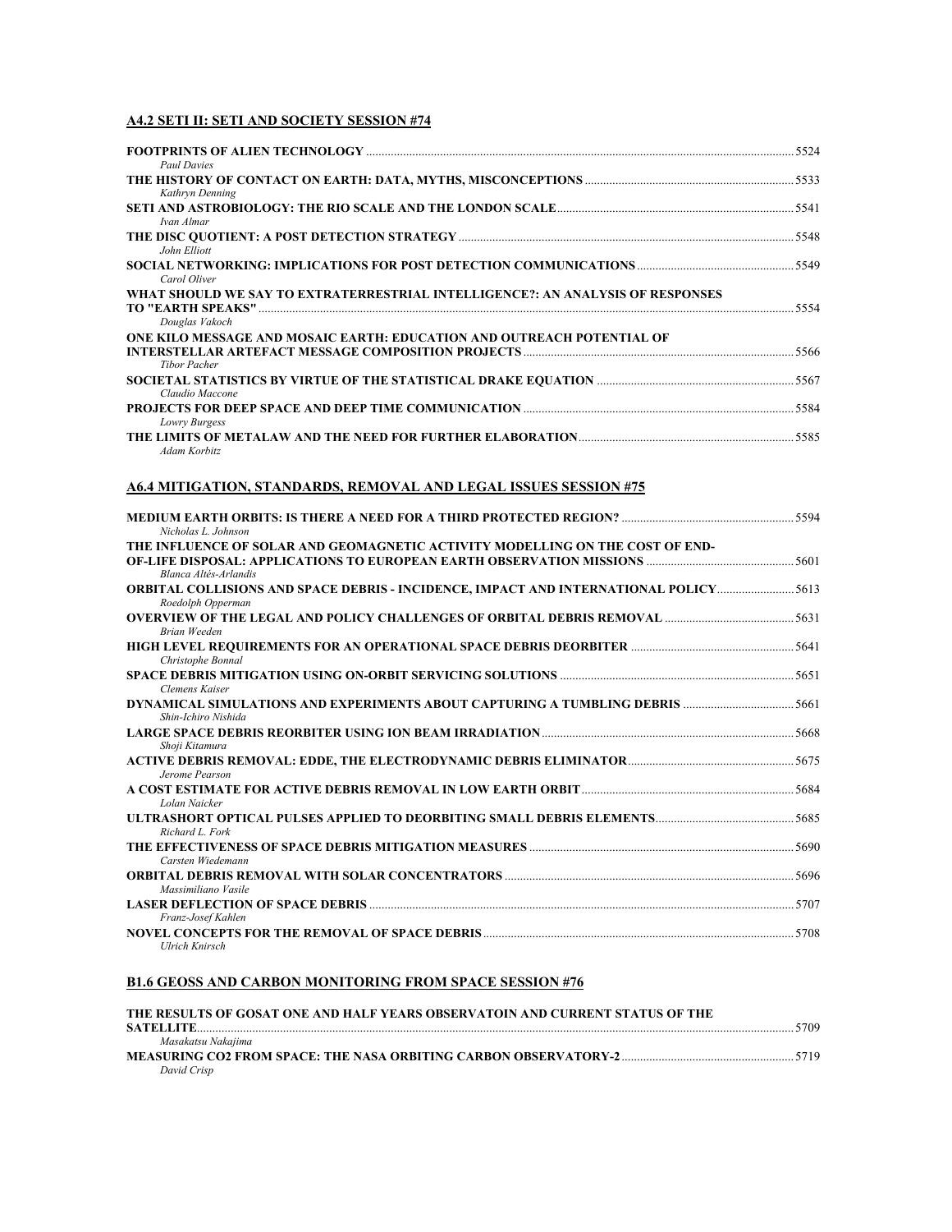## A4.2 SETI II: SETI AND SOCIETY SESSION #74

**FOOTPRINTS OF ALIEN TECHNOLOGY** ............ 5524
*Paul Davies*

**THE HISTORY OF CONTACT ON EARTH: DATA, MYTHS, MISCONCEPTIONS** ............ 5533
*Kathryn Denning*

**SETI AND ASTROBIOLOGY: THE RIO SCALE AND THE LONDON SCALE** ............ 5541
*Ivan Almar*

**THE DISC QUOTIENT: A POST DETECTION STRATEGY** ............ 5548
*John Elliott*

**SOCIAL NETWORKING: IMPLICATIONS FOR POST DETECTION COMMUNICATIONS** ............ 5549
*Carol Oliver*

**WHAT SHOULD WE SAY TO EXTRATERRESTRIAL INTELLIGENCE?: AN ANALYSIS OF RESPONSES TO "EARTH SPEAKS"** ............ 5554
*Douglas Vakoch*

**ONE KILO MESSAGE AND MOSAIC EARTH: EDUCATION AND OUTREACH POTENTIAL OF INTERSTELLAR ARTEFACT MESSAGE COMPOSITION PROJECTS** ............ 5566
*Tibor Pacher*

**SOCIETAL STATISTICS BY VIRTUE OF THE STATISTICAL DRAKE EQUATION** ............ 5567
*Claudio Maccone*

**PROJECTS FOR DEEP SPACE AND DEEP TIME COMMUNICATION** ............ 5584
*Lowry Burgess*

**THE LIMITS OF METALAW AND THE NEED FOR FURTHER ELABORATION** ............ 5585
*Adam Korbitz*

## A6.4 MITIGATION, STANDARDS, REMOVAL AND LEGAL ISSUES SESSION #75

**MEDIUM EARTH ORBITS: IS THERE A NEED FOR A THIRD PROTECTED REGION?** ............ 5594
*Nicholas L. Johnson*

**THE INFLUENCE OF SOLAR AND GEOMAGNETIC ACTIVITY MODELLING ON THE COST OF END-OF-LIFE DISPOSAL: APPLICATIONS TO EUROPEAN EARTH OBSERVATION MISSIONS** ............ 5601
*Blanca Altés-Arlandis*

**ORBITAL COLLISIONS AND SPACE DEBRIS - INCIDENCE, IMPACT AND INTERNATIONAL POLICY** ............ 5613
*Roedolph Opperman*

**OVERVIEW OF THE LEGAL AND POLICY CHALLENGES OF ORBITAL DEBRIS REMOVAL** ............ 5631
*Brian Weeden*

**HIGH LEVEL REQUIREMENTS FOR AN OPERATIONAL SPACE DEBRIS DEORBITER** ............ 5641
*Christophe Bonnal*

**SPACE DEBRIS MITIGATION USING ON-ORBIT SERVICING SOLUTIONS** ............ 5651
*Clemens Kaiser*

**DYNAMICAL SIMULATIONS AND EXPERIMENTS ABOUT CAPTURING A TUMBLING DEBRIS** ............ 5661
*Shin-Ichiro Nishida*

**LARGE SPACE DEBRIS REORBITER USING ION BEAM IRRADIATION** ............ 5668
*Shoji Kitamura*

**ACTIVE DEBRIS REMOVAL: EDDE, THE ELECTRODYNAMIC DEBRIS ELIMINATOR** ............ 5675
*Jerome Pearson*

**A COST ESTIMATE FOR ACTIVE DEBRIS REMOVAL IN LOW EARTH ORBIT** ............ 5684
*Lolan Naicker*

**ULTRASHORT OPTICAL PULSES APPLIED TO DEORBITING SMALL DEBRIS ELEMENTS** ............ 5685
*Richard L. Fork*

**THE EFFECTIVENESS OF SPACE DEBRIS MITIGATION MEASURES** ............ 5690
*Carsten Wiedemann*

**ORBITAL DEBRIS REMOVAL WITH SOLAR CONCENTRATORS** ............ 5696
*Massimiliano Vasile*

**LASER DEFLECTION OF SPACE DEBRIS** ............ 5707
*Franz-Josef Kahlen*

**NOVEL CONCEPTS FOR THE REMOVAL OF SPACE DEBRIS** ............ 5708
*Ulrich Knirsch*

## B1.6 GEOSS AND CARBON MONITORING FROM SPACE SESSION #76

**THE RESULTS OF GOSAT ONE AND HALF YEARS OBSERVATOIN AND CURRENT STATUS OF THE SATELLITE** ............ 5709
*Masakatsu Nakajima*

**MEASURING CO2 FROM SPACE: THE NASA ORBITING CARBON OBSERVATORY-2** ............ 5719
*David Crisp*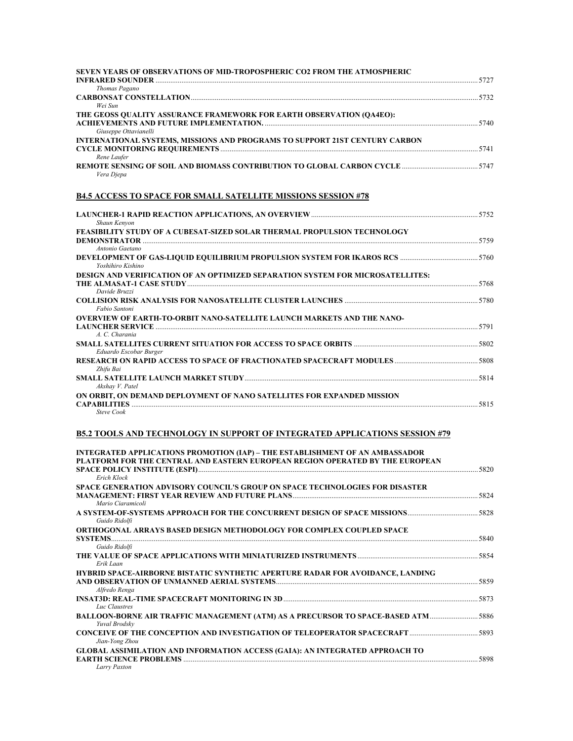**SEVEN YEARS OF OBSERVATIONS OF MID-TROPOSPHERIC CO2 FROM THE ATMOSPHERIC INFRARED SOUNDER** ........ 5727
*Thomas Pagano*

**CARBONSAT CONSTELLATION** ........ 5732
*Wei Sun*

**THE GEOSS QUALITY ASSURANCE FRAMEWORK FOR EARTH OBSERVATION (QA4EO): ACHIEVEMENTS AND FUTURE IMPLEMENTATION.** ........ 5740
*Giuseppe Ottavianelli*

**INTERNATIONAL SYSTEMS, MISSIONS AND PROGRAMS TO SUPPORT 21ST CENTURY CARBON CYCLE MONITORING REQUIREMENTS** ........ 5741
*Rene Laufer*

**REMOTE SENSING OF SOIL AND BIOMASS CONTRIBUTION TO GLOBAL CARBON CYCLE** ........ 5747
*Vera Djepa*

## B4.5 ACCESS TO SPACE FOR SMALL SATELLITE MISSIONS SESSION #78

**LAUNCHER-1 RAPID REACTION APPLICATIONS, AN OVERVIEW** ........ 5752
*Shaun Kenyon*

**FEASIBILITY STUDY OF A CUBESAT-SIZED SOLAR THERMAL PROPULSION TECHNOLOGY DEMONSTRATOR** ........ 5759
*Antonio Gaetano*

**DEVELOPMENT OF GAS-LIQUID EQUILIBRIUM PROPULSION SYSTEM FOR IKAROS RCS** ........ 5760
*Yoshihiro Kishino*

**DESIGN AND VERIFICATION OF AN OPTIMIZED SEPARATION SYSTEM FOR MICROSATELLITES: THE ALMASAT-1 CASE STUDY** ........ 5768
*Davide Bruzzi*

**COLLISION RISK ANALYSIS FOR NANOSATELLITE CLUSTER LAUNCHES** ........ 5780
*Fabio Santoni*

**OVERVIEW OF EARTH-TO-ORBIT NANO-SATELLITE LAUNCH MARKETS AND THE NANO-LAUNCHER SERVICE** ........ 5791
*A. C. Charania*

**SMALL SATELLITES CURRENT SITUATION FOR ACCESS TO SPACE ORBITS** ........ 5802
*Eduardo Escobar Burger*

**RESEARCH ON RAPID ACCESS TO SPACE OF FRACTIONATED SPACECRAFT MODULES** ........ 5808
*Zhifu Bai*

**SMALL SATELLITE LAUNCH MARKET STUDY** ........ 5814
*Akshay V. Patel*

**ON ORBIT, ON DEMAND DEPLOYMENT OF NANO SATELLITES FOR EXPANDED MISSION CAPABILITIES** ........ 5815
*Steve Cook*

## B5.2 TOOLS AND TECHNOLOGY IN SUPPORT OF INTEGRATED APPLICATIONS SESSION #79

**INTEGRATED APPLICATIONS PROMOTION (IAP) – THE ESTABLISHMENT OF AN AMBASSADOR PLATFORM FOR THE CENTRAL AND EASTERN EUROPEAN REGION OPERATED BY THE EUROPEAN SPACE POLICY INSTITUTE (ESPI)** ........ 5820
*Erich Klock*

**SPACE GENERATION ADVISORY COUNCIL'S GROUP ON SPACE TECHNOLOGIES FOR DISASTER MANAGEMENT: FIRST YEAR REVIEW AND FUTURE PLANS** ........ 5824
*Mario Ciaramicoli*

**A SYSTEM-OF-SYSTEMS APPROACH FOR THE CONCURRENT DESIGN OF SPACE MISSIONS** ........ 5828
*Guido Ridolfi*

**ORTHOGONAL ARRAYS BASED DESIGN METHODOLOGY FOR COMPLEX COUPLED SPACE SYSTEMS** ........ 5840
*Guido Ridolfi*

**THE VALUE OF SPACE APPLICATIONS WITH MINIATURIZED INSTRUMENTS** ........ 5854
*Erik Laan*

**HYBRID SPACE-AIRBORNE BISTATIC SYNTHETIC APERTURE RADAR FOR AVOIDANCE, LANDING AND OBSERVATION OF UNMANNED AERIAL SYSTEMS** ........ 5859
*Alfredo Renga*

**INSAT3D: REAL-TIME SPACECRAFT MONITORING IN 3D** ........ 5873
*Luc Claustres*

**BALLOON-BORNE AIR TRAFFIC MANAGEMENT (ATM) AS A PRECURSOR TO SPACE-BASED ATM** ........ 5886
*Yuval Brodsky*

**CONCEIVE OF THE CONCEPTION AND INVESTIGATION OF TELEOPERATOR SPACECRAFT** ........ 5893
*Jian-Yong Zhou*

**GLOBAL ASSIMILATION AND INFORMATION ACCESS (GAIA): AN INTEGRATED APPROACH TO EARTH SCIENCE PROBLEMS** ........ 5898
*Larry Paxton*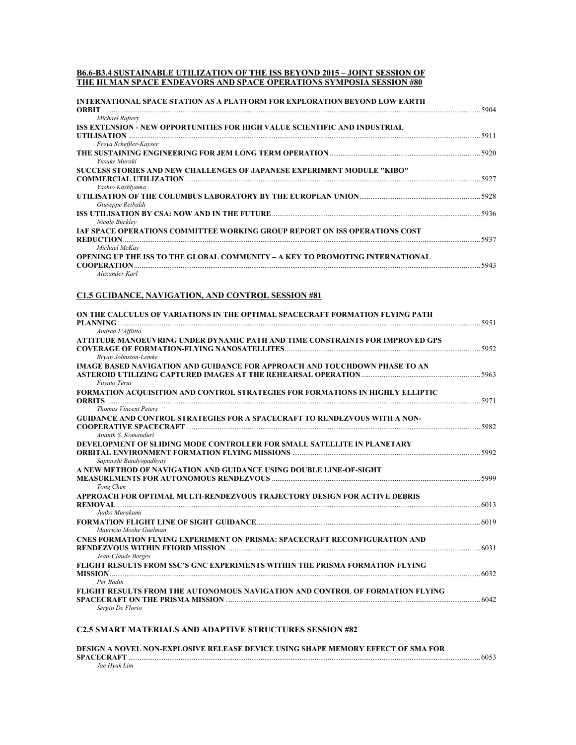## B6.6-B3.4 SUSTAINABLE UTILIZATION OF THE ISS BEYOND 2015 – JOINT SESSION OF THE HUMAN SPACE ENDEAVORS AND SPACE OPERATIONS SYMPOSIA SESSION #80

**INTERNATIONAL SPACE STATION AS A PLATFORM FOR EXPLORATION BEYOND LOW EARTH ORBIT** ........ 5904
*Michael Raftery*

**ISS EXTENSION - NEW OPPORTUNITIES FOR HIGH VALUE SCIENTIFIC AND INDUSTRIAL UTILISATION** ........ 5911
*Freya Scheffler-Kayser*

**THE SUSTAINING ENGINEERING FOR JEM LONG TERM OPERATION** ........ 5920
*Yusuke Muraki*

**SUCCESS STORIES AND NEW CHALLENGES OF JAPANESE EXPERIMENT MODULE "KIBO" COMMERCIAL UTILIZATION** ........ 5927
*Yashio Kashiyama*

**UTILISATION OF THE COLUMBUS LABORATORY BY THE EUROPEAN UNION** ........ 5928
*Giuseppe Reibaldi*

**ISS UTILISATION BY CSA: NOW AND IN THE FUTURE** ........ 5936
*Nicole Buckley*

**IAF SPACE OPERATIONS COMMITTEE WORKING GROUP REPORT ON ISS OPERATIONS COST REDUCTION** ........ 5937
*Michael McKay*

**OPENING UP THE ISS TO THE GLOBAL COMMUNITY – A KEY TO PROMOTING INTERNATIONAL COOPERATION** ........ 5943
*Alexander Karl*

## C1.5 GUIDANCE, NAVIGATION, AND CONTROL SESSION #81

**ON THE CALCULUS OF VARIATIONS IN THE OPTIMAL SPACECRAFT FORMATION FLYING PATH PLANNING** ........ 5951
*Andrea L'Afflitto*

**ATTITUDE MANOEUVRING UNDER DYNAMIC PATH AND TIME CONSTRAINTS FOR IMPROVED GPS COVERAGE OF FORMATION-FLYING NANOSATELLITES** ........ 5952
*Bryan Johnston-Lemke*

**IMAGE BASED NAVIGATION AND GUIDANCE FOR APPROACH AND TOUCHDOWN PHASE TO AN ASTEROID UTILIZING CAPTURED IMAGES AT THE REHEARSAL OPERATION** ........ 5963
*Fuyuto Terui*

**FORMATION ACQUISITION AND CONTROL STRATEGIES FOR FORMATIONS IN HIGHLY ELLIPTIC ORBITS** ........ 5971
*Thomas Vincent Peters*

**GUIDANCE AND CONTROL STRATEGIES FOR A SPACECRAFT TO RENDEZVOUS WITH A NON-COOPERATIVE SPACECRAFT** ........ 5982
*Ananth S. Komanduri*

**DEVELOPMENT OF SLIDING MODE CONTROLLER FOR SMALL SATELLITE IN PLANETARY ORBITAL ENVIRONMENT FORMATION FLYING MISSIONS** ........ 5992
*Saptarshi Bandyopadhyay*

**A NEW METHOD OF NAVIGATION AND GUIDANCE USING DOUBLE LINE-OF-SIGHT MEASUREMENTS FOR AUTONOMOUS RENDEZVOUS** ........ 5999
*Tong Chen*

**APPROACH FOR OPTIMAL MULTI-RENDEZVOUS TRAJECTORY DESIGN FOR ACTIVE DEBRIS REMOVAL** ........ 6013
*Junko Murakami*

**FORMATION FLIGHT LINE OF SIGHT GUIDANCE** ........ 6019
*Mauricio Moshe Guelman*

**CNES FORMATION FLYING EXPERIMENT ON PRISMA: SPACECRAFT RECONFIGURATION AND RENDEZVOUS WITHIN FFIORD MISSION** ........ 6031
*Jean-Claude Berges*

**FLIGHT RESULTS FROM SSC'S GNC EXPERIMENTS WITHIN THE PRISMA FORMATION FLYING MISSION** ........ 6032
*Per Bodin*

**FLIGHT RESULTS FROM THE AUTONOMOUS NAVIGATION AND CONTROL OF FORMATION FLYING SPACECRAFT ON THE PRISMA MISSION** ........ 6042
*Sergio De Florio*

## C2.5 SMART MATERIALS AND ADAPTIVE STRUCTURES SESSION #82

**DESIGN A NOVEL NON-EXPLOSIVE RELEASE DEVICE USING SHAPE MEMORY EFFECT OF SMA FOR SPACECRAFT** ........ 6053
*Jae Hyuk Lim*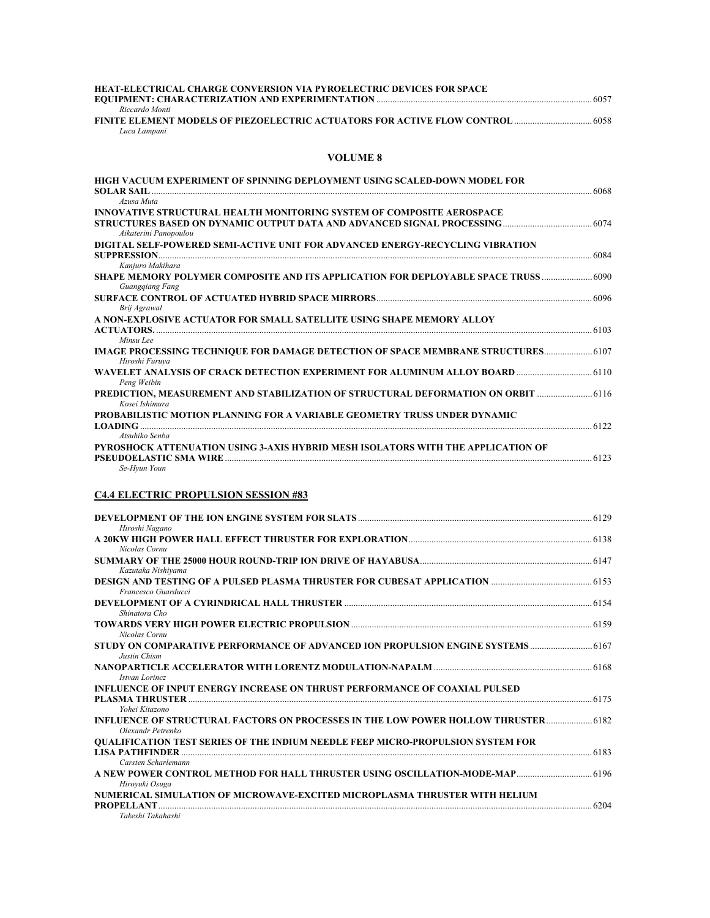**HEAT-ELECTRICAL CHARGE CONVERSION VIA PYROELECTRIC DEVICES FOR SPACE EQUIPMENT: CHARACTERIZATION AND EXPERIMENTATION** ........ 6057
*Riccardo Monti*

**FINITE ELEMENT MODELS OF PIEZOELECTRIC ACTUATORS FOR ACTIVE FLOW CONTROL** ........ 6058
*Luca Lampani*

## VOLUME 8

**HIGH VACUUM EXPERIMENT OF SPINNING DEPLOYMENT USING SCALED-DOWN MODEL FOR SOLAR SAIL** ........ 6068
*Azusa Muta*

**INNOVATIVE STRUCTURAL HEALTH MONITORING SYSTEM OF COMPOSITE AEROSPACE STRUCTURES BASED ON DYNAMIC OUTPUT DATA AND ADVANCED SIGNAL PROCESSING** ........ 6074
*Aikaterini Panopoulou*

**DIGITAL SELF-POWERED SEMI-ACTIVE UNIT FOR ADVANCED ENERGY-RECYCLING VIBRATION SUPPRESSION** ........ 6084
*Kanjuro Makihara*

**SHAPE MEMORY POLYMER COMPOSITE AND ITS APPLICATION FOR DEPLOYABLE SPACE TRUSS** ........ 6090
*Guangqiang Fang*

**SURFACE CONTROL OF ACTUATED HYBRID SPACE MIRRORS** ........ 6096
*Brij Agrawal*

**A NON-EXPLOSIVE ACTUATOR FOR SMALL SATELLITE USING SHAPE MEMORY ALLOY ACTUATORS.** ........ 6103
*Minsu Lee*

**IMAGE PROCESSING TECHNIQUE FOR DAMAGE DETECTION OF SPACE MEMBRANE STRUCTURES** ........ 6107
*Hiroshi Furuya*

**WAVELET ANALYSIS OF CRACK DETECTION EXPERIMENT FOR ALUMINUM ALLOY BOARD** ........ 6110
*Peng Weibin*

**PREDICTION, MEASUREMENT AND STABILIZATION OF STRUCTURAL DEFORMATION ON ORBIT** ........ 6116
*Kosei Ishimura*

**PROBABILISTIC MOTION PLANNING FOR A VARIABLE GEOMETRY TRUSS UNDER DYNAMIC LOADING** ........ 6122
*Atsuhiko Senba*

**PYROSHOCK ATTENUATION USING 3-AXIS HYBRID MESH ISOLATORS WITH THE APPLICATION OF PSEUDOELASTIC SMA WIRE** ........ 6123
*Se-Hyun Youn*

## C4.4 ELECTRIC PROPULSION SESSION #83

**DEVELOPMENT OF THE ION ENGINE SYSTEM FOR SLATS** ........ 6129
*Hiroshi Nagano*

**A 20KW HIGH POWER HALL EFFECT THRUSTER FOR EXPLORATION** ........ 6138
*Nicolas Cornu*

**SUMMARY OF THE 25000 HOUR ROUND-TRIP ION DRIVE OF HAYABUSA** ........ 6147
*Kazutaka Nishiyama*

**DESIGN AND TESTING OF A PULSED PLASMA THRUSTER FOR CUBESAT APPLICATION** ........ 6153
*Francesco Guarducci*

**DEVELOPMENT OF A CYRINDRICAL HALL THRUSTER** ........ 6154
*Shinatora Cho*

**TOWARDS VERY HIGH POWER ELECTRIC PROPULSION** ........ 6159
*Nicolas Cornu*

**STUDY ON COMPARATIVE PERFORMANCE OF ADVANCED ION PROPULSION ENGINE SYSTEMS** ........ 6167
*Justin Chism*

**NANOPARTICLE ACCELERATOR WITH LORENTZ MODULATION-NAPALM** ........ 6168
*Istvan Lorincz*

**INFLUENCE OF INPUT ENERGY INCREASE ON THRUST PERFORMANCE OF COAXIAL PULSED PLASMA THRUSTER** ........ 6175
*Yohei Kitazono*

**INFLUENCE OF STRUCTURAL FACTORS ON PROCESSES IN THE LOW POWER HOLLOW THRUSTER** ........ 6182
*Olexandr Petrenko*

**QUALIFICATION TEST SERIES OF THE INDIUM NEEDLE FEEP MICRO-PROPULSION SYSTEM FOR LISA PATHFINDER** ........ 6183
*Carsten Scharlemann*

**A NEW POWER CONTROL METHOD FOR HALL THRUSTER USING OSCILLATION-MODE-MAP** ........ 6196
*Hiroyuki Osuga*

**NUMERICAL SIMULATION OF MICROWAVE-EXCITED MICROPLASMA THRUSTER WITH HELIUM PROPELLANT** ........ 6204
*Takeshi Takahashi*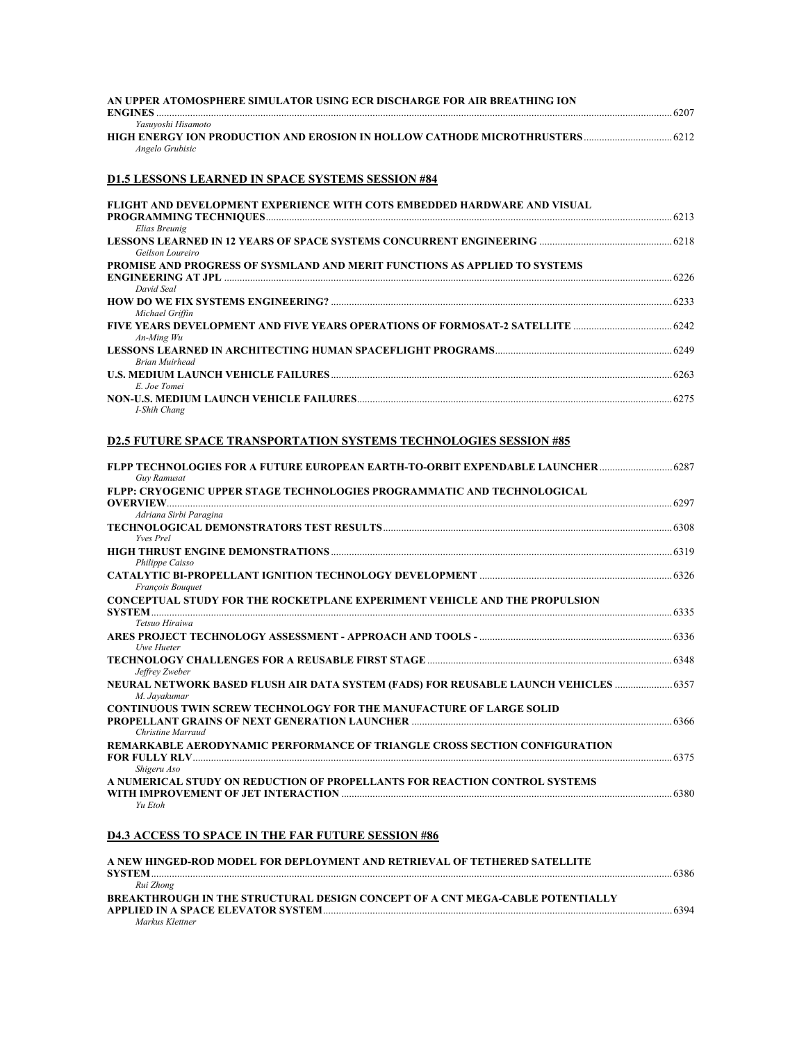**AN UPPER ATOMOSPHERE SIMULATOR USING ECR DISCHARGE FOR AIR BREATHING ION ENGINES** ........ 6207
*Yasuyoshi Hisamoto*

**HIGH ENERGY ION PRODUCTION AND EROSION IN HOLLOW CATHODE MICROTHRUSTERS** ........ 6212
*Angelo Grubisic*

## D1.5 LESSONS LEARNED IN SPACE SYSTEMS SESSION #84

**FLIGHT AND DEVELOPMENT EXPERIENCE WITH COTS EMBEDDED HARDWARE AND VISUAL PROGRAMMING TECHNIQUES** ........ 6213
*Elias Breunig*

**LESSONS LEARNED IN 12 YEARS OF SPACE SYSTEMS CONCURRENT ENGINEERING** ........ 6218
*Geilson Loureiro*

**PROMISE AND PROGRESS OF SYSMLAND AND MERIT FUNCTIONS AS APPLIED TO SYSTEMS ENGINEERING AT JPL** ........ 6226
*David Seal*

**HOW DO WE FIX SYSTEMS ENGINEERING?** ........ 6233
*Michael Griffin*

**FIVE YEARS DEVELOPMENT AND FIVE YEARS OPERATIONS OF FORMOSAT-2 SATELLITE** ........ 6242
*An-Ming Wu*

**LESSONS LEARNED IN ARCHITECTING HUMAN SPACEFLIGHT PROGRAMS** ........ 6249
*Brian Muirhead*

**U.S. MEDIUM LAUNCH VEHICLE FAILURES** ........ 6263
*E. Joe Tomei*

**NON-U.S. MEDIUM LAUNCH VEHICLE FAILURES** ........ 6275
*I-Shih Chang*

## D2.5 FUTURE SPACE TRANSPORTATION SYSTEMS TECHNOLOGIES SESSION #85

**FLPP TECHNOLOGIES FOR A FUTURE EUROPEAN EARTH-TO-ORBIT EXPENDABLE LAUNCHER** ........ 6287
*Guy Ramusat*

**FLPP: CRYOGENIC UPPER STAGE TECHNOLOGIES PROGRAMMATIC AND TECHNOLOGICAL OVERVIEW** ........ 6297
*Adriana Sirbi Paragina*

**TECHNOLOGICAL DEMONSTRATORS TEST RESULTS** ........ 6308
*Yves Prel*

**HIGH THRUST ENGINE DEMONSTRATIONS** ........ 6319
*Philippe Caisso*

**CATALYTIC BI-PROPELLANT IGNITION TECHNOLOGY DEVELOPMENT** ........ 6326
*François Bouquet*

**CONCEPTUAL STUDY FOR THE ROCKETPLANE EXPERIMENT VEHICLE AND THE PROPULSION SYSTEM** ........ 6335
*Tetsuo Hiraiwa*

**ARES PROJECT TECHNOLOGY ASSESSMENT - APPROACH AND TOOLS -** ........ 6336
*Uwe Hueter*

**TECHNOLOGY CHALLENGES FOR A REUSABLE FIRST STAGE** ........ 6348
*Jeffrey Zweber*

**NEURAL NETWORK BASED FLUSH AIR DATA SYSTEM (FADS) FOR REUSABLE LAUNCH VEHICLES** ........ 6357
*M. Jayakumar*

**CONTINUOUS TWIN SCREW TECHNOLOGY FOR THE MANUFACTURE OF LARGE SOLID PROPELLANT GRAINS OF NEXT GENERATION LAUNCHER** ........ 6366
*Christine Marraud*

**REMARKABLE AERODYNAMIC PERFORMANCE OF TRIANGLE CROSS SECTION CONFIGURATION FOR FULLY RLV** ........ 6375
*Shigeru Aso*

**A NUMERICAL STUDY ON REDUCTION OF PROPELLANTS FOR REACTION CONTROL SYSTEMS WITH IMPROVEMENT OF JET INTERACTION** ........ 6380
*Yu Etoh*

## D4.3 ACCESS TO SPACE IN THE FAR FUTURE SESSION #86

**A NEW HINGED-ROD MODEL FOR DEPLOYMENT AND RETRIEVAL OF TETHERED SATELLITE SYSTEM** ........ 6386
*Rui Zhong*

**BREAKTHROUGH IN THE STRUCTURAL DESIGN CONCEPT OF A CNT MEGA-CABLE POTENTIALLY APPLIED IN A SPACE ELEVATOR SYSTEM** ........ 6394
*Markus Klettner*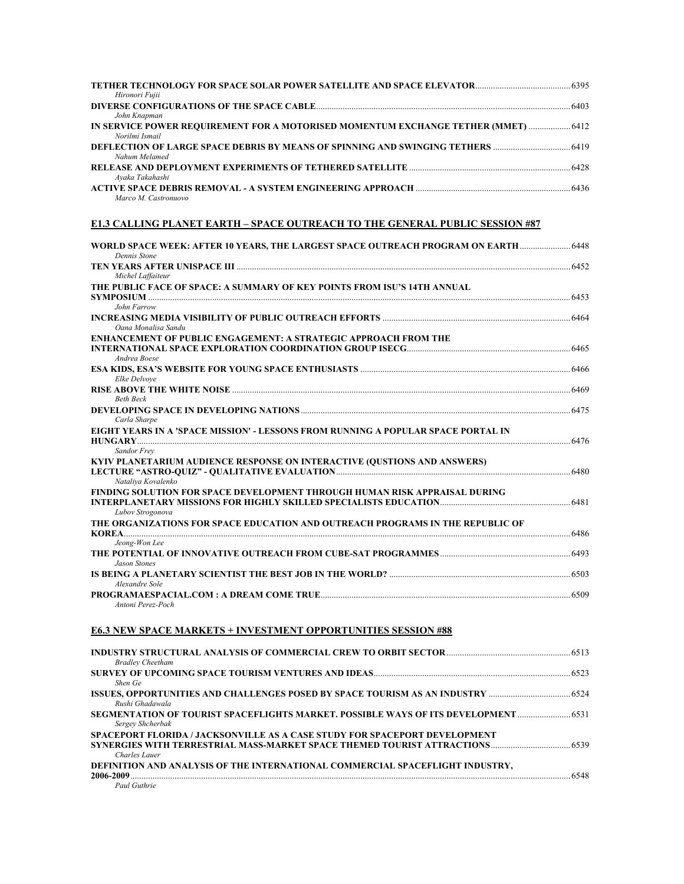**TETHER TECHNOLOGY FOR SPACE SOLAR POWER SATELLITE AND SPACE ELEVATOR** ........ 6395
*Hironori Fujii*

**DIVERSE CONFIGURATIONS OF THE SPACE CABLE** ........ 6403
*John Knapman*

**IN SERVICE POWER REQUIREMENT FOR A MOTORISED MOMENTUM EXCHANGE TETHER (MMET)** ........ 6412
*Norilmi Ismail*

**DEFLECTION OF LARGE SPACE DEBRIS BY MEANS OF SPINNING AND SWINGING TETHERS** ........ 6419
*Nahum Melamed*

**RELEASE AND DEPLOYMENT EXPERIMENTS OF TETHERED SATELLITE** ........ 6428
*Ayaka Takahashi*

**ACTIVE SPACE DEBRIS REMOVAL - A SYSTEM ENGINEERING APPROACH** ........ 6436
*Marco M. Castronuovo*

## E1.3 CALLING PLANET EARTH – SPACE OUTREACH TO THE GENERAL PUBLIC SESSION #87

**WORLD SPACE WEEK: AFTER 10 YEARS, THE LARGEST SPACE OUTREACH PROGRAM ON EARTH** ........ 6448
*Dennis Stone*

**TEN YEARS AFTER UNISPACE III** ........ 6452
*Michel Laffaiteur*

**THE PUBLIC FACE OF SPACE: A SUMMARY OF KEY POINTS FROM ISU'S 14TH ANNUAL SYMPOSIUM** ........ 6453
*John Farrow*

**INCREASING MEDIA VISIBILITY OF PUBLIC OUTREACH EFFORTS** ........ 6464
*Oana Monalisa Sandu*

**ENHANCEMENT OF PUBLIC ENGAGEMENT: A STRATEGIC APPROACH FROM THE INTERNATIONAL SPACE EXPLORATION COORDINATION GROUP ISECG** ........ 6465
*Andrea Boese*

**ESA KIDS, ESA'S WEBSITE FOR YOUNG SPACE ENTHUSIASTS** ........ 6466
*Elke Delvoye*

**RISE ABOVE THE WHITE NOISE** ........ 6469
*Beth Beck*

**DEVELOPING SPACE IN DEVELOPING NATIONS** ........ 6475
*Carla Sharpe*

**EIGHT YEARS IN A 'SPACE MISSION' - LESSONS FROM RUNNING A POPULAR SPACE PORTAL IN HUNGARY** ........ 6476
*Sandor Frey*

**KYIV PLANETARIUM AUDIENCE RESPONSE ON INTERACTIVE (QUSTIONS AND ANSWERS) LECTURE "ASTRO-QUIZ" - QUALITATIVE EVALUATION** ........ 6480
*Nataliya Kovalenko*

**FINDING SOLUTION FOR SPACE DEVELOPMENT THROUGH HUMAN RISK APPRAISAL DURING INTERPLANETARY MISSIONS FOR HIGHLY SKILLED SPECIALISTS EDUCATION** ........ 6481
*Lubov Strogonova*

**THE ORGANIZATIONS FOR SPACE EDUCATION AND OUTREACH PROGRAMS IN THE REPUBLIC OF KOREA** ........ 6486
*Jeong-Won Lee*

**THE POTENTIAL OF INNOVATIVE OUTREACH FROM CUBE-SAT PROGRAMMES** ........ 6493
*Jason Stones*

**IS BEING A PLANETARY SCIENTIST THE BEST JOB IN THE WORLD?** ........ 6503
*Alexandre Sole*

**PROGRAMAESPACIAL.COM : A DREAM COME TRUE** ........ 6509
*Antoni Perez-Poch*

## E6.3 NEW SPACE MARKETS + INVESTMENT OPPORTUNITIES SESSION #88

**INDUSTRY STRUCTURAL ANALYSIS OF COMMERCIAL CREW TO ORBIT SECTOR** ........ 6513
*Bradley Cheetham*

**SURVEY OF UPCOMING SPACE TOURISM VENTURES AND IDEAS** ........ 6523
*Shen Ge*

**ISSUES, OPPORTUNITIES AND CHALLENGES POSED BY SPACE TOURISM AS AN INDUSTRY** ........ 6524
*Rushi Ghadawala*

**SEGMENTATION OF TOURIST SPACEFLIGHTS MARKET. POSSIBLE WAYS OF ITS DEVELOPMENT** ........ 6531
*Sergey Shcherbak*

**SPACEPORT FLORIDA / JACKSONVILLE AS A CASE STUDY FOR SPACEPORT DEVELOPMENT SYNERGIES WITH TERRESTRIAL MASS-MARKET SPACE THEMED TOURIST ATTRACTIONS** ........ 6539
*Charles Lauer*

**DEFINITION AND ANALYSIS OF THE INTERNATIONAL COMMERCIAL SPACEFLIGHT INDUSTRY, 2006-2009** ........ 6548
*Paul Guthrie*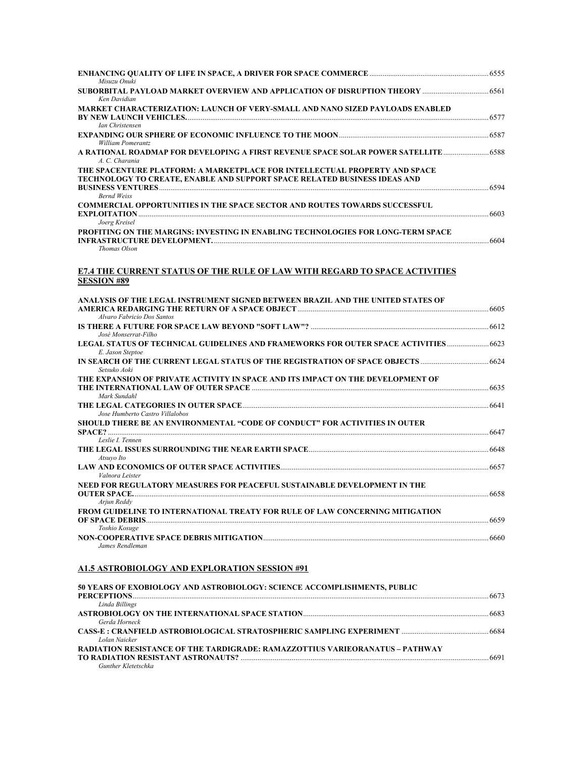**ENHANCING QUALITY OF LIFE IN SPACE, A DRIVER FOR SPACE COMMERCE** ............ 6555
*Misuzu Onuki*

**SUBORBITAL PAYLOAD MARKET OVERVIEW AND APPLICATION OF DISRUPTION THEORY** ............ 6561
*Ken Davidian*

**MARKET CHARACTERIZATION: LAUNCH OF VERY-SMALL AND NANO SIZED PAYLOADS ENABLED BY NEW LAUNCH VEHICLES.** ............ 6577
*Ian Christensen*

**EXPANDING OUR SPHERE OF ECONOMIC INFLUENCE TO THE MOON** ............ 6587
*William Pomerantz*

**A RATIONAL ROADMAP FOR DEVELOPING A FIRST REVENUE SPACE SOLAR POWER SATELLITE** ............ 6588
*A. C. Charania*

**THE SPACENTURE PLATFORM: A MARKETPLACE FOR INTELLECTUAL PROPERTY AND SPACE TECHNOLOGY TO CREATE, ENABLE AND SUPPORT SPACE RELATED BUSINESS IDEAS AND BUSINESS VENTURES** ............ 6594
*Bernd Weiss*

**COMMERCIAL OPPORTUNITIES IN THE SPACE SECTOR AND ROUTES TOWARDS SUCCESSFUL EXPLOITATION** ............ 6603
*Joerg Kreisel*

**PROFITING ON THE MARGINS: INVESTING IN ENABLING TECHNOLOGIES FOR LONG-TERM SPACE INFRASTRUCTURE DEVELOPMENT.** ............ 6604
*Thomas Olson*

## E7.4 THE CURRENT STATUS OF THE RULE OF LAW WITH REGARD TO SPACE ACTIVITIES SESSION #89

**ANALYSIS OF THE LEGAL INSTRUMENT SIGNED BETWEEN BRAZIL AND THE UNITED STATES OF AMERICA REDARGING THE RETURN OF A SPACE OBJECT** ............ 6605
*Alvaro Fabricio Dos Santos*

**IS THERE A FUTURE FOR SPACE LAW BEYOND "SOFT LAW"?** ............ 6612
*José Monserrat-Filho*

**LEGAL STATUS OF TECHNICAL GUIDELINES AND FRAMEWORKS FOR OUTER SPACE ACTIVITIES** ............ 6623
*E. Jason Steptoe*

**IN SEARCH OF THE CURRENT LEGAL STATUS OF THE REGISTRATION OF SPACE OBJECTS** ............ 6624
*Setsuko Aoki*

**THE EXPANSION OF PRIVATE ACTIVITY IN SPACE AND ITS IMPACT ON THE DEVELOPMENT OF THE INTERNATIONAL LAW OF OUTER SPACE** ............ 6635
*Mark Sundahl*

**THE LEGAL CATEGORIES IN OUTER SPACE** ............ 6641
*Jose Humberto Castro Villalobos*

**SHOULD THERE BE AN ENVIRONMENTAL "CODE OF CONDUCT" FOR ACTIVITIES IN OUTER SPACE?** ............ 6647
*Leslie I. Tennen*

**THE LEGAL ISSUES SURROUNDING THE NEAR EARTH SPACE** ............ 6648
*Atsuyo Ito*

**LAW AND ECONOMICS OF OUTER SPACE ACTIVITIES** ............ 6657
*Valnora Leister*

**NEED FOR REGULATORY MEASURES FOR PEACEFUL SUSTAINABLE DEVELOPMENT IN THE OUTER SPACE.** ............ 6658
*Arjun Reddy*

**FROM GUIDELINE TO INTERNATIONAL TREATY FOR RULE OF LAW CONCERNING MITIGATION OF SPACE DEBRIS** ............ 6659
*Toshio Kosuge*

**NON-COOPERATIVE SPACE DEBRIS MITIGATION** ............ 6660
*James Rendleman*

## A1.5 ASTROBIOLOGY AND EXPLORATION SESSION #91

**50 YEARS OF EXOBIOLOGY AND ASTROBIOLOGY: SCIENCE ACCOMPLISHMENTS, PUBLIC PERCEPTIONS** ............ 6673
*Linda Billings*

**ASTROBIOLOGY ON THE INTERNATIONAL SPACE STATION** ............ 6683
*Gerda Horneck*

**CASS-E : CRANFIELD ASTROBIOLOGICAL STRATOSPHERIC SAMPLING EXPERIMENT** ............ 6684
*Lolan Naicker*

**RADIATION RESISTANCE OF THE TARDIGRADE: RAMAZZOTTIUS VARIEORANATUS – PATHWAY TO RADIATION RESISTANT ASTRONAUTS?** ............ 6691
*Gunther Kletetschka*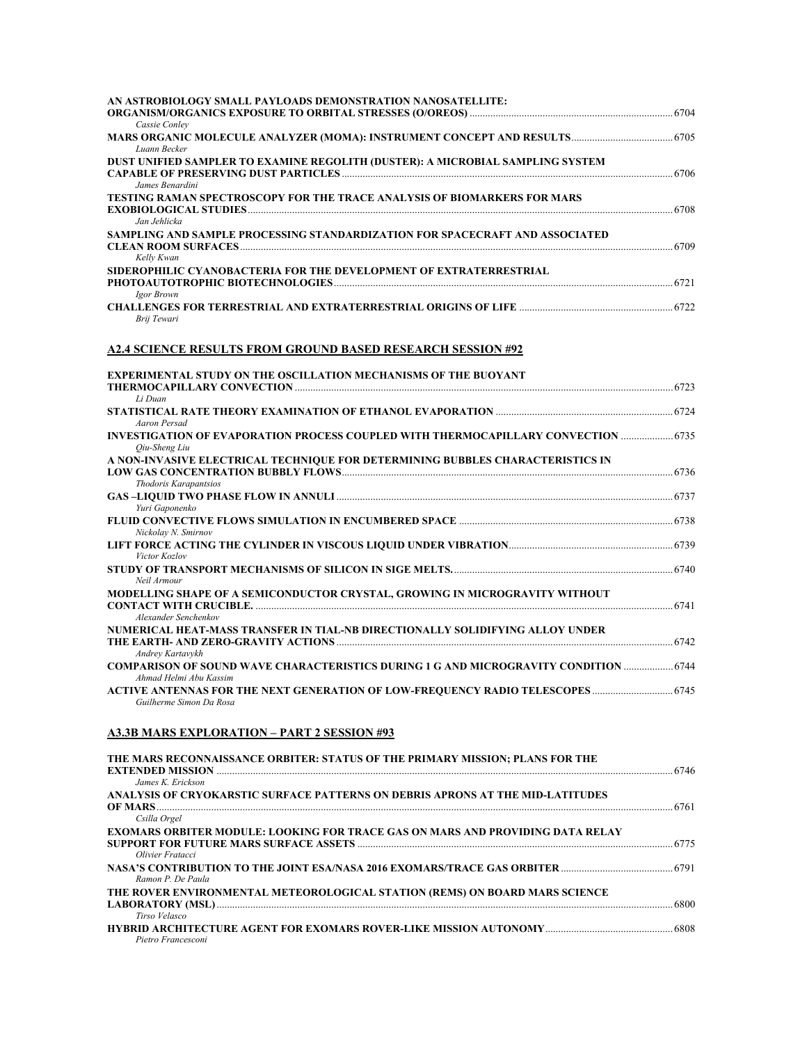**AN ASTROBIOLOGY SMALL PAYLOADS DEMONSTRATION NANOSATELLITE: ORGANISM/ORGANICS EXPOSURE TO ORBITAL STRESSES (O/OREOS)** ............ 6704
*Cassie Conley*

**MARS ORGANIC MOLECULE ANALYZER (MOMA): INSTRUMENT CONCEPT AND RESULTS** ............ 6705
*Luann Becker*

**DUST UNIFIED SAMPLER TO EXAMINE REGOLITH (DUSTER): A MICROBIAL SAMPLING SYSTEM CAPABLE OF PRESERVING DUST PARTICLES** ............ 6706
*James Benardini*

**TESTING RAMAN SPECTROSCOPY FOR THE TRACE ANALYSIS OF BIOMARKERS FOR MARS EXOBIOLOGICAL STUDIES** ............ 6708
*Jan Jehlicka*

**SAMPLING AND SAMPLE PROCESSING STANDARDIZATION FOR SPACECRAFT AND ASSOCIATED CLEAN ROOM SURFACES** ............ 6709
*Kelly Kwan*

**SIDEROPHILIC CYANOBACTERIA FOR THE DEVELOPMENT OF EXTRATERRESTRIAL PHOTOAUTOTROPHIC BIOTECHNOLOGIES** ............ 6721
*Igor Brown*

**CHALLENGES FOR TERRESTRIAL AND EXTRATERRESTRIAL ORIGINS OF LIFE** ............ 6722
*Brij Tewari*

## A2.4 SCIENCE RESULTS FROM GROUND BASED RESEARCH SESSION #92

**EXPERIMENTAL STUDY ON THE OSCILLATION MECHANISMS OF THE BUOYANT THERMOCAPILLARY CONVECTION** ............ 6723
*Li Duan*

**STATISTICAL RATE THEORY EXAMINATION OF ETHANOL EVAPORATION** ............ 6724
*Aaron Persad*

**INVESTIGATION OF EVAPORATION PROCESS COUPLED WITH THERMOCAPILLARY CONVECTION** ............ 6735
*Qiu-Sheng Liu*

**A NON-INVASIVE ELECTRICAL TECHNIQUE FOR DETERMINING BUBBLES CHARACTERISTICS IN LOW GAS CONCENTRATION BUBBLY FLOWS** ............ 6736
*Thodoris Karapantsios*

**GAS –LIQUID TWO PHASE FLOW IN ANNULI** ............ 6737
*Yuri Gaponenko*

**FLUID CONVECTIVE FLOWS SIMULATION IN ENCUMBERED SPACE** ............ 6738
*Nickolay N. Smirnov*

**LIFT FORCE ACTING THE CYLINDER IN VISCOUS LIQUID UNDER VIBRATION** ............ 6739
*Victor Kozlov*

**STUDY OF TRANSPORT MECHANISMS OF SILICON IN SIGE MELTS.** ............ 6740
*Neil Armour*

**MODELLING SHAPE OF A SEMICONDUCTOR CRYSTAL, GROWING IN MICROGRAVITY WITHOUT CONTACT WITH CRUCIBLE.** ............ 6741
*Alexander Senchenkov*

**NUMERICAL HEAT-MASS TRANSFER IN TIAL-NB DIRECTIONALLY SOLIDIFYING ALLOY UNDER THE EARTH- AND ZERO-GRAVITY ACTIONS** ............ 6742
*Andrey Kartavykh*

**COMPARISON OF SOUND WAVE CHARACTERISTICS DURING 1 G AND MICROGRAVITY CONDITION** ............ 6744
*Ahmad Helmi Abu Kassim*

**ACTIVE ANTENNAS FOR THE NEXT GENERATION OF LOW-FREQUENCY RADIO TELESCOPES** ............ 6745
*Guilherme Simon Da Rosa*

## A3.3B MARS EXPLORATION – PART 2 SESSION #93

**THE MARS RECONNAISSANCE ORBITER: STATUS OF THE PRIMARY MISSION; PLANS FOR THE EXTENDED MISSION** ............ 6746
*James K. Erickson*

**ANALYSIS OF CRYOKARSTIC SURFACE PATTERNS ON DEBRIS APRONS AT THE MID-LATITUDES OF MARS** ............ 6761
*Csilla Orgel*

**EXOMARS ORBITER MODULE: LOOKING FOR TRACE GAS ON MARS AND PROVIDING DATA RELAY SUPPORT FOR FUTURE MARS SURFACE ASSETS** ............ 6775
*Olivier Fratacci*

**NASA'S CONTRIBUTION TO THE JOINT ESA/NASA 2016 EXOMARS/TRACE GAS ORBITER** ............ 6791
*Ramon P. De Paula*

**THE ROVER ENVIRONMENTAL METEOROLOGICAL STATION (REMS) ON BOARD MARS SCIENCE LABORATORY (MSL)** ............ 6800
*Tirso Velasco*

**HYBRID ARCHITECTURE AGENT FOR EXOMARS ROVER-LIKE MISSION AUTONOMY** ............ 6808
*Pietro Francesconi*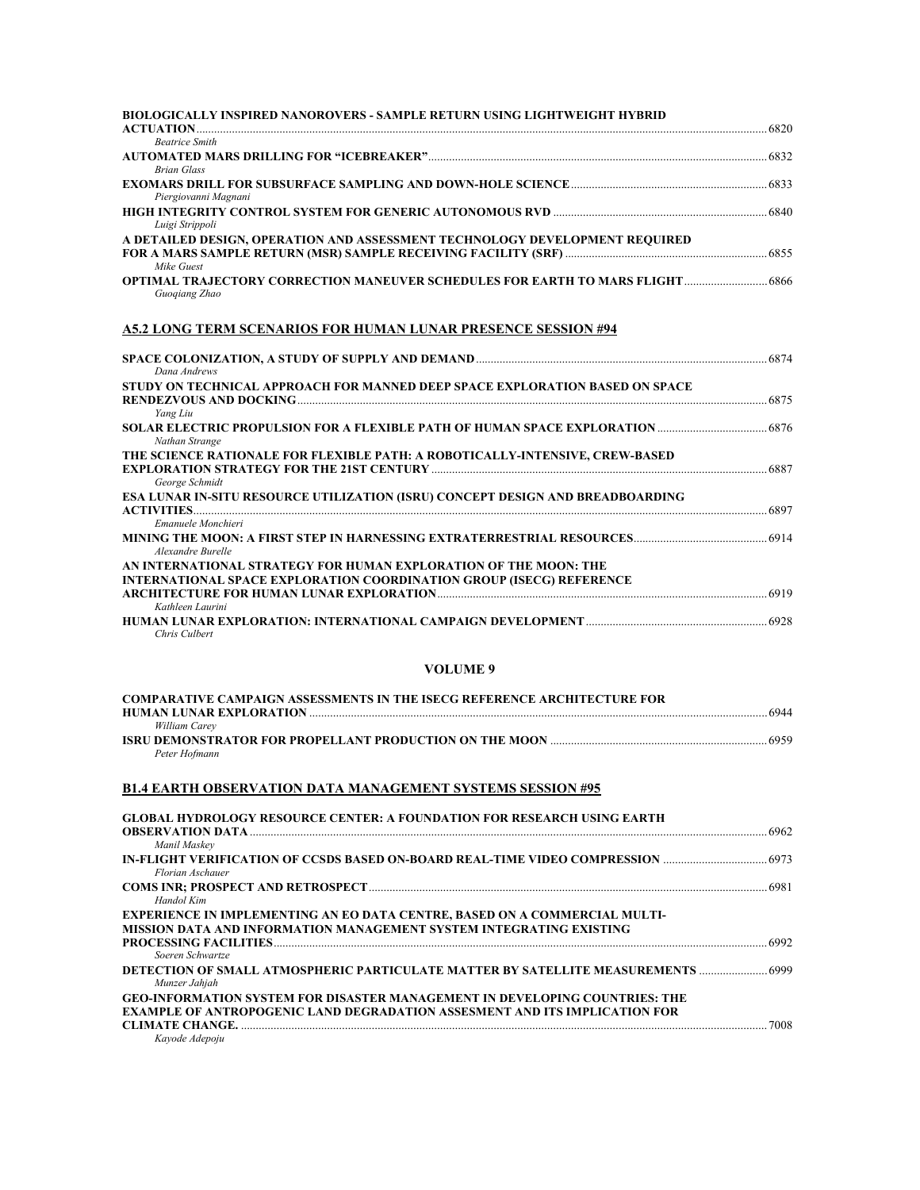**BIOLOGICALLY INSPIRED NANOROVERS - SAMPLE RETURN USING LIGHTWEIGHT HYBRID ACTUATION** ........ 6820
*Beatrice Smith*

**AUTOMATED MARS DRILLING FOR "ICEBREAKER"** ........ 6832
*Brian Glass*

**EXOMARS DRILL FOR SUBSURFACE SAMPLING AND DOWN-HOLE SCIENCE** ........ 6833
*Piergiovanni Magnani*

**HIGH INTEGRITY CONTROL SYSTEM FOR GENERIC AUTONOMOUS RVD** ........ 6840
*Luigi Strippoli*

**A DETAILED DESIGN, OPERATION AND ASSESSMENT TECHNOLOGY DEVELOPMENT REQUIRED FOR A MARS SAMPLE RETURN (MSR) SAMPLE RECEIVING FACILITY (SRF)** ........ 6855
*Mike Guest*

**OPTIMAL TRAJECTORY CORRECTION MANEUVER SCHEDULES FOR EARTH TO MARS FLIGHT** ........ 6866
*Guoqiang Zhao*

## A5.2 LONG TERM SCENARIOS FOR HUMAN LUNAR PRESENCE SESSION #94

**SPACE COLONIZATION, A STUDY OF SUPPLY AND DEMAND** ........ 6874
*Dana Andrews*

**STUDY ON TECHNICAL APPROACH FOR MANNED DEEP SPACE EXPLORATION BASED ON SPACE RENDEZVOUS AND DOCKING** ........ 6875
*Yang Liu*

**SOLAR ELECTRIC PROPULSION FOR A FLEXIBLE PATH OF HUMAN SPACE EXPLORATION** ........ 6876
*Nathan Strange*

**THE SCIENCE RATIONALE FOR FLEXIBLE PATH: A ROBOTICALLY-INTENSIVE, CREW-BASED EXPLORATION STRATEGY FOR THE 21ST CENTURY** ........ 6887
*George Schmidt*

**ESA LUNAR IN-SITU RESOURCE UTILIZATION (ISRU) CONCEPT DESIGN AND BREADBOARDING ACTIVITIES** ........ 6897
*Emanuele Monchieri*

**MINING THE MOON: A FIRST STEP IN HARNESSING EXTRATERRESTRIAL RESOURCES** ........ 6914
*Alexandre Burelle*

**AN INTERNATIONAL STRATEGY FOR HUMAN EXPLORATION OF THE MOON: THE INTERNATIONAL SPACE EXPLORATION COORDINATION GROUP (ISECG) REFERENCE ARCHITECTURE FOR HUMAN LUNAR EXPLORATION** ........ 6919
*Kathleen Laurini*

**HUMAN LUNAR EXPLORATION: INTERNATIONAL CAMPAIGN DEVELOPMENT** ........ 6928
*Chris Culbert*

### VOLUME 9

**COMPARATIVE CAMPAIGN ASSESSMENTS IN THE ISECG REFERENCE ARCHITECTURE FOR HUMAN LUNAR EXPLORATION** ........ 6944
*William Carey*

**ISRU DEMONSTRATOR FOR PROPELLANT PRODUCTION ON THE MOON** ........ 6959
*Peter Hofmann*

## B1.4 EARTH OBSERVATION DATA MANAGEMENT SYSTEMS SESSION #95

**GLOBAL HYDROLOGY RESOURCE CENTER: A FOUNDATION FOR RESEARCH USING EARTH OBSERVATION DATA** ........ 6962
*Manil Maskey*

**IN-FLIGHT VERIFICATION OF CCSDS BASED ON-BOARD REAL-TIME VIDEO COMPRESSION** ........ 6973
*Florian Aschauer*

**COMS INR; PROSPECT AND RETROSPECT** ........ 6981
*Handol Kim*

**EXPERIENCE IN IMPLEMENTING AN EO DATA CENTRE, BASED ON A COMMERCIAL MULTI-MISSION DATA AND INFORMATION MANAGEMENT SYSTEM INTEGRATING EXISTING PROCESSING FACILITIES** ........ 6992
*Soeren Schwartze*

**DETECTION OF SMALL ATMOSPHERIC PARTICULATE MATTER BY SATELLITE MEASUREMENTS** ........ 6999
*Munzer Jahjah*

**GEO-INFORMATION SYSTEM FOR DISASTER MANAGEMENT IN DEVELOPING COUNTRIES: THE EXAMPLE OF ANTROPOGENIC LAND DEGRADATION ASSESMENT AND ITS IMPLICATION FOR CLIMATE CHANGE.** ........ 7008
*Kayode Adepoju*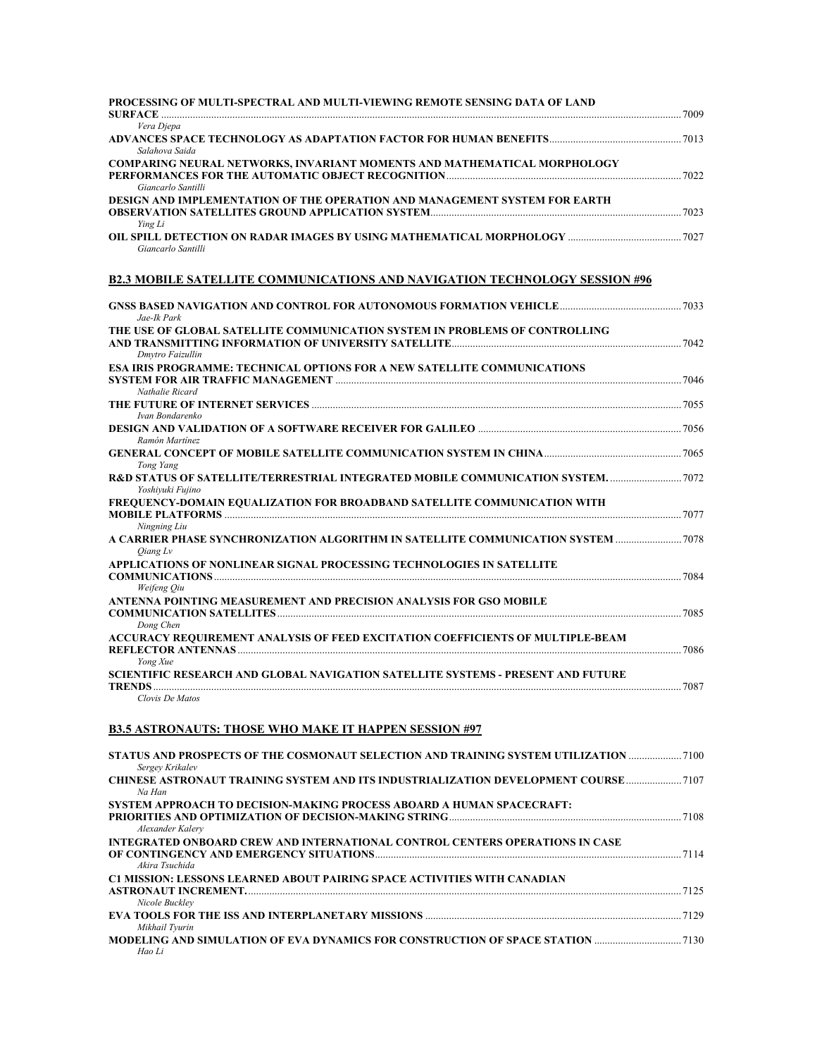**PROCESSING OF MULTI-SPECTRAL AND MULTI-VIEWING REMOTE SENSING DATA OF LAND SURFACE** ........ 7009
*Vera Djepa*

**ADVANCES SPACE TECHNOLOGY AS ADAPTATION FACTOR FOR HUMAN BENEFITS** ........ 7013
*Salahova Saida*

**COMPARING NEURAL NETWORKS, INVARIANT MOMENTS AND MATHEMATICAL MORPHOLOGY PERFORMANCES FOR THE AUTOMATIC OBJECT RECOGNITION** ........ 7022
*Giancarlo Santilli*

**DESIGN AND IMPLEMENTATION OF THE OPERATION AND MANAGEMENT SYSTEM FOR EARTH OBSERVATION SATELLITES GROUND APPLICATION SYSTEM** ........ 7023
*Ying Li*

**OIL SPILL DETECTION ON RADAR IMAGES BY USING MATHEMATICAL MORPHOLOGY** ........ 7027
*Giancarlo Santilli*

## B2.3 MOBILE SATELLITE COMMUNICATIONS AND NAVIGATION TECHNOLOGY SESSION #96

**GNSS BASED NAVIGATION AND CONTROL FOR AUTONOMOUS FORMATION VEHICLE** ........ 7033
*Jae-Ik Park*

**THE USE OF GLOBAL SATELLITE COMMUNICATION SYSTEM IN PROBLEMS OF CONTROLLING AND TRANSMITTING INFORMATION OF UNIVERSITY SATELLITE** ........ 7042
*Dmytro Faizullin*

**ESA IRIS PROGRAMME: TECHNICAL OPTIONS FOR A NEW SATELLITE COMMUNICATIONS SYSTEM FOR AIR TRAFFIC MANAGEMENT** ........ 7046
*Nathalie Ricard*

**THE FUTURE OF INTERNET SERVICES** ........ 7055
*Ivan Bondarenko*

**DESIGN AND VALIDATION OF A SOFTWARE RECEIVER FOR GALILEO** ........ 7056
*Ramón Martínez*

**GENERAL CONCEPT OF MOBILE SATELLITE COMMUNICATION SYSTEM IN CHINA** ........ 7065
*Tong Yang*

**R&D STATUS OF SATELLITE/TERRESTRIAL INTEGRATED MOBILE COMMUNICATION SYSTEM.** ........ 7072
*Yoshiyuki Fujino*

**FREQUENCY-DOMAIN EQUALIZATION FOR BROADBAND SATELLITE COMMUNICATION WITH MOBILE PLATFORMS** ........ 7077
*Ningning Liu*

**A CARRIER PHASE SYNCHRONIZATION ALGORITHM IN SATELLITE COMMUNICATION SYSTEM** ........ 7078
*Qiang Lv*

**APPLICATIONS OF NONLINEAR SIGNAL PROCESSING TECHNOLOGIES IN SATELLITE COMMUNICATIONS** ........ 7084
*Weifeng Qiu*

**ANTENNA POINTING MEASUREMENT AND PRECISION ANALYSIS FOR GSO MOBILE COMMUNICATION SATELLITES** ........ 7085
*Dong Chen*

**ACCURACY REQUIREMENT ANALYSIS OF FEED EXCITATION COEFFICIENTS OF MULTIPLE-BEAM REFLECTOR ANTENNAS** ........ 7086
*Yong Xue*

**SCIENTIFIC RESEARCH AND GLOBAL NAVIGATION SATELLITE SYSTEMS - PRESENT AND FUTURE TRENDS** ........ 7087
*Clovis De Matos*

## B3.5 ASTRONAUTS: THOSE WHO MAKE IT HAPPEN SESSION #97

**STATUS AND PROSPECTS OF THE COSMONAUT SELECTION AND TRAINING SYSTEM UTILIZATION** ........ 7100
*Sergey Krikalev*

**CHINESE ASTRONAUT TRAINING SYSTEM AND ITS INDUSTRIALIZATION DEVELOPMENT COURSE** ........ 7107
*Na Han*

**SYSTEM APPROACH TO DECISION-MAKING PROCESS ABOARD A HUMAN SPACECRAFT: PRIORITIES AND OPTIMIZATION OF DECISION-MAKING STRING** ........ 7108
*Alexander Kalery*

**INTEGRATED ONBOARD CREW AND INTERNATIONAL CONTROL CENTERS OPERATIONS IN CASE OF CONTINGENCY AND EMERGENCY SITUATIONS** ........ 7114
*Akira Tsuchida*

**C1 MISSION: LESSONS LEARNED ABOUT PAIRING SPACE ACTIVITIES WITH CANADIAN ASTRONAUT INCREMENT.** ........ 7125
*Nicole Buckley*

**EVA TOOLS FOR THE ISS AND INTERPLANETARY MISSIONS** ........ 7129
*Mikhail Tyurin*

**MODELING AND SIMULATION OF EVA DYNAMICS FOR CONSTRUCTION OF SPACE STATION** ........ 7130
*Hao Li*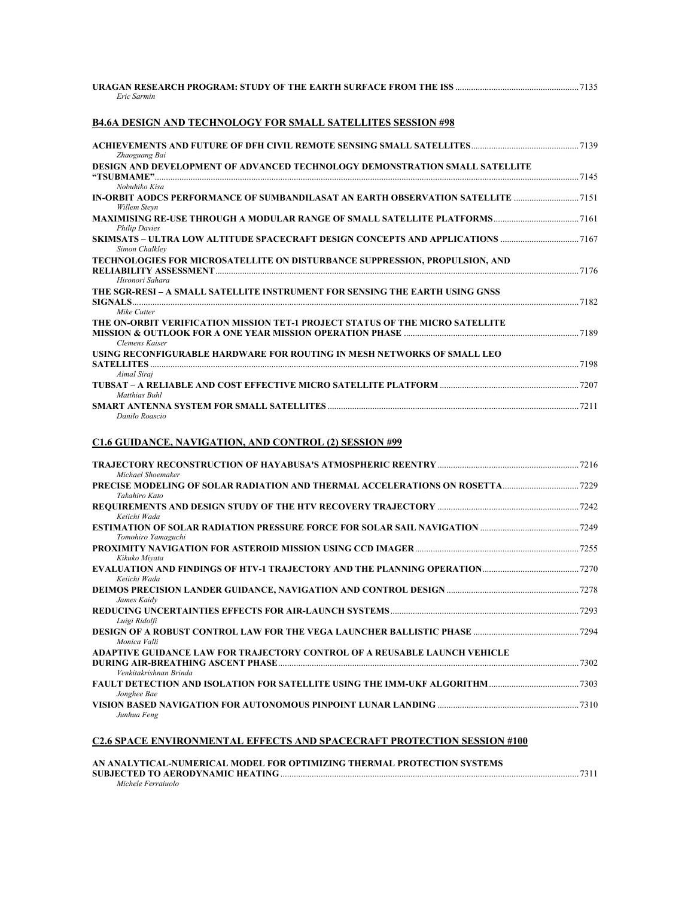**URAGAN RESEARCH PROGRAM: STUDY OF THE EARTH SURFACE FROM THE ISS** ....................................................... 7135
*Eric Sarmin*

## B4.6A DESIGN AND TECHNOLOGY FOR SMALL SATELLITES SESSION #98

**ACHIEVEMENTS AND FUTURE OF DFH CIVIL REMOTE SENSING SMALL SATELLITES** ................................................ 7139
*Zhaoguang Bai*

**DESIGN AND DEVELOPMENT OF ADVANCED TECHNOLOGY DEMONSTRATION SMALL SATELLITE "TSUBMAME"** ........................................................................................................................................................................... 7145
*Nobuhiko Kisa*

**IN-ORBIT AODCS PERFORMANCE OF SUMBANDILASAT AN EARTH OBSERVATION SATELLITE** ............................ 7151
*Willem Steyn*

**MAXIMISING RE-USE THROUGH A MODULAR RANGE OF SMALL SATELLITE PLATFORMS** ..................................... 7161
*Philip Davies*

**SKIMSATS – ULTRA LOW ALTITUDE SPACECRAFT DESIGN CONCEPTS AND APPLICATIONS** .................................. 7167
*Simon Chalkley*

**TECHNOLOGIES FOR MICROSATELLITE ON DISTURBANCE SUPPRESSION, PROPULSION, AND RELIABILITY ASSESSMENT** ................................................................................................................................................. 7176
*Hironori Sahara*

**THE SGR-RESI – A SMALL SATELLITE INSTRUMENT FOR SENSING THE EARTH USING GNSS SIGNALS** ........................................................................................................................................................................... 7182
*Mike Cutter*

**THE ON-ORBIT VERIFICATION MISSION TET-1 PROJECT STATUS OF THE MICRO SATELLITE MISSION & OUTLOOK FOR A ONE YEAR MISSION OPERATION PHASE** ............................................................................. 7189
*Clemens Kaiser*

**USING RECONFIGURABLE HARDWARE FOR ROUTING IN MESH NETWORKS OF SMALL LEO SATELLITES** ......................................................................................................................................................................... 7198
*Aimal Siraj*

**TUBSAT – A RELIABLE AND COST EFFECTIVE MICRO SATELLITE PLATFORM** ............................................................. 7207
*Matthias Buhl*

**SMART ANTENNA SYSTEM FOR SMALL SATELLITES** ............................................................................................................... 7211
*Danilo Roascio*

## C1.6 GUIDANCE, NAVIGATION, AND CONTROL (2) SESSION #99

**TRAJECTORY RECONSTRUCTION OF HAYABUSA'S ATMOSPHERIC REENTRY** .............................................................. 7216
*Michael Shoemaker*

**PRECISE MODELING OF SOLAR RADIATION AND THERMAL ACCELERATIONS ON ROSETTA** ................................. 7229
*Takahiro Kato*

**REQUIREMENTS AND DESIGN STUDY OF THE HTV RECOVERY TRAJECTORY** .............................................................. 7242
*Keiichi Wada*

**ESTIMATION OF SOLAR RADIATION PRESSURE FORCE FOR SOLAR SAIL NAVIGATION** ........................................... 7249
*Tomohiro Yamaguchi*

**PROXIMITY NAVIGATION FOR ASTEROID MISSION USING CCD IMAGER** ......................................................................... 7255
*Kikuko Miyata*

**EVALUATION AND FINDINGS OF HTV-1 TRAJECTORY AND THE PLANNING OPERATION** .......................................... 7270
*Keiichi Wada*

**DEIMOS PRECISION LANDER GUIDANCE, NAVIGATION AND CONTROL DESIGN** ........................................................... 7278
*James Kaidy*

**REDUCING UNCERTAINTIES EFFECTS FOR AIR-LAUNCH SYSTEMS** .................................................................................. 7293
*Luigi Ridolfi*

**DESIGN OF A ROBUST CONTROL LAW FOR THE VEGA LAUNCHER BALLISTIC PHASE** ............................................... 7294
*Monica Valli*

**ADAPTIVE GUIDANCE LAW FOR TRAJECTORY CONTROL OF A REUSABLE LAUNCH VEHICLE DURING AIR-BREATHING ASCENT PHASE** .................................................................................................................................... 7302
*Venkitakrishnan Brinda*

**FAULT DETECTION AND ISOLATION FOR SATELLITE USING THE IMM-UKF ALGORITHM** ......................................... 7303
*Jonghee Bae*

**VISION BASED NAVIGATION FOR AUTONOMOUS PINPOINT LUNAR LANDING** .............................................................. 7310
*Junhua Feng*

## C2.6 SPACE ENVIRONMENTAL EFFECTS AND SPACECRAFT PROTECTION SESSION #100

**AN ANALYTICAL-NUMERICAL MODEL FOR OPTIMIZING THERMAL PROTECTION SYSTEMS SUBJECTED TO AERODYNAMIC HEATING** ................................................................................................................................... 7311
*Michele Ferraiuolo*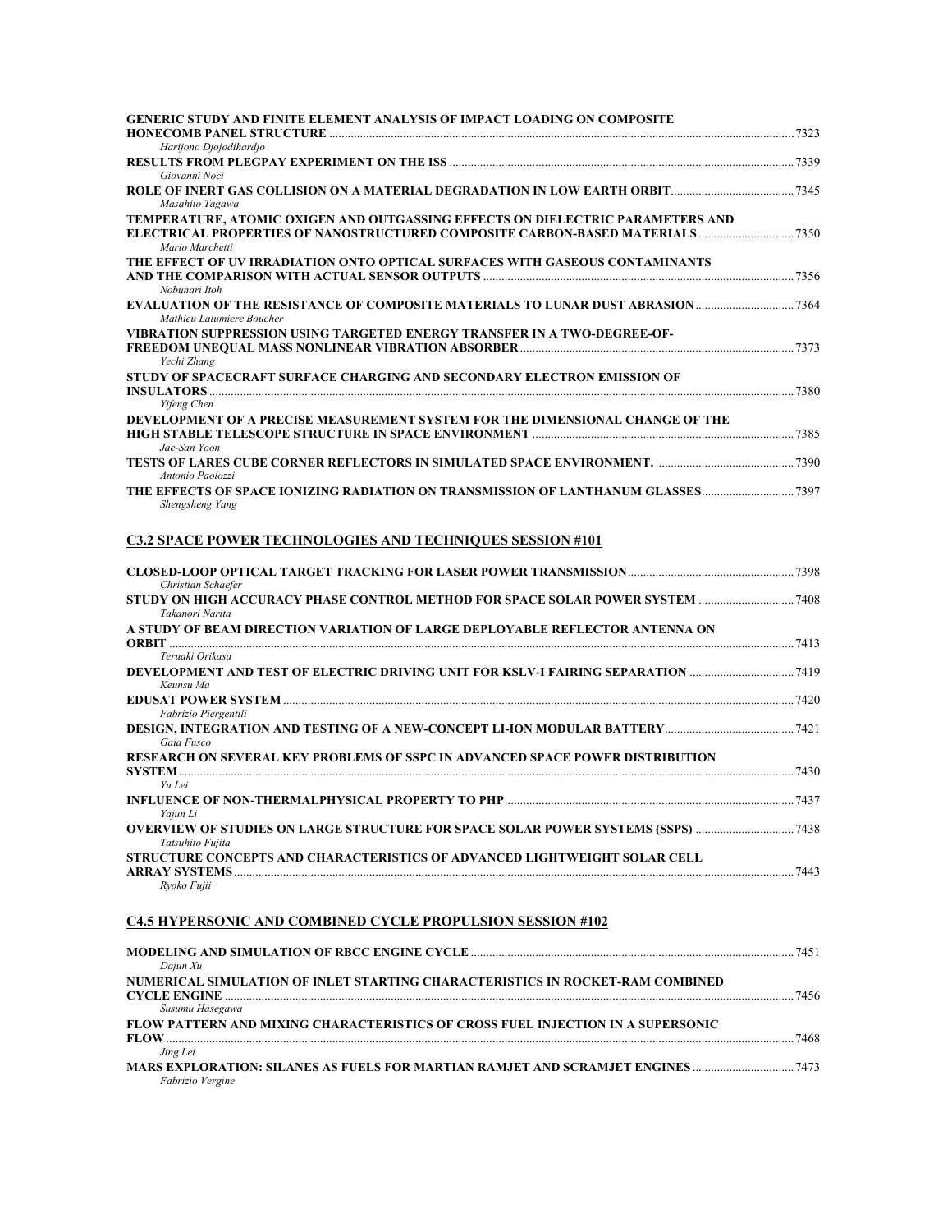**GENERIC STUDY AND FINITE ELEMENT ANALYSIS OF IMPACT LOADING ON COMPOSITE HONECOMB PANEL STRUCTURE** ........ 7323
*Harijono Djojodihardjo*

**RESULTS FROM PLEGPAY EXPERIMENT ON THE ISS** ........ 7339
*Giovanni Noci*

**ROLE OF INERT GAS COLLISION ON A MATERIAL DEGRADATION IN LOW EARTH ORBIT** ........ 7345
*Masahito Tagawa*

**TEMPERATURE, ATOMIC OXIGEN AND OUTGASSING EFFECTS ON DIELECTRIC PARAMETERS AND ELECTRICAL PROPERTIES OF NANOSTRUCTURED COMPOSITE CARBON-BASED MATERIALS** ........ 7350
*Mario Marchetti*

**THE EFFECT OF UV IRRADIATION ONTO OPTICAL SURFACES WITH GASEOUS CONTAMINANTS AND THE COMPARISON WITH ACTUAL SENSOR OUTPUTS** ........ 7356
*Nobunari Itoh*

**EVALUATION OF THE RESISTANCE OF COMPOSITE MATERIALS TO LUNAR DUST ABRASION** ........ 7364
*Mathieu Lalumiere Boucher*

**VIBRATION SUPPRESSION USING TARGETED ENERGY TRANSFER IN A TWO-DEGREE-OF-FREEDOM UNEQUAL MASS NONLINEAR VIBRATION ABSORBER** ........ 7373
*Yechi Zhang*

**STUDY OF SPACECRAFT SURFACE CHARGING AND SECONDARY ELECTRON EMISSION OF INSULATORS** ........ 7380
*Yifeng Chen*

**DEVELOPMENT OF A PRECISE MEASUREMENT SYSTEM FOR THE DIMENSIONAL CHANGE OF THE HIGH STABLE TELESCOPE STRUCTURE IN SPACE ENVIRONMENT** ........ 7385
*Jae-San Yoon*

**TESTS OF LARES CUBE CORNER REFLECTORS IN SIMULATED SPACE ENVIRONMENT.** ........ 7390
*Antonio Paolozzi*

**THE EFFECTS OF SPACE IONIZING RADIATION ON TRANSMISSION OF LANTHANUM GLASSES** ........ 7397
*Shengsheng Yang*

## C3.2 SPACE POWER TECHNOLOGIES AND TECHNIQUES SESSION #101

**CLOSED-LOOP OPTICAL TARGET TRACKING FOR LASER POWER TRANSMISSION** ........ 7398
*Christian Schaefer*

**STUDY ON HIGH ACCURACY PHASE CONTROL METHOD FOR SPACE SOLAR POWER SYSTEM** ........ 7408
*Takanori Narita*

**A STUDY OF BEAM DIRECTION VARIATION OF LARGE DEPLOYABLE REFLECTOR ANTENNA ON ORBIT** ........ 7413
*Teruaki Orikasa*

**DEVELOPMENT AND TEST OF ELECTRIC DRIVING UNIT FOR KSLV-I FAIRING SEPARATION** ........ 7419
*Keunsu Ma*

**EDUSAT POWER SYSTEM** ........ 7420
*Fabrizio Piergentili*

**DESIGN, INTEGRATION AND TESTING OF A NEW-CONCEPT LI-ION MODULAR BATTERY** ........ 7421
*Gaia Fusco*

**RESEARCH ON SEVERAL KEY PROBLEMS OF SSPC IN ADVANCED SPACE POWER DISTRIBUTION SYSTEM** ........ 7430
*Yu Lei*

**INFLUENCE OF NON-THERMALPHYSICAL PROPERTY TO PHP** ........ 7437
*Yajun Li*

**OVERVIEW OF STUDIES ON LARGE STRUCTURE FOR SPACE SOLAR POWER SYSTEMS (SSPS)** ........ 7438
*Tatsuhito Fujita*

**STRUCTURE CONCEPTS AND CHARACTERISTICS OF ADVANCED LIGHTWEIGHT SOLAR CELL ARRAY SYSTEMS** ........ 7443
*Ryoko Fujii*

## C4.5 HYPERSONIC AND COMBINED CYCLE PROPULSION SESSION #102

**MODELING AND SIMULATION OF RBCC ENGINE CYCLE** ........ 7451
*Dajun Xu*

**NUMERICAL SIMULATION OF INLET STARTING CHARACTERISTICS IN ROCKET-RAM COMBINED CYCLE ENGINE** ........ 7456
*Susumu Hasegawa*

**FLOW PATTERN AND MIXING CHARACTERISTICS OF CROSS FUEL INJECTION IN A SUPERSONIC FLOW** ........ 7468
*Jing Lei*

**MARS EXPLORATION: SILANES AS FUELS FOR MARTIAN RAMJET AND SCRAMJET ENGINES** ........ 7473
*Fabrizio Vergine*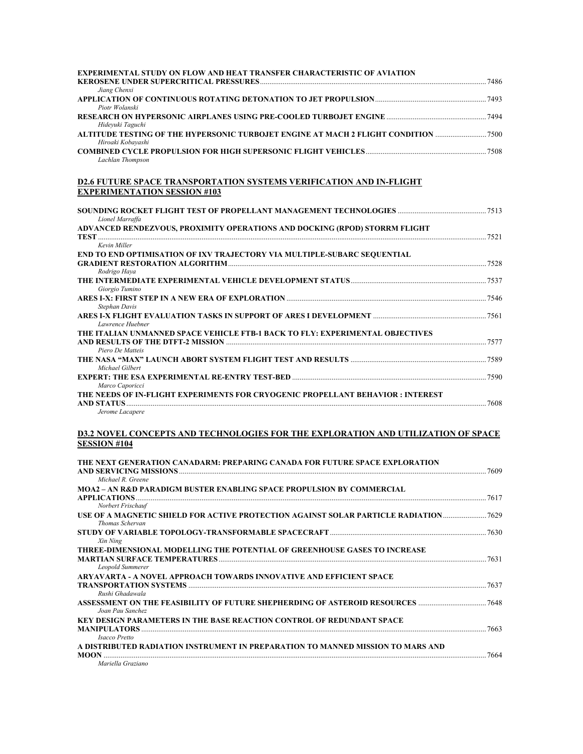**EXPERIMENTAL STUDY ON FLOW AND HEAT TRANSFER CHARACTERISTIC OF AVIATION KEROSENE UNDER SUPERCRITICAL PRESSURES** ....... 7486
*Jiang Chenxi*

**APPLICATION OF CONTINUOUS ROTATING DETONATION TO JET PROPULSION** ....... 7493
*Piotr Wolanski*

**RESEARCH ON HYPERSONIC AIRPLANES USING PRE-COOLED TURBOJET ENGINE** ....... 7494
*Hideyuki Taguchi*

**ALTITUDE TESTING OF THE HYPERSONIC TURBOJET ENGINE AT MACH 2 FLIGHT CONDITION** ....... 7500
*Hiroaki Kobayashi*

**COMBINED CYCLE PROPULSION FOR HIGH SUPERSONIC FLIGHT VEHICLES** ....... 7508
*Lachlan Thompson*

## D2.6 FUTURE SPACE TRANSPORTATION SYSTEMS VERIFICATION AND IN-FLIGHT EXPERIMENTATION SESSION #103

**SOUNDING ROCKET FLIGHT TEST OF PROPELLANT MANAGEMENT TECHNOLOGIES** ....... 7513
*Lionel Marraffa*

**ADVANCED RENDEZVOUS, PROXIMITY OPERATIONS AND DOCKING (RPOD) STORRM FLIGHT TEST** ....... 7521
*Kevin Miller*

**END TO END OPTIMISATION OF IXV TRAJECTORY VIA MULTIPLE-SUBARC SEQUENTIAL GRADIENT RESTORATION ALGORITHM** ....... 7528
*Rodrigo Haya*

**THE INTERMEDIATE EXPERIMENTAL VEHICLE DEVELOPMENT STATUS** ....... 7537
*Giorgio Tumino*

**ARES I-X: FIRST STEP IN A NEW ERA OF EXPLORATION** ....... 7546
*Stephan Davis*

**ARES I-X FLIGHT EVALUATION TASKS IN SUPPORT OF ARES I DEVELOPMENT** ....... 7561
*Lawrence Huebner*

**THE ITALIAN UNMANNED SPACE VEHICLE FTB-1 BACK TO FLY: EXPERIMENTAL OBJECTIVES AND RESULTS OF THE DTFT-2 MISSION** ....... 7577
*Piero De Matteis*

**THE NASA “MAX” LAUNCH ABORT SYSTEM FLIGHT TEST AND RESULTS** ....... 7589
*Michael Gilbert*

**EXPERT: THE ESA EXPERIMENTAL RE-ENTRY TEST-BED** ....... 7590
*Marco Caporicci*

**THE NEEDS OF IN-FLIGHT EXPERIMENTS FOR CRYOGENIC PROPELLANT BEHAVIOR : INTEREST AND STATUS** ....... 7608
*Jerome Lacapere*

## D3.2 NOVEL CONCEPTS AND TECHNOLOGIES FOR THE EXPLORATION AND UTILIZATION OF SPACE SESSION #104

**THE NEXT GENERATION CANADARM: PREPARING CANADA FOR FUTURE SPACE EXPLORATION AND SERVICING MISSIONS** ....... 7609
*Michael R. Greene*

**MOA2 – AN R&D PARADIGM BUSTER ENABLING SPACE PROPULSION BY COMMERCIAL APPLICATIONS** ....... 7617
*Norbert Frischauf*

**USE OF A MAGNETIC SHIELD FOR ACTIVE PROTECTION AGAINST SOLAR PARTICLE RADIATION** ....... 7629
*Thomas Schervan*

**STUDY OF VARIABLE TOPOLOGY-TRANSFORMABLE SPACECRAFT** ....... 7630
*Xin Ning*

**THREE-DIMENSIONAL MODELLING THE POTENTIAL OF GREENHOUSE GASES TO INCREASE MARTIAN SURFACE TEMPERATURES** ....... 7631
*Leopold Summerer*

**ARYAVARTA - A NOVEL APPROACH TOWARDS INNOVATIVE AND EFFICIENT SPACE TRANSPORTATION SYSTEMS** ....... 7637
*Rushi Ghadawala*

**ASSESSMENT ON THE FEASIBILITY OF FUTURE SHEPHERDING OF ASTEROID RESOURCES** ....... 7648
*Joan Pau Sanchez*

**KEY DESIGN PARAMETERS IN THE BASE REACTION CONTROL OF REDUNDANT SPACE MANIPULATORS** ....... 7663
*Isacco Pretto*

**A DISTRIBUTED RADIATION INSTRUMENT IN PREPARATION TO MANNED MISSION TO MARS AND MOON** ....... 7664
*Mariella Graziano*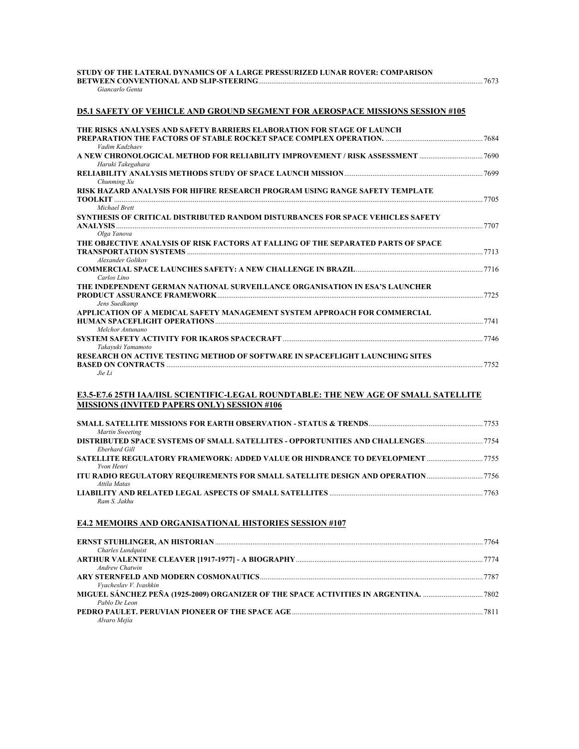**STUDY OF THE LATERAL DYNAMICS OF A LARGE PRESSURIZED LUNAR ROVER: COMPARISON BETWEEN CONVENTIONAL AND SLIP-STEERING** ........ 7673
*Giancarlo Genta*

## D5.1 SAFETY OF VEHICLE AND GROUND SEGMENT FOR AEROSPACE MISSIONS SESSION #105

**THE RISKS ANALYSES AND SAFETY BARRIERS ELABORATION FOR STAGE OF LAUNCH PREPARATION THE FACTORS OF STABLE ROCKET SPACE COMPLEX OPERATION.** ........ 7684
*Vadim Kadzhaev*

**A NEW CHRONOLOGICAL METHOD FOR RELIABILITY IMPROVEMENT / RISK ASSESSMENT** ........ 7690
*Haruki Takegahara*

**RELIABILITY ANALYSIS METHODS STUDY OF SPACE LAUNCH MISSION** ........ 7699
*Chunming Xu*

**RISK HAZARD ANALYSIS FOR HIFIRE RESEARCH PROGRAM USING RANGE SAFETY TEMPLATE TOOLKIT** ........ 7705
*Michael Brett*

**SYNTHESIS OF CRITICAL DISTRIBUTED RANDOM DISTURBANCES FOR SPACE VEHICLES SAFETY ANALYSIS** ........ 7707
*Olga Yanova*

**THE OBJECTIVE ANALYSIS OF RISK FACTORS AT FALLING OF THE SEPARATED PARTS OF SPACE TRANSPORTATION SYSTEMS** ........ 7713
*Alexander Golikov*

**COMMERCIAL SPACE LAUNCHES SAFETY: A NEW CHALLENGE IN BRAZIL** ........ 7716
*Carlos Lino*

**THE INDEPENDENT GERMAN NATIONAL SURVEILLANCE ORGANISATION IN ESA'S LAUNCHER PRODUCT ASSURANCE FRAMEWORK** ........ 7725
*Jens Suedkamp*

**APPLICATION OF A MEDICAL SAFETY MANAGEMENT SYSTEM APPROACH FOR COMMERCIAL HUMAN SPACEFLIGHT OPERATIONS** ........ 7741
*Melchor Antunano*

**SYSTEM SAFETY ACTIVITY FOR IKAROS SPACECRAFT** ........ 7746
*Takayuki Yamamoto*

**RESEARCH ON ACTIVE TESTING METHOD OF SOFTWARE IN SPACEFLIGHT LAUNCHING SITES BASED ON CONTRACTS** ........ 7752
*Jie Li*

## E3.5-E7.6 25TH IAA/IISL SCIENTIFIC-LEGAL ROUNDTABLE: THE NEW AGE OF SMALL SATELLITE MISSIONS (INVITED PAPERS ONLY) SESSION #106

**SMALL SATELLITE MISSIONS FOR EARTH OBSERVATION - STATUS & TRENDS** ........ 7753
*Martin Sweeting*

**DISTRIBUTED SPACE SYSTEMS OF SMALL SATELLITES - OPPORTUNITIES AND CHALLENGES** ........ 7754
*Eberhard Gill*

**SATELLITE REGULATORY FRAMEWORK: ADDED VALUE OR HINDRANCE TO DEVELOPMENT** ........ 7755
*Yvon Henri*

**ITU RADIO REGULATORY REQUIREMENTS FOR SMALL SATELLITE DESIGN AND OPERATION** ........ 7756
*Attila Matas*

**LIABILITY AND RELATED LEGAL ASPECTS OF SMALL SATELLITES** ........ 7763
*Ram S. Jakhu*

## E4.2 MEMOIRS AND ORGANISATIONAL HISTORIES SESSION #107

**ERNST STUHLINGER, AN HISTORIAN** ........ 7764
*Charles Lundquist*

**ARTHUR VALENTINE CLEAVER [1917-1977] - A BIOGRAPHY** ........ 7774
*Andrew Chatwin*

**ARY STERNFELD AND MODERN COSMONAUTICS** ........ 7787
*Vyacheslav V. Ivashkin*

**MIGUEL SÁNCHEZ PEÑA (1925-2009) ORGANIZER OF THE SPACE ACTIVITIES IN ARGENTINA.** ........ 7802
*Pablo De Leon*

**PEDRO PAULET. PERUVIAN PIONEER OF THE SPACE AGE** ........ 7811
*Alvaro Mejía*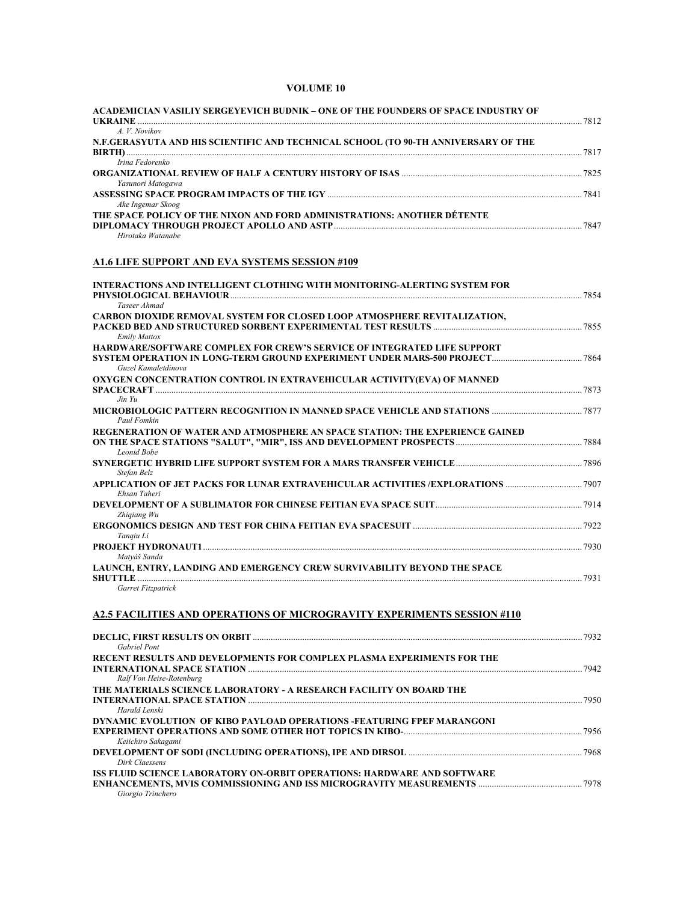**VOLUME 10**

**ACADEMICIAN VASILIY SERGEYEVICH BUDNIK – ONE OF THE FOUNDERS OF SPACE INDUSTRY OF UKRAINE** ........ 7812
*A. V. Novikov*

**N.F.GERASYUTA AND HIS SCIENTIFIC AND TECHNICAL SCHOOL (TO 90-TH ANNIVERSARY OF THE BIRTH)** ........ 7817
*Irina Fedorenko*

**ORGANIZATIONAL REVIEW OF HALF A CENTURY HISTORY OF ISAS** ........ 7825
*Yasunori Matogawa*

**ASSESSING SPACE PROGRAM IMPACTS OF THE IGY** ........ 7841
*Ake Ingemar Skoog*

**THE SPACE POLICY OF THE NIXON AND FORD ADMINISTRATIONS: ANOTHER DÉTENTE DIPLOMACY THROUGH PROJECT APOLLO AND ASTP** ........ 7847
*Hirotaka Watanabe*

## A1.6 LIFE SUPPORT AND EVA SYSTEMS SESSION #109

**INTERACTIONS AND INTELLIGENT CLOTHING WITH MONITORING-ALERTING SYSTEM FOR PHYSIOLOGICAL BEHAVIOUR** ........ 7854
*Taseer Ahmad*

**CARBON DIOXIDE REMOVAL SYSTEM FOR CLOSED LOOP ATMOSPHERE REVITALIZATION, PACKED BED AND STRUCTURED SORBENT EXPERIMENTAL TEST RESULTS** ........ 7855
*Emily Mattox*

**HARDWARE/SOFTWARE COMPLEX FOR CREW'S SERVICE OF INTEGRATED LIFE SUPPORT SYSTEM OPERATION IN LONG-TERM GROUND EXPERIMENT UNDER MARS-500 PROJECT** ........ 7864
*Guzel Kamaletdinova*

**OXYGEN CONCENTRATION CONTROL IN EXTRAVEHICULAR ACTIVITY(EVA) OF MANNED SPACECRAFT** ........ 7873
*Jin Yu*

**MICROBIOLOGIC PATTERN RECOGNITION IN MANNED SPACE VEHICLE AND STATIONS** ........ 7877
*Paul Fomkin*

**REGENERATION OF WATER AND ATMOSPHERE AN SPACE STATION: THE EXPERIENCE GAINED ON THE SPACE STATIONS "SALUT", "MIR", ISS AND DEVELOPMENT PROSPECTS** ........ 7884
*Leonid Bobe*

**SYNERGETIC HYBRID LIFE SUPPORT SYSTEM FOR A MARS TRANSFER VEHICLE** ........ 7896
*Stefan Belz*

**APPLICATION OF JET PACKS FOR LUNAR EXTRAVEHICULAR ACTIVITIES /EXPLORATIONS** ........ 7907
*Ehsan Taheri*

**DEVELOPMENT OF A SUBLIMATOR FOR CHINESE FEITIAN EVA SPACE SUIT** ........ 7914
*Zhiqiang Wu*

**ERGONOMICS DESIGN AND TEST FOR CHINA FEITIAN EVA SPACESUIT** ........ 7922
*Tanqiu Li*

**PROJEKT HYDRONAUT1** ........ 7930
*Matyáš Sanda*

**LAUNCH, ENTRY, LANDING AND EMERGENCY CREW SURVIVABILITY BEYOND THE SPACE SHUTTLE** ........ 7931
*Garret Fitzpatrick*

## A2.5 FACILITIES AND OPERATIONS OF MICROGRAVITY EXPERIMENTS SESSION #110

**DECLIC, FIRST RESULTS ON ORBIT** ........ 7932
*Gabriel Pont*

**RECENT RESULTS AND DEVELOPMENTS FOR COMPLEX PLASMA EXPERIMENTS FOR THE INTERNATIONAL SPACE STATION** ........ 7942
*Ralf Von Heise-Rotenburg*

**THE MATERIALS SCIENCE LABORATORY - A RESEARCH FACILITY ON BOARD THE INTERNATIONAL SPACE STATION** ........ 7950
*Harald Lenski*

**DYNAMIC EVOLUTION OF KIBO PAYLOAD OPERATIONS -FEATURING FPEF MARANGONI EXPERIMENT OPERATIONS AND SOME OTHER HOT TOPICS IN KIBO-** ........ 7956
*Keiichiro Sakagami*

**DEVELOPMENT OF SODI (INCLUDING OPERATIONS), IPE AND DIRSOL** ........ 7968
*Dirk Claessens*

**ISS FLUID SCIENCE LABORATORY ON-ORBIT OPERATIONS: HARDWARE AND SOFTWARE ENHANCEMENTS, MVIS COMMISSIONING AND ISS MICROGRAVITY MEASUREMENTS** ........ 7978
*Giorgio Trinchero*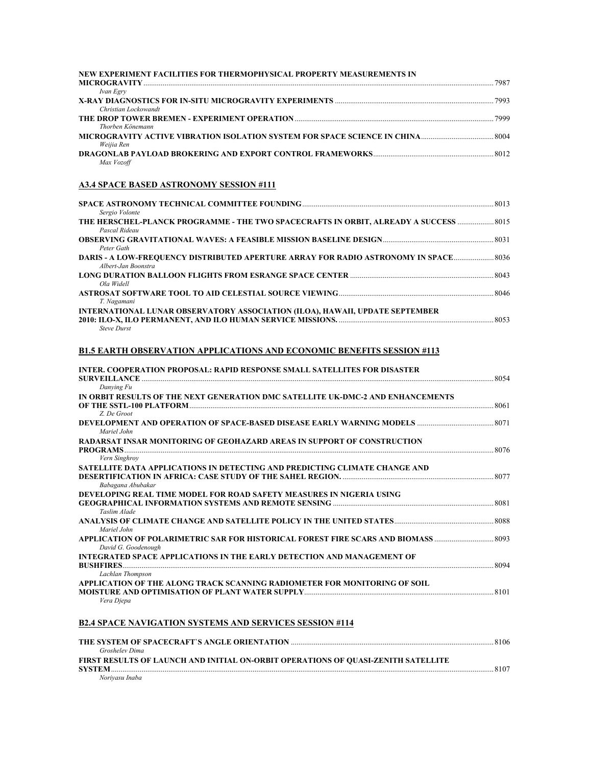**NEW EXPERIMENT FACILITIES FOR THERMOPHYSICAL PROPERTY MEASUREMENTS IN MICROGRAVITY** ........ 7987
*Ivan Egry*

**X-RAY DIAGNOSTICS FOR IN-SITU MICROGRAVITY EXPERIMENTS** ........ 7993
*Christian Lockowandt*

**THE DROP TOWER BREMEN - EXPERIMENT OPERATION** ........ 7999
*Thorben Könemann*

**MICROGRAVITY ACTIVE VIBRATION ISOLATION SYSTEM FOR SPACE SCIENCE IN CHINA** ........ 8004
*Weijia Ren*

**DRAGONLAB PAYLOAD BROKERING AND EXPORT CONTROL FRAMEWORKS** ........ 8012
*Max Vozoff*

## A3.4 SPACE BASED ASTRONOMY SESSION #111

**SPACE ASTRONOMY TECHNICAL COMMITTEE FOUNDING** ........ 8013
*Sergio Volonte*

**THE HERSCHEL-PLANCK PROGRAMME - THE TWO SPACECRAFTS IN ORBIT, ALREADY A SUCCESS** ........ 8015
*Pascal Rideau*

**OBSERVING GRAVITATIONAL WAVES: A FEASIBLE MISSION BASELINE DESIGN** ........ 8031
*Peter Gath*

**DARIS - A LOW-FREQUENCY DISTRIBUTED APERTURE ARRAY FOR RADIO ASTRONOMY IN SPACE** ........ 8036
*Albert-Jan Boonstra*

**LONG DURATION BALLOON FLIGHTS FROM ESRANGE SPACE CENTER** ........ 8043
*Ola Widell*

**ASTROSAT SOFTWARE TOOL TO AID CELESTIAL SOURCE VIEWING** ........ 8046
*T. Nagamani*

**INTERNATIONAL LUNAR OBSERVATORY ASSOCIATION (ILOA), HAWAII, UPDATE SEPTEMBER 2010: ILO-X, ILO PERMANENT, AND ILO HUMAN SERVICE MISSIONS.** ........ 8053
*Steve Durst*

## B1.5 EARTH OBSERVATION APPLICATIONS AND ECONOMIC BENEFITS SESSION #113

**INTER. COOPERATION PROPOSAL: RAPID RESPONSE SMALL SATELLITES FOR DISASTER SURVEILLANCE** ........ 8054
*Danying Fu*

**IN ORBIT RESULTS OF THE NEXT GENERATION DMC SATELLITE UK-DMC-2 AND ENHANCEMENTS OF THE SSTL-100 PLATFORM** ........ 8061
*Z. De Groot*

**DEVELOPMENT AND OPERATION OF SPACE-BASED DISEASE EARLY WARNING MODELS** ........ 8071
*Mariel John*

**RADARSAT INSAR MONITORING OF GEOHAZARD AREAS IN SUPPORT OF CONSTRUCTION PROGRAMS** ........ 8076
*Vern Singhroy*

**SATELLITE DATA APPLICATIONS IN DETECTING AND PREDICTING CLIMATE CHANGE AND DESERTIFICATION IN AFRICA: CASE STUDY OF THE SAHEL REGION.** ........ 8077
*Babagana Abubakar*

**DEVELOPING REAL TIME MODEL FOR ROAD SAFETY MEASURES IN NIGERIA USING GEOGRAPHICAL INFORMATION SYSTEMS AND REMOTE SENSING** ........ 8081
*Taslim Alade*

**ANALYSIS OF CLIMATE CHANGE AND SATELLITE POLICY IN THE UNITED STATES** ........ 8088
*Mariel John*

**APPLICATION OF POLARIMETRIC SAR FOR HISTORICAL FOREST FIRE SCARS AND BIOMASS** ........ 8093
*David G. Goodenough*

**INTEGRATED SPACE APPLICATIONS IN THE EARLY DETECTION AND MANAGEMENT OF BUSHFIRES** ........ 8094
*Lachlan Thompson*

**APPLICATION OF THE ALONG TRACK SCANNING RADIOMETER FOR MONITORING OF SOIL MOISTURE AND OPTIMISATION OF PLANT WATER SUPPLY** ........ 8101
*Vera Djepa*

## B2.4 SPACE NAVIGATION SYSTEMS AND SERVICES SESSION #114

**THE SYSTEM OF SPACECRAFT`S ANGLE ORIENTATION** ........ 8106
*Groshelev Dima*

**FIRST RESULTS OF LAUNCH AND INITIAL ON-ORBIT OPERATIONS OF QUASI-ZENITH SATELLITE SYSTEM** ........ 8107
*Noriyasu Inaba*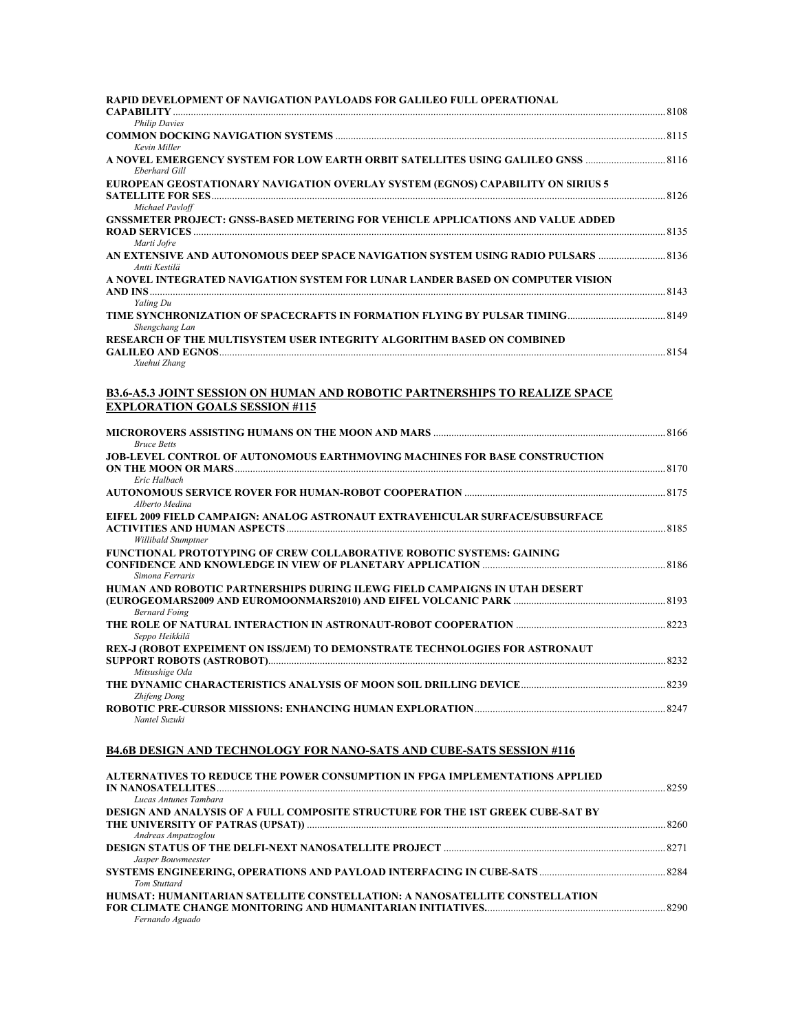**RAPID DEVELOPMENT OF NAVIGATION PAYLOADS FOR GALILEO FULL OPERATIONAL CAPABILITY** ........ 8108
*Philip Davies*

**COMMON DOCKING NAVIGATION SYSTEMS** ........ 8115
*Kevin Miller*

**A NOVEL EMERGENCY SYSTEM FOR LOW EARTH ORBIT SATELLITES USING GALILEO GNSS** ........ 8116
*Eberhard Gill*

**EUROPEAN GEOSTATIONARY NAVIGATION OVERLAY SYSTEM (EGNOS) CAPABILITY ON SIRIUS 5 SATELLITE FOR SES** ........ 8126
*Michael Pavloff*

**GNSSMETER PROJECT: GNSS-BASED METERING FOR VEHICLE APPLICATIONS AND VALUE ADDED ROAD SERVICES** ........ 8135
*Marti Jofre*

**AN EXTENSIVE AND AUTONOMOUS DEEP SPACE NAVIGATION SYSTEM USING RADIO PULSARS** ........ 8136
*Antti Kestilä*

**A NOVEL INTEGRATED NAVIGATION SYSTEM FOR LUNAR LANDER BASED ON COMPUTER VISION AND INS** ........ 8143
*Yaling Du*

**TIME SYNCHRONIZATION OF SPACECRAFTS IN FORMATION FLYING BY PULSAR TIMING** ........ 8149
*Shengchang Lan*

**RESEARCH OF THE MULTISYSTEM USER INTEGRITY ALGORITHM BASED ON COMBINED GALILEO AND EGNOS** ........ 8154
*Xuehui Zhang*

## B3.6-A5.3 JOINT SESSION ON HUMAN AND ROBOTIC PARTNERSHIPS TO REALIZE SPACE EXPLORATION GOALS SESSION #115

**MICROROVERS ASSISTING HUMANS ON THE MOON AND MARS** ........ 8166
*Bruce Betts*

**JOB-LEVEL CONTROL OF AUTONOMOUS EARTHMOVING MACHINES FOR BASE CONSTRUCTION ON THE MOON OR MARS** ........ 8170
*Eric Halbach*

**AUTONOMOUS SERVICE ROVER FOR HUMAN-ROBOT COOPERATION** ........ 8175
*Alberto Medina*

**EIFEL 2009 FIELD CAMPAIGN: ANALOG ASTRONAUT EXTRAVEHICULAR SURFACE/SUBSURFACE ACTIVITIES AND HUMAN ASPECTS** ........ 8185
*Willibald Stumptner*

**FUNCTIONAL PROTOTYPING OF CREW COLLABORATIVE ROBOTIC SYSTEMS: GAINING CONFIDENCE AND KNOWLEDGE IN VIEW OF PLANETARY APPLICATION** ........ 8186
*Simona Ferraris*

**HUMAN AND ROBOTIC PARTNERSHIPS DURING ILEWG FIELD CAMPAIGNS IN UTAH DESERT (EUROGEOMARS2009 AND EUROMOONMARS2010) AND EIFEL VOLCANIC PARK** ........ 8193
*Bernard Foing*

**THE ROLE OF NATURAL INTERACTION IN ASTRONAUT-ROBOT COOPERATION** ........ 8223
*Seppo Heikkilä*

**REX-J (ROBOT EXPEIMENT ON ISS/JEM) TO DEMONSTRATE TECHNOLOGIES FOR ASTRONAUT SUPPORT ROBOTS (ASTROBOT)** ........ 8232
*Mitsushige Oda*

**THE DYNAMIC CHARACTERISTICS ANALYSIS OF MOON SOIL DRILLING DEVICE** ........ 8239
*Zhifeng Dong*

**ROBOTIC PRE-CURSOR MISSIONS: ENHANCING HUMAN EXPLORATION** ........ 8247
*Nantel Suzuki*

## B4.6B DESIGN AND TECHNOLOGY FOR NANO-SATS AND CUBE-SATS SESSION #116

**ALTERNATIVES TO REDUCE THE POWER CONSUMPTION IN FPGA IMPLEMENTATIONS APPLIED IN NANOSATELLITES** ........ 8259
*Lucas Antunes Tambara*

**DESIGN AND ANALYSIS OF A FULL COMPOSITE STRUCTURE FOR THE 1ST GREEK CUBE-SAT BY THE UNIVERSITY OF PATRAS (UPSAT))** ........ 8260
*Andreas Ampatzoglou*

**DESIGN STATUS OF THE DELFI-NEXT NANOSATELLITE PROJECT** ........ 8271
*Jasper Bouwmeester*

**SYSTEMS ENGINEERING, OPERATIONS AND PAYLOAD INTERFACING IN CUBE-SATS** ........ 8284
*Tom Stuttard*

**HUMSAT: HUMANITARIAN SATELLITE CONSTELLATION: A NANOSATELLITE CONSTELLATION FOR CLIMATE CHANGE MONITORING AND HUMANITARIAN INITIATIVES.** ........ 8290
*Fernando Aguado*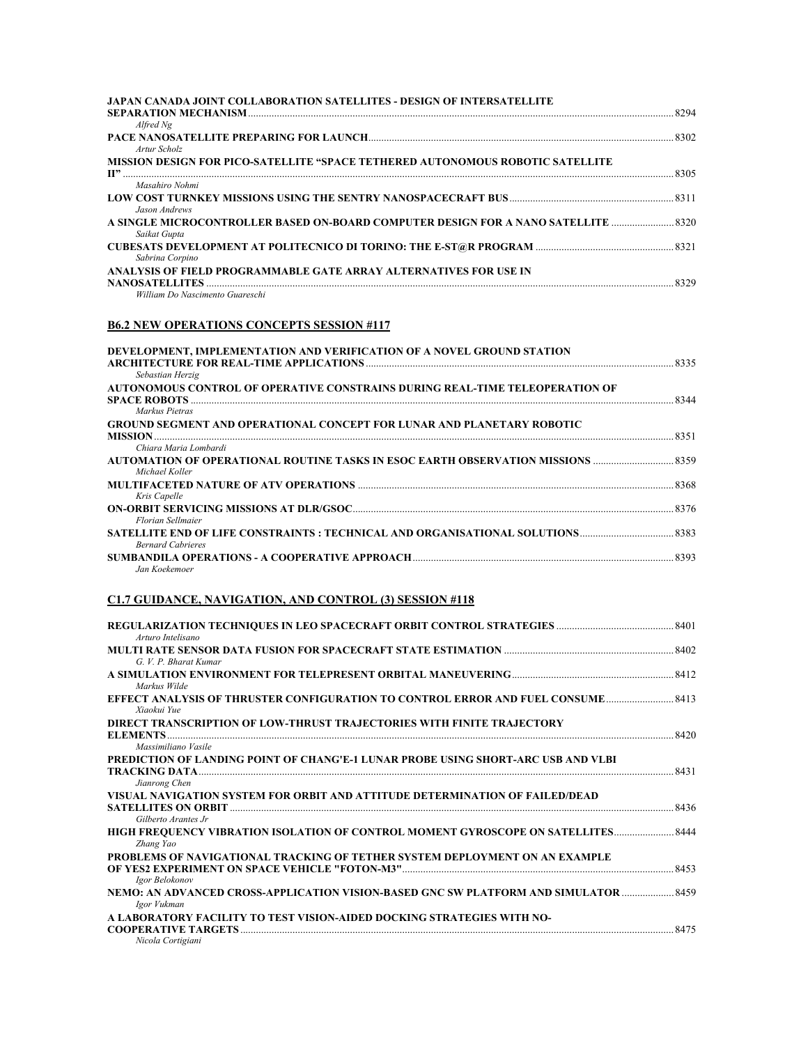**JAPAN CANADA JOINT COLLABORATION SATELLITES - DESIGN OF INTERSATELLITE SEPARATION MECHANISM** ........ 8294
*Alfred Ng*

**PACE NANOSATELLITE PREPARING FOR LAUNCH** ........ 8302
*Artur Scholz*

**MISSION DESIGN FOR PICO-SATELLITE "SPACE TETHERED AUTONOMOUS ROBOTIC SATELLITE II"** ........ 8305
*Masahiro Nohmi*

**LOW COST TURNKEY MISSIONS USING THE SENTRY NANOSPACECRAFT BUS** ........ 8311
*Jason Andrews*

**A SINGLE MICROCONTROLLER BASED ON-BOARD COMPUTER DESIGN FOR A NANO SATELLITE** ........ 8320
*Saikat Gupta*

**CUBESATS DEVELOPMENT AT POLITECNICO DI TORINO: THE E-ST@R PROGRAM** ........ 8321
*Sabrina Corpino*

**ANALYSIS OF FIELD PROGRAMMABLE GATE ARRAY ALTERNATIVES FOR USE IN NANOSATELLITES** ........ 8329
*William Do Nascimento Guareschi*

## B6.2 NEW OPERATIONS CONCEPTS SESSION #117

**DEVELOPMENT, IMPLEMENTATION AND VERIFICATION OF A NOVEL GROUND STATION ARCHITECTURE FOR REAL-TIME APPLICATIONS** ........ 8335
*Sebastian Herzig*

**AUTONOMOUS CONTROL OF OPERATIVE CONSTRAINS DURING REAL-TIME TELEOPERATION OF SPACE ROBOTS** ........ 8344
*Markus Pietras*

**GROUND SEGMENT AND OPERATIONAL CONCEPT FOR LUNAR AND PLANETARY ROBOTIC MISSION** ........ 8351
*Chiara Maria Lombardi*

**AUTOMATION OF OPERATIONAL ROUTINE TASKS IN ESOC EARTH OBSERVATION MISSIONS** ........ 8359
*Michael Koller*

**MULTIFACETED NATURE OF ATV OPERATIONS** ........ 8368
*Kris Capelle*

**ON-ORBIT SERVICING MISSIONS AT DLR/GSOC** ........ 8376
*Florian Sellmaier*

**SATELLITE END OF LIFE CONSTRAINTS : TECHNICAL AND ORGANISATIONAL SOLUTIONS** ........ 8383
*Bernard Cabrieres*

**SUMBANDILA OPERATIONS - A COOPERATIVE APPROACH** ........ 8393
*Jan Koekemoer*

## C1.7 GUIDANCE, NAVIGATION, AND CONTROL (3) SESSION #118

**REGULARIZATION TECHNIQUES IN LEO SPACECRAFT ORBIT CONTROL STRATEGIES** ........ 8401
*Arturo Intelisano*

**MULTI RATE SENSOR DATA FUSION FOR SPACECRAFT STATE ESTIMATION** ........ 8402
*G. V. P. Bharat Kumar*

**A SIMULATION ENVIRONMENT FOR TELEPRESENT ORBITAL MANEUVERING** ........ 8412
*Markus Wilde*

**EFFECT ANALYSIS OF THRUSTER CONFIGURATION TO CONTROL ERROR AND FUEL CONSUME** ........ 8413
*Xiaokui Yue*

**DIRECT TRANSCRIPTION OF LOW-THRUST TRAJECTORIES WITH FINITE TRAJECTORY ELEMENTS** ........ 8420
*Massimiliano Vasile*

**PREDICTION OF LANDING POINT OF CHANG'E-1 LUNAR PROBE USING SHORT-ARC USB AND VLBI TRACKING DATA** ........ 8431
*Jianrong Chen*

**VISUAL NAVIGATION SYSTEM FOR ORBIT AND ATTITUDE DETERMINATION OF FAILED/DEAD SATELLITES ON ORBIT** ........ 8436
*Gilberto Arantes Jr*

**HIGH FREQUENCY VIBRATION ISOLATION OF CONTROL MOMENT GYROSCOPE ON SATELLITES** ........ 8444
*Zhang Yao*

**PROBLEMS OF NAVIGATIONAL TRACKING OF TETHER SYSTEM DEPLOYMENT ON AN EXAMPLE OF YES2 EXPERIMENT ON SPACE VEHICLE "FOTON-M3"** ........ 8453
*Igor Belokonov*

**NEMO: AN ADVANCED CROSS-APPLICATION VISION-BASED GNC SW PLATFORM AND SIMULATOR** ........ 8459
*Igor Vukman*

**A LABORATORY FACILITY TO TEST VISION-AIDED DOCKING STRATEGIES WITH NO-COOPERATIVE TARGETS** ........ 8475
*Nicola Cortigiani*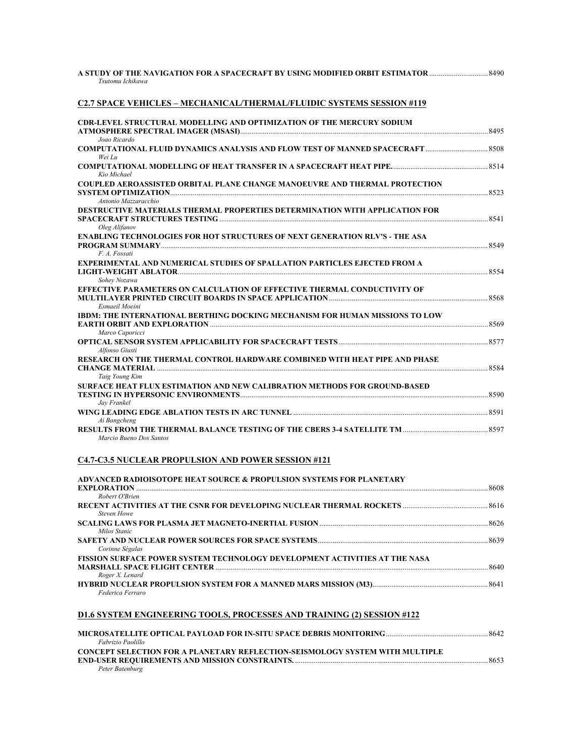**A STUDY OF THE NAVIGATION FOR A SPACECRAFT BY USING MODIFIED ORBIT ESTIMATOR** ............................... 8490
*Tsutomu Ichikawa*

## C2.7 SPACE VEHICLES – MECHANICAL/THERMAL/FLUIDIC SYSTEMS SESSION #119

**CDR-LEVEL STRUCTURAL MODELLING AND OPTIMIZATION OF THE MERCURY SODIUM ATMOSPHERE SPECTRAL IMAGER (MSASI)**................................................................................................................................ 8495
*Joao Ricardo*

**COMPUTATIONAL FLUID DYNAMICS ANALYSIS AND FLOW TEST OF MANNED SPACECRAFT** ................................ 8508
*Wei Lu*

**COMPUTATIONAL MODELLING OF HEAT TRANSFER IN A SPACECRAFT HEAT PIPE.**................................................. 8514
*Kio Michael*

**COUPLED AEROASSISTED ORBITAL PLANE CHANGE MANOEUVRE AND THERMAL PROTECTION SYSTEM OPTIMIZATION**........................................................................................................................................... 8523
*Antonio Mazzaracchio*

**DESTRUCTIVE MATERIALS THERMAL PROPERTIES DETERMINATION WITH APPLICATION FOR SPACECRAFT STRUCTURES TESTING** ............................................................................................................ 8541
*Oleg Alifanov*

**ENABLING TECHNOLOGIES FOR HOT STRUCTURES OF NEXT GENERATION RLV'S - THE ASA PROGRAM SUMMARY**............................................................................................................................................ 8549
*F. A. Fossati*

**EXPERIMENTAL AND NUMERICAL STUDIES OF SPALLATION PARTICLES EJECTED FROM A LIGHT-WEIGHT ABLATOR**.................................................................................................................................. 8554
*Sohey Nozawa*

**EFFECTIVE PARAMETERS ON CALCULATION OF EFFECTIVE THERMAL CONDUCTIVITY OF MULTILAYER PRINTED CIRCUIT BOARDS IN SPACE APPLICATION** ................................................................... 8568
*Esmaeil Moeini*

**IBDM: THE INTERNATIONAL BERTHING DOCKING MECHANISM FOR HUMAN MISSIONS TO LOW EARTH ORBIT AND EXPLORATION** ................................................................................................................ 8569
*Marco Caporicci*

**OPTICAL SENSOR SYSTEM APPLICABILITY FOR SPACECRAFT TESTS**............................................................................. 8577
*Alfonso Giusti*

**RESEARCH ON THE THERMAL CONTROL HARDWARE COMBINED WITH HEAT PIPE AND PHASE CHANGE MATERIAL** ................................................................................................................................................ 8584
*Taig Young Kim*

**SURFACE HEAT FLUX ESTIMATION AND NEW CALIBRATION METHODS FOR GROUND-BASED TESTING IN HYPERSONIC ENVIRONMENTS**................................................................................................................ 8590
*Jay Frankel*

**WING LEADING EDGE ABLATION TESTS IN ARC TUNNEL** ..................................................................................................... 8591
*Ai Bangcheng*

**RESULTS FROM THE THERMAL BALANCE TESTING OF THE CBERS 3-4 SATELLITE TM** ............................................ 8597
*Marcio Bueno Dos Santos*

## C4.7-C3.5 NUCLEAR PROPULSION AND POWER SESSION #121

**ADVANCED RADIOISOTOPE HEAT SOURCE & PROPULSION SYSTEMS FOR PLANETARY EXPLORATION** ........................................................................................................................................................ 8608
*Robert O'Brien*

**RECENT ACTIVITIES AT THE CSNR FOR DEVELOPING NUCLEAR THERMAL ROCKETS** ............................................ 8616
*Steven Howe*

**SCALING LAWS FOR PLASMA JET MAGNETO-INERTIAL FUSION** ........................................................................................ 8626
*Milos Stanic*

**SAFETY AND NUCLEAR POWER SOURCES FOR SPACE SYSTEMS**.......................................................................................... 8639
*Corinne Ségalas*

**FISSION SURFACE POWER SYSTEM TECHNOLOGY DEVELOPMENT ACTIVITIES AT THE NASA MARSHALL SPACE FLIGHT CENTER** .............................................................................................................................. 8640
*Roger X. Lenard*

**HYBRID NUCLEAR PROPULSION SYSTEM FOR A MANNED MARS MISSION (M3)**............................................................ 8641
*Federica Ferraro*

## D1.6 SYSTEM ENGINEERING TOOLS, PROCESSES AND TRAINING (2) SESSION #122

**MICROSATELLITE OPTICAL PAYLOAD FOR IN-SITU SPACE DEBRIS MONITORING**...................................................... 8642
*Fabrizio Paolillo*

**CONCEPT SELECTION FOR A PLANETARY REFLECTION-SEISMOLOGY SYSTEM WITH MULTIPLE END-USER REQUIREMENTS AND MISSION CONSTRAINTS.** ...................................................................................... 8653
*Peter Batenburg*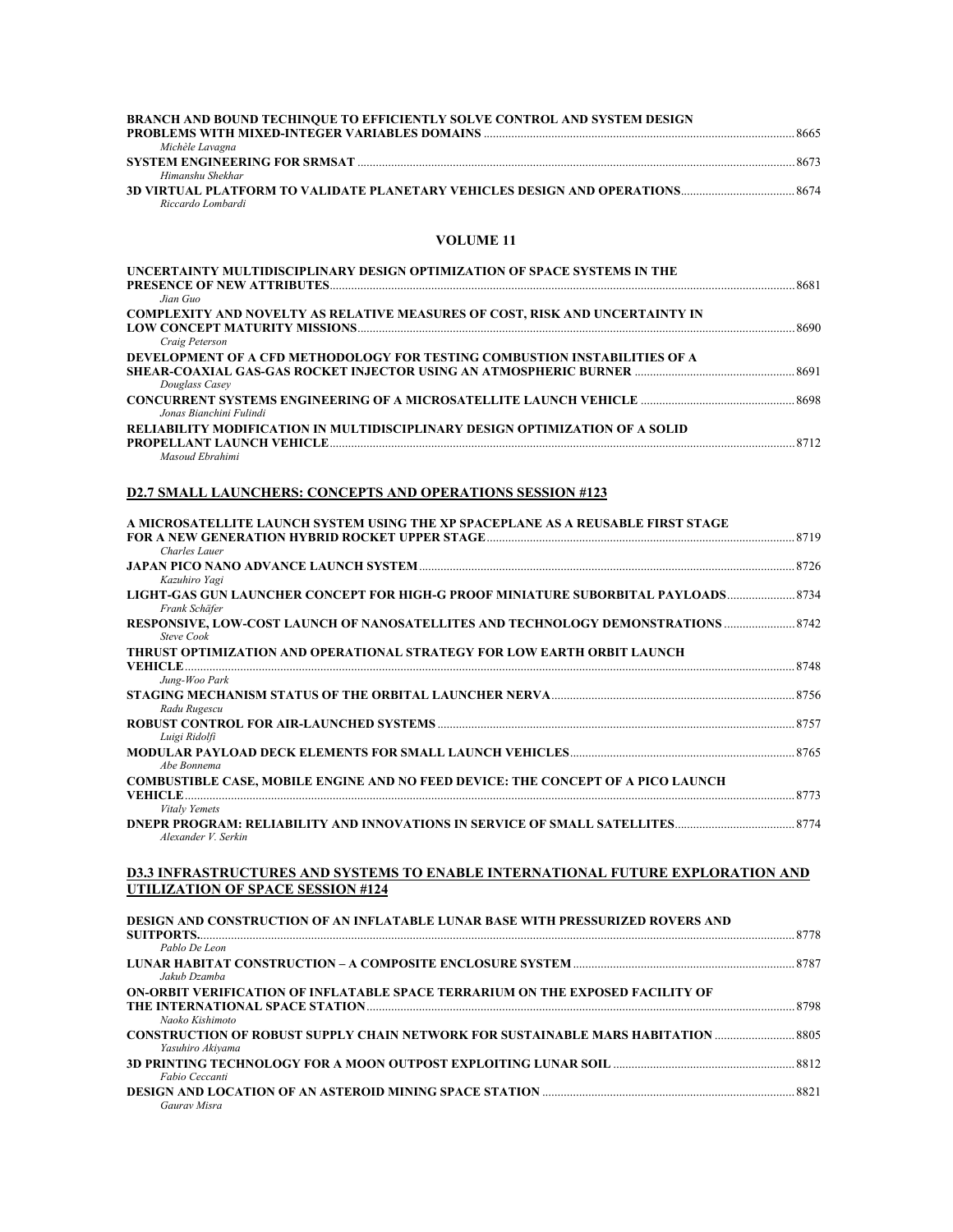**BRANCH AND BOUND TECHINQUE TO EFFICIENTLY SOLVE CONTROL AND SYSTEM DESIGN PROBLEMS WITH MIXED-INTEGER VARIABLES DOMAINS** ............ 8665
*Michèle Lavagna*

**SYSTEM ENGINEERING FOR SRMSAT** ............ 8673
*Himanshu Shekhar*

**3D VIRTUAL PLATFORM TO VALIDATE PLANETARY VEHICLES DESIGN AND OPERATIONS** ............ 8674
*Riccardo Lombardi*

## VOLUME 11

**UNCERTAINTY MULTIDISCIPLINARY DESIGN OPTIMIZATION OF SPACE SYSTEMS IN THE PRESENCE OF NEW ATTRIBUTES** ............ 8681
*Jian Guo*

**COMPLEXITY AND NOVELTY AS RELATIVE MEASURES OF COST, RISK AND UNCERTAINTY IN LOW CONCEPT MATURITY MISSIONS** ............ 8690
*Craig Peterson*

**DEVELOPMENT OF A CFD METHODOLOGY FOR TESTING COMBUSTION INSTABILITIES OF A SHEAR-COAXIAL GAS-GAS ROCKET INJECTOR USING AN ATMOSPHERIC BURNER** ............ 8691
*Douglass Casey*

**CONCURRENT SYSTEMS ENGINEERING OF A MICROSATELLITE LAUNCH VEHICLE** ............ 8698
*Jonas Bianchini Fulindi*

**RELIABILITY MODIFICATION IN MULTIDISCIPLINARY DESIGN OPTIMIZATION OF A SOLID PROPELLANT LAUNCH VEHICLE** ............ 8712
*Masoud Ebrahimi*

## D2.7 SMALL LAUNCHERS: CONCEPTS AND OPERATIONS SESSION #123

**A MICROSATELLITE LAUNCH SYSTEM USING THE XP SPACEPLANE AS A REUSABLE FIRST STAGE FOR A NEW GENERATION HYBRID ROCKET UPPER STAGE** ............ 8719
*Charles Lauer*

**JAPAN PICO NANO ADVANCE LAUNCH SYSTEM** ............ 8726
*Kazuhiro Yagi*

**LIGHT-GAS GUN LAUNCHER CONCEPT FOR HIGH-G PROOF MINIATURE SUBORBITAL PAYLOADS** ............ 8734
*Frank Schäfer*

**RESPONSIVE, LOW-COST LAUNCH OF NANOSATELLITES AND TECHNOLOGY DEMONSTRATIONS** ............ 8742
*Steve Cook*

**THRUST OPTIMIZATION AND OPERATIONAL STRATEGY FOR LOW EARTH ORBIT LAUNCH VEHICLE** ............ 8748
*Jung-Woo Park*

**STAGING MECHANISM STATUS OF THE ORBITAL LAUNCHER NERVA** ............ 8756
*Radu Rugescu*

**ROBUST CONTROL FOR AIR-LAUNCHED SYSTEMS** ............ 8757
*Luigi Ridolfi*

**MODULAR PAYLOAD DECK ELEMENTS FOR SMALL LAUNCH VEHICLES** ............ 8765
*Abe Bonnema*

**COMBUSTIBLE CASE, MOBILE ENGINE AND NO FEED DEVICE: THE CONCEPT OF A PICO LAUNCH VEHICLE** ............ 8773
*Vitaly Yemets*

**DNEPR PROGRAM: RELIABILITY AND INNOVATIONS IN SERVICE OF SMALL SATELLITES** ............ 8774
*Alexander V. Serkin*

## D3.3 INFRASTRUCTURES AND SYSTEMS TO ENABLE INTERNATIONAL FUTURE EXPLORATION AND UTILIZATION OF SPACE SESSION #124

**DESIGN AND CONSTRUCTION OF AN INFLATABLE LUNAR BASE WITH PRESSURIZED ROVERS AND SUITPORTS.** ............ 8778
*Pablo De Leon*

**LUNAR HABITAT CONSTRUCTION – A COMPOSITE ENCLOSURE SYSTEM** ............ 8787
*Jakub Dzamba*

**ON-ORBIT VERIFICATION OF INFLATABLE SPACE TERRARIUM ON THE EXPOSED FACILITY OF THE INTERNATIONAL SPACE STATION** ............ 8798
*Naoko Kishimoto*

**CONSTRUCTION OF ROBUST SUPPLY CHAIN NETWORK FOR SUSTAINABLE MARS HABITATION** ............ 8805
*Yasuhiro Akiyama*

**3D PRINTING TECHNOLOGY FOR A MOON OUTPOST EXPLOITING LUNAR SOIL** ............ 8812
*Fabio Ceccanti*

**DESIGN AND LOCATION OF AN ASTEROID MINING SPACE STATION** ............ 8821
*Gaurav Misra*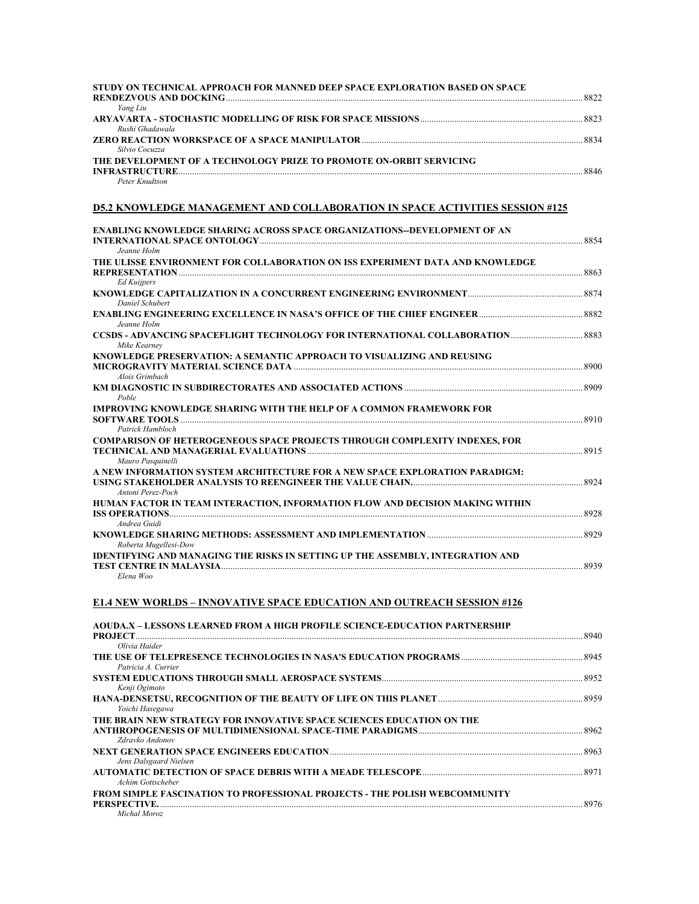**STUDY ON TECHNICAL APPROACH FOR MANNED DEEP SPACE EXPLORATION BASED ON SPACE RENDEZVOUS AND DOCKING** ..... 8822
*Yang Liu*

**ARYAVARTA - STOCHASTIC MODELLING OF RISK FOR SPACE MISSIONS** ..... 8823
*Rushi Ghadawala*

**ZERO REACTION WORKSPACE OF A SPACE MANIPULATOR** ..... 8834
*Silvio Cocuzza*

**THE DEVELOPMENT OF A TECHNOLOGY PRIZE TO PROMOTE ON-ORBIT SERVICING INFRASTRUCTURE** ..... 8846
*Peter Knudtson*

## D5.2 KNOWLEDGE MANAGEMENT AND COLLABORATION IN SPACE ACTIVITIES SESSION #125

**ENABLING KNOWLEDGE SHARING ACROSS SPACE ORGANIZATIONS--DEVELOPMENT OF AN INTERNATIONAL SPACE ONTOLOGY** ..... 8854
*Jeanne Holm*

**THE ULISSE ENVIRONMENT FOR COLLABORATION ON ISS EXPERIMENT DATA AND KNOWLEDGE REPRESENTATION** ..... 8863
*Ed Kuijpers*

**KNOWLEDGE CAPITALIZATION IN A CONCURRENT ENGINEERING ENVIRONMENT** ..... 8874
*Daniel Schubert*

**ENABLING ENGINEERING EXCELLENCE IN NASA'S OFFICE OF THE CHIEF ENGINEER** ..... 8882
*Jeanne Holm*

**CCSDS - ADVANCING SPACEFLIGHT TECHNOLOGY FOR INTERNATIONAL COLLABORATION** ..... 8883
*Mike Kearney*

**KNOWLEDGE PRESERVATION: A SEMANTIC APPROACH TO VISUALIZING AND REUSING MICROGRAVITY MATERIAL SCIENCE DATA** ..... 8900
*Alois Grimbach*

**KM DIAGNOSTIC IN SUBDIRECTORATES AND ASSOCIATED ACTIONS** ..... 8909
*Poble*

**IMPROVING KNOWLEDGE SHARING WITH THE HELP OF A COMMON FRAMEWORK FOR SOFTWARE TOOLS** ..... 8910
*Patrick Hambloch*

**COMPARISON OF HETEROGENEOUS SPACE PROJECTS THROUGH COMPLEXITY INDEXES, FOR TECHNICAL AND MANAGERIAL EVALUATIONS** ..... 8915
*Mauro Pasquinelli*

**A NEW INFORMATION SYSTEM ARCHITECTURE FOR A NEW SPACE EXPLORATION PARADIGM: USING STAKEHOLDER ANALYSIS TO REENGINEER THE VALUE CHAIN.** ..... 8924
*Antoni Perez-Poch*

**HUMAN FACTOR IN TEAM INTERACTION, INFORMATION FLOW AND DECISION MAKING WITHIN ISS OPERATIONS** ..... 8928
*Andrea Guidi*

**KNOWLEDGE SHARING METHODS: ASSESSMENT AND IMPLEMENTATION** ..... 8929
*Roberta Mugellesi-Dow*

**IDENTIFYING AND MANAGING THE RISKS IN SETTING UP THE ASSEMBLY, INTEGRATION AND TEST CENTRE IN MALAYSIA** ..... 8939
*Elena Woo*

## E1.4 NEW WORLDS – INNOVATIVE SPACE EDUCATION AND OUTREACH SESSION #126

**AOUDA.X – LESSONS LEARNED FROM A HIGH PROFILE SCIENCE-EDUCATION PARTNERSHIP PROJECT** ..... 8940
*Olivia Haider*

**THE USE OF TELEPRESENCE TECHNOLOGIES IN NASA'S EDUCATION PROGRAMS** ..... 8945
*Patricia A. Currier*

**SYSTEM EDUCATIONS THROUGH SMALL AEROSPACE SYSTEMS** ..... 8952
*Kenji Ogimoto*

**HANA-DENSETSU, RECOGNITION OF THE BEAUTY OF LIFE ON THIS PLANET** ..... 8959
*Yoichi Hasegawa*

**THE BRAIN NEW STRATEGY FOR INNOVATIVE SPACE SCIENCES EDUCATION ON THE ANTHROPOGENESIS OF MULTIDIMENSIONAL SPACE-TIME PARADIGMS** ..... 8962
*Zdravko Andonov*

**NEXT GENERATION SPACE ENGINEERS EDUCATION** ..... 8963
*Jens Dalsgaard Nielsen*

**AUTOMATIC DETECTION OF SPACE DEBRIS WITH A MEADE TELESCOPE** ..... 8971
*Achim Gottscheber*

**FROM SIMPLE FASCINATION TO PROFESSIONAL PROJECTS - THE POLISH WEBCOMMUNITY PERSPECTIVE.** ..... 8976
*Michal Moroz*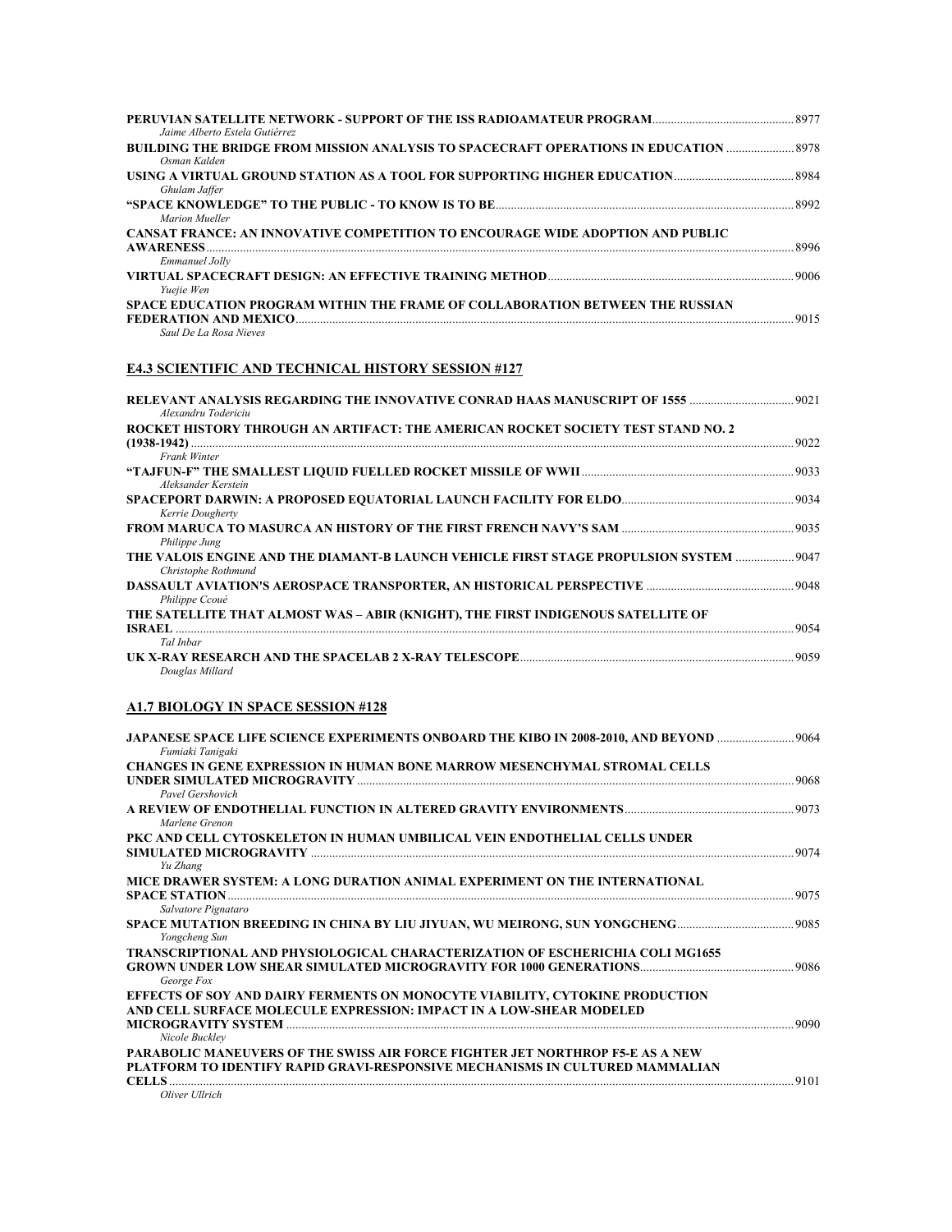**PERUVIAN SATELLITE NETWORK - SUPPORT OF THE ISS RADIOAMATEUR PROGRAM** ..... 8977
*Jaime Alberto Estela Gutiérrez*

**BUILDING THE BRIDGE FROM MISSION ANALYSIS TO SPACECRAFT OPERATIONS IN EDUCATION** ..... 8978
*Osman Kalden*

**USING A VIRTUAL GROUND STATION AS A TOOL FOR SUPPORTING HIGHER EDUCATION** ..... 8984
*Ghulam Jaffer*

**"SPACE KNOWLEDGE" TO THE PUBLIC - TO KNOW IS TO BE** ..... 8992
*Marion Mueller*

**CANSAT FRANCE: AN INNOVATIVE COMPETITION TO ENCOURAGE WIDE ADOPTION AND PUBLIC AWARENESS** ..... 8996
*Emmanuel Jolly*

**VIRTUAL SPACECRAFT DESIGN: AN EFFECTIVE TRAINING METHOD** ..... 9006
*Yuejie Wen*

**SPACE EDUCATION PROGRAM WITHIN THE FRAME OF COLLABORATION BETWEEN THE RUSSIAN FEDERATION AND MEXICO** ..... 9015
*Saul De La Rosa Nieves*

## E4.3 SCIENTIFIC AND TECHNICAL HISTORY SESSION #127

**RELEVANT ANALYSIS REGARDING THE INNOVATIVE CONRAD HAAS MANUSCRIPT OF 1555** ..... 9021
*Alexandru Todericiu*

**ROCKET HISTORY THROUGH AN ARTIFACT: THE AMERICAN ROCKET SOCIETY TEST STAND NO. 2 (1938-1942)** ..... 9022
*Frank Winter*

**"TAJFUN-F" THE SMALLEST LIQUID FUELLED ROCKET MISSILE OF WWII** ..... 9033
*Aleksander Kerstein*

**SPACEPORT DARWIN: A PROPOSED EQUATORIAL LAUNCH FACILITY FOR ELDO** ..... 9034
*Kerrie Dougherty*

**FROM MARUCA TO MASURCA AN HISTORY OF THE FIRST FRENCH NAVY'S SAM** ..... 9035
*Philippe Jung*

**THE VALOIS ENGINE AND THE DIAMANT-B LAUNCH VEHICLE FIRST STAGE PROPULSION SYSTEM** ..... 9047
*Christophe Rothmund*

**DASSAULT AVIATION'S AEROSPACE TRANSPORTER, AN HISTORICAL PERSPECTIVE** ..... 9048
*Philippe Ccoué*

**THE SATELLITE THAT ALMOST WAS – ABIR (KNIGHT), THE FIRST INDIGENOUS SATELLITE OF ISRAEL** ..... 9054
*Tal Inbar*

**UK X-RAY RESEARCH AND THE SPACELAB 2 X-RAY TELESCOPE** ..... 9059
*Douglas Millard*

## A1.7 BIOLOGY IN SPACE SESSION #128

**JAPANESE SPACE LIFE SCIENCE EXPERIMENTS ONBOARD THE KIBO IN 2008-2010, AND BEYOND** ..... 9064
*Fumiaki Tanigaki*

**CHANGES IN GENE EXPRESSION IN HUMAN BONE MARROW MESENCHYMAL STROMAL CELLS UNDER SIMULATED MICROGRAVITY** ..... 9068
*Pavel Gershovich*

**A REVIEW OF ENDOTHELIAL FUNCTION IN ALTERED GRAVITY ENVIRONMENTS** ..... 9073
*Marlene Grenon*

**PKC AND CELL CYTOSKELETON IN HUMAN UMBILICAL VEIN ENDOTHELIAL CELLS UNDER SIMULATED MICROGRAVITY** ..... 9074
*Yu Zhang*

**MICE DRAWER SYSTEM: A LONG DURATION ANIMAL EXPERIMENT ON THE INTERNATIONAL SPACE STATION** ..... 9075
*Salvatore Pignataro*

**SPACE MUTATION BREEDING IN CHINA BY LIU JIYUAN, WU MEIRONG, SUN YONGCHENG** ..... 9085
*Yongcheng Sun*

**TRANSCRIPTIONAL AND PHYSIOLOGICAL CHARACTERIZATION OF ESCHERICHIA COLI MG1655 GROWN UNDER LOW SHEAR SIMULATED MICROGRAVITY FOR 1000 GENERATIONS** ..... 9086
*George Fox*

**EFFECTS OF SOY AND DAIRY FERMENTS ON MONOCYTE VIABILITY, CYTOKINE PRODUCTION AND CELL SURFACE MOLECULE EXPRESSION: IMPACT IN A LOW-SHEAR MODELED MICROGRAVITY SYSTEM** ..... 9090
*Nicole Buckley*

**PARABOLIC MANEUVERS OF THE SWISS AIR FORCE FIGHTER JET NORTHROP F5-E AS A NEW PLATFORM TO IDENTIFY RAPID GRAVI-RESPONSIVE MECHANISMS IN CULTURED MAMMALIAN CELLS** ..... 9101
*Oliver Ullrich*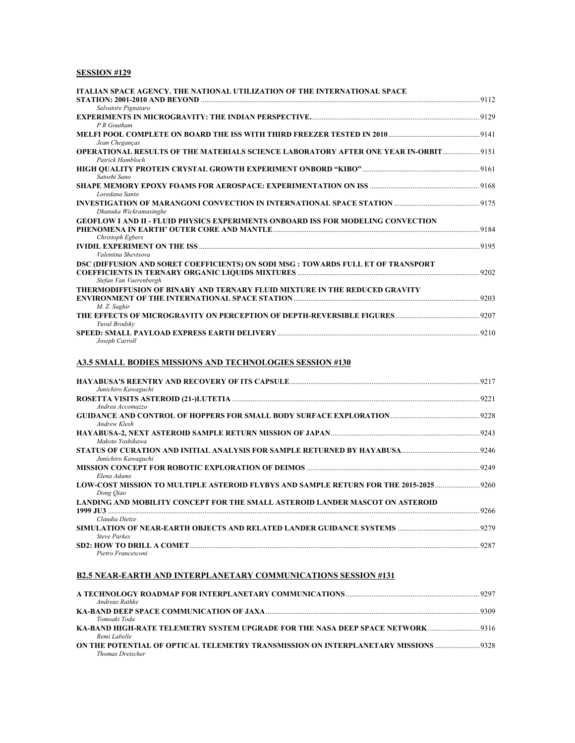**SESSION #129**

**ITALIAN SPACE AGENCY. THE NATIONAL UTILIZATION OF THE INTERNATIONAL SPACE STATION: 2001-2010 AND BEYOND** ..... 9112
*Salvatore Pignataro*

**EXPERIMENTS IN MICROGRAVITY: THE INDIAN PERSPECTIVE.** ..... 9129
*P R Goutham*

**MELFI POOL COMPLETE ON BOARD THE ISS WITH THIRD FREEZER TESTED IN 2010** ..... 9141
*Jean Cheganças*

**OPERATIONAL RESULTS OF THE MATERIALS SCIENCE LABORATORY AFTER ONE YEAR IN-ORBIT** ..... 9151
*Patrick Hambloch*

**HIGH QUALITY PROTEIN CRYSTAL GROWTH EXPERIMENT ONBORD "KIBO"** ..... 9161
*Satoshi Sano*

**SHAPE MEMORY EPOXY FOAMS FOR AEROSPACE: EXPERIMENTATION ON ISS** ..... 9168
*Loredana Santo*

**INVESTIGATION OF MARANGONI CONVECTION IN INTERNATIONAL SPACE STATION** ..... 9175
*Dhanuka Wickramasinghe*

**GEOFLOW I AND II - FLUID PHYSICS EXPERIMENTS ONBOARD ISS FOR MODELING CONVECTION PHENOMENA IN EARTH' OUTER CORE AND MANTLE** ..... 9184
*Christoph Egbers*

**IVIDIL EXPERIMENT ON THE ISS** ..... 9195
*Valentina Shevtsova*

**DSC (DIFFUSION AND SORET COEFFICIENTS) ON SODI MSG : TOWARDS FULL ET OF TRANSPORT COEFFICIENTS IN TERNARY ORGANIC LIQUIDS MIXTURES** ..... 9202
*Stefan Van Vaerenbergh*

**THERMODIFFUSION OF BINARY AND TERNARY FLUID MIXTURE IN THE REDUCED GRAVITY ENVIRONMENT OF THE INTERNATIONAL SPACE STATION** ..... 9203
*M. Z. Saghir*

**THE EFFECTS OF MICROGRAVITY ON PERCEPTION OF DEPTH-REVERSIBLE FIGURES** ..... 9207
*Yuval Brodsky*

**SPEED: SMALL PAYLOAD EXPRESS EARTH DELIVERY** ..... 9210
*Joseph Carroll*

## A3.5 SMALL BODIES MISSIONS AND TECHNOLOGIES SESSION #130

**HAYABUSA'S REENTRY AND RECOVERY OF ITS CAPSULE** ..... 9217
*Junichiro Kawaguchi*

**ROSETTA VISITS ASTEROID (21-)LUTETIA** ..... 9221
*Andrea Accomazzo*

**GUIDANCE AND CONTROL OF HOPPERS FOR SMALL BODY SURFACE EXPLORATION** ..... 9228
*Andrew Klesh*

**HAYABUSA-2, NEXT ASTEROID SAMPLE RETURN MISSION OF JAPAN** ..... 9243
*Makoto Yoshikawa*

**STATUS OF CURATION AND INITIAL ANALYSIS FOR SAMPLE RETURNED BY HAYABUSA** ..... 9246
*Junichiro Kawaguchi*

**MISSION CONCEPT FOR ROBOTIC EXPLORATION OF DEIMOS** ..... 9249
*Elena Adams*

**LOW-COST MISSION TO MULTIPLE ASTEROID FLYBYS AND SAMPLE RETURN FOR THE 2015-2025** ..... 9260
*Dong Qiao*

**LANDING AND MOBILITY CONCEPT FOR THE SMALL ASTEROID LANDER MASCOT ON ASTEROID 1999 JU3** ..... 9266
*Claudia Dietze*

**SIMULATION OF NEAR-EARTH OBJECTS AND RELATED LANDER GUIDANCE SYSTEMS** ..... 9279
*Steve Parkes*

**SD2: HOW TO DRILL A COMET** ..... 9287
*Pietro Francesconi*

## B2.5 NEAR-EARTH AND INTERPLANETARY COMMUNICATIONS SESSION #131

**A TECHNOLOGY ROADMAP FOR INTERPLANETARY COMMUNICATIONS** ..... 9297
*Andreas Rathke*

**KA-BAND DEEP SPACE COMMUNICATION OF JAXA** ..... 9309
*Tomoaki Toda*

**KA-BAND HIGH-RATE TELEMETRY SYSTEM UPGRADE FOR THE NASA DEEP SPACE NETWORK** ..... 9316
*Remi Labelle*

**ON THE POTENTIAL OF OPTICAL TELEMETRY TRANSMISSION ON INTERPLANETARY MISSIONS** ..... 9328
*Thomas Dreischer*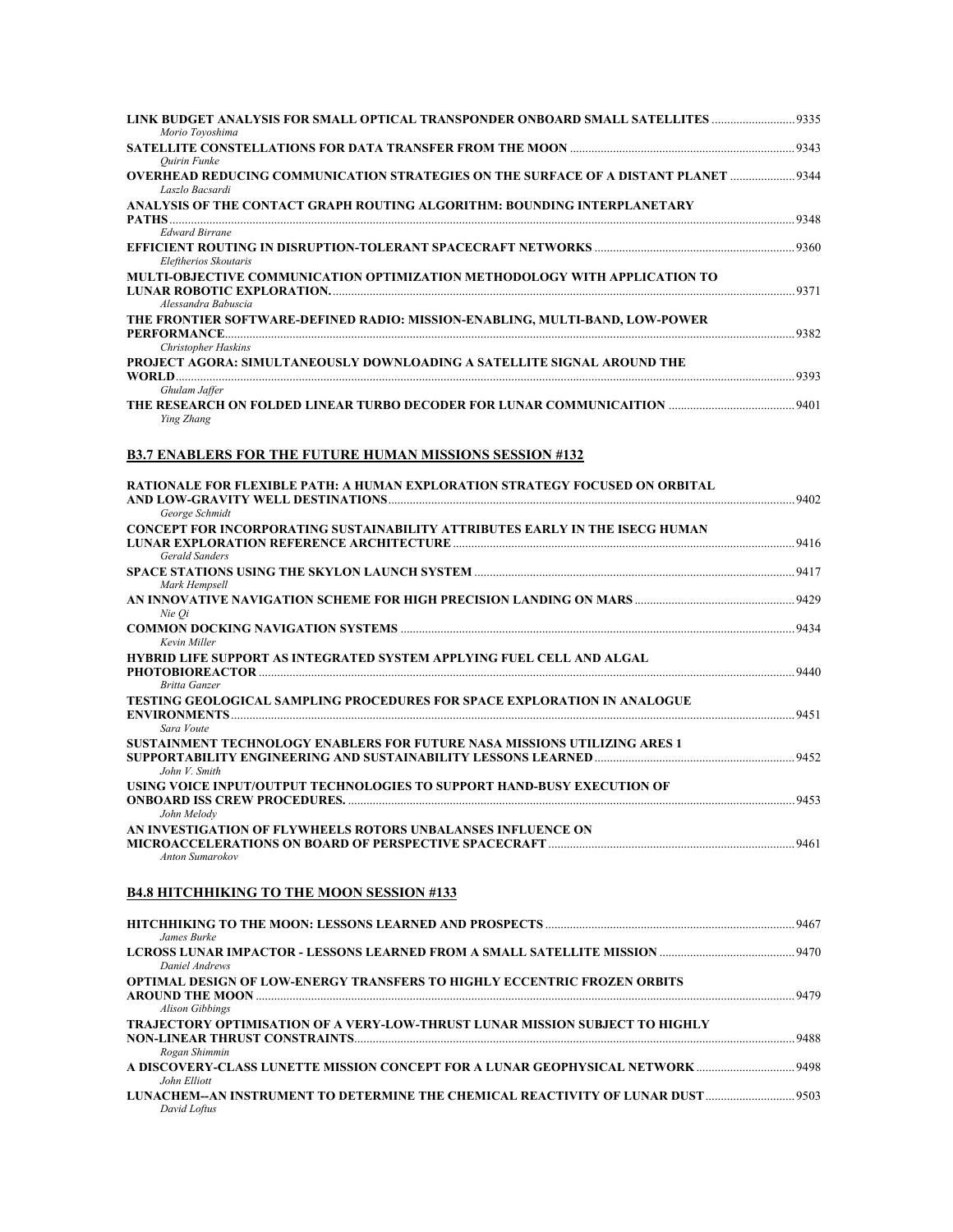**LINK BUDGET ANALYSIS FOR SMALL OPTICAL TRANSPONDER ONBOARD SMALL SATELLITES** ........................... 9335
*Morio Toyoshima*

**SATELLITE CONSTELLATIONS FOR DATA TRANSFER FROM THE MOON** ........................................................................ 9343
*Quirin Funke*

**OVERHEAD REDUCING COMMUNICATION STRATEGIES ON THE SURFACE OF A DISTANT PLANET** ..................... 9344
*Laszlo Bacsardi*

**ANALYSIS OF THE CONTACT GRAPH ROUTING ALGORITHM: BOUNDING INTERPLANETARY PATHS** ........................................................................................................................................................................... 9348
*Edward Birrane*

**EFFICIENT ROUTING IN DISRUPTION-TOLERANT SPACECRAFT NETWORKS** ................................................................. 9360
*Eleftherios Skoutaris*

**MULTI-OBJECTIVE COMMUNICATION OPTIMIZATION METHODOLOGY WITH APPLICATION TO LUNAR ROBOTIC EXPLORATION.** ..................................................................................................................................... 9371
*Alessandra Babuscia*

**THE FRONTIER SOFTWARE-DEFINED RADIO: MISSION-ENABLING, MULTI-BAND, LOW-POWER PERFORMANCE** .................................................................................................................................................................. 9382
*Christopher Haskins*

**PROJECT AGORA: SIMULTANEOUSLY DOWNLOADING A SATELLITE SIGNAL AROUND THE WORLD** ........................................................................................................................................................................... 9393
*Ghulam Jaffer*

**THE RESEARCH ON FOLDED LINEAR TURBO DECODER FOR LUNAR COMMUNICAITION** ......................................... 9401
*Ying Zhang*

## B3.7 ENABLERS FOR THE FUTURE HUMAN MISSIONS SESSION #132

**RATIONALE FOR FLEXIBLE PATH: A HUMAN EXPLORATION STRATEGY FOCUSED ON ORBITAL AND LOW-GRAVITY WELL DESTINATIONS** ................................................................................................................... 9402
*George Schmidt*

**CONCEPT FOR INCORPORATING SUSTAINABILITY ATTRIBUTES EARLY IN THE ISECG HUMAN LUNAR EXPLORATION REFERENCE ARCHITECTURE** ............................................................................................................. 9416
*Gerald Sanders*

**SPACE STATIONS USING THE SKYLON LAUNCH SYSTEM** ...................................................................................................... 9417
*Mark Hempsell*

**AN INNOVATIVE NAVIGATION SCHEME FOR HIGH PRECISION LANDING ON MARS** ................................................... 9429
*Nie Qi*

**COMMON DOCKING NAVIGATION SYSTEMS** .............................................................................................................................. 9434
*Kevin Miller*

**HYBRID LIFE SUPPORT AS INTEGRATED SYSTEM APPLYING FUEL CELL AND ALGAL PHOTOBIOREACTOR** ............................................................................................................................................................ 9440
*Britta Ganzer*

**TESTING GEOLOGICAL SAMPLING PROCEDURES FOR SPACE EXPLORATION IN ANALOGUE ENVIRONMENTS** ........................................................................................................................................................... 9451
*Sara Voute*

**SUSTAINMENT TECHNOLOGY ENABLERS FOR FUTURE NASA MISSIONS UTILIZING ARES 1 SUPPORTABILITY ENGINEERING AND SUSTAINABILITY LESSONS LEARNED** ................................................................ 9452
*John V. Smith*

**USING VOICE INPUT/OUTPUT TECHNOLOGIES TO SUPPORT HAND-BUSY EXECUTION OF ONBOARD ISS CREW PROCEDURES.** ................................................................................................................................................. 9453
*John Melody*

**AN INVESTIGATION OF FLYWHEELS ROTORS UNBALANSES INFLUENCE ON MICROACCELERATIONS ON BOARD OF PERSPECTIVE SPACECRAFT** ............................................................................... 9461
*Anton Sumarokov*

## B4.8 HITCHHIKING TO THE MOON SESSION #133

**HITCHHIKING TO THE MOON: LESSONS LEARNED AND PROSPECTS** ................................................................................. 9467
*James Burke*

**LCROSS LUNAR IMPACTOR - LESSONS LEARNED FROM A SMALL SATELLITE MISSION** ............................................ 9470
*Daniel Andrews*

**OPTIMAL DESIGN OF LOW-ENERGY TRANSFERS TO HIGHLY ECCENTRIC FROZEN ORBITS AROUND THE MOON** ....................................................................................................................................................................... 9479
*Alison Gibbings*

**TRAJECTORY OPTIMISATION OF A VERY-LOW-THRUST LUNAR MISSION SUBJECT TO HIGHLY NON-LINEAR THRUST CONSTRAINTS** ............................................................................................................................................. 9488
*Rogan Shimmin*

**A DISCOVERY-CLASS LUNETTE MISSION CONCEPT FOR A LUNAR GEOPHYSICAL NETWORK** ................................ 9498
*John Elliott*

**LUNACHEM--AN INSTRUMENT TO DETERMINE THE CHEMICAL REACTIVITY OF LUNAR DUST** ............................. 9503
*David Loftus*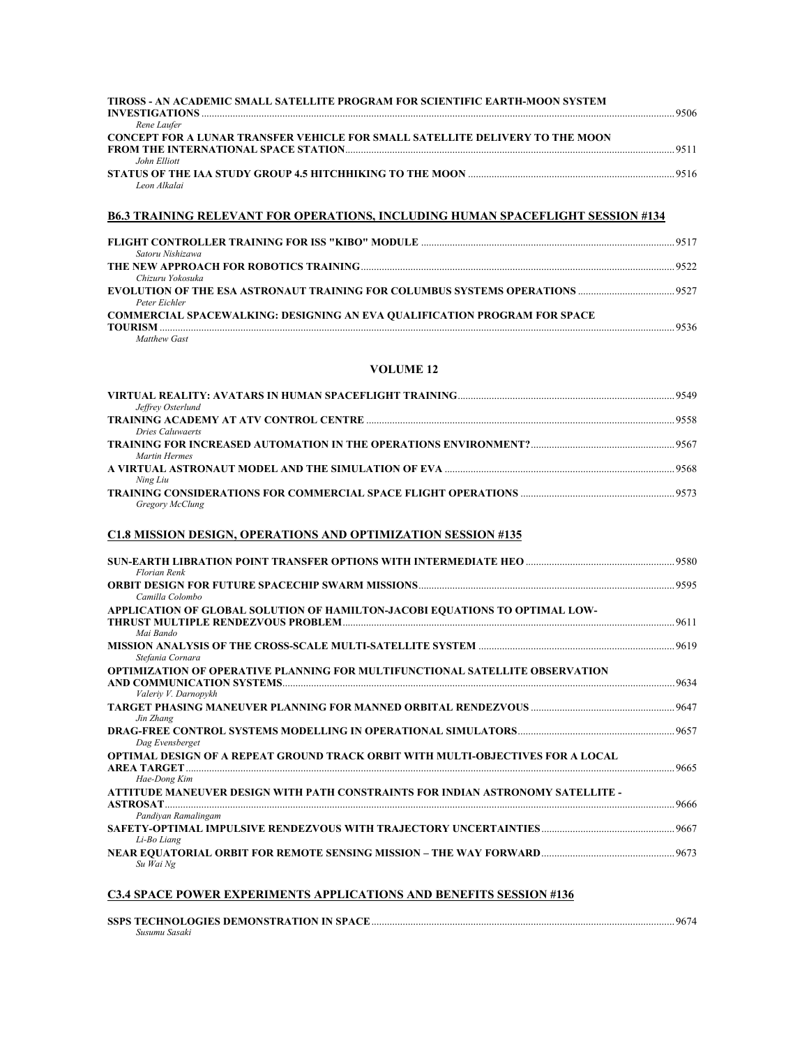**TIROSS - AN ACADEMIC SMALL SATELLITE PROGRAM FOR SCIENTIFIC EARTH-MOON SYSTEM INVESTIGATIONS** ........ 9506
*Rene Laufer*

**CONCEPT FOR A LUNAR TRANSFER VEHICLE FOR SMALL SATELLITE DELIVERY TO THE MOON FROM THE INTERNATIONAL SPACE STATION** ........ 9511
*John Elliott*

**STATUS OF THE IAA STUDY GROUP 4.5 HITCHHIKING TO THE MOON** ........ 9516
*Leon Alkalai*

## B6.3 TRAINING RELEVANT FOR OPERATIONS, INCLUDING HUMAN SPACEFLIGHT SESSION #134

**FLIGHT CONTROLLER TRAINING FOR ISS "KIBO" MODULE** ........ 9517
*Satoru Nishizawa*

**THE NEW APPROACH FOR ROBOTICS TRAINING** ........ 9522
*Chizuru Yokosuka*

**EVOLUTION OF THE ESA ASTRONAUT TRAINING FOR COLUMBUS SYSTEMS OPERATIONS** ........ 9527
*Peter Eichler*

**COMMERCIAL SPACEWALKING: DESIGNING AN EVA QUALIFICATION PROGRAM FOR SPACE TOURISM** ........ 9536
*Matthew Gast*

# VOLUME 12

**VIRTUAL REALITY: AVATARS IN HUMAN SPACEFLIGHT TRAINING** ........ 9549
*Jeffrey Osterlund*

**TRAINING ACADEMY AT ATV CONTROL CENTRE** ........ 9558
*Dries Caluwaerts*

**TRAINING FOR INCREASED AUTOMATION IN THE OPERATIONS ENVIRONMENT?** ........ 9567
*Martin Hermes*

**A VIRTUAL ASTRONAUT MODEL AND THE SIMULATION OF EVA** ........ 9568
*Ning Liu*

**TRAINING CONSIDERATIONS FOR COMMERCIAL SPACE FLIGHT OPERATIONS** ........ 9573
*Gregory McClung*

## C1.8 MISSION DESIGN, OPERATIONS AND OPTIMIZATION SESSION #135

**SUN-EARTH LIBRATION POINT TRANSFER OPTIONS WITH INTERMEDIATE HEO** ........ 9580
*Florian Renk*

**ORBIT DESIGN FOR FUTURE SPACECHIP SWARM MISSIONS** ........ 9595
*Camilla Colombo*

**APPLICATION OF GLOBAL SOLUTION OF HAMILTON-JACOBI EQUATIONS TO OPTIMAL LOW-THRUST MULTIPLE RENDEZVOUS PROBLEM** ........ 9611
*Mai Bando*

**MISSION ANALYSIS OF THE CROSS-SCALE MULTI-SATELLITE SYSTEM** ........ 9619
*Stefania Cornara*

**OPTIMIZATION OF OPERATIVE PLANNING FOR MULTIFUNCTIONAL SATELLITE OBSERVATION AND COMMUNICATION SYSTEMS** ........ 9634
*Valeriy V. Darnopykh*

**TARGET PHASING MANEUVER PLANNING FOR MANNED ORBITAL RENDEZVOUS** ........ 9647
*Jin Zhang*

**DRAG-FREE CONTROL SYSTEMS MODELLING IN OPERATIONAL SIMULATORS** ........ 9657
*Dag Evensberget*

**OPTIMAL DESIGN OF A REPEAT GROUND TRACK ORBIT WITH MULTI-OBJECTIVES FOR A LOCAL AREA TARGET** ........ 9665
*Hae-Dong Kim*

**ATTITUDE MANEUVER DESIGN WITH PATH CONSTRAINTS FOR INDIAN ASTRONOMY SATELLITE - ASTROSAT** ........ 9666
*Pandiyan Ramalingam*

**SAFETY-OPTIMAL IMPULSIVE RENDEZVOUS WITH TRAJECTORY UNCERTAINTIES** ........ 9667
*Li-Bo Liang*

**NEAR EQUATORIAL ORBIT FOR REMOTE SENSING MISSION – THE WAY FORWARD** ........ 9673
*Su Wai Ng*

## C3.4 SPACE POWER EXPERIMENTS APPLICATIONS AND BENEFITS SESSION #136

**SSPS TECHNOLOGIES DEMONSTRATION IN SPACE** ........ 9674
*Susumu Sasaki*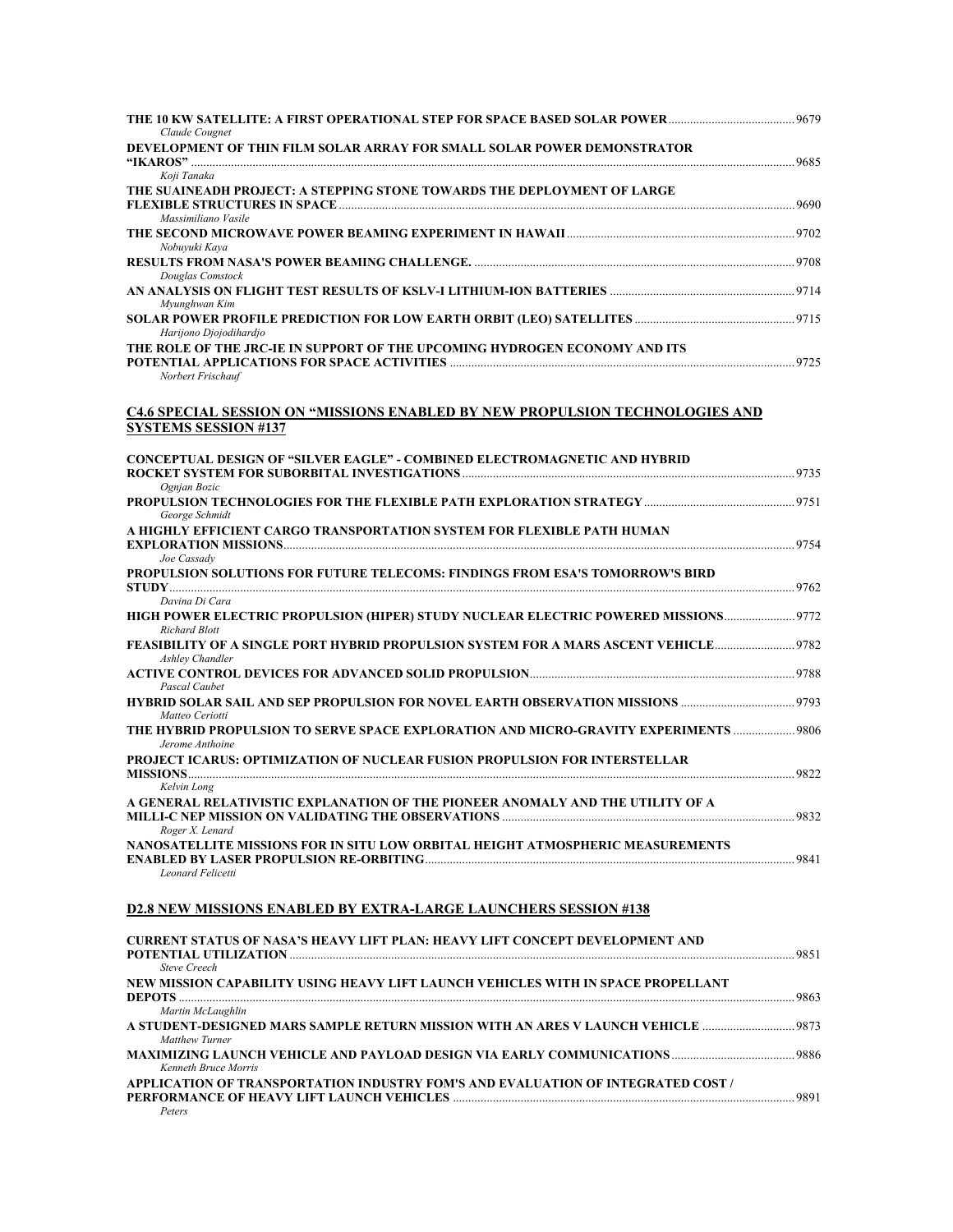**THE 10 KW SATELLITE: A FIRST OPERATIONAL STEP FOR SPACE BASED SOLAR POWER** ......... 9679
*Claude Cougnet*

**DEVELOPMENT OF THIN FILM SOLAR ARRAY FOR SMALL SOLAR POWER DEMONSTRATOR "IKAROS"** ......... 9685
*Koji Tanaka*

**THE SUAINEADH PROJECT: A STEPPING STONE TOWARDS THE DEPLOYMENT OF LARGE FLEXIBLE STRUCTURES IN SPACE** ......... 9690
*Massimiliano Vasile*

**THE SECOND MICROWAVE POWER BEAMING EXPERIMENT IN HAWAII** ......... 9702
*Nobuyuki Kaya*

**RESULTS FROM NASA'S POWER BEAMING CHALLENGE.** ......... 9708
*Douglas Comstock*

**AN ANALYSIS ON FLIGHT TEST RESULTS OF KSLV-I LITHIUM-ION BATTERIES** ......... 9714
*Myunghwan Kim*

**SOLAR POWER PROFILE PREDICTION FOR LOW EARTH ORBIT (LEO) SATELLITES** ......... 9715
*Harijono Djojodihardjo*

**THE ROLE OF THE JRC-IE IN SUPPORT OF THE UPCOMING HYDROGEN ECONOMY AND ITS POTENTIAL APPLICATIONS FOR SPACE ACTIVITIES** ......... 9725
*Norbert Frischauf*

## C4.6 SPECIAL SESSION ON "MISSIONS ENABLED BY NEW PROPULSION TECHNOLOGIES AND SYSTEMS SESSION #137

**CONCEPTUAL DESIGN OF "SILVER EAGLE" - COMBINED ELECTROMAGNETIC AND HYBRID ROCKET SYSTEM FOR SUBORBITAL INVESTIGATIONS** ......... 9735
*Ognjan Bozic*

**PROPULSION TECHNOLOGIES FOR THE FLEXIBLE PATH EXPLORATION STRATEGY** ......... 9751
*George Schmidt*

**A HIGHLY EFFICIENT CARGO TRANSPORTATION SYSTEM FOR FLEXIBLE PATH HUMAN EXPLORATION MISSIONS** ......... 9754
*Joe Cassady*

**PROPULSION SOLUTIONS FOR FUTURE TELECOMS: FINDINGS FROM ESA'S TOMORROW'S BIRD STUDY** ......... 9762
*Davina Di Cara*

**HIGH POWER ELECTRIC PROPULSION (HIPER) STUDY NUCLEAR ELECTRIC POWERED MISSIONS** ......... 9772
*Richard Blott*

**FEASIBILITY OF A SINGLE PORT HYBRID PROPULSION SYSTEM FOR A MARS ASCENT VEHICLE** ......... 9782
*Ashley Chandler*

**ACTIVE CONTROL DEVICES FOR ADVANCED SOLID PROPULSION** ......... 9788
*Pascal Caubet*

**HYBRID SOLAR SAIL AND SEP PROPULSION FOR NOVEL EARTH OBSERVATION MISSIONS** ......... 9793
*Matteo Ceriotti*

**THE HYBRID PROPULSION TO SERVE SPACE EXPLORATION AND MICRO-GRAVITY EXPERIMENTS** ......... 9806
*Jerome Anthoine*

**PROJECT ICARUS: OPTIMIZATION OF NUCLEAR FUSION PROPULSION FOR INTERSTELLAR MISSIONS** ......... 9822
*Kelvin Long*

**A GENERAL RELATIVISTIC EXPLANATION OF THE PIONEER ANOMALY AND THE UTILITY OF A MILLI-C NEP MISSION ON VALIDATING THE OBSERVATIONS** ......... 9832
*Roger X. Lenard*

**NANOSATELLITE MISSIONS FOR IN SITU LOW ORBITAL HEIGHT ATMOSPHERIC MEASUREMENTS ENABLED BY LASER PROPULSION RE-ORBITING** ......... 9841
*Leonard Felicetti*

## D2.8 NEW MISSIONS ENABLED BY EXTRA-LARGE LAUNCHERS SESSION #138

**CURRENT STATUS OF NASA'S HEAVY LIFT PLAN: HEAVY LIFT CONCEPT DEVELOPMENT AND POTENTIAL UTILIZATION** ......... 9851
*Steve Creech*

**NEW MISSION CAPABILITY USING HEAVY LIFT LAUNCH VEHICLES WITH IN SPACE PROPELLANT DEPOTS** ......... 9863
*Martin McLaughlin*

**A STUDENT-DESIGNED MARS SAMPLE RETURN MISSION WITH AN ARES V LAUNCH VEHICLE** ......... 9873
*Matthew Turner*

**MAXIMIZING LAUNCH VEHICLE AND PAYLOAD DESIGN VIA EARLY COMMUNICATIONS** ......... 9886
*Kenneth Bruce Morris*

**APPLICATION OF TRANSPORTATION INDUSTRY FOM'S AND EVALUATION OF INTEGRATED COST / PERFORMANCE OF HEAVY LIFT LAUNCH VEHICLES** ......... 9891
*Peters*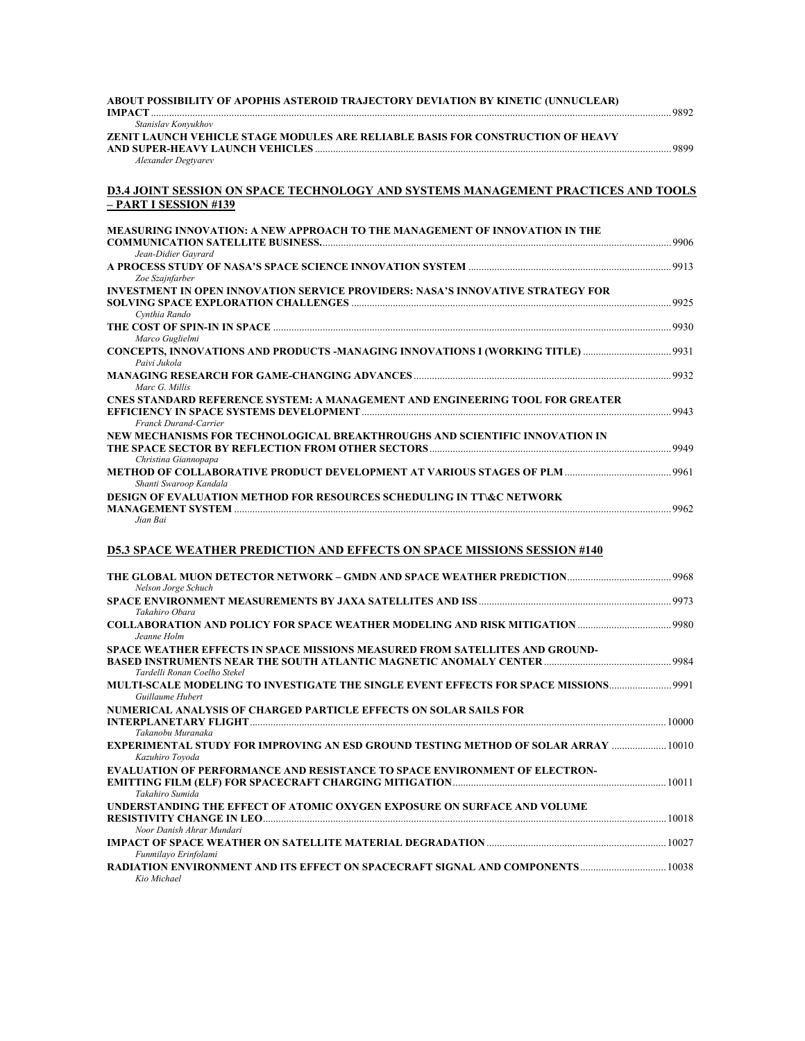**ABOUT POSSIBILITY OF APOPHIS ASTEROID TRAJECTORY DEVIATION BY KINETIC (UNNUCLEAR) IMPACT** ..... 9892
*Stanislav Konyukhov*

**ZENIT LAUNCH VEHICLE STAGE MODULES ARE RELIABLE BASIS FOR CONSTRUCTION OF HEAVY AND SUPER-HEAVY LAUNCH VEHICLES** ..... 9899
*Alexander Degtyarev*

## D3.4 JOINT SESSION ON SPACE TECHNOLOGY AND SYSTEMS MANAGEMENT PRACTICES AND TOOLS – PART I SESSION #139

**MEASURING INNOVATION: A NEW APPROACH TO THE MANAGEMENT OF INNOVATION IN THE COMMUNICATION SATELLITE BUSINESS.** ..... 9906
*Jean-Didier Gayrard*

**A PROCESS STUDY OF NASA'S SPACE SCIENCE INNOVATION SYSTEM** ..... 9913
*Zoe Szajnfarber*

**INVESTMENT IN OPEN INNOVATION SERVICE PROVIDERS: NASA'S INNOVATIVE STRATEGY FOR SOLVING SPACE EXPLORATION CHALLENGES** ..... 9925
*Cynthia Rando*

**THE COST OF SPIN-IN IN SPACE** ..... 9930
*Marco Guglielmi*

**CONCEPTS, INNOVATIONS AND PRODUCTS -MANAGING INNOVATIONS I (WORKING TITLE)** ..... 9931
*Paivi Jukola*

**MANAGING RESEARCH FOR GAME-CHANGING ADVANCES** ..... 9932
*Marc G. Millis*

**CNES STANDARD REFERENCE SYSTEM: A MANAGEMENT AND ENGINEERING TOOL FOR GREATER EFFICIENCY IN SPACE SYSTEMS DEVELOPMENT** ..... 9943
*Franck Durand-Carrier*

**NEW MECHANISMS FOR TECHNOLOGICAL BREAKTHROUGHS AND SCIENTIFIC INNOVATION IN THE SPACE SECTOR BY REFLECTION FROM OTHER SECTORS** ..... 9949
*Christina Giannopapa*

**METHOD OF COLLABORATIVE PRODUCT DEVELOPMENT AT VARIOUS STAGES OF PLM** ..... 9961
*Shanti Swaroop Kandala*

**DESIGN OF EVALUATION METHOD FOR RESOURCES SCHEDULING IN TT\&C NETWORK MANAGEMENT SYSTEM** ..... 9962
*Jian Bai*

## D5.3 SPACE WEATHER PREDICTION AND EFFECTS ON SPACE MISSIONS SESSION #140

**THE GLOBAL MUON DETECTOR NETWORK – GMDN AND SPACE WEATHER PREDICTION** ..... 9968
*Nelson Jorge Schuch*

**SPACE ENVIRONMENT MEASUREMENTS BY JAXA SATELLITES AND ISS** ..... 9973
*Takahiro Obara*

**COLLABORATION AND POLICY FOR SPACE WEATHER MODELING AND RISK MITIGATION** ..... 9980
*Jeanne Holm*

**SPACE WEATHER EFFECTS IN SPACE MISSIONS MEASURED FROM SATELLITES AND GROUND-BASED INSTRUMENTS NEAR THE SOUTH ATLANTIC MAGNETIC ANOMALY CENTER** ..... 9984
*Tardelli Ronan Coelho Stekel*

**MULTI-SCALE MODELING TO INVESTIGATE THE SINGLE EVENT EFFECTS FOR SPACE MISSIONS** ..... 9991
*Guillaume Hubert*

**NUMERICAL ANALYSIS OF CHARGED PARTICLE EFFECTS ON SOLAR SAILS FOR INTERPLANETARY FLIGHT** ..... 10000
*Takanobu Muranaka*

**EXPERIMENTAL STUDY FOR IMPROVING AN ESD GROUND TESTING METHOD OF SOLAR ARRAY** ..... 10010
*Kazuhiro Toyoda*

**EVALUATION OF PERFORMANCE AND RESISTANCE TO SPACE ENVIRONMENT OF ELECTRON-EMITTING FILM (ELF) FOR SPACECRAFT CHARGING MITIGATION** ..... 10011
*Takahiro Sumida*

**UNDERSTANDING THE EFFECT OF ATOMIC OXYGEN EXPOSURE ON SURFACE AND VOLUME RESISTIVITY CHANGE IN LEO** ..... 10018
*Noor Danish Ahrar Mundari*

**IMPACT OF SPACE WEATHER ON SATELLITE MATERIAL DEGRADATION** ..... 10027
*Funmilayo Erinfolami*

**RADIATION ENVIRONMENT AND ITS EFFECT ON SPACECRAFT SIGNAL AND COMPONENTS** ..... 10038
*Kio Michael*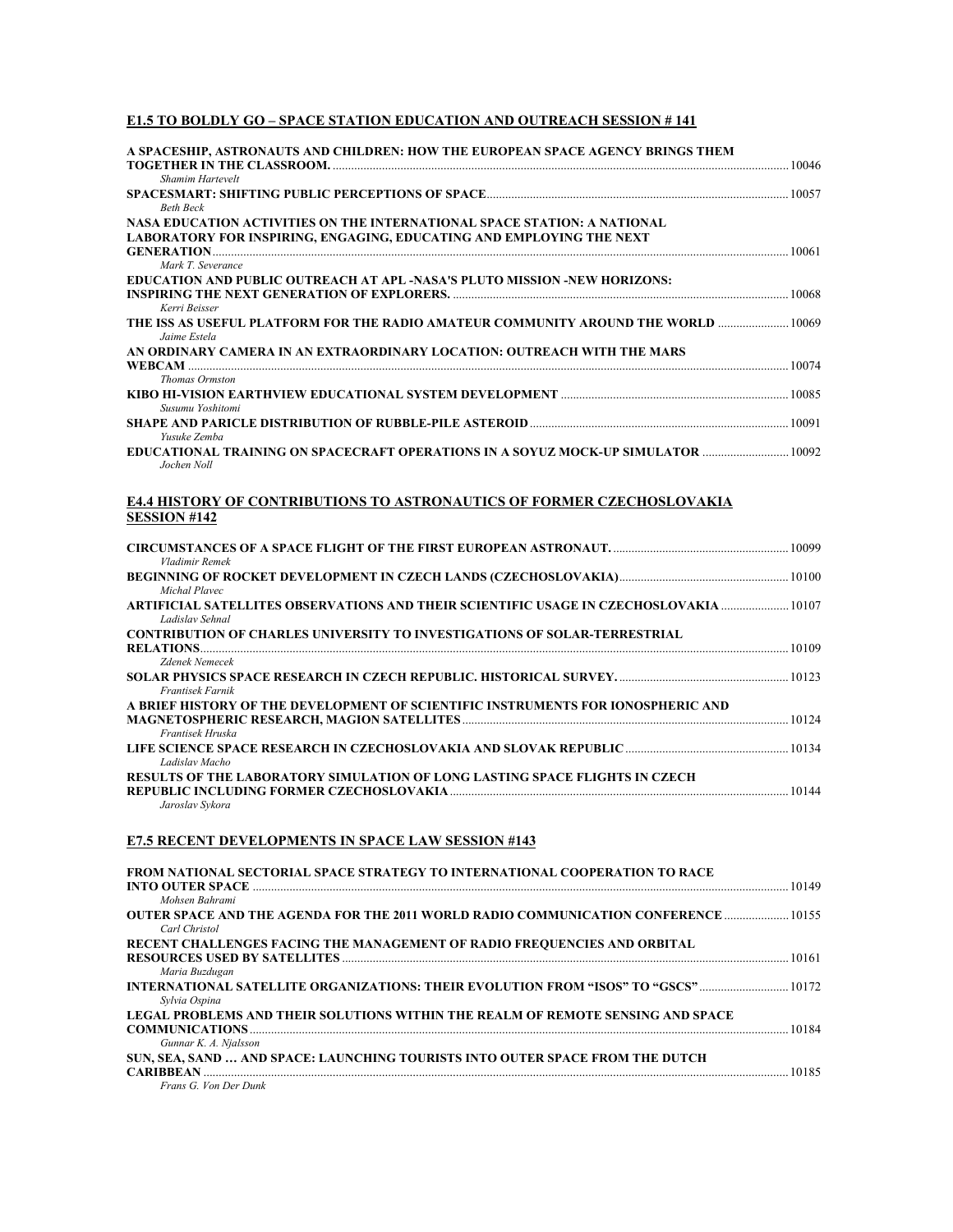## E1.5 TO BOLDLY GO – SPACE STATION EDUCATION AND OUTREACH SESSION # 141

**A SPACESHIP, ASTRONAUTS AND CHILDREN: HOW THE EUROPEAN SPACE AGENCY BRINGS THEM TOGETHER IN THE CLASSROOM.** .......... 10046
*Shamim Hartevelt*

**SPACESMART: SHIFTING PUBLIC PERCEPTIONS OF SPACE** .......... 10057
*Beth Beck*

**NASA EDUCATION ACTIVITIES ON THE INTERNATIONAL SPACE STATION: A NATIONAL LABORATORY FOR INSPIRING, ENGAGING, EDUCATING AND EMPLOYING THE NEXT GENERATION** .......... 10061
*Mark T. Severance*

**EDUCATION AND PUBLIC OUTREACH AT APL -NASA'S PLUTO MISSION -NEW HORIZONS: INSPIRING THE NEXT GENERATION OF EXPLORERS.** .......... 10068
*Kerri Beisser*

**THE ISS AS USEFUL PLATFORM FOR THE RADIO AMATEUR COMMUNITY AROUND THE WORLD** .......... 10069
*Jaime Estela*

**AN ORDINARY CAMERA IN AN EXTRAORDINARY LOCATION: OUTREACH WITH THE MARS WEBCAM** .......... 10074
*Thomas Ormston*

**KIBO HI-VISION EARTHVIEW EDUCATIONAL SYSTEM DEVELOPMENT** .......... 10085
*Susumu Yoshitomi*

**SHAPE AND PARICLE DISTRIBUTION OF RUBBLE-PILE ASTEROID** .......... 10091
*Yusuke Zemba*

**EDUCATIONAL TRAINING ON SPACECRAFT OPERATIONS IN A SOYUZ MOCK-UP SIMULATOR** .......... 10092
*Jochen Noll*

## E4.4 HISTORY OF CONTRIBUTIONS TO ASTRONAUTICS OF FORMER CZECHOSLOVAKIA SESSION #142

**CIRCUMSTANCES OF A SPACE FLIGHT OF THE FIRST EUROPEAN ASTRONAUT.** .......... 10099
*Vladimir Remek*

**BEGINNING OF ROCKET DEVELOPMENT IN CZECH LANDS (CZECHOSLOVAKIA)** .......... 10100
*Michal Plavec*

**ARTIFICIAL SATELLITES OBSERVATIONS AND THEIR SCIENTIFIC USAGE IN CZECHOSLOVAKIA** .......... 10107
*Ladislav Sehnal*

**CONTRIBUTION OF CHARLES UNIVERSITY TO INVESTIGATIONS OF SOLAR-TERRESTRIAL RELATIONS** .......... 10109
*Zdenek Nemecek*

**SOLAR PHYSICS SPACE RESEARCH IN CZECH REPUBLIC. HISTORICAL SURVEY.** .......... 10123
*Frantisek Farnik*

**A BRIEF HISTORY OF THE DEVELOPMENT OF SCIENTIFIC INSTRUMENTS FOR IONOSPHERIC AND MAGNETOSPHERIC RESEARCH, MAGION SATELLITES** .......... 10124
*Frantisek Hruska*

**LIFE SCIENCE SPACE RESEARCH IN CZECHOSLOVAKIA AND SLOVAK REPUBLIC** .......... 10134
*Ladislav Macho*

**RESULTS OF THE LABORATORY SIMULATION OF LONG LASTING SPACE FLIGHTS IN CZECH REPUBLIC INCLUDING FORMER CZECHOSLOVAKIA** .......... 10144
*Jaroslav Sykora*

## E7.5 RECENT DEVELOPMENTS IN SPACE LAW SESSION #143

**FROM NATIONAL SECTORIAL SPACE STRATEGY TO INTERNATIONAL COOPERATION TO RACE INTO OUTER SPACE** .......... 10149
*Mohsen Bahrami*

**OUTER SPACE AND THE AGENDA FOR THE 2011 WORLD RADIO COMMUNICATION CONFERENCE** .......... 10155
*Carl Christol*

**RECENT CHALLENGES FACING THE MANAGEMENT OF RADIO FREQUENCIES AND ORBITAL RESOURCES USED BY SATELLITES** .......... 10161
*Maria Buzdugan*

**INTERNATIONAL SATELLITE ORGANIZATIONS: THEIR EVOLUTION FROM "ISOS" TO "GSCS"** .......... 10172
*Sylvia Ospina*

**LEGAL PROBLEMS AND THEIR SOLUTIONS WITHIN THE REALM OF REMOTE SENSING AND SPACE COMMUNICATIONS** .......... 10184
*Gunnar K. A. Njalsson*

**SUN, SEA, SAND … AND SPACE: LAUNCHING TOURISTS INTO OUTER SPACE FROM THE DUTCH CARIBBEAN** .......... 10185
*Frans G. Von Der Dunk*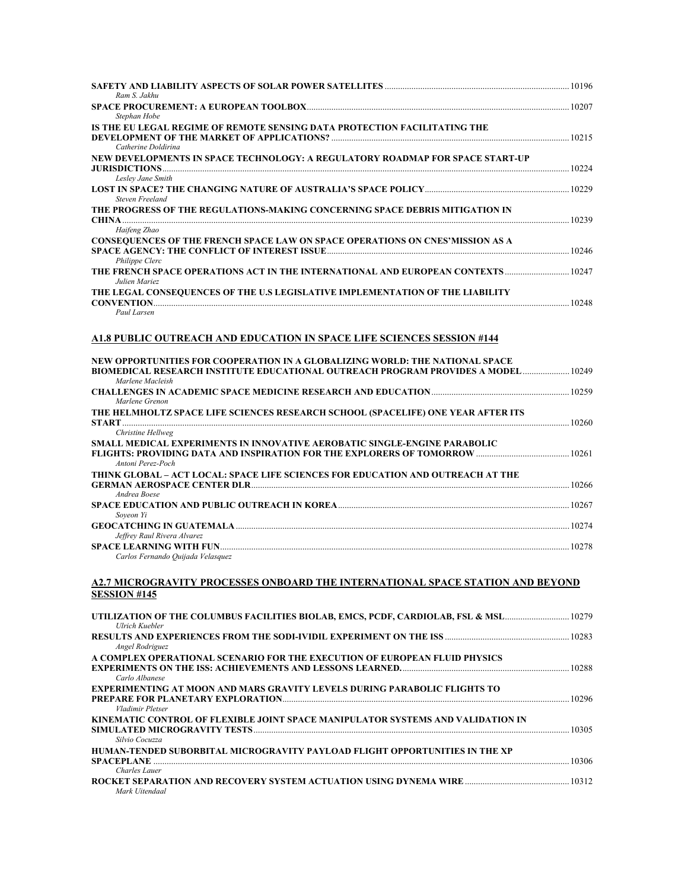**SAFETY AND LIABILITY ASPECTS OF SOLAR POWER SATELLITES** .......... 10196
*Ram S. Jakhu*

**SPACE PROCUREMENT: A EUROPEAN TOOLBOX** .......... 10207
*Stephan Hobe*

**IS THE EU LEGAL REGIME OF REMOTE SENSING DATA PROTECTION FACILITATING THE DEVELOPMENT OF THE MARKET OF APPLICATIONS?** .......... 10215
*Catherine Doldirina*

**NEW DEVELOPMENTS IN SPACE TECHNOLOGY: A REGULATORY ROADMAP FOR SPACE START-UP JURISDICTIONS** .......... 10224
*Lesley Jane Smith*

**LOST IN SPACE? THE CHANGING NATURE OF AUSTRALIA'S SPACE POLICY** .......... 10229
*Steven Freeland*

**THE PROGRESS OF THE REGULATIONS-MAKING CONCERNING SPACE DEBRIS MITIGATION IN CHINA** .......... 10239
*Haifeng Zhao*

**CONSEQUENCES OF THE FRENCH SPACE LAW ON SPACE OPERATIONS ON CNES'MISSION AS A SPACE AGENCY: THE CONFLICT OF INTEREST ISSUE** .......... 10246
*Philippe Clerc*

**THE FRENCH SPACE OPERATIONS ACT IN THE INTERNATIONAL AND EUROPEAN CONTEXTS** .......... 10247
*Julien Mariez*

**THE LEGAL CONSEQUENCES OF THE U.S LEGISLATIVE IMPLEMENTATION OF THE LIABILITY CONVENTION** .......... 10248
*Paul Larsen*

## A1.8 PUBLIC OUTREACH AND EDUCATION IN SPACE LIFE SCIENCES SESSION #144

**NEW OPPORTUNITIES FOR COOPERATION IN A GLOBALIZING WORLD: THE NATIONAL SPACE BIOMEDICAL RESEARCH INSTITUTE EDUCATIONAL OUTREACH PROGRAM PROVIDES A MODEL** .......... 10249
*Marlene Macleish*

**CHALLENGES IN ACADEMIC SPACE MEDICINE RESEARCH AND EDUCATION** .......... 10259
*Marlene Grenon*

**THE HELMHOLTZ SPACE LIFE SCIENCES RESEARCH SCHOOL (SPACELIFE) ONE YEAR AFTER ITS START** .......... 10260
*Christine Hellweg*

**SMALL MEDICAL EXPERIMENTS IN INNOVATIVE AEROBATIC SINGLE-ENGINE PARABOLIC FLIGHTS: PROVIDING DATA AND INSPIRATION FOR THE EXPLORERS OF TOMORROW** .......... 10261
*Antoni Perez-Poch*

**THINK GLOBAL – ACT LOCAL: SPACE LIFE SCIENCES FOR EDUCATION AND OUTREACH AT THE GERMAN AEROSPACE CENTER DLR** .......... 10266
*Andrea Boese*

**SPACE EDUCATION AND PUBLIC OUTREACH IN KOREA** .......... 10267
*Soyeon Yi*

**GEOCATCHING IN GUATEMALA** .......... 10274
*Jeffrey Raul Rivera Alvarez*

**SPACE LEARNING WITH FUN** .......... 10278
*Carlos Fernando Quijada Velasquez*

## A2.7 MICROGRAVITY PROCESSES ONBOARD THE INTERNATIONAL SPACE STATION AND BEYOND SESSION #145

**UTILIZATION OF THE COLUMBUS FACILITIES BIOLAB, EMCS, PCDF, CARDIOLAB, FSL & MSL** .......... 10279
*Ulrich Kuebler*

**RESULTS AND EXPERIENCES FROM THE SODI-IVIDIL EXPERIMENT ON THE ISS** .......... 10283
*Angel Rodriguez*

**A COMPLEX OPERATIONAL SCENARIO FOR THE EXECUTION OF EUROPEAN FLUID PHYSICS EXPERIMENTS ON THE ISS: ACHIEVEMENTS AND LESSONS LEARNED.** .......... 10288
*Carlo Albanese*

**EXPERIMENTING AT MOON AND MARS GRAVITY LEVELS DURING PARABOLIC FLIGHTS TO PREPARE FOR PLANETARY EXPLORATION** .......... 10296
*Vladimir Pletser*

**KINEMATIC CONTROL OF FLEXIBLE JOINT SPACE MANIPULATOR SYSTEMS AND VALIDATION IN SIMULATED MICROGRAVITY TESTS** .......... 10305
*Silvio Cocuzza*

**HUMAN-TENDED SUBORBITAL MICROGRAVITY PAYLOAD FLIGHT OPPORTUNITIES IN THE XP SPACEPLANE** .......... 10306
*Charles Lauer*

**ROCKET SEPARATION AND RECOVERY SYSTEM ACTUATION USING DYNEMA WIRE** .......... 10312
*Mark Uitendaal*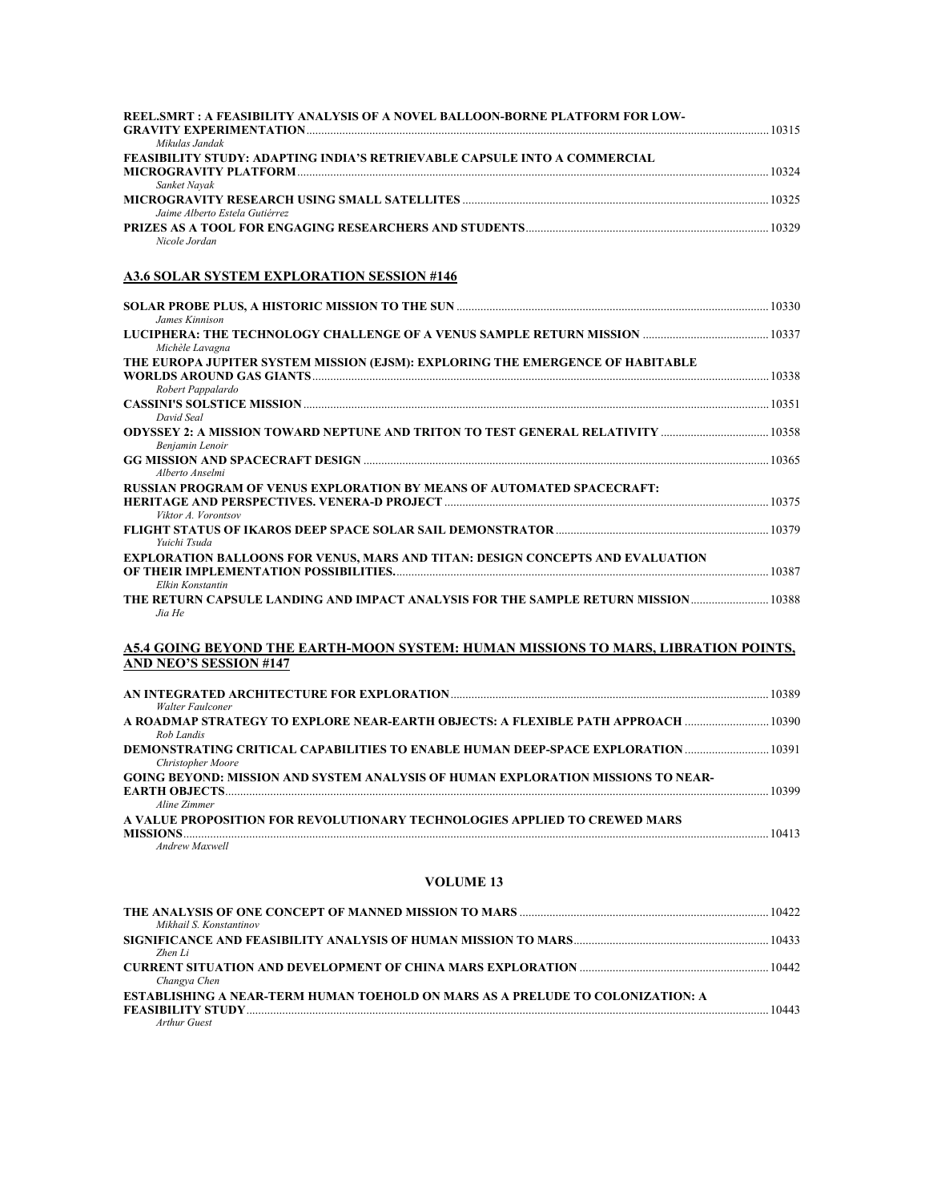**REEL.SMRT : A FEASIBILITY ANALYSIS OF A NOVEL BALLOON-BORNE PLATFORM FOR LOW-GRAVITY EXPERIMENTATION** ........ 10315
*Mikulas Jandak*

**FEASIBILITY STUDY: ADAPTING INDIA'S RETRIEVABLE CAPSULE INTO A COMMERCIAL MICROGRAVITY PLATFORM** ........ 10324
*Sanket Nayak*

**MICROGRAVITY RESEARCH USING SMALL SATELLITES** ........ 10325
*Jaime Alberto Estela Gutiérrez*

**PRIZES AS A TOOL FOR ENGAGING RESEARCHERS AND STUDENTS** ........ 10329
*Nicole Jordan*

## A3.6 SOLAR SYSTEM EXPLORATION SESSION #146

**SOLAR PROBE PLUS, A HISTORIC MISSION TO THE SUN** ........ 10330
*James Kinnison*

**LUCIPHERA: THE TECHNOLOGY CHALLENGE OF A VENUS SAMPLE RETURN MISSION** ........ 10337
*Michèle Lavagna*

**THE EUROPA JUPITER SYSTEM MISSION (EJSM): EXPLORING THE EMERGENCE OF HABITABLE WORLDS AROUND GAS GIANTS** ........ 10338
*Robert Pappalardo*

**CASSINI'S SOLSTICE MISSION** ........ 10351
*David Seal*

**ODYSSEY 2: A MISSION TOWARD NEPTUNE AND TRITON TO TEST GENERAL RELATIVITY** ........ 10358
*Benjamin Lenoir*

**GG MISSION AND SPACECRAFT DESIGN** ........ 10365
*Alberto Anselmi*

**RUSSIAN PROGRAM OF VENUS EXPLORATION BY MEANS OF AUTOMATED SPACECRAFT: HERITAGE AND PERSPECTIVES. VENERA-D PROJECT** ........ 10375
*Viktor A. Vorontsov*

**FLIGHT STATUS OF IKAROS DEEP SPACE SOLAR SAIL DEMONSTRATOR** ........ 10379
*Yuichi Tsuda*

**EXPLORATION BALLOONS FOR VENUS, MARS AND TITAN: DESIGN CONCEPTS AND EVALUATION OF THEIR IMPLEMENTATION POSSIBILITIES.** ........ 10387
*Elkin Konstantin*

**THE RETURN CAPSULE LANDING AND IMPACT ANALYSIS FOR THE SAMPLE RETURN MISSION** ........ 10388
*Jia He*

## A5.4 GOING BEYOND THE EARTH-MOON SYSTEM: HUMAN MISSIONS TO MARS, LIBRATION POINTS, AND NEO'S SESSION #147

**AN INTEGRATED ARCHITECTURE FOR EXPLORATION** ........ 10389
*Walter Faulconer*

**A ROADMAP STRATEGY TO EXPLORE NEAR-EARTH OBJECTS: A FLEXIBLE PATH APPROACH** ........ 10390
*Rob Landis*

**DEMONSTRATING CRITICAL CAPABILITIES TO ENABLE HUMAN DEEP-SPACE EXPLORATION** ........ 10391
*Christopher Moore*

**GOING BEYOND: MISSION AND SYSTEM ANALYSIS OF HUMAN EXPLORATION MISSIONS TO NEAR-EARTH OBJECTS** ........ 10399
*Aline Zimmer*

**A VALUE PROPOSITION FOR REVOLUTIONARY TECHNOLOGIES APPLIED TO CREWED MARS MISSIONS** ........ 10413
*Andrew Maxwell*

## VOLUME 13

**THE ANALYSIS OF ONE CONCEPT OF MANNED MISSION TO MARS** ........ 10422
*Mikhail S. Konstantinov*

**SIGNIFICANCE AND FEASIBILITY ANALYSIS OF HUMAN MISSION TO MARS** ........ 10433
*Zhen Li*

**CURRENT SITUATION AND DEVELOPMENT OF CHINA MARS EXPLORATION** ........ 10442
*Changya Chen*

**ESTABLISHING A NEAR-TERM HUMAN TOEHOLD ON MARS AS A PRELUDE TO COLONIZATION: A FEASIBILITY STUDY** ........ 10443
*Arthur Guest*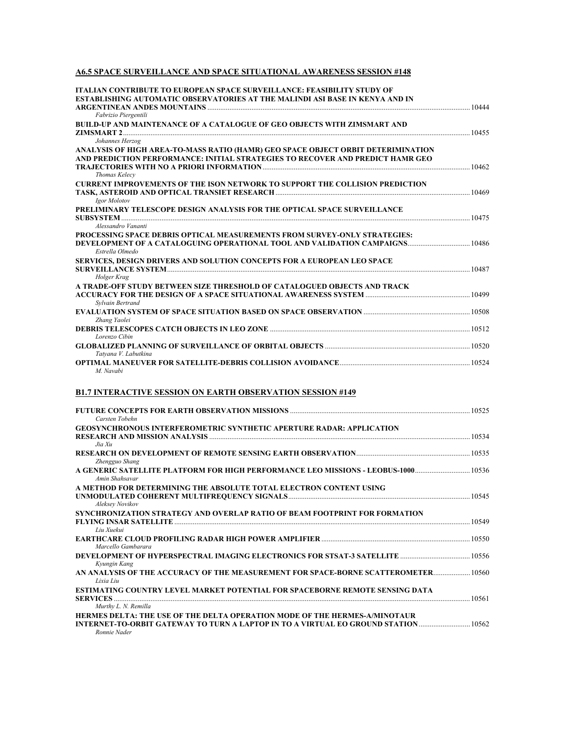## A6.5 SPACE SURVEILLANCE AND SPACE SITUATIONAL AWARENESS SESSION #148

**ITALIAN CONTRIBUTE TO EUROPEAN SPACE SURVEILLANCE: FEASIBILITY STUDY OF ESTABLISHING AUTOMATIC OBSERVATORIES AT THE MALINDI ASI BASE IN KENYA AND IN ARGENTINEAN ANDES MOUNTAINS** ..... 10444
*Fabrizio Piergentili*

**BUILD-UP AND MAINTENANCE OF A CATALOGUE OF GEO OBJECTS WITH ZIMSMART AND ZIMSMART 2** ..... 10455
*Johannes Herzog*

**ANALYSIS OF HIGH AREA-TO-MASS RATIO (HAMR) GEO SPACE OBJECT ORBIT DETERIMINATION AND PREDICTION PERFORMANCE: INITIAL STRATEGIES TO RECOVER AND PREDICT HAMR GEO TRAJECTORIES WITH NO A PRIORI INFORMATION** ..... 10462
*Thomas Kelecy*

**CURRENT IMPROVEMENTS OF THE ISON NETWORK TO SUPPORT THE COLLISION PREDICTION TASK, ASTEROID AND OPTICAL TRANSIET RESEARCH** ..... 10469
*Igor Molotov*

**PRELIMINARY TELESCOPE DESIGN ANALYSIS FOR THE OPTICAL SPACE SURVEILLANCE SUBSYSTEM** ..... 10475
*Alessandro Vananti*

**PROCESSING SPACE DEBRIS OPTICAL MEASUREMENTS FROM SURVEY-ONLY STRATEGIES: DEVELOPMENT OF A CATALOGUING OPERATIONAL TOOL AND VALIDATION CAMPAIGNS** ..... 10486
*Estrella Olmedo*

**SERVICES, DESIGN DRIVERS AND SOLUTION CONCEPTS FOR A EUROPEAN LEO SPACE SURVEILLANCE SYSTEM** ..... 10487
*Holger Krag*

**A TRADE-OFF STUDY BETWEEN SIZE THRESHOLD OF CATALOGUED OBJECTS AND TRACK ACCURACY FOR THE DESIGN OF A SPACE SITUATIONAL AWARENESS SYSTEM** ..... 10499
*Sylvain Bertrand*

**EVALUATION SYSTEM OF SPACE SITUATION BASED ON SPACE OBSERVATION** ..... 10508
*Zhang Yaolei*

**DEBRIS TELESCOPES CATCH OBJECTS IN LEO ZONE** ..... 10512
*Lorenzo Cibin*

**GLOBALIZED PLANNING OF SURVEILLANCE OF ORBITAL OBJECTS** ..... 10520
*Tatyana V. Labutkina*

**OPTIMAL MANEUVER FOR SATELLITE-DEBRIS COLLISION AVOIDANCE** ..... 10524
*M. Navabi*

## B1.7 INTERACTIVE SESSION ON EARTH OBSERVATION SESSION #149

**FUTURE CONCEPTS FOR EARTH OBSERVATION MISSIONS** ..... 10525
*Carsten Tobehn*

**GEOSYNCHRONOUS INTERFEROMETRIC SYNTHETIC APERTURE RADAR: APPLICATION RESEARCH AND MISSION ANALYSIS** ..... 10534
*Jia Xu*

**RESEARCH ON DEVELOPMENT OF REMOTE SENSING EARTH OBSERVATION** ..... 10535
*Zhengguo Shang*

**A GENERIC SATELLITE PLATFORM FOR HIGH PERFORMANCE LEO MISSIONS - LEOBUS-1000** ..... 10536
*Amin Shahsavar*

**A METHOD FOR DETERMINING THE ABSOLUTE TOTAL ELECTRON CONTENT USING UNMODULATED COHERENT MULTIFREQUENCY SIGNALS** ..... 10545
*Aleksey Novikov*

**SYNCHRONIZATION STRATEGY AND OVERLAP RATIO OF BEAM FOOTPRINT FOR FORMATION FLYING INSAR SATELLITE** ..... 10549
*Liu Xuekui*

**EARTHCARE CLOUD PROFILING RADAR HIGH POWER AMPLIFIER** ..... 10550
*Marcello Gambarara*

**DEVELOPMENT OF HYPERSPECTRAL IMAGING ELECTRONICS FOR STSAT-3 SATELLITE** ..... 10556
*Kyungin Kang*

**AN ANALYSIS OF THE ACCURACY OF THE MEASUREMENT FOR SPACE-BORNE SCATTEROMETER** ..... 10560
*Lixia Liu*

**ESTIMATING COUNTRY LEVEL MARKET POTENTIAL FOR SPACEBORNE REMOTE SENSING DATA SERVICES** ..... 10561
*Murthy L. N. Remilla*

**HERMES DELTA: THE USE OF THE DELTA OPERATION MODE OF THE HERMES-A/MINOTAUR INTERNET-TO-ORBIT GATEWAY TO TURN A LAPTOP IN TO A VIRTUAL EO GROUND STATION** ..... 10562
*Ronnie Nader*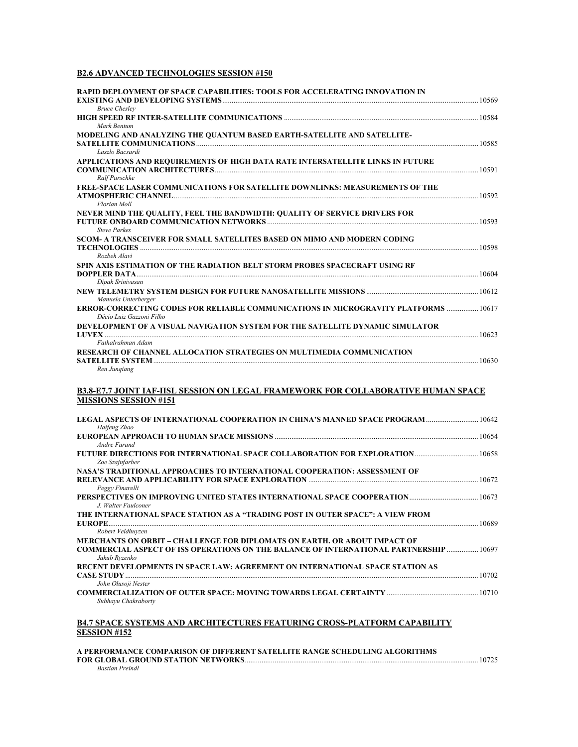## B2.6 ADVANCED TECHNOLOGIES SESSION #150

**RAPID DEPLOYMENT OF SPACE CAPABILITIES: TOOLS FOR ACCELERATING INNOVATION IN EXISTING AND DEVELOPING SYSTEMS** ........ 10569
*Bruce Chesley*

**HIGH SPEED RF INTER-SATELLITE COMMUNICATIONS** ........ 10584
*Mark Bentum*

**MODELING AND ANALYZING THE QUANTUM BASED EARTH-SATELLITE AND SATELLITE-SATELLITE COMMUNICATIONS** ........ 10585
*Laszlo Bacsardi*

**APPLICATIONS AND REQUIREMENTS OF HIGH DATA RATE INTERSATELLITE LINKS IN FUTURE COMMUNICATION ARCHITECTURES** ........ 10591
*Ralf Purschke*

**FREE-SPACE LASER COMMUNICATIONS FOR SATELLITE DOWNLINKS: MEASUREMENTS OF THE ATMOSPHERIC CHANNEL** ........ 10592
*Florian Moll*

**NEVER MIND THE QUALITY, FEEL THE BANDWIDTH: QUALITY OF SERVICE DRIVERS FOR FUTURE ONBOARD COMMUNICATION NETWORKS** ........ 10593
*Steve Parkes*

**SCOM- A TRANSCEIVER FOR SMALL SATELLITES BASED ON MIMO AND MODERN CODING TECHNOLOGIES** ........ 10598
*Rozbeh Alavi*

**SPIN AXIS ESTIMATION OF THE RADIATION BELT STORM PROBES SPACECRAFT USING RF DOPPLER DATA** ........ 10604
*Dipak Srinivasan*

**NEW TELEMETRY SYSTEM DESIGN FOR FUTURE NANOSATELLITE MISSIONS** ........ 10612
*Manuela Unterberger*

**ERROR-CORRECTING CODES FOR RELIABLE COMMUNICATIONS IN MICROGRAVITY PLATFORMS** ........ 10617
*Décio Luiz Gazzoni Filho*

**DEVELOPMENT OF A VISUAL NAVIGATION SYSTEM FOR THE SATELLITE DYNAMIC SIMULATOR LUVEX** ........ 10623
*Fathalrahman Adam*

**RESEARCH OF CHANNEL ALLOCATION STRATEGIES ON MULTIMEDIA COMMUNICATION SATELLITE SYSTEM** ........ 10630
*Ren Junqiang*

## B3.8-E7.7 JOINT IAF-IISL SESSION ON LEGAL FRAMEWORK FOR COLLABORATIVE HUMAN SPACE MISSIONS SESSION #151

**LEGAL ASPECTS OF INTERNATIONAL COOPERATION IN CHINA'S MANNED SPACE PROGRAM** ........ 10642
*Haifeng Zhao*

**EUROPEAN APPROACH TO HUMAN SPACE MISSIONS** ........ 10654
*Andre Farand*

**FUTURE DIRECTIONS FOR INTERNATIONAL SPACE COLLABORATION FOR EXPLORATION** ........ 10658
*Zoe Szajnfarber*

**NASA'S TRADITIONAL APPROACHES TO INTERNATIONAL COOPERATION: ASSESSMENT OF RELEVANCE AND APPLICABILITY FOR SPACE EXPLORATION** ........ 10672
*Peggy Finarelli*

**PERSPECTIVES ON IMPROVING UNITED STATES INTERNATIONAL SPACE COOPERATION** ........ 10673
*J. Walter Faulconer*

**THE INTERNATIONAL SPACE STATION AS A "TRADING POST IN OUTER SPACE": A VIEW FROM EUROPE** ........ 10689
*Robert Veldhuyzen*

**MERCHANTS ON ORBIT – CHALLENGE FOR DIPLOMATS ON EARTH. OR ABOUT IMPACT OF COMMERCIAL ASPECT OF ISS OPERATIONS ON THE BALANCE OF INTERNATIONAL PARTNERSHIP** ........ 10697
*Jakub Ryzenko*

**RECENT DEVELOPMENTS IN SPACE LAW: AGREEMENT ON INTERNATIONAL SPACE STATION AS CASE STUDY** ........ 10702
*John Olusoji Nester*

**COMMERCIALIZATION OF OUTER SPACE: MOVING TOWARDS LEGAL CERTAINTY** ........ 10710
*Subhayu Chakraborty*

## B4.7 SPACE SYSTEMS AND ARCHITECTURES FEATURING CROSS-PLATFORM CAPABILITY SESSION #152

**A PERFORMANCE COMPARISON OF DIFFERENT SATELLITE RANGE SCHEDULING ALGORITHMS FOR GLOBAL GROUND STATION NETWORKS** ........ 10725
*Bastian Preindl*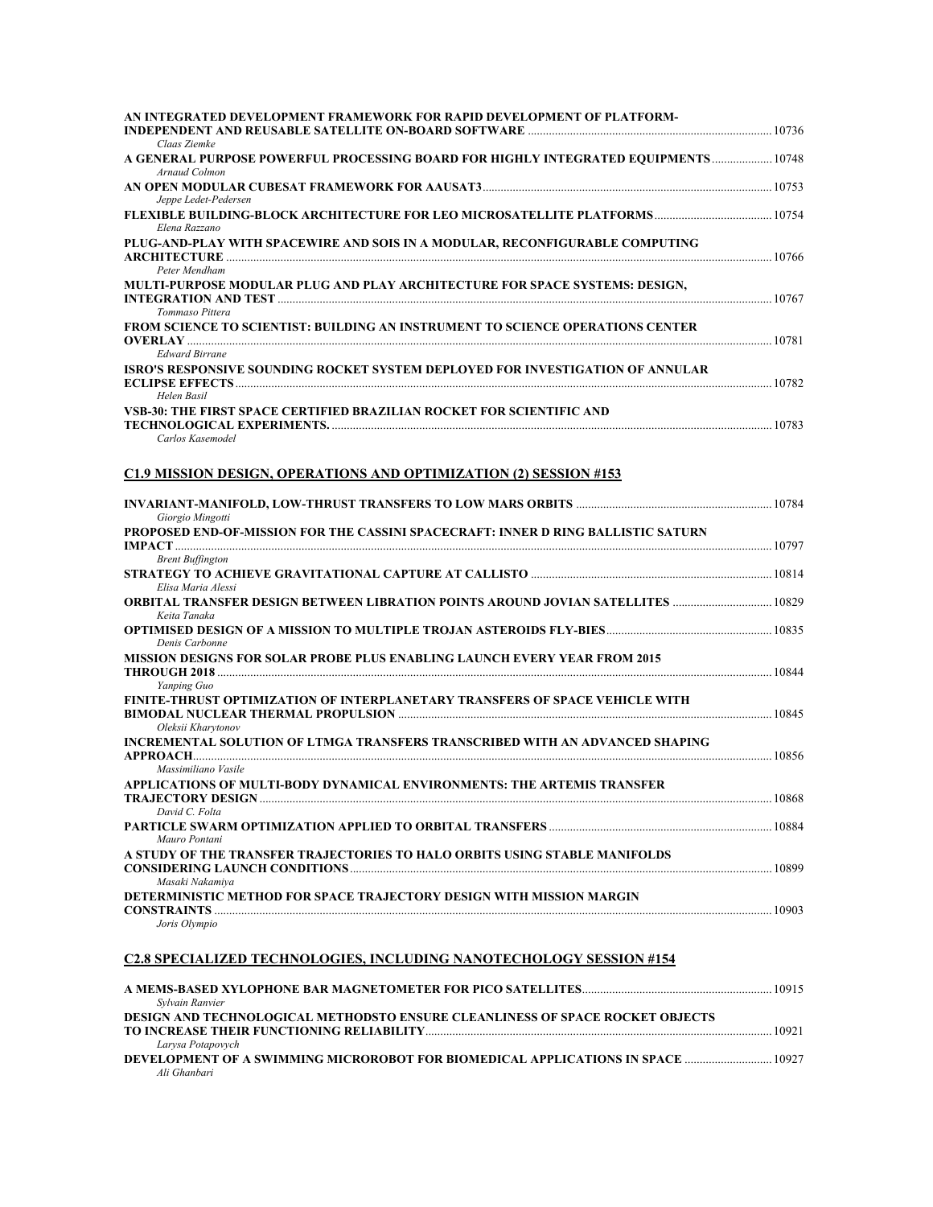**AN INTEGRATED DEVELOPMENT FRAMEWORK FOR RAPID DEVELOPMENT OF PLATFORM-INDEPENDENT AND REUSABLE SATELLITE ON-BOARD SOFTWARE** ..... 10736
*Claas Ziemke*

**A GENERAL PURPOSE POWERFUL PROCESSING BOARD FOR HIGHLY INTEGRATED EQUIPMENTS** ..... 10748
*Arnaud Colmon*

**AN OPEN MODULAR CUBESAT FRAMEWORK FOR AAUSAT3** ..... 10753
*Jeppe Ledet-Pedersen*

**FLEXIBLE BUILDING-BLOCK ARCHITECTURE FOR LEO MICROSATELLITE PLATFORMS** ..... 10754
*Elena Razzano*

**PLUG-AND-PLAY WITH SPACEWIRE AND SOIS IN A MODULAR, RECONFIGURABLE COMPUTING ARCHITECTURE** ..... 10766
*Peter Mendham*

**MULTI-PURPOSE MODULAR PLUG AND PLAY ARCHITECTURE FOR SPACE SYSTEMS: DESIGN, INTEGRATION AND TEST** ..... 10767
*Tommaso Pittera*

**FROM SCIENCE TO SCIENTIST: BUILDING AN INSTRUMENT TO SCIENCE OPERATIONS CENTER OVERLAY** ..... 10781
*Edward Birrane*

**ISRO'S RESPONSIVE SOUNDING ROCKET SYSTEM DEPLOYED FOR INVESTIGATION OF ANNULAR ECLIPSE EFFECTS** ..... 10782
*Helen Basil*

**VSB-30: THE FIRST SPACE CERTIFIED BRAZILIAN ROCKET FOR SCIENTIFIC AND TECHNOLOGICAL EXPERIMENTS.** ..... 10783
*Carlos Kasemodel*

## C1.9 MISSION DESIGN, OPERATIONS AND OPTIMIZATION (2) SESSION #153

**INVARIANT-MANIFOLD, LOW-THRUST TRANSFERS TO LOW MARS ORBITS** ..... 10784
*Giorgio Mingotti*

**PROPOSED END-OF-MISSION FOR THE CASSINI SPACECRAFT: INNER D RING BALLISTIC SATURN IMPACT** ..... 10797
*Brent Buffington*

**STRATEGY TO ACHIEVE GRAVITATIONAL CAPTURE AT CALLISTO** ..... 10814
*Elisa Maria Alessi*

**ORBITAL TRANSFER DESIGN BETWEEN LIBRATION POINTS AROUND JOVIAN SATELLITES** ..... 10829
*Keita Tanaka*

**OPTIMISED DESIGN OF A MISSION TO MULTIPLE TROJAN ASTEROIDS FLY-BIES** ..... 10835
*Denis Carbonne*

**MISSION DESIGNS FOR SOLAR PROBE PLUS ENABLING LAUNCH EVERY YEAR FROM 2015 THROUGH 2018** ..... 10844
*Yanping Guo*

**FINITE-THRUST OPTIMIZATION OF INTERPLANETARY TRANSFERS OF SPACE VEHICLE WITH BIMODAL NUCLEAR THERMAL PROPULSION** ..... 10845
*Oleksii Kharytonov*

**INCREMENTAL SOLUTION OF LTMGA TRANSFERS TRANSCRIBED WITH AN ADVANCED SHAPING APPROACH** ..... 10856
*Massimiliano Vasile*

**APPLICATIONS OF MULTI-BODY DYNAMICAL ENVIRONMENTS: THE ARTEMIS TRANSFER TRAJECTORY DESIGN** ..... 10868
*David C. Folta*

**PARTICLE SWARM OPTIMIZATION APPLIED TO ORBITAL TRANSFERS** ..... 10884
*Mauro Pontani*

**A STUDY OF THE TRANSFER TRAJECTORIES TO HALO ORBITS USING STABLE MANIFOLDS CONSIDERING LAUNCH CONDITIONS** ..... 10899
*Masaki Nakamiya*

**DETERMINISTIC METHOD FOR SPACE TRAJECTORY DESIGN WITH MISSION MARGIN CONSTRAINTS** ..... 10903
*Joris Olympio*

## C2.8 SPECIALIZED TECHNOLOGIES, INCLUDING NANOTECHOLOGY SESSION #154

**A MEMS-BASED XYLOPHONE BAR MAGNETOMETER FOR PICO SATELLITES** ..... 10915
*Sylvain Ranvier*

**DESIGN AND TECHNOLOGICAL METHODSTO ENSURE CLEANLINESS OF SPACE ROCKET OBJECTS TO INCREASE THEIR FUNCTIONING RELIABILITY** ..... 10921
*Larysa Potapovych*

**DEVELOPMENT OF A SWIMMING MICROROBOT FOR BIOMEDICAL APPLICATIONS IN SPACE** ..... 10927
*Ali Ghanbari*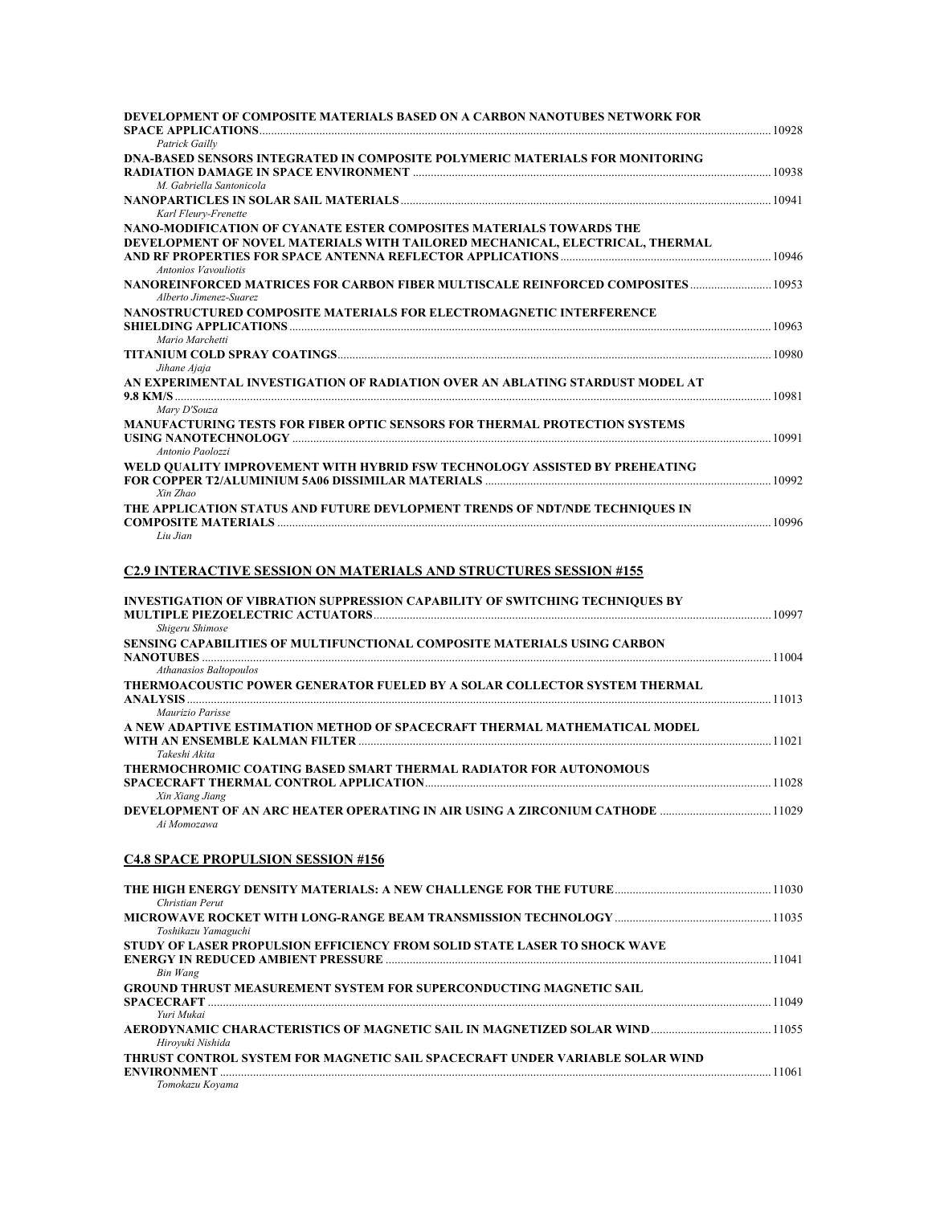**DEVELOPMENT OF COMPOSITE MATERIALS BASED ON A CARBON NANOTUBES NETWORK FOR SPACE APPLICATIONS** ........ 10928
*Patrick Gailly*

**DNA-BASED SENSORS INTEGRATED IN COMPOSITE POLYMERIC MATERIALS FOR MONITORING RADIATION DAMAGE IN SPACE ENVIRONMENT** ........ 10938
*M. Gabriella Santonicola*

**NANOPARTICLES IN SOLAR SAIL MATERIALS** ........ 10941
*Karl Fleury-Frenette*

**NANO-MODIFICATION OF CYANATE ESTER COMPOSITES MATERIALS TOWARDS THE DEVELOPMENT OF NOVEL MATERIALS WITH TAILORED MECHANICAL, ELECTRICAL, THERMAL AND RF PROPERTIES FOR SPACE ANTENNA REFLECTOR APPLICATIONS** ........ 10946
*Antonios Vavouliotis*

**NANOREINFORCED MATRICES FOR CARBON FIBER MULTISCALE REINFORCED COMPOSITES** ........ 10953
*Alberto Jimenez-Suarez*

**NANOSTRUCTURED COMPOSITE MATERIALS FOR ELECTROMAGNETIC INTERFERENCE SHIELDING APPLICATIONS** ........ 10963
*Mario Marchetti*

**TITANIUM COLD SPRAY COATINGS** ........ 10980
*Jihane Ajaja*

**AN EXPERIMENTAL INVESTIGATION OF RADIATION OVER AN ABLATING STARDUST MODEL AT 9.8 KM/S** ........ 10981
*Mary D'Souza*

**MANUFACTURING TESTS FOR FIBER OPTIC SENSORS FOR THERMAL PROTECTION SYSTEMS USING NANOTECHNOLOGY** ........ 10991
*Antonio Paolozzi*

**WELD QUALITY IMPROVEMENT WITH HYBRID FSW TECHNOLOGY ASSISTED BY PREHEATING FOR COPPER T2/ALUMINIUM 5A06 DISSIMILAR MATERIALS** ........ 10992
*Xin Zhao*

**THE APPLICATION STATUS AND FUTURE DEVLOPMENT TRENDS OF NDT/NDE TECHNIQUES IN COMPOSITE MATERIALS** ........ 10996
*Liu Jian*

## C2.9 INTERACTIVE SESSION ON MATERIALS AND STRUCTURES SESSION #155

**INVESTIGATION OF VIBRATION SUPPRESSION CAPABILITY OF SWITCHING TECHNIQUES BY MULTIPLE PIEZOELECTRIC ACTUATORS** ........ 10997
*Shigeru Shimose*

**SENSING CAPABILITIES OF MULTIFUNCTIONAL COMPOSITE MATERIALS USING CARBON NANOTUBES** ........ 11004
*Athanasios Baltopoulos*

**THERMOACOUSTIC POWER GENERATOR FUELED BY A SOLAR COLLECTOR SYSTEM THERMAL ANALYSIS** ........ 11013
*Maurizio Parisse*

**A NEW ADAPTIVE ESTIMATION METHOD OF SPACECRAFT THERMAL MATHEMATICAL MODEL WITH AN ENSEMBLE KALMAN FILTER** ........ 11021
*Takeshi Akita*

**THERMOCHROMIC COATING BASED SMART THERMAL RADIATOR FOR AUTONOMOUS SPACECRAFT THERMAL CONTROL APPLICATION** ........ 11028
*Xin Xiang Jiang*

**DEVELOPMENT OF AN ARC HEATER OPERATING IN AIR USING A ZIRCONIUM CATHODE** ........ 11029
*Ai Momozawa*

## C4.8 SPACE PROPULSION SESSION #156

**THE HIGH ENERGY DENSITY MATERIALS: A NEW CHALLENGE FOR THE FUTURE** ........ 11030
*Christian Perut*

**MICROWAVE ROCKET WITH LONG-RANGE BEAM TRANSMISSION TECHNOLOGY** ........ 11035
*Toshikazu Yamaguchi*

**STUDY OF LASER PROPULSION EFFICIENCY FROM SOLID STATE LASER TO SHOCK WAVE ENERGY IN REDUCED AMBIENT PRESSURE** ........ 11041
*Bin Wang*

**GROUND THRUST MEASUREMENT SYSTEM FOR SUPERCONDUCTING MAGNETIC SAIL SPACECRAFT** ........ 11049
*Yuri Mukai*

**AERODYNAMIC CHARACTERISTICS OF MAGNETIC SAIL IN MAGNETIZED SOLAR WIND** ........ 11055
*Hiroyuki Nishida*

**THRUST CONTROL SYSTEM FOR MAGNETIC SAIL SPACECRAFT UNDER VARIABLE SOLAR WIND ENVIRONMENT** ........ 11061
*Tomokazu Koyama*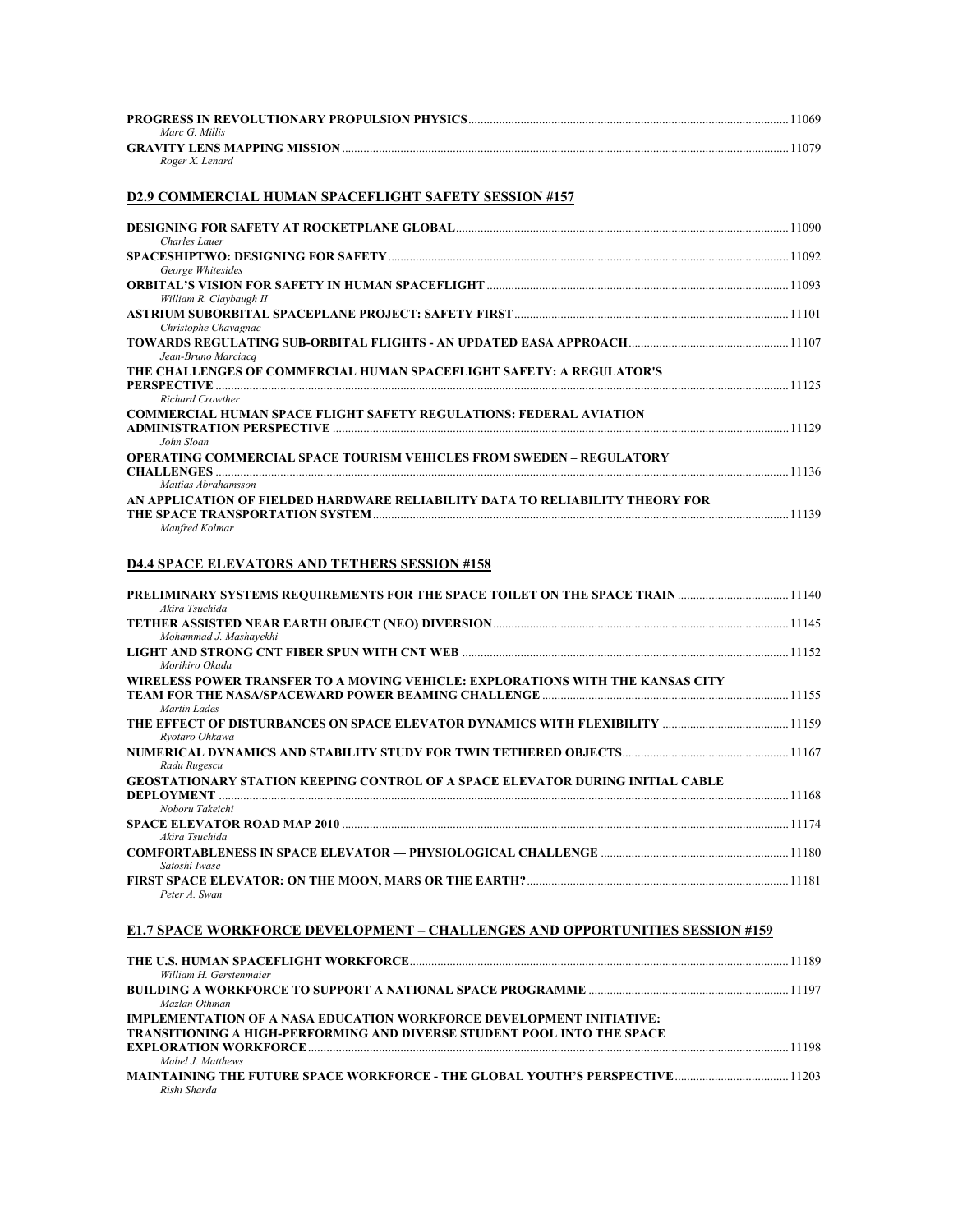**PROGRESS IN REVOLUTIONARY PROPULSION PHYSICS** ........ 11069
*Marc G. Millis*

**GRAVITY LENS MAPPING MISSION** ........ 11079
*Roger X. Lenard*

## D2.9 COMMERCIAL HUMAN SPACEFLIGHT SAFETY SESSION #157

**DESIGNING FOR SAFETY AT ROCKETPLANE GLOBAL** ........ 11090
*Charles Lauer*

**SPACESHIPTWO: DESIGNING FOR SAFETY** ........ 11092
*George Whitesides*

**ORBITAL'S VISION FOR SAFETY IN HUMAN SPACEFLIGHT** ........ 11093
*William R. Claybaugh II*

**ASTRIUM SUBORBITAL SPACEPLANE PROJECT: SAFETY FIRST** ........ 11101
*Christophe Chavagnac*

**TOWARDS REGULATING SUB-ORBITAL FLIGHTS - AN UPDATED EASA APPROACH** ........ 11107
*Jean-Bruno Marciacq*

**THE CHALLENGES OF COMMERCIAL HUMAN SPACEFLIGHT SAFETY: A REGULATOR'S PERSPECTIVE** ........ 11125
*Richard Crowther*

**COMMERCIAL HUMAN SPACE FLIGHT SAFETY REGULATIONS: FEDERAL AVIATION ADMINISTRATION PERSPECTIVE** ........ 11129
*John Sloan*

**OPERATING COMMERCIAL SPACE TOURISM VEHICLES FROM SWEDEN – REGULATORY CHALLENGES** ........ 11136
*Mattias Abrahamsson*

**AN APPLICATION OF FIELDED HARDWARE RELIABILITY DATA TO RELIABILITY THEORY FOR THE SPACE TRANSPORTATION SYSTEM** ........ 11139
*Manfred Kolmar*

## D4.4 SPACE ELEVATORS AND TETHERS SESSION #158

**PRELIMINARY SYSTEMS REQUIREMENTS FOR THE SPACE TOILET ON THE SPACE TRAIN** ........ 11140
*Akira Tsuchida*

**TETHER ASSISTED NEAR EARTH OBJECT (NEO) DIVERSION** ........ 11145
*Mohammad J. Mashayekhi*

**LIGHT AND STRONG CNT FIBER SPUN WITH CNT WEB** ........ 11152
*Morihiro Okada*

**WIRELESS POWER TRANSFER TO A MOVING VEHICLE: EXPLORATIONS WITH THE KANSAS CITY TEAM FOR THE NASA/SPACEWARD POWER BEAMING CHALLENGE** ........ 11155
*Martin Lades*

**THE EFFECT OF DISTURBANCES ON SPACE ELEVATOR DYNAMICS WITH FLEXIBILITY** ........ 11159
*Ryotaro Ohkawa*

**NUMERICAL DYNAMICS AND STABILITY STUDY FOR TWIN TETHERED OBJECTS** ........ 11167
*Radu Rugescu*

**GEOSTATIONARY STATION KEEPING CONTROL OF A SPACE ELEVATOR DURING INITIAL CABLE DEPLOYMENT** ........ 11168
*Noboru Takeichi*

**SPACE ELEVATOR ROAD MAP 2010** ........ 11174
*Akira Tsuchida*

**COMFORTABLENESS IN SPACE ELEVATOR — PHYSIOLOGICAL CHALLENGE** ........ 11180
*Satoshi Iwase*

**FIRST SPACE ELEVATOR: ON THE MOON, MARS OR THE EARTH?** ........ 11181
*Peter A. Swan*

## E1.7 SPACE WORKFORCE DEVELOPMENT – CHALLENGES AND OPPORTUNITIES SESSION #159

**THE U.S. HUMAN SPACEFLIGHT WORKFORCE** ........ 11189
*William H. Gerstenmaier*

**BUILDING A WORKFORCE TO SUPPORT A NATIONAL SPACE PROGRAMME** ........ 11197
*Mazlan Othman*

**IMPLEMENTATION OF A NASA EDUCATION WORKFORCE DEVELOPMENT INITIATIVE: TRANSITIONING A HIGH-PERFORMING AND DIVERSE STUDENT POOL INTO THE SPACE EXPLORATION WORKFORCE** ........ 11198
*Mabel J. Matthews*

**MAINTAINING THE FUTURE SPACE WORKFORCE - THE GLOBAL YOUTH'S PERSPECTIVE** ........ 11203
*Rishi Sharda*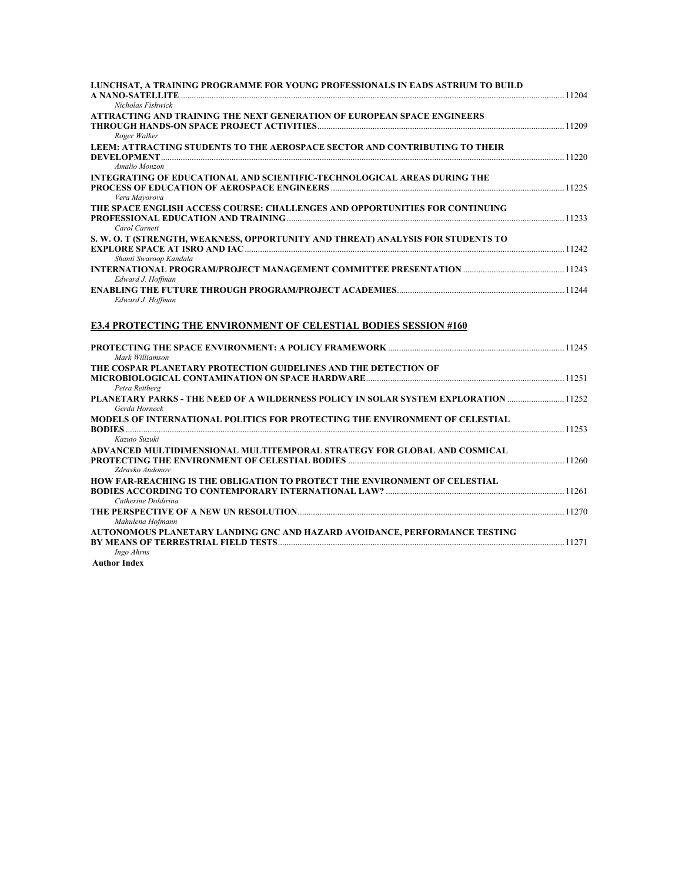**LUNCHSAT, A TRAINING PROGRAMME FOR YOUNG PROFESSIONALS IN EADS ASTRIUM TO BUILD A NANO-SATELLITE** ........ 11204
*Nicholas Fishwick*

**ATTRACTING AND TRAINING THE NEXT GENERATION OF EUROPEAN SPACE ENGINEERS THROUGH HANDS-ON SPACE PROJECT ACTIVITIES** ........ 11209
*Roger Walker*

**LEEM: ATTRACTING STUDENTS TO THE AEROSPACE SECTOR AND CONTRIBUTING TO THEIR DEVELOPMENT** ........ 11220
*Amalio Monzon*

**INTEGRATING OF EDUCATIONAL AND SCIENTIFIC-TECHNOLOGICAL AREAS DURING THE PROCESS OF EDUCATION OF AEROSPACE ENGINEERS** ........ 11225
*Vera Mayorova*

**THE SPACE ENGLISH ACCESS COURSE: CHALLENGES AND OPPORTUNITIES FOR CONTINUING PROFESSIONAL EDUCATION AND TRAINING** ........ 11233
*Carol Carnett*

**S. W. O. T (STRENGTH, WEAKNESS, OPPORTUNITY AND THREAT) ANALYSIS FOR STUDENTS TO EXPLORE SPACE AT ISRO AND IAC** ........ 11242
*Shanti Swaroop Kandala*

**INTERNATIONAL PROGRAM/PROJECT MANAGEMENT COMMITTEE PRESENTATION** ........ 11243
*Edward J. Hoffman*

**ENABLING THE FUTURE THROUGH PROGRAM/PROJECT ACADEMIES** ........ 11244
*Edward J. Hoffman*

## E3.4 PROTECTING THE ENVIRONMENT OF CELESTIAL BODIES SESSION #160

**PROTECTING THE SPACE ENVIRONMENT: A POLICY FRAMEWORK** ........ 11245
*Mark Williamson*

**THE COSPAR PLANETARY PROTECTION GUIDELINES AND THE DETECTION OF MICROBIOLOGICAL CONTAMINATION ON SPACE HARDWARE** ........ 11251
*Petra Rettberg*

**PLANETARY PARKS - THE NEED OF A WILDERNESS POLICY IN SOLAR SYSTEM EXPLORATION** ........ 11252
*Gerda Horneck*

**MODELS OF INTERNATIONAL POLITICS FOR PROTECTING THE ENVIRONMENT OF CELESTIAL BODIES** ........ 11253
*Kazuto Suzuki*

**ADVANCED MULTIDIMENSIONAL MULTITEMPORAL STRATEGY FOR GLOBAL AND COSMICAL PROTECTING THE ENVIRONMENT OF CELESTIAL BODIES** ........ 11260
*Zdravko Andonov*

**HOW FAR-REACHING IS THE OBLIGATION TO PROTECT THE ENVIRONMENT OF CELESTIAL BODIES ACCORDING TO CONTEMPORARY INTERNATIONAL LAW?** ........ 11261
*Catherine Doldirina*

**THE PERSPECTIVE OF A NEW UN RESOLUTION** ........ 11270
*Mahulena Hofmann*

**AUTONOMOUS PLANETARY LANDING GNC AND HAZARD AVOIDANCE, PERFORMANCE TESTING BY MEANS OF TERRESTRIAL FIELD TESTS** ........ 11271
*Ingo Ahrns*

**Author Index**